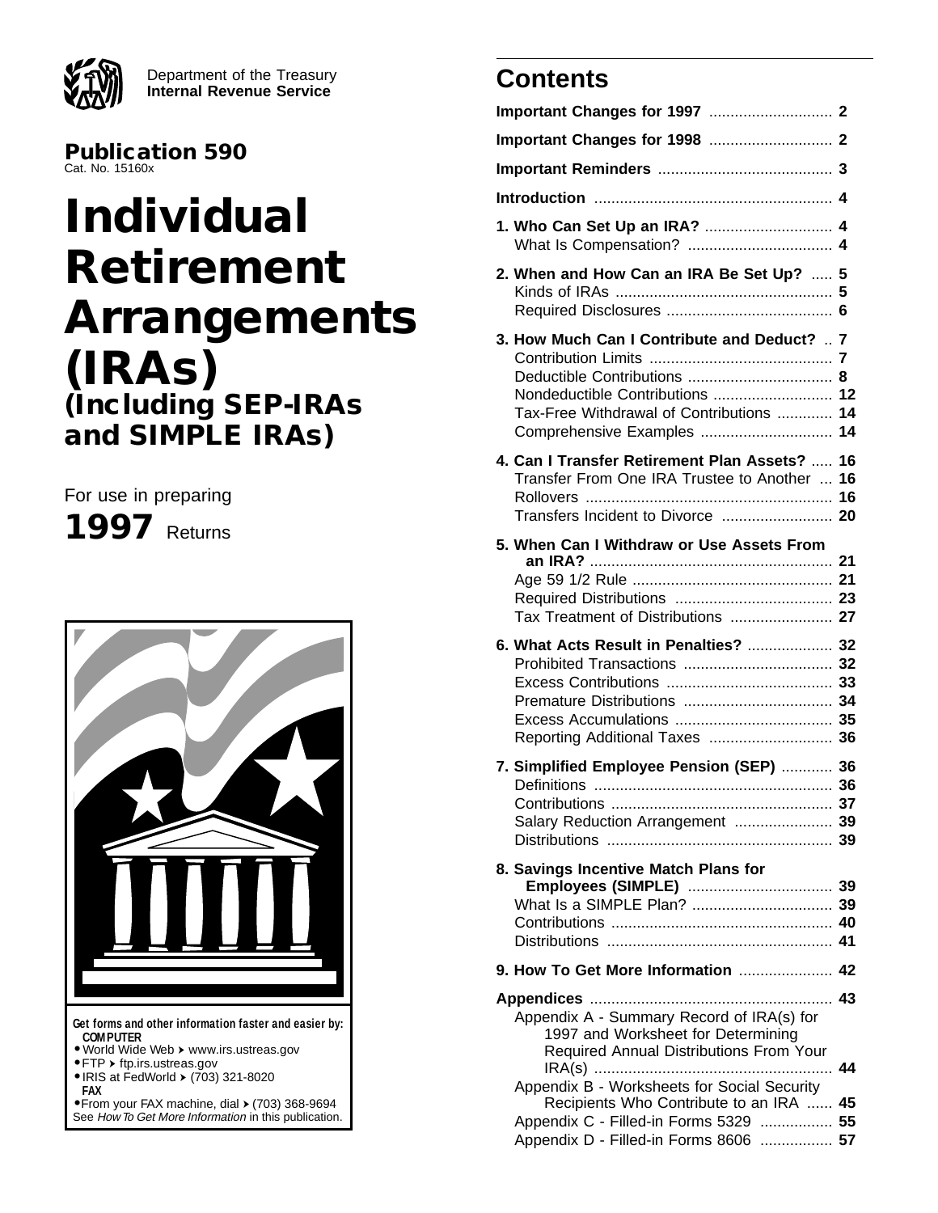Department of the Treasury
**Internal Revenue Service**

**Publication 590**
Cat. No. 15160x

# Individual Retirement Arrangements (IRAs)
## (Including SEP-IRAs and SIMPLE IRAs)

For use in preparing

**1997** Returns

**Get forms and other information faster and easier by:**

**COMPUTER**
- World Wide Web ▸ www.irs.ustreas.gov
- FTP ▸ ftp.irs.ustreas.gov
- IRIS at FedWorld ▸ (703) 321-8020

**FAX**
- From your FAX machine, dial ▸ (703) 368-9694

See *How To Get More Information* in this publication.

## Contents

| | |
|---|---|
| **Important Changes for 1997** | **2** |
| **Important Changes for 1998** | **2** |
| **Important Reminders** | **3** |
| **Introduction** | **4** |
| **1. Who Can Set Up an IRA?** | **4** |
| What Is Compensation? | 4 |
| **2. When and How Can an IRA Be Set Up?** | **5** |
| Kinds of IRAs | 5 |
| Required Disclosures | 6 |
| **3. How Much Can I Contribute and Deduct?** | **7** |
| Contribution Limits | 7 |
| Deductible Contributions | 8 |
| Nondeductible Contributions | 12 |
| Tax-Free Withdrawal of Contributions | 14 |
| Comprehensive Examples | 14 |
| **4. Can I Transfer Retirement Plan Assets?** | **16** |
| Transfer From One IRA Trustee to Another | 16 |
| Rollovers | 16 |
| Transfers Incident to Divorce | 20 |
| **5. When Can I Withdraw or Use Assets From an IRA?** | **21** |
| Age 59 1/2 Rule | 21 |
| Required Distributions | 23 |
| Tax Treatment of Distributions | 27 |
| **6. What Acts Result in Penalties?** | **32** |
| Prohibited Transactions | 32 |
| Excess Contributions | 33 |
| Premature Distributions | 34 |
| Excess Accumulations | 35 |
| Reporting Additional Taxes | 36 |
| **7. Simplified Employee Pension (SEP)** | **36** |
| Definitions | 36 |
| Contributions | 37 |
| Salary Reduction Arrangement | 39 |
| Distributions | 39 |
| **8. Savings Incentive Match Plans for Employees (SIMPLE)** | **39** |
| What Is a SIMPLE Plan? | 39 |
| Contributions | 40 |
| Distributions | 41 |
| **9. How To Get More Information** | **42** |
| **Appendices** | **43** |
| Appendix A - Summary Record of IRA(s) for 1997 and Worksheet for Determining Required Annual Distributions From Your IRA(s) | 44 |
| Appendix B - Worksheets for Social Security Recipients Who Contribute to an IRA | 45 |
| Appendix C - Filled-in Forms 5329 | 55 |
| Appendix D - Filled-in Forms 8606 | 57 |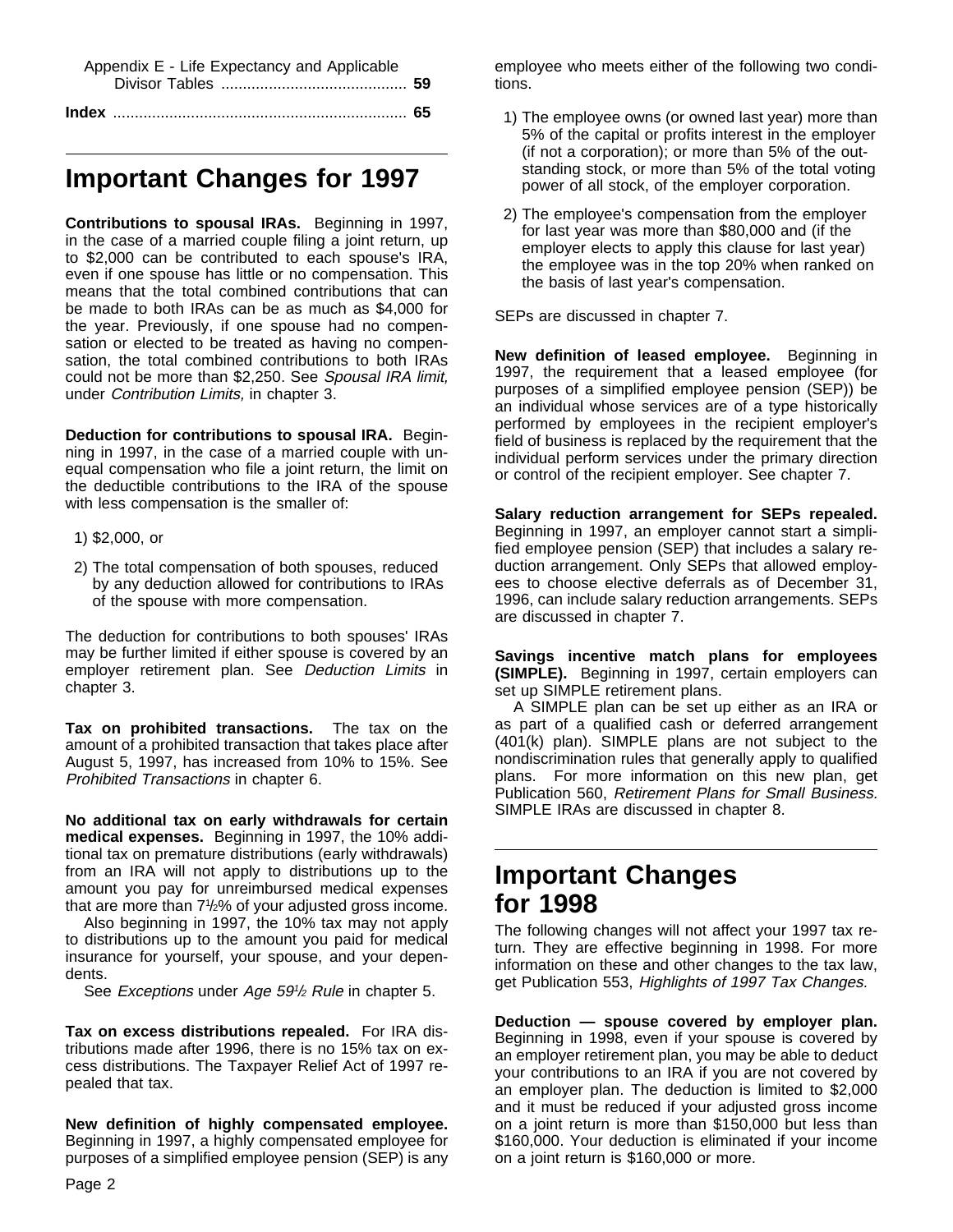Appendix E - Life Expectancy and Applicable Divisor Tables .......................................... **59**

**Index** .................................................................. **65**

# Important Changes for 1997

**Contributions to spousal IRAs.** Beginning in 1997, in the case of a married couple filing a joint return, up to $2,000 can be contributed to each spouse's IRA, even if one spouse has little or no compensation. This means that the total combined contributions that can be made to both IRAs can be as much as $4,000 for the year. Previously, if one spouse had no compensation or elected to be treated as having no compensation, the total combined contributions to both IRAs could not be more than $2,250. See *Spousal IRA limit,* under *Contribution Limits,* in chapter 3.

**Deduction for contributions to spousal IRA.** Beginning in 1997, in the case of a married couple with unequal compensation who file a joint return, the limit on the deductible contributions to the IRA of the spouse with less compensation is the smaller of:

1) $2,000, or
2) The total compensation of both spouses, reduced by any deduction allowed for contributions to IRAs of the spouse with more compensation.

The deduction for contributions to both spouses' IRAs may be further limited if either spouse is covered by an employer retirement plan. See *Deduction Limits* in chapter 3.

**Tax on prohibited transactions.** The tax on the amount of a prohibited transaction that takes place after August 5, 1997, has increased from 10% to 15%. See *Prohibited Transactions* in chapter 6.

**No additional tax on early withdrawals for certain medical expenses.** Beginning in 1997, the 10% additional tax on premature distributions (early withdrawals) from an IRA will not apply to distributions up to the amount you pay for unreimbursed medical expenses that are more than 7½% of your adjusted gross income.

Also beginning in 1997, the 10% tax may not apply to distributions up to the amount you paid for medical insurance for yourself, your spouse, and your dependents.

See *Exceptions* under *Age 59½ Rule* in chapter 5.

**Tax on excess distributions repealed.** For IRA distributions made after 1996, there is no 15% tax on excess distributions. The Taxpayer Relief Act of 1997 repealed that tax.

**New definition of highly compensated employee.** Beginning in 1997, a highly compensated employee for purposes of a simplified employee pension (SEP) is any employee who meets either of the following two conditions.

1) The employee owns (or owned last year) more than 5% of the capital or profits interest in the employer (if not a corporation); or more than 5% of the outstanding stock, or more than 5% of the total voting power of all stock, of the employer corporation.
2) The employee's compensation from the employer for last year was more than $80,000 and (if the employer elects to apply this clause for last year) the employee was in the top 20% when ranked on the basis of last year's compensation.

SEPs are discussed in chapter 7.

**New definition of leased employee.** Beginning in 1997, the requirement that a leased employee (for purposes of a simplified employee pension (SEP)) be an individual whose services are of a type historically performed by employees in the recipient employer's field of business is replaced by the requirement that the individual perform services under the primary direction or control of the recipient employer. See chapter 7.

**Salary reduction arrangement for SEPs repealed.** Beginning in 1997, an employer cannot start a simplified employee pension (SEP) that includes a salary reduction arrangement. Only SEPs that allowed employees to choose elective deferrals as of December 31, 1996, can include salary reduction arrangements. SEPs are discussed in chapter 7.

**Savings incentive match plans for employees (SIMPLE).** Beginning in 1997, certain employers can set up SIMPLE retirement plans.

A SIMPLE plan can be set up either as an IRA or as part of a qualified cash or deferred arrangement (401(k) plan). SIMPLE plans are not subject to the nondiscrimination rules that generally apply to qualified plans. For more information on this new plan, get Publication 560, *Retirement Plans for Small Business.* SIMPLE IRAs are discussed in chapter 8.

# Important Changes for 1998

The following changes will not affect your 1997 tax return. They are effective beginning in 1998. For more information on these and other changes to the tax law, get Publication 553, *Highlights of 1997 Tax Changes.*

**Deduction — spouse covered by employer plan.** Beginning in 1998, even if your spouse is covered by an employer retirement plan, you may be able to deduct your contributions to an IRA if you are not covered by an employer plan. The deduction is limited to $2,000 and it must be reduced if your adjusted gross income on a joint return is more than $150,000 but less than $160,000. Your deduction is eliminated if your income on a joint return is $160,000 or more.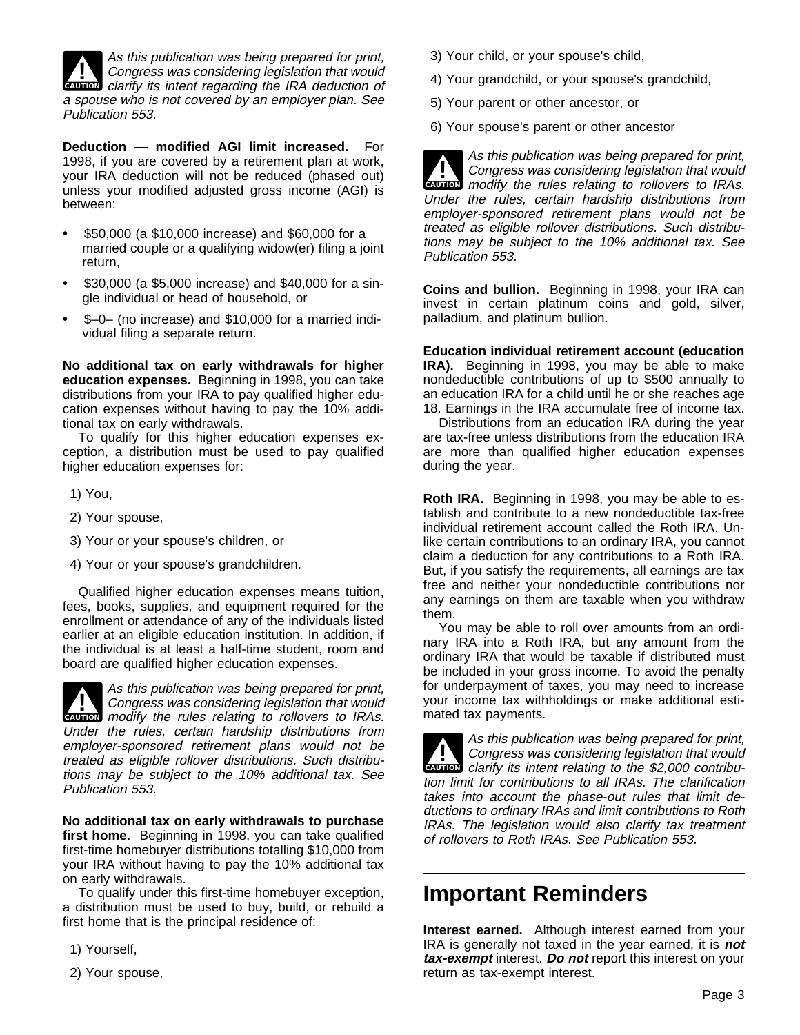*As this publication was being prepared for print, Congress was considering legislation that would clarify its intent regarding the IRA deduction of a spouse who is not covered by an employer plan. See Publication 553.*

**Deduction — modified AGI limit increased.** For 1998, if you are covered by a retirement plan at work, your IRA deduction will not be reduced (phased out) unless your modified adjusted gross income (AGI) is between:

- $50,000 (a $10,000 increase) and $60,000 for a married couple or a qualifying widow(er) filing a joint return,
- $30,000 (a $5,000 increase) and $40,000 for a single individual or head of household, or
- $–0– (no increase) and $10,000 for a married individual filing a separate return.

**No additional tax on early withdrawals for higher education expenses.** Beginning in 1998, you can take distributions from your IRA to pay qualified higher education expenses without having to pay the 10% additional tax on early withdrawals.

To qualify for this higher education expenses exception, a distribution must be used to pay qualified higher education expenses for:

1) You,

2) Your spouse,

3) Your or your spouse's children, or

4) Your or your spouse's grandchildren.

Qualified higher education expenses means tuition, fees, books, supplies, and equipment required for the enrollment or attendance of any of the individuals listed earlier at an eligible education institution. In addition, if the individual is at least a half-time student, room and board are qualified higher education expenses.

*As this publication was being prepared for print, Congress was considering legislation that would modify the rules relating to rollovers to IRAs. Under the rules, certain hardship distributions from employer-sponsored retirement plans would not be treated as eligible rollover distributions. Such distributions may be subject to the 10% additional tax. See Publication 553.*

**No additional tax on early withdrawals to purchase first home.** Beginning in 1998, you can take qualified first-time homebuyer distributions totalling $10,000 from your IRA without having to pay the 10% additional tax on early withdrawals.

To qualify under this first-time homebuyer exception, a distribution must be used to buy, build, or rebuild a first home that is the principal residence of:

1) Yourself,

2) Your spouse,

3) Your child, or your spouse's child,

4) Your grandchild, or your spouse's grandchild,

5) Your parent or other ancestor, or

6) Your spouse's parent or other ancestor

*As this publication was being prepared for print, Congress was considering legislation that would modify the rules relating to rollovers to IRAs. Under the rules, certain hardship distributions from employer-sponsored retirement plans would not be treated as eligible rollover distributions. Such distributions may be subject to the 10% additional tax. See Publication 553.*

**Coins and bullion.** Beginning in 1998, your IRA can invest in certain platinum coins and gold, silver, palladium, and platinum bullion.

**Education individual retirement account (education IRA).** Beginning in 1998, you may be able to make nondeductible contributions of up to $500 annually to an education IRA for a child until he or she reaches age 18. Earnings in the IRA accumulate free of income tax.

Distributions from an education IRA during the year are tax-free unless distributions from the education IRA are more than qualified higher education expenses during the year.

**Roth IRA.** Beginning in 1998, you may be able to establish and contribute to a new nondeductible tax-free individual retirement account called the Roth IRA. Unlike certain contributions to an ordinary IRA, you cannot claim a deduction for any contributions to a Roth IRA. But, if you satisfy the requirements, all earnings are tax free and neither your nondeductible contributions nor any earnings on them are taxable when you withdraw them.

You may be able to roll over amounts from an ordinary IRA into a Roth IRA, but any amount from the ordinary IRA that would be taxable if distributed must be included in your gross income. To avoid the penalty for underpayment of taxes, you may need to increase your income tax withholdings or make additional estimated tax payments.

*As this publication was being prepared for print, Congress was considering legislation that would clarify its intent relating to the $2,000 contribution limit for contributions to all IRAs. The clarification takes into account the phase-out rules that limit deductions to ordinary IRAs and limit contributions to Roth IRAs. The legislation would also clarify tax treatment of rollovers to Roth IRAs. See Publication 553.*

# Important Reminders

**Interest earned.** Although interest earned from your IRA is generally not taxed in the year earned, it is ***not tax-exempt*** interest. ***Do not*** report this interest on your return as tax-exempt interest.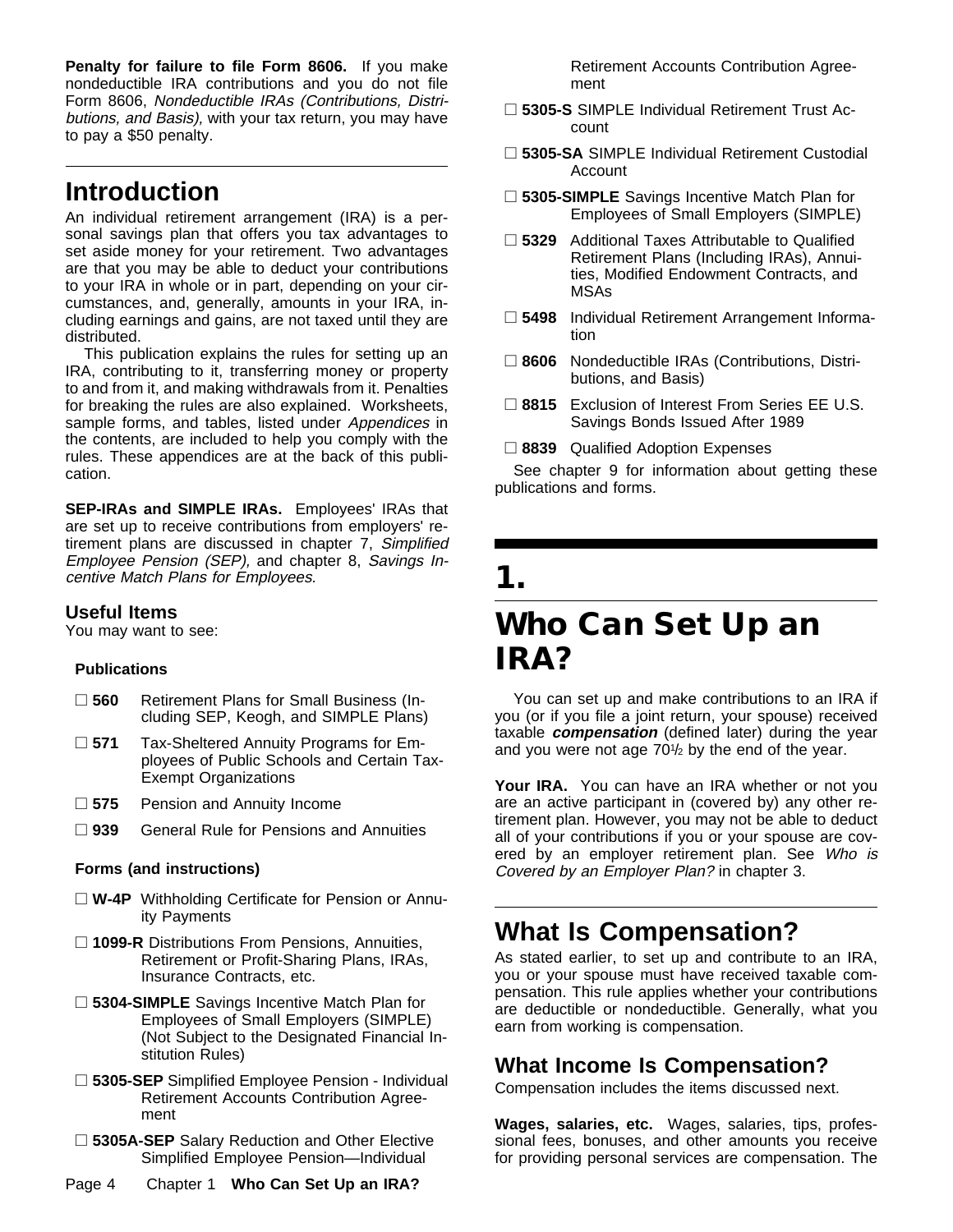**Penalty for failure to file Form 8606.** If you make nondeductible IRA contributions and you do not file Form 8606, *Nondeductible IRAs (Contributions, Distributions, and Basis),* with your tax return, you may have to pay a $50 penalty.

## Introduction

An individual retirement arrangement (IRA) is a personal savings plan that offers you tax advantages to set aside money for your retirement. Two advantages are that you may be able to deduct your contributions to your IRA in whole or in part, depending on your circumstances, and, generally, amounts in your IRA, including earnings and gains, are not taxed until they are distributed.

This publication explains the rules for setting up an IRA, contributing to it, transferring money or property to and from it, and making withdrawals from it. Penalties for breaking the rules are also explained. Worksheets, sample forms, and tables, listed under *Appendices* in the contents, are included to help you comply with the rules. These appendices are at the back of this publication.

**SEP-IRAs and SIMPLE IRAs.** Employees' IRAs that are set up to receive contributions from employers' retirement plans are discussed in chapter 7, *Simplified Employee Pension (SEP),* and chapter 8, *Savings Incentive Match Plans for Employees.*

### Useful Items

You may want to see:

**Publications**

- ☐ **560** Retirement Plans for Small Business (Including SEP, Keogh, and SIMPLE Plans)
- ☐ **571** Tax-Sheltered Annuity Programs for Employees of Public Schools and Certain Tax-Exempt Organizations
- ☐ **575** Pension and Annuity Income
- ☐ **939** General Rule for Pensions and Annuities

**Forms (and instructions)**

- ☐ **W-4P** Withholding Certificate for Pension or Annuity Payments
- ☐ **1099-R** Distributions From Pensions, Annuities, Retirement or Profit-Sharing Plans, IRAs, Insurance Contracts, etc.
- ☐ **5304-SIMPLE** Savings Incentive Match Plan for Employees of Small Employers (SIMPLE) (Not Subject to the Designated Financial Institution Rules)
- ☐ **5305-SEP** Simplified Employee Pension - Individual Retirement Accounts Contribution Agreement
- ☐ **5305A-SEP** Salary Reduction and Other Elective Simplified Employee Pension—Individual Retirement Accounts Contribution Agreement
- ☐ **5305-S** SIMPLE Individual Retirement Trust Account
- ☐ **5305-SA** SIMPLE Individual Retirement Custodial Account
- ☐ **5305-SIMPLE** Savings Incentive Match Plan for Employees of Small Employers (SIMPLE)
- ☐ **5329** Additional Taxes Attributable to Qualified Retirement Plans (Including IRAs), Annuities, Modified Endowment Contracts, and MSAs
- ☐ **5498** Individual Retirement Arrangement Information
- ☐ **8606** Nondeductible IRAs (Contributions, Distributions, and Basis)
- ☐ **8815** Exclusion of Interest From Series EE U.S. Savings Bonds Issued After 1989
- ☐ **8839** Qualified Adoption Expenses

See chapter 9 for information about getting these publications and forms.

# 1. Who Can Set Up an IRA?

You can set up and make contributions to an IRA if you (or if you file a joint return, your spouse) received taxable ***compensation*** (defined later) during the year and you were not age 70½ by the end of the year.

**Your IRA.** You can have an IRA whether or not you are an active participant in (covered by) any other retirement plan. However, you may not be able to deduct all of your contributions if you or your spouse are covered by an employer retirement plan. See *Who is Covered by an Employer Plan?* in chapter 3.

## What Is Compensation?

As stated earlier, to set up and contribute to an IRA, you or your spouse must have received taxable compensation. This rule applies whether your contributions are deductible or nondeductible. Generally, what you earn from working is compensation.

### What Income Is Compensation?

Compensation includes the items discussed next.

**Wages, salaries, etc.** Wages, salaries, tips, professional fees, bonuses, and other amounts you receive for providing personal services are compensation. The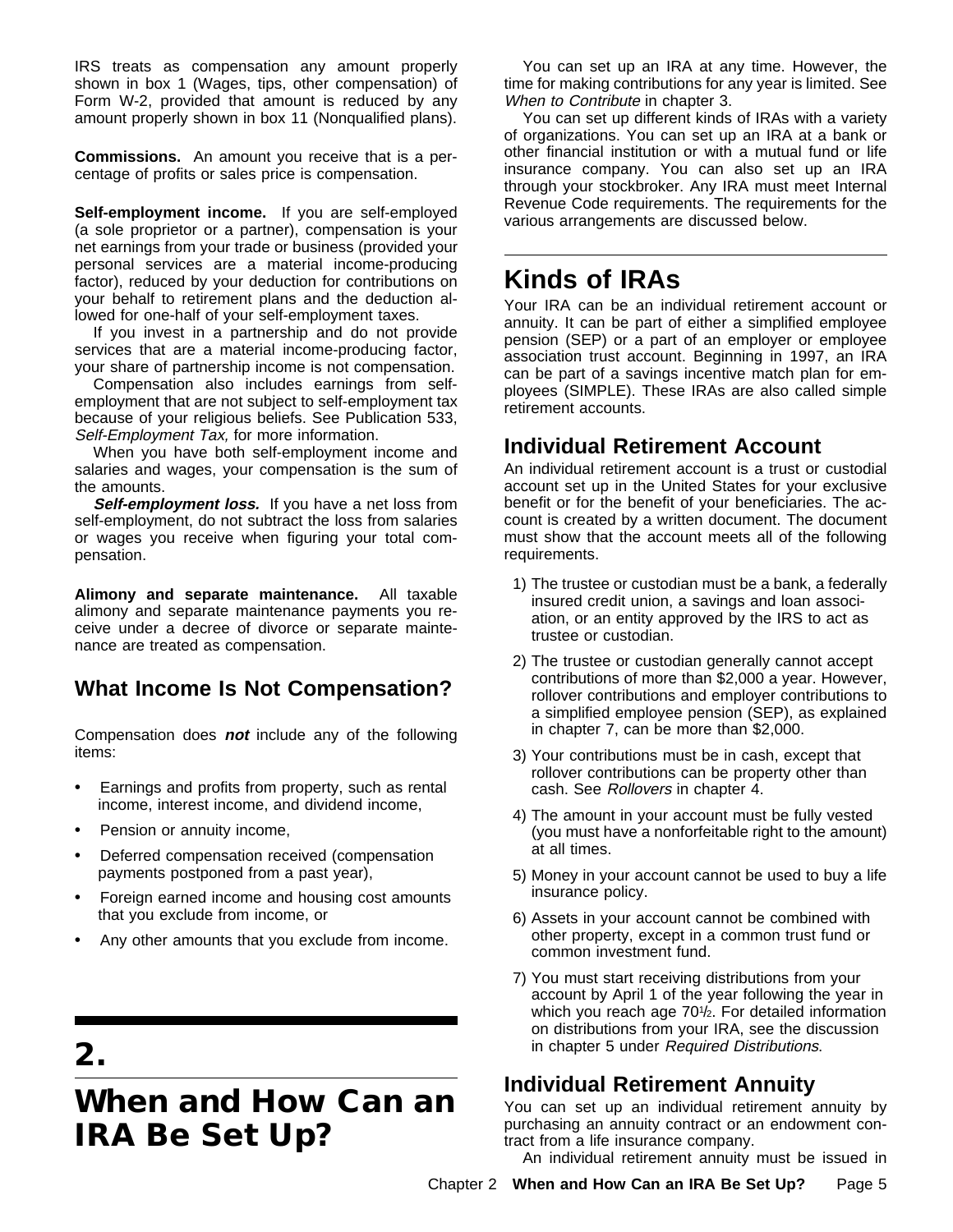IRS treats as compensation any amount properly shown in box 1 (Wages, tips, other compensation) of Form W-2, provided that amount is reduced by any amount properly shown in box 11 (Nonqualified plans).

**Commissions.** An amount you receive that is a percentage of profits or sales price is compensation.

**Self-employment income.** If you are self-employed (a sole proprietor or a partner), compensation is your net earnings from your trade or business (provided your personal services are a material income-producing factor), reduced by your deduction for contributions on your behalf to retirement plans and the deduction allowed for one-half of your self-employment taxes.

If you invest in a partnership and do not provide services that are a material income-producing factor, your share of partnership income is not compensation.

Compensation also includes earnings from self-employment that are not subject to self-employment tax because of your religious beliefs. See Publication 533, *Self-Employment Tax,* for more information.

When you have both self-employment income and salaries and wages, your compensation is the sum of the amounts.

***Self-employment loss.*** If you have a net loss from self-employment, do not subtract the loss from salaries or wages you receive when figuring your total compensation.

**Alimony and separate maintenance.** All taxable alimony and separate maintenance payments you receive under a decree of divorce or separate maintenance are treated as compensation.

## What Income Is Not Compensation?

Compensation does ***not*** include any of the following items:

- Earnings and profits from property, such as rental income, interest income, and dividend income,
- Pension or annuity income,
- Deferred compensation received (compensation payments postponed from a past year),
- Foreign earned income and housing cost amounts that you exclude from income, or
- Any other amounts that you exclude from income.

# 2. When and How Can an IRA Be Set Up?

You can set up an IRA at any time. However, the time for making contributions for any year is limited. See *When to Contribute* in chapter 3.

You can set up different kinds of IRAs with a variety of organizations. You can set up an IRA at a bank or other financial institution or with a mutual fund or life insurance company. You can also set up an IRA through your stockbroker. Any IRA must meet Internal Revenue Code requirements. The requirements for the various arrangements are discussed below.

## Kinds of IRAs

Your IRA can be an individual retirement account or annuity. It can be part of either a simplified employee pension (SEP) or a part of an employer or employee association trust account. Beginning in 1997, an IRA can be part of a savings incentive match plan for employees (SIMPLE). These IRAs are also called simple retirement accounts.

### Individual Retirement Account

An individual retirement account is a trust or custodial account set up in the United States for your exclusive benefit or for the benefit of your beneficiaries. The account is created by a written document. The document must show that the account meets all of the following requirements.

1) The trustee or custodian must be a bank, a federally insured credit union, a savings and loan association, or an entity approved by the IRS to act as trustee or custodian.
2) The trustee or custodian generally cannot accept contributions of more than $2,000 a year. However, rollover contributions and employer contributions to a simplified employee pension (SEP), as explained in chapter 7, can be more than $2,000.
3) Your contributions must be in cash, except that rollover contributions can be property other than cash. See *Rollovers* in chapter 4.
4) The amount in your account must be fully vested (you must have a nonforfeitable right to the amount) at all times.
5) Money in your account cannot be used to buy a life insurance policy.
6) Assets in your account cannot be combined with other property, except in a common trust fund or common investment fund.
7) You must start receiving distributions from your account by April 1 of the year following the year in which you reach age 70½. For detailed information on distributions from your IRA, see the discussion in chapter 5 under *Required Distributions*.

### Individual Retirement Annuity

You can set up an individual retirement annuity by purchasing an annuity contract or an endowment contract from a life insurance company.

An individual retirement annuity must be issued in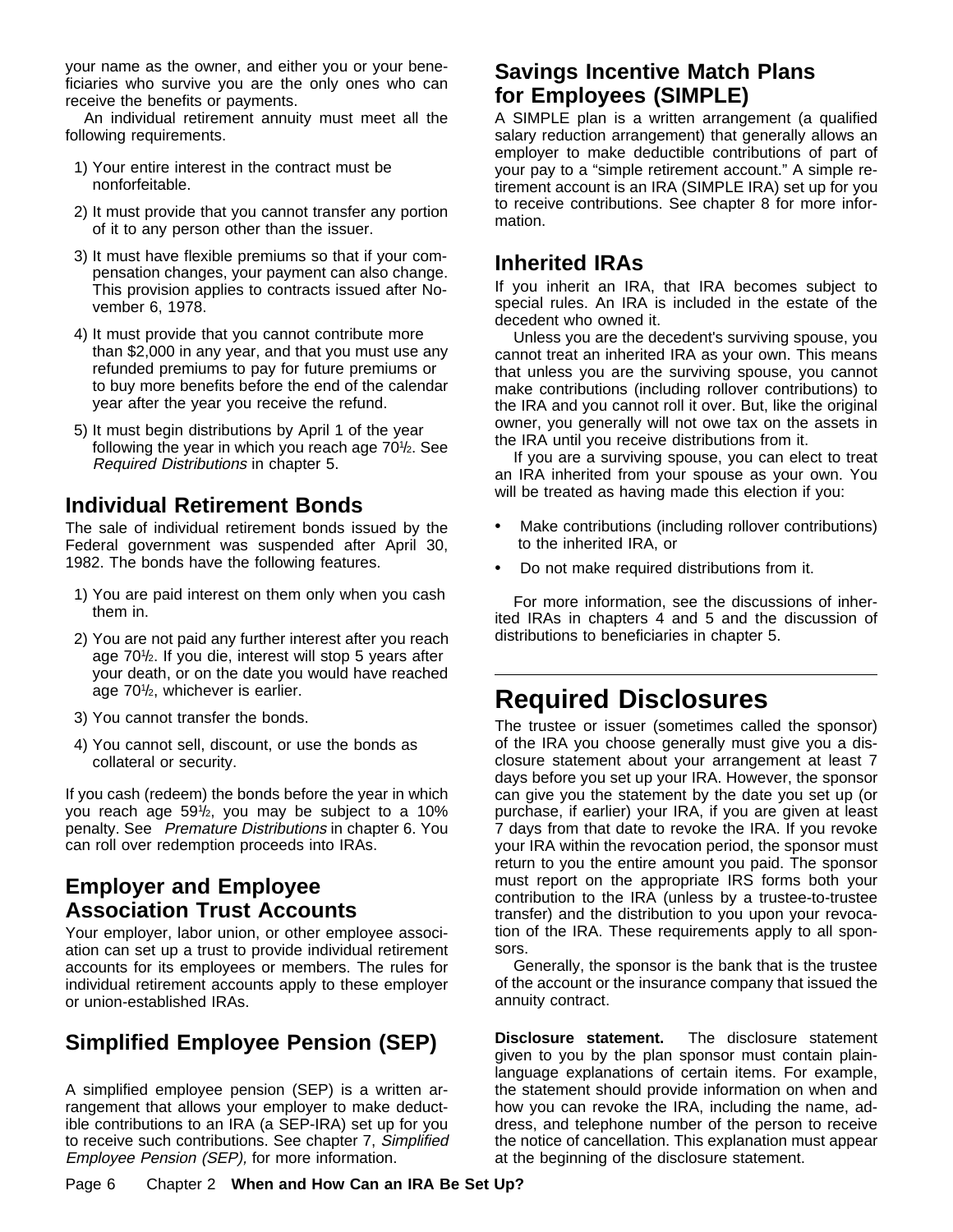your name as the owner, and either you or your beneficiaries who survive you are the only ones who can receive the benefits or payments.

An individual retirement annuity must meet all the following requirements.

1) Your entire interest in the contract must be nonforfeitable.
2) It must provide that you cannot transfer any portion of it to any person other than the issuer.
3) It must have flexible premiums so that if your compensation changes, your payment can also change. This provision applies to contracts issued after November 6, 1978.
4) It must provide that you cannot contribute more than $2,000 in any year, and that you must use any refunded premiums to pay for future premiums or to buy more benefits before the end of the calendar year after the year you receive the refund.
5) It must begin distributions by April 1 of the year following the year in which you reach age 70½. See *Required Distributions* in chapter 5.

## Individual Retirement Bonds

The sale of individual retirement bonds issued by the Federal government was suspended after April 30, 1982. The bonds have the following features.

1) You are paid interest on them only when you cash them in.
2) You are not paid any further interest after you reach age 70½. If you die, interest will stop 5 years after your death, or on the date you would have reached age 70½, whichever is earlier.
3) You cannot transfer the bonds.
4) You cannot sell, discount, or use the bonds as collateral or security.

If you cash (redeem) the bonds before the year in which you reach age 59½, you may be subject to a 10% penalty. See *Premature Distributions* in chapter 6. You can roll over redemption proceeds into IRAs.

## Employer and Employee Association Trust Accounts

Your employer, labor union, or other employee association can set up a trust to provide individual retirement accounts for its employees or members. The rules for individual retirement accounts apply to these employer or union-established IRAs.

## Simplified Employee Pension (SEP)

A simplified employee pension (SEP) is a written arrangement that allows your employer to make deductible contributions to an IRA (a SEP-IRA) set up for you to receive such contributions. See chapter 7, *Simplified Employee Pension (SEP),* for more information.

## Savings Incentive Match Plans for Employees (SIMPLE)

A SIMPLE plan is a written arrangement (a qualified salary reduction arrangement) that generally allows an employer to make deductible contributions of part of your pay to a "simple retirement account." A simple retirement account is an IRA (SIMPLE IRA) set up for you to receive contributions. See chapter 8 for more information.

## Inherited IRAs

If you inherit an IRA, that IRA becomes subject to special rules. An IRA is included in the estate of the decedent who owned it.

Unless you are the decedent's surviving spouse, you cannot treat an inherited IRA as your own. This means that unless you are the surviving spouse, you cannot make contributions (including rollover contributions) to the IRA and you cannot roll it over. But, like the original owner, you generally will not owe tax on the assets in the IRA until you receive distributions from it.

If you are a surviving spouse, you can elect to treat an IRA inherited from your spouse as your own. You will be treated as having made this election if you:

- Make contributions (including rollover contributions) to the inherited IRA, or
- Do not make required distributions from it.

For more information, see the discussions of inherited IRAs in chapters 4 and 5 and the discussion of distributions to beneficiaries in chapter 5.

# Required Disclosures

The trustee or issuer (sometimes called the sponsor) of the IRA you choose generally must give you a disclosure statement about your arrangement at least 7 days before you set up your IRA. However, the sponsor can give you the statement by the date you set up (or purchase, if earlier) your IRA, if you are given at least 7 days from that date to revoke the IRA. If you revoke your IRA within the revocation period, the sponsor must return to you the entire amount you paid. The sponsor must report on the appropriate IRS forms both your contribution to the IRA (unless by a trustee-to-trustee transfer) and the distribution to you upon your revocation of the IRA. These requirements apply to all sponsors.

Generally, the sponsor is the bank that is the trustee of the account or the insurance company that issued the annuity contract.

**Disclosure statement.** The disclosure statement given to you by the plan sponsor must contain plain-language explanations of certain items. For example, the statement should provide information on when and how you can revoke the IRA, including the name, address, and telephone number of the person to receive the notice of cancellation. This explanation must appear at the beginning of the disclosure statement.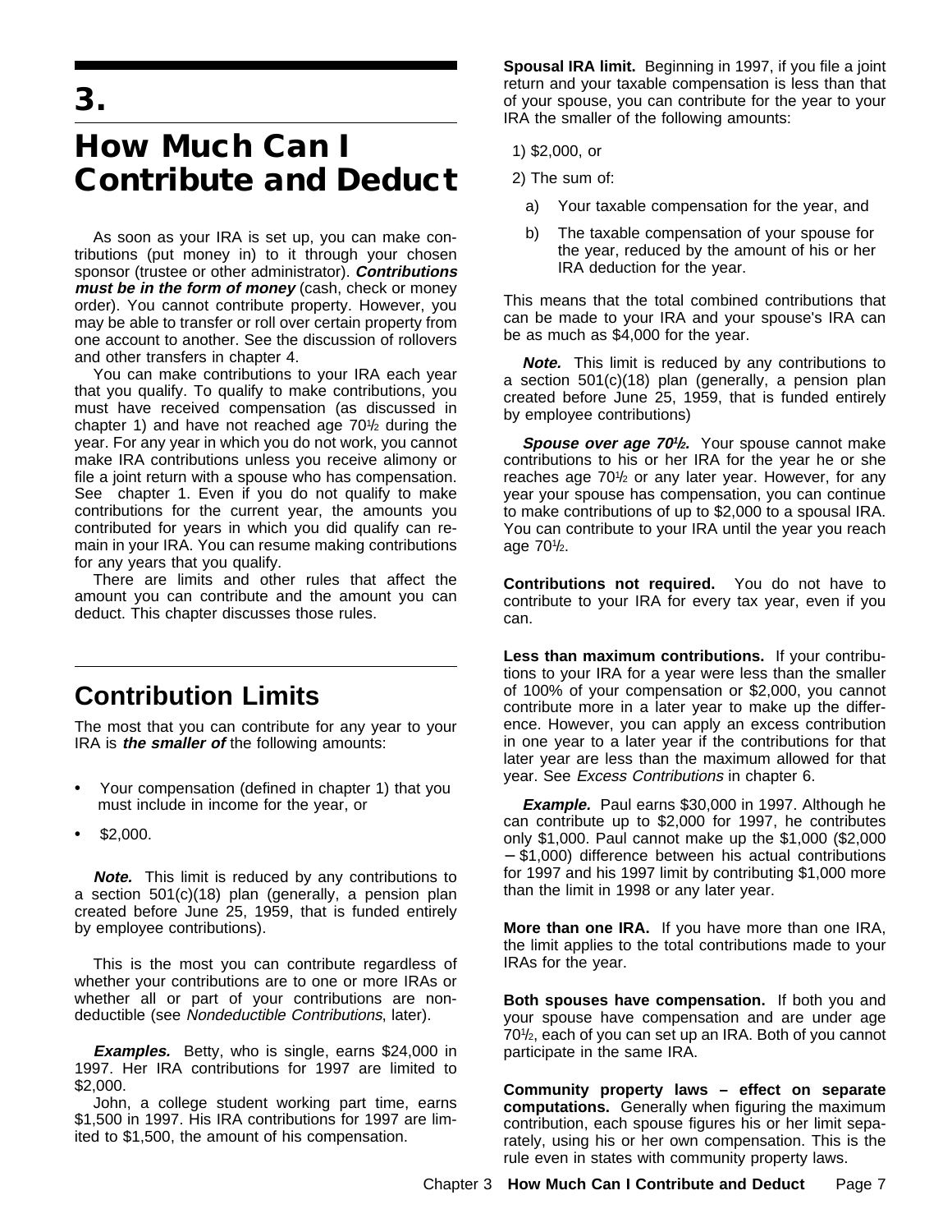# 3.

# How Much Can I Contribute and Deduct

As soon as your IRA is set up, you can make contributions (put money in) to it through your chosen sponsor (trustee or other administrator). ***Contributions must be in the form of money*** (cash, check or money order). You cannot contribute property. However, you may be able to transfer or roll over certain property from one account to another. See the discussion of rollovers and other transfers in chapter 4.

You can make contributions to your IRA each year that you qualify. To qualify to make contributions, you must have received compensation (as discussed in chapter 1) and have not reached age 70½ during the year. For any year in which you do not work, you cannot make IRA contributions unless you receive alimony or file a joint return with a spouse who has compensation. See chapter 1. Even if you do not qualify to make contributions for the current year, the amounts you contributed for years in which you did qualify can remain in your IRA. You can resume making contributions for any years that you qualify.

There are limits and other rules that affect the amount you can contribute and the amount you can deduct. This chapter discusses those rules.

## Contribution Limits

The most that you can contribute for any year to your IRA is ***the smaller of*** the following amounts:

- Your compensation (defined in chapter 1) that you must include in income for the year, or
- $2,000.

***Note.*** This limit is reduced by any contributions to a section 501(c)(18) plan (generally, a pension plan created before June 25, 1959, that is funded entirely by employee contributions).

This is the most you can contribute regardless of whether your contributions are to one or more IRAs or whether all or part of your contributions are nondeductible (see *Nondeductible Contributions*, later).

***Examples.*** Betty, who is single, earns $24,000 in 1997. Her IRA contributions for 1997 are limited to $2,000.

John, a college student working part time, earns $1,500 in 1997. His IRA contributions for 1997 are limited to $1,500, the amount of his compensation.

**Spousal IRA limit.** Beginning in 1997, if you file a joint return and your taxable compensation is less than that of your spouse, you can contribute for the year to your IRA the smaller of the following amounts:

1) $2,000, or
2) The sum of:
   a) Your taxable compensation for the year, and
   b) The taxable compensation of your spouse for the year, reduced by the amount of his or her IRA deduction for the year.

This means that the total combined contributions that can be made to your IRA and your spouse's IRA can be as much as $4,000 for the year.

***Note.*** This limit is reduced by any contributions to a section 501(c)(18) plan (generally, a pension plan created before June 25, 1959, that is funded entirely by employee contributions)

***Spouse over age 70½.*** Your spouse cannot make contributions to his or her IRA for the year he or she reaches age 70½ or any later year. However, for any year your spouse has compensation, you can continue to make contributions of up to $2,000 to a spousal IRA. You can contribute to your IRA until the year you reach age 70½.

**Contributions not required.** You do not have to contribute to your IRA for every tax year, even if you can.

**Less than maximum contributions.** If your contributions to your IRA for a year were less than the smaller of 100% of your compensation or $2,000, you cannot contribute more in a later year to make up the difference. However, you can apply an excess contribution in one year to a later year if the contributions for that later year are less than the maximum allowed for that year. See *Excess Contributions* in chapter 6.

***Example.*** Paul earns $30,000 in 1997. Although he can contribute up to $2,000 for 1997, he contributes only $1,000. Paul cannot make up the $1,000 ($2,000 − $1,000) difference between his actual contributions for 1997 and his 1997 limit by contributing $1,000 more than the limit in 1998 or any later year.

**More than one IRA.** If you have more than one IRA, the limit applies to the total contributions made to your IRAs for the year.

**Both spouses have compensation.** If both you and your spouse have compensation and are under age 70½, each of you can set up an IRA. Both of you cannot participate in the same IRA.

**Community property laws – effect on separate computations.** Generally when figuring the maximum contribution, each spouse figures his or her limit separately, using his or her own compensation. This is the rule even in states with community property laws.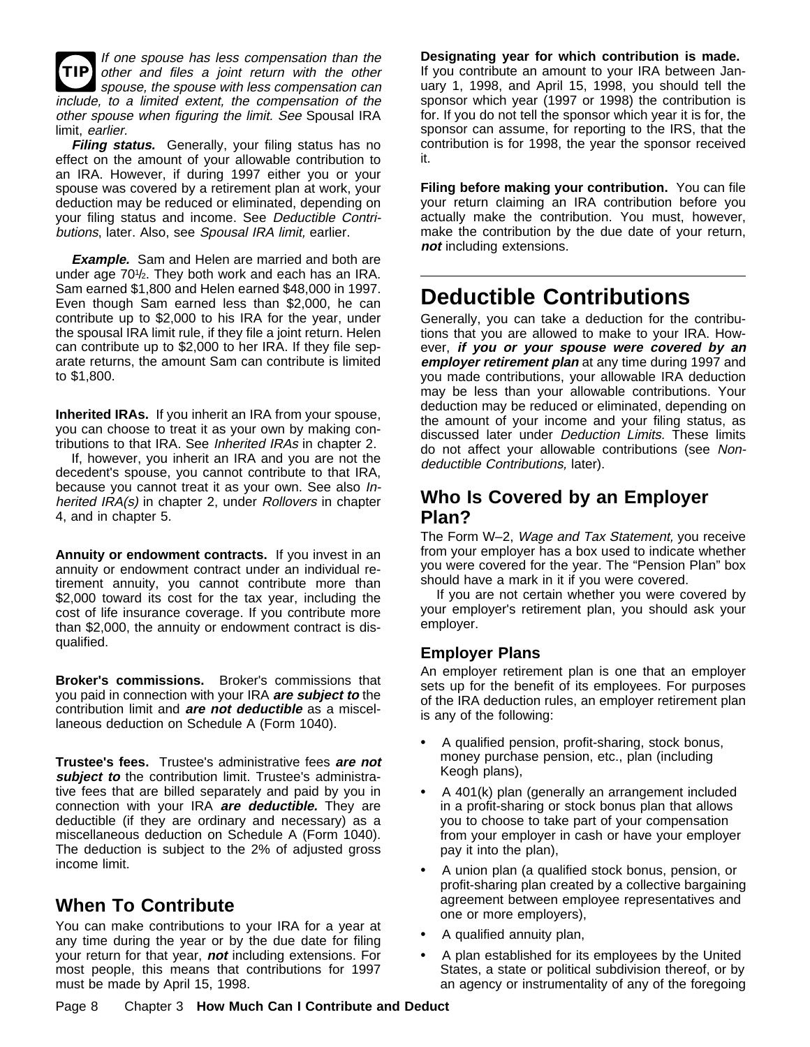**TIP** *If one spouse has less compensation than the other and files a joint return with the other spouse, the spouse with less compensation can include, to a limited extent, the compensation of the other spouse when figuring the limit. See* Spousal IRA limit, *earlier.*

***Filing status.*** Generally, your filing status has no effect on the amount of your allowable contribution to an IRA. However, if during 1997 either you or your spouse was covered by a retirement plan at work, your deduction may be reduced or eliminated, depending on your filing status and income. See *Deductible Contributions*, later. Also, see *Spousal IRA limit,* earlier.

***Example.*** Sam and Helen are married and both are under age 70½. They both work and each has an IRA. Sam earned $1,800 and Helen earned $48,000 in 1997. Even though Sam earned less than $2,000, he can contribute up to $2,000 to his IRA for the year, under the spousal IRA limit rule, if they file a joint return. Helen can contribute up to $2,000 to her IRA. If they file separate returns, the amount Sam can contribute is limited to $1,800.

**Inherited IRAs.** If you inherit an IRA from your spouse, you can choose to treat it as your own by making contributions to that IRA. See *Inherited IRAs* in chapter 2.

If, however, you inherit an IRA and you are not the decedent's spouse, you cannot contribute to that IRA, because you cannot treat it as your own. See also *Inherited IRA(s)* in chapter 2, under *Rollovers* in chapter 4, and in chapter 5.

**Annuity or endowment contracts.** If you invest in an annuity or endowment contract under an individual retirement annuity, you cannot contribute more than $2,000 toward its cost for the tax year, including the cost of life insurance coverage. If you contribute more than $2,000, the annuity or endowment contract is disqualified.

**Broker's commissions.** Broker's commissions that you paid in connection with your IRA ***are subject to*** the contribution limit and ***are not deductible*** as a miscellaneous deduction on Schedule A (Form 1040).

**Trustee's fees.** Trustee's administrative fees ***are not subject to*** the contribution limit. Trustee's administrative fees that are billed separately and paid by you in connection with your IRA ***are deductible.*** They are deductible (if they are ordinary and necessary) as a miscellaneous deduction on Schedule A (Form 1040). The deduction is subject to the 2% of adjusted gross income limit.

## When To Contribute

You can make contributions to your IRA for a year at any time during the year or by the due date for filing your return for that year, ***not*** including extensions. For most people, this means that contributions for 1997 must be made by April 15, 1998.

**Designating year for which contribution is made.** If you contribute an amount to your IRA between January 1, 1998, and April 15, 1998, you should tell the sponsor which year (1997 or 1998) the contribution is for. If you do not tell the sponsor which year it is for, the sponsor can assume, for reporting to the IRS, that the contribution is for 1998, the year the sponsor received it.

**Filing before making your contribution.** You can file your return claiming an IRA contribution before you actually make the contribution. You must, however, make the contribution by the due date of your return, ***not*** including extensions.

# Deductible Contributions

Generally, you can take a deduction for the contributions that you are allowed to make to your IRA. However, ***if you or your spouse were covered by an employer retirement plan*** at any time during 1997 and you made contributions, your allowable IRA deduction may be less than your allowable contributions. Your deduction may be reduced or eliminated, depending on the amount of your income and your filing status, as discussed later under *Deduction Limits.* These limits do not affect your allowable contributions (see *Nondeductible Contributions,* later).

## Who Is Covered by an Employer Plan?

The Form W–2, *Wage and Tax Statement,* you receive from your employer has a box used to indicate whether you were covered for the year. The “Pension Plan” box should have a mark in it if you were covered.

If you are not certain whether you were covered by your employer's retirement plan, you should ask your employer.

### Employer Plans

An employer retirement plan is one that an employer sets up for the benefit of its employees. For purposes of the IRA deduction rules, an employer retirement plan is any of the following:

- A qualified pension, profit-sharing, stock bonus, money purchase pension, etc., plan (including Keogh plans),
- A 401(k) plan (generally an arrangement included in a profit-sharing or stock bonus plan that allows you to choose to take part of your compensation from your employer in cash or have your employer pay it into the plan),
- A union plan (a qualified stock bonus, pension, or profit-sharing plan created by a collective bargaining agreement between employee representatives and one or more employers),
- A qualified annuity plan,
- A plan established for its employees by the United States, a state or political subdivision thereof, or by an agency or instrumentality of any of the foregoing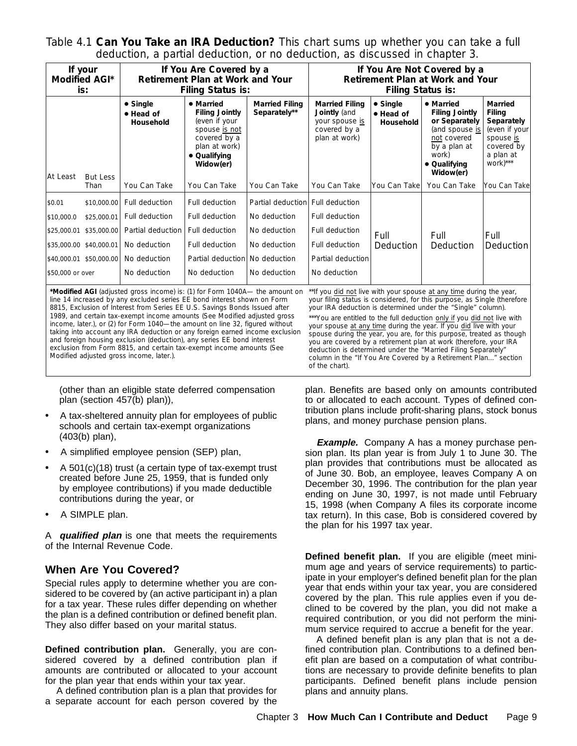Table 4.1 **Can You Take an IRA Deduction?** This chart sums up whether you can take a full deduction, a partial deduction, or no deduction, as discussed in chapter 3.

| If your Modified AGI* is: | | If You Are Covered by a Retirement Plan at Work and Your Filing Status is: | | | If You Are Not Covered by a Retirement Plan at Work and Your Filing Status is: | | | |
|---|---|---|---|---|---|---|---|---|
| | | • Single • Head of Household | • Married Filing Jointly (even if your spouse is not covered by a plan at work) • Qualifying Widow(er) | Married Filing Separately** | Married Filing Jointly (and your spouse is covered by a plan at work) | • Single • Head of Household | • Married Filing Jointly or Separately (and spouse is not covered by a plan at work) • Qualifying Widow(er) | Married Filing Separately (even if your spouse is covered by a plan at work)*** |
| At Least | But Less Than | You Can Take | You Can Take | You Can Take | You Can Take | You Can Take | You Can Take | You Can Take |
| $0.01 | $10,000.00 | Full deduction | Full deduction | Partial deduction | Full deduction | Full Deduction | Full Deduction | Full Deduction |
| $10,000.0 | $25,000.01 | Full deduction | Full deduction | No deduction | Full deduction | | | |
| $25,000.01 | $35,000.00 | Partial deduction | Full deduction | No deduction | Full deduction | | | |
| $35,000.00 | $40,000.01 | No deduction | Full deduction | No deduction | Full deduction | | | |
| $40,000.01 | $50,000.00 | No deduction | Partial deduction | No deduction | Partial deduction | | | |
| $50,000 or over | | No deduction | No deduction | No deduction | No deduction | | | |

***Modified AGI** (adjusted gross income) is: (1) for Form 1040A— the amount on line 14 increased by any excluded series EE bond interest shown on Form 8815, Exclusion of Interest from Series EE U.S. Savings Bonds Issued after 1989, and certain tax-exempt income amounts (See Modified adjusted gross income, later.), or (2) for Form 1040—the amount on line 32, figured without taking into account any IRA deduction or any foreign earned income exclusion and foreign housing exclusion (deduction), any series EE bond interest exclusion from Form 8815, and certain tax-exempt income amounts (See Modified adjusted gross income, later.).

**If you did not live with your spouse at any time during the year, your filing status is considered, for this purpose, as Single (therefore your IRA deduction is determined under the "Single" column).

***You are entitled to the full deduction only if you did not live with your spouse at any time during the year. If you did live with your spouse during the year, you are, for this purpose, treated as though you are covered by a retirement plan at work (therefore, your IRA deduction is determined under the "Married Filing Separately" column in the "If You Are Covered by a Retirement Plan..." section of the chart).

(other than an eligible state deferred compensation plan (section 457(b) plan)),

- A tax-sheltered annuity plan for employees of public schools and certain tax-exempt organizations (403(b) plan),
- A simplified employee pension (SEP) plan,
- A 501(c)(18) trust (a certain type of tax-exempt trust created before June 25, 1959, that is funded only by employee contributions) if you made deductible contributions during the year, or
- A SIMPLE plan.

A ***qualified plan*** is one that meets the requirements of the Internal Revenue Code.

## When Are You Covered?

Special rules apply to determine whether you are considered to be covered by (an active participant in) a plan for a tax year. These rules differ depending on whether the plan is a defined contribution or defined benefit plan. They also differ based on your marital status.

**Defined contribution plan.** Generally, you are considered covered by a defined contribution plan if amounts are contributed or allocated to your account for the plan year that ends within your tax year.

A defined contribution plan is a plan that provides for a separate account for each person covered by the plan. Benefits are based only on amounts contributed to or allocated to each account. Types of defined contribution plans include profit-sharing plans, stock bonus plans, and money purchase pension plans.

***Example.*** Company A has a money purchase pension plan. Its plan year is from July 1 to June 30. The plan provides that contributions must be allocated as of June 30. Bob, an employee, leaves Company A on December 30, 1996. The contribution for the plan year ending on June 30, 1997, is not made until February 15, 1998 (when Company A files its corporate income tax return). In this case, Bob is considered covered by the plan for his 1997 tax year.

**Defined benefit plan.** If you are eligible (meet minimum age and years of service requirements) to participate in your employer's defined benefit plan for the plan year that ends within your tax year, you are considered covered by the plan. This rule applies even if you declined to be covered by the plan, you did not make a required contribution, or you did not perform the minimum service required to accrue a benefit for the year.

A defined benefit plan is any plan that is not a defined contribution plan. Contributions to a defined benefit plan are based on a computation of what contributions are necessary to provide definite benefits to plan participants. Defined benefit plans include pension plans and annuity plans.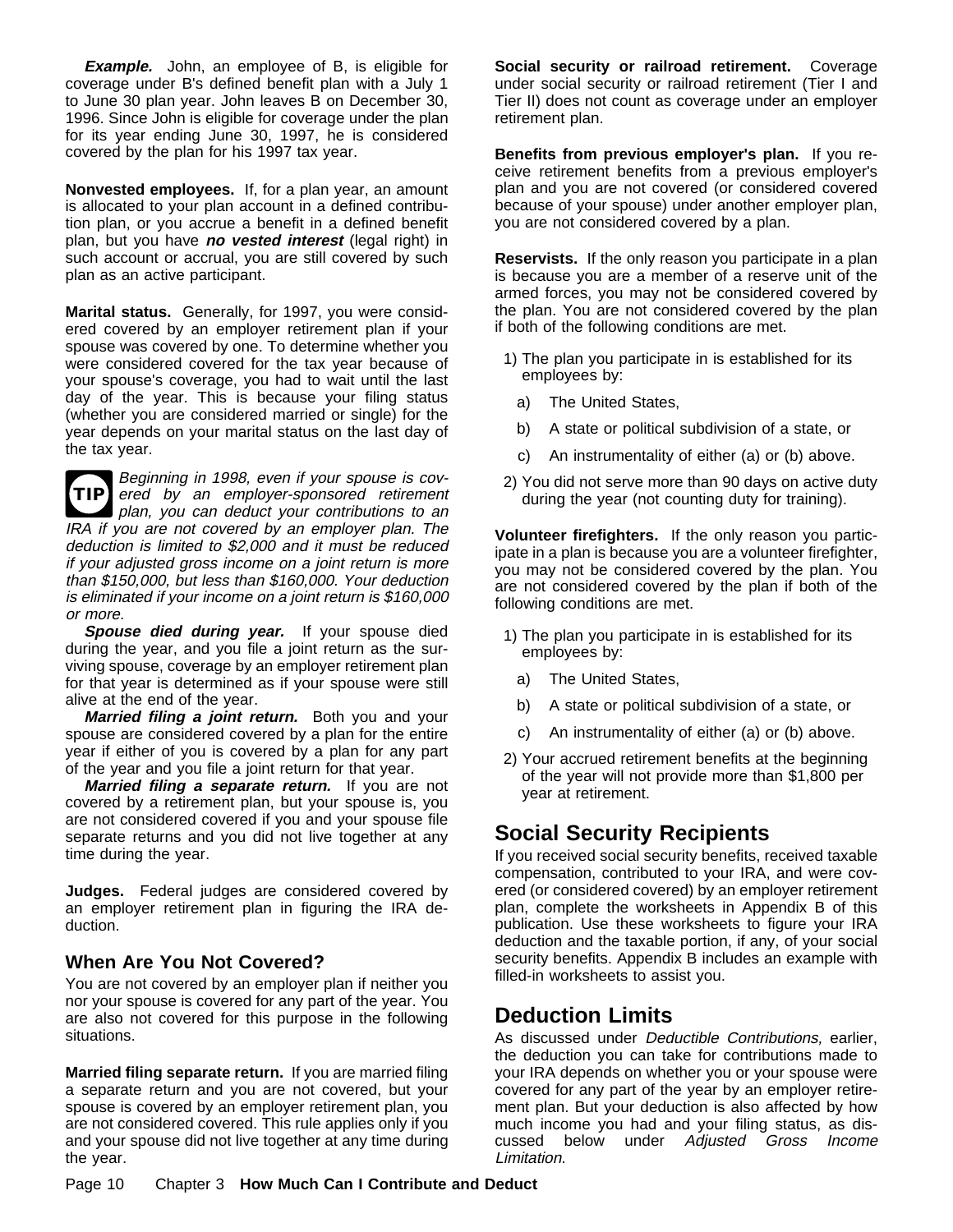***Example.*** John, an employee of B, is eligible for coverage under B's defined benefit plan with a July 1 to June 30 plan year. John leaves B on December 30, 1996. Since John is eligible for coverage under the plan for its year ending June 30, 1997, he is considered covered by the plan for his 1997 tax year.

**Nonvested employees.** If, for a plan year, an amount is allocated to your plan account in a defined contribution plan, or you accrue a benefit in a defined benefit plan, but you have ***no vested interest*** (legal right) in such account or accrual, you are still covered by such plan as an active participant.

**Marital status.** Generally, for 1997, you were considered covered by an employer retirement plan if your spouse was covered by one. To determine whether you were considered covered for the tax year because of your spouse's coverage, you had to wait until the last day of the year. This is because your filing status (whether you are considered married or single) for the year depends on your marital status on the last day of the tax year.

**TIP** *Beginning in 1998, even if your spouse is covered by an employer-sponsored retirement plan, you can deduct your contributions to an IRA if you are not covered by an employer plan. The deduction is limited to $2,000 and it must be reduced if your adjusted gross income on a joint return is more than $150,000, but less than $160,000. Your deduction is eliminated if your income on a joint return is $160,000 or more.*

***Spouse died during year.*** If your spouse died during the year, and you file a joint return as the surviving spouse, coverage by an employer retirement plan for that year is determined as if your spouse were still alive at the end of the year.

***Married filing a joint return.*** Both you and your spouse are considered covered by a plan for the entire year if either of you is covered by a plan for any part of the year and you file a joint return for that year.

***Married filing a separate return.*** If you are not covered by a retirement plan, but your spouse is, you are not considered covered if you and your spouse file separate returns and you did not live together at any time during the year.

**Judges.** Federal judges are considered covered by an employer retirement plan in figuring the IRA deduction.

### When Are You Not Covered?

You are not covered by an employer plan if neither you nor your spouse is covered for any part of the year. You are also not covered for this purpose in the following situations.

**Married filing separate return.** If you are married filing a separate return and you are not covered, but your spouse is covered by an employer retirement plan, you are not considered covered. This rule applies only if you and your spouse did not live together at any time during the year.

**Social security or railroad retirement.** Coverage under social security or railroad retirement (Tier I and Tier II) does not count as coverage under an employer retirement plan.

**Benefits from previous employer's plan.** If you receive retirement benefits from a previous employer's plan and you are not covered (or considered covered because of your spouse) under another employer plan, you are not considered covered by a plan.

**Reservists.** If the only reason you participate in a plan is because you are a member of a reserve unit of the armed forces, you may not be considered covered by the plan. You are not considered covered by the plan if both of the following conditions are met.

1) The plan you participate in is established for its employees by:
   a) The United States,
   b) A state or political subdivision of a state, or
   c) An instrumentality of either (a) or (b) above.
2) You did not serve more than 90 days on active duty during the year (not counting duty for training).

**Volunteer firefighters.** If the only reason you participate in a plan is because you are a volunteer firefighter, you may not be considered covered by the plan. You are not considered covered by the plan if both of the following conditions are met.

1) The plan you participate in is established for its employees by:
   a) The United States,
   b) A state or political subdivision of a state, or
   c) An instrumentality of either (a) or (b) above.
2) Your accrued retirement benefits at the beginning of the year will not provide more than $1,800 per year at retirement.

## Social Security Recipients

If you received social security benefits, received taxable compensation, contributed to your IRA, and were covered (or considered covered) by an employer retirement plan, complete the worksheets in Appendix B of this publication. Use these worksheets to figure your IRA deduction and the taxable portion, if any, of your social security benefits. Appendix B includes an example with filled-in worksheets to assist you.

## Deduction Limits

As discussed under *Deductible Contributions,* earlier, the deduction you can take for contributions made to your IRA depends on whether you or your spouse were covered for any part of the year by an employer retirement plan. But your deduction is also affected by how much income you had and your filing status, as discussed below under *Adjusted Gross Income Limitation.*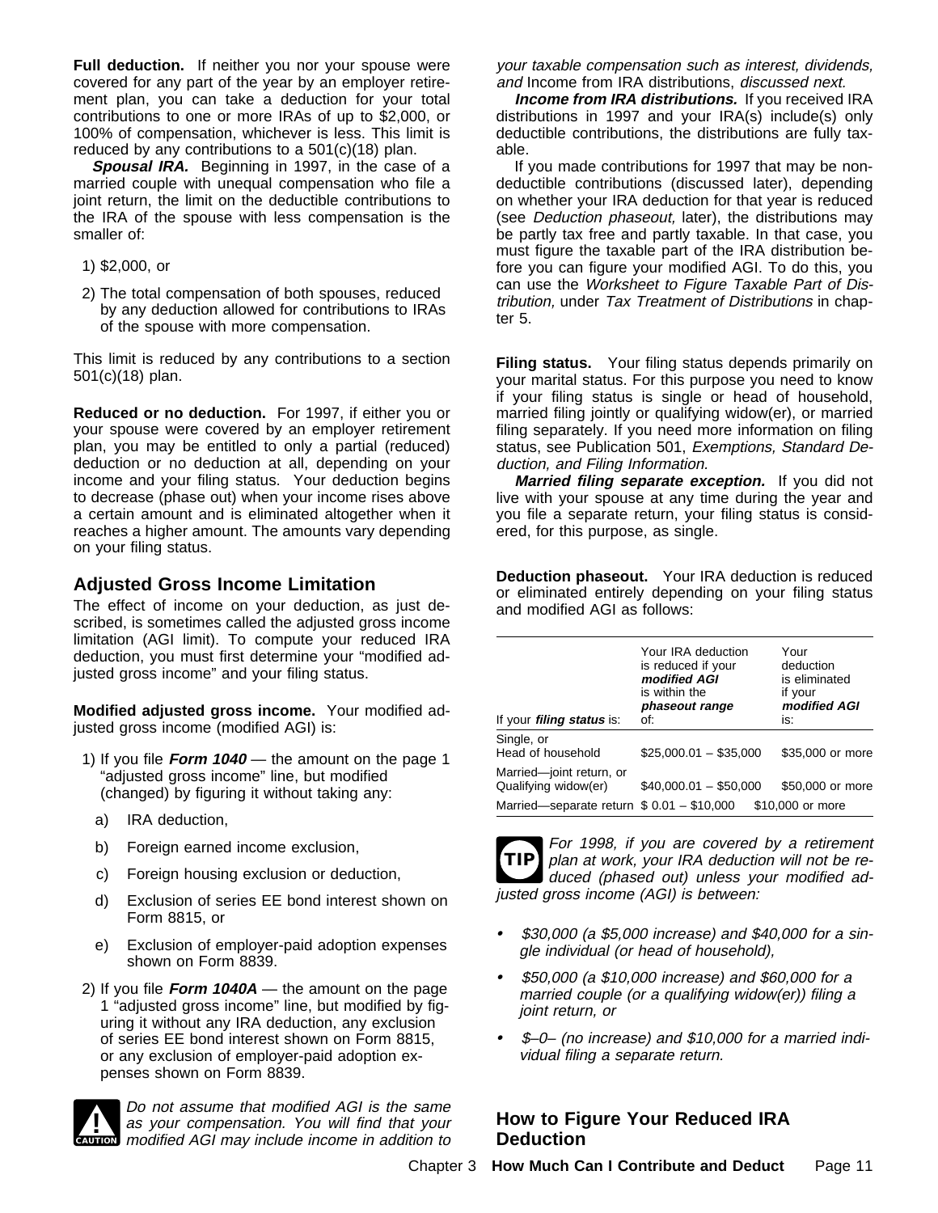**Full deduction.** If neither you nor your spouse were covered for any part of the year by an employer retirement plan, you can take a deduction for your total contributions to one or more IRAs of up to $2,000, or 100% of compensation, whichever is less. This limit is reduced by any contributions to a 501(c)(18) plan.

***Spousal IRA.*** Beginning in 1997, in the case of a married couple with unequal compensation who file a joint return, the limit on the deductible contributions to the IRA of the spouse with less compensation is the smaller of:

1) $2,000, or

2) The total compensation of both spouses, reduced by any deduction allowed for contributions to IRAs of the spouse with more compensation.

This limit is reduced by any contributions to a section 501(c)(18) plan.

**Reduced or no deduction.** For 1997, if either you or your spouse were covered by an employer retirement plan, you may be entitled to only a partial (reduced) deduction or no deduction at all, depending on your income and your filing status. Your deduction begins to decrease (phase out) when your income rises above a certain amount and is eliminated altogether when it reaches a higher amount. The amounts vary depending on your filing status.

## Adjusted Gross Income Limitation

The effect of income on your deduction, as just described, is sometimes called the adjusted gross income limitation (AGI limit). To compute your reduced IRA deduction, you must first determine your "modified adjusted gross income" and your filing status.

**Modified adjusted gross income.** Your modified adjusted gross income (modified AGI) is:

1) If you file ***Form 1040*** — the amount on the page 1 "adjusted gross income" line, but modified (changed) by figuring it without taking any:

   a) IRA deduction,

   b) Foreign earned income exclusion,

   c) Foreign housing exclusion or deduction,

   d) Exclusion of series EE bond interest shown on Form 8815, or

   e) Exclusion of employer-paid adoption expenses shown on Form 8839.

2) If you file ***Form 1040A*** — the amount on the page 1 "adjusted gross income" line, but modified by figuring it without any IRA deduction, any exclusion of series EE bond interest shown on Form 8815, or any exclusion of employer-paid adoption expenses shown on Form 8839.

CAUTION: *Do not assume that modified AGI is the same as your compensation. You will find that your modified AGI may include income in addition to your taxable compensation such as interest, dividends, and* Income from IRA distributions, *discussed next.*

***Income from IRA distributions.*** If you received IRA distributions in 1997 and your IRA(s) include(s) only deductible contributions, the distributions are fully taxable.

If you made contributions for 1997 that may be nondeductible contributions (discussed later), depending on whether your IRA deduction for that year is reduced (see *Deduction phaseout,* later), the distributions may be partly tax free and partly taxable. In that case, you must figure the taxable part of the IRA distribution before you can figure your modified AGI. To do this, you can use the *Worksheet to Figure Taxable Part of Distribution,* under *Tax Treatment of Distributions* in chapter 5.

**Filing status.** Your filing status depends primarily on your marital status. For this purpose you need to know if your filing status is single or head of household, married filing jointly or qualifying widow(er), or married filing separately. If you need more information on filing status, see Publication 501, *Exemptions, Standard Deduction, and Filing Information.*

***Married filing separate exception.*** If you did not live with your spouse at any time during the year and you file a separate return, your filing status is considered, for this purpose, as single.

**Deduction phaseout.** Your IRA deduction is reduced or eliminated entirely depending on your filing status and modified AGI as follows:

| If your ***filing status*** is: | Your IRA deduction is reduced if your ***modified AGI*** is within the ***phaseout range*** of: | Your deduction is eliminated if your ***modified AGI*** is: |
|---|---|---|
| Single, or Head of household | $25,000.01 – $35,000 | $35,000 or more |
| Married—joint return, or Qualifying widow(er) | $40,000.01 – $50,000 | $50,000 or more |
| Married—separate return | $ 0.01 – $10,000 | $10,000 or more |

TIP: *For 1998, if you are covered by a retirement plan at work, your IRA deduction will not be reduced (phased out) unless your modified adjusted gross income (AGI) is between:*

- *$30,000 (a $5,000 increase) and $40,000 for a single individual (or head of household),*
- *$50,000 (a $10,000 increase) and $60,000 for a married couple (or a qualifying widow(er)) filing a joint return, or*
- *$–0– (no increase) and $10,000 for a married individual filing a separate return.*

## How to Figure Your Reduced IRA Deduction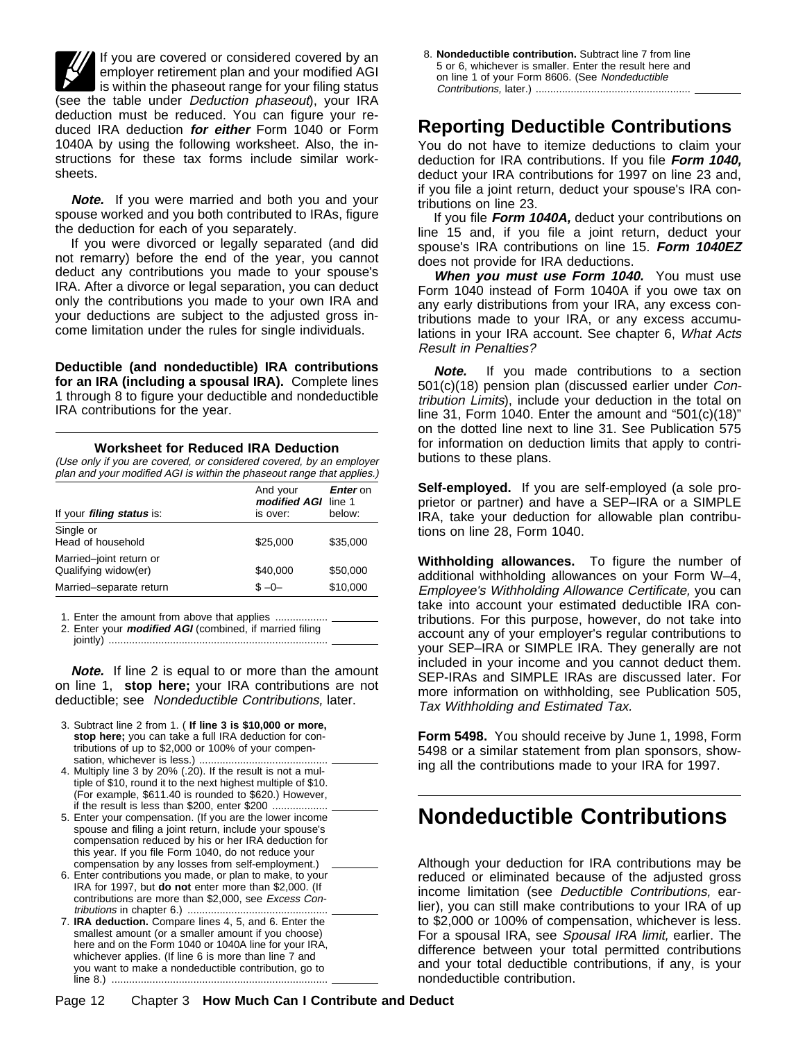If you are covered or considered covered by an employer retirement plan and your modified AGI is within the phaseout range for your filing status (see the table under *Deduction phaseout*), your IRA deduction must be reduced. You can figure your reduced IRA deduction ***for either*** Form 1040 or Form 1040A by using the following worksheet. Also, the instructions for these tax forms include similar worksheets.

***Note.*** If you were married and both you and your spouse worked and you both contributed to IRAs, figure the deduction for each of you separately.

If you were divorced or legally separated (and did not remarry) before the end of the year, you cannot deduct any contributions you made to your spouse's IRA. After a divorce or legal separation, you can deduct only the contributions you made to your own IRA and your deductions are subject to the adjusted gross income limitation under the rules for single individuals.

**Deductible (and nondeductible) IRA contributions for an IRA (including a spousal IRA).** Complete lines 1 through 8 to figure your deductible and nondeductible IRA contributions for the year.

**Worksheet for Reduced IRA Deduction**

*(Use only if you are covered, or considered covered, by an employer plan and your modified AGI is within the phaseout range that applies.)*

| If your ***filing status*** is: | And your ***modified AGI*** is over: | ***Enter*** on line 1 below: |
|---|---|---|
| Single or Head of household | $25,000 | $35,000 |
| Married–joint return or Qualifying widow(er) | $40,000 | $50,000 |
| Married–separate return | $ –0– | $10,000 |

1. Enter the amount from above that applies .................. ________
2. Enter your ***modified AGI*** (combined, if married filing jointly) .................................................................. ________

***Note.*** If line 2 is equal to or more than the amount on line 1, **stop here;** your IRA contributions are not deductible; see *Nondeductible Contributions,* later.

3. Subtract line 2 from 1. ( **If line 3 is $10,000 or more, stop here;** you can take a full IRA deduction for contributions of up to $2,000 or 100% of your compensation, whichever is less.) .......................................... ________
4. Multiply line 3 by 20% (.20). If the result is not a multiple of $10, round it to the next highest multiple of $10. (For example, $611.40 is rounded to $620.) However, if the result is less than $200, enter $200 .................. ________
5. Enter your compensation. (If you are the lower income spouse and filing a joint return, include your spouse's compensation reduced by his or her IRA deduction for this year. If you file Form 1040, do not reduce your compensation by any losses from self-employment.) ________
6. Enter contributions you made, or plan to make, to your IRA for 1997, but **do not** enter more than $2,000. (If contributions are more than $2,000, see *Excess Contributions* in chapter 6.) .............................................. ________
7. **IRA deduction.** Compare lines 4, 5, and 6. Enter the smallest amount (or a smaller amount if you choose) here and on the Form 1040 or 1040A line for your IRA, whichever applies. (If line 6 is more than line 7 and you want to make a nondeductible contribution, go to line 8.) ......................................................................... ________
8. **Nondeductible contribution.** Subtract line 7 from line 5 or 6, whichever is smaller. Enter the result here and on line 1 of your Form 8606. (See *Nondeductible Contributions,* later.) .................................................... ________

## Reporting Deductible Contributions

You do not have to itemize deductions to claim your deduction for IRA contributions. If you file ***Form 1040,*** deduct your IRA contributions for 1997 on line 23 and, if you file a joint return, deduct your spouse's IRA contributions on line 23.

If you file ***Form 1040A,*** deduct your contributions on line 15 and, if you file a joint return, deduct your spouse's IRA contributions on line 15. ***Form 1040EZ*** does not provide for IRA deductions.

***When you must use Form 1040.*** You must use Form 1040 instead of Form 1040A if you owe tax on any early distributions from your IRA, any excess contributions made to your IRA, or any excess accumulations in your IRA account. See chapter 6, *What Acts Result in Penalties?*

***Note.*** If you made contributions to a section 501(c)(18) pension plan (discussed earlier under *Contribution Limits*), include your deduction in the total on line 31, Form 1040. Enter the amount and "501(c)(18)" on the dotted line next to line 31. See Publication 575 for information on deduction limits that apply to contributions to these plans.

**Self-employed.** If you are self-employed (a sole proprietor or partner) and have a SEP–IRA or a SIMPLE IRA, take your deduction for allowable plan contributions on line 28, Form 1040.

**Withholding allowances.** To figure the number of additional withholding allowances on your Form W–4, *Employee's Withholding Allowance Certificate,* you can take into account your estimated deductible IRA contributions. For this purpose, however, do not take into account any of your employer's regular contributions to your SEP–IRA or SIMPLE IRA. They generally are not included in your income and you cannot deduct them. SEP-IRAs and SIMPLE IRAs are discussed later. For more information on withholding, see Publication 505, *Tax Withholding and Estimated Tax.*

**Form 5498.** You should receive by June 1, 1998, Form 5498 or a similar statement from plan sponsors, showing all the contributions made to your IRA for 1997.

# Nondeductible Contributions

Although your deduction for IRA contributions may be reduced or eliminated because of the adjusted gross income limitation (see *Deductible Contributions,* earlier), you can still make contributions to your IRA of up to $2,000 or 100% of compensation, whichever is less. For a spousal IRA, see *Spousal IRA limit,* earlier. The difference between your total permitted contributions and your total deductible contributions, if any, is your nondeductible contribution.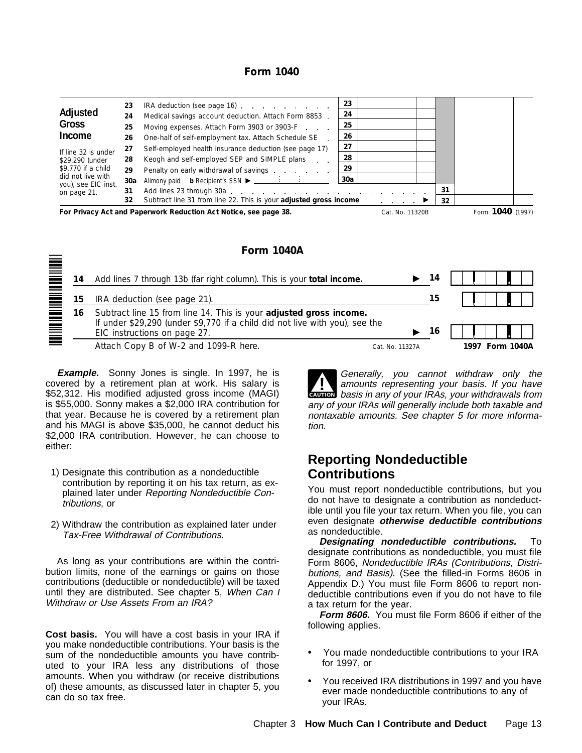## Form 1040

| Adjusted Gross Income | | | | |
|---|---|---|---|---|
| | 23 | IRA deduction (see page 16) | 23 | |
| | 24 | Medical savings account deduction. Attach Form 8853 | 24 | |
| | 25 | Moving expenses. Attach Form 3903 or 3903-F | 25 | |
| | 26 | One-half of self-employment tax. Attach Schedule SE | 26 | |
| If line 32 is under $29,290 (under $9,770 if a child did not live with you), see EIC inst. on page 21. | 27 | Self-employed health insurance deduction (see page 17) | 27 | |
| | 28 | Keogh and self-employed SEP and SIMPLE plans | 28 | |
| | 29 | Penalty on early withdrawal of savings | 29 | |
| | 30a | Alimony paid **b** Recipient's SSN ▶ | 30a | |
| | 31 | Add lines 23 through 30a | 31 | |
| | 32 | Subtract line 31 from line 22. This is your **adjusted gross income** ▶ | 32 | |

**For Privacy Act and Paperwork Reduction Act Notice, see page 38.** Cat. No. 11320B Form **1040** (1997)

## Form 1040A

| | | | |
|---|---|---|---|
| 14 | Add lines 7 through 13b (far right column). This is your **total income.** ▶ | 14 | |
| 15 | IRA deduction (see page 21). | 15 | |
| 16 | Subtract line 15 from line 14. This is your **adjusted gross income.** If under $29,290 (under $9,770 if a child did not live with you), see the EIC instructions on page 27. ▶ | 16 | |

Attach Copy B of W-2 and 1099-R here. Cat. No. 11327A **1997 Form 1040A**

***Example.*** Sonny Jones is single. In 1997, he is covered by a retirement plan at work. His salary is $52,312. His modified adjusted gross income (MAGI) is $55,000. Sonny makes a $2,000 IRA contribution for that year. Because he is covered by a retirement plan and his MAGI is above $35,000, he cannot deduct his $2,000 IRA contribution. However, he can choose to either:

1) Designate this contribution as a nondeductible contribution by reporting it on his tax return, as explained later under *Reporting Nondeductible Contributions*, or

2) Withdraw the contribution as explained later under *Tax-Free Withdrawal of Contributions.*

As long as your contributions are within the contribution limits, none of the earnings or gains on those contributions (deductible or nondeductible) will be taxed until they are distributed. See chapter 5, *When Can I Withdraw or Use Assets From an IRA?*

**Cost basis.** You will have a cost basis in your IRA if you make nondeductible contributions. Your basis is the sum of the nondeductible amounts you have contributed to your IRA less any distributions of those amounts. When you withdraw (or receive distributions of) these amounts, as discussed later in chapter 5, you can do so tax free.

**CAUTION:** *Generally, you cannot withdraw only the amounts representing your basis. If you have basis in any of your IRAs, your withdrawals from any of your IRAs will generally include both taxable and nontaxable amounts. See chapter 5 for more information.*

## Reporting Nondeductible Contributions

You must report nondeductible contributions, but you do not have to designate a contribution as nondeductible until you file your tax return. When you file, you can even designate ***otherwise deductible contributions*** as nondeductible.

***Designating nondeductible contributions.*** To designate contributions as nondeductible, you must file Form 8606, *Nondeductible IRAs (Contributions, Distributions, and Basis)*. (See the filled-in Forms 8606 in Appendix D.) You must file Form 8606 to report nondeductible contributions even if you do not have to file a tax return for the year.

***Form 8606.*** You must file Form 8606 if either of the following applies.

- You made nondeductible contributions to your IRA for 1997, or
- You received IRA distributions in 1997 and you have ever made nondeductible contributions to any of your IRAs.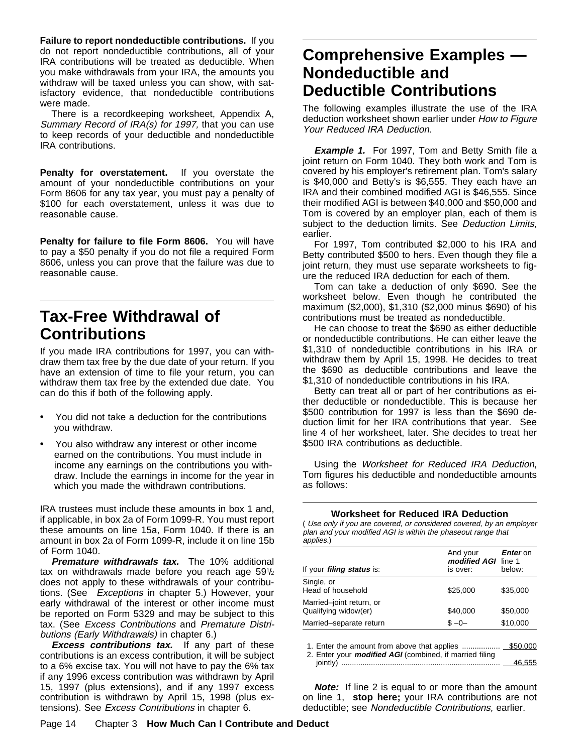**Failure to report nondeductible contributions.** If you do not report nondeductible contributions, all of your IRA contributions will be treated as deductible. When you make withdrawals from your IRA, the amounts you withdraw will be taxed unless you can show, with satisfactory evidence, that nondeductible contributions were made.

There is a recordkeeping worksheet, Appendix A, *Summary Record of IRA(s) for 1997,* that you can use to keep records of your deductible and nondeductible IRA contributions.

**Penalty for overstatement.** If you overstate the amount of your nondeductible contributions on your Form 8606 for any tax year, you must pay a penalty of $100 for each overstatement, unless it was due to reasonable cause.

**Penalty for failure to file Form 8606.** You will have to pay a $50 penalty if you do not file a required Form 8606, unless you can prove that the failure was due to reasonable cause.

## Tax-Free Withdrawal of Contributions

If you made IRA contributions for 1997, you can withdraw them tax free by the due date of your return. If you have an extension of time to file your return, you can withdraw them tax free by the extended due date. You can do this if both of the following apply.

- You did not take a deduction for the contributions you withdraw.
- You also withdraw any interest or other income earned on the contributions. You must include in income any earnings on the contributions you withdraw. Include the earnings in income for the year in which you made the withdrawn contributions.

IRA trustees must include these amounts in box 1 and, if applicable, in box 2a of Form 1099-R. You must report these amounts on line 15a, Form 1040. If there is an amount in box 2a of Form 1099-R, include it on line 15b of Form 1040.

***Premature withdrawals tax.*** The 10% additional tax on withdrawals made before you reach age 59½ does not apply to these withdrawals of your contributions. (See *Exceptions* in chapter 5.) However, your early withdrawal of the interest or other income must be reported on Form 5329 and may be subject to this tax. (See *Excess Contributions* and *Premature Distributions (Early Withdrawals)* in chapter 6.)

***Excess contributions tax.*** If any part of these contributions is an excess contribution, it will be subject to a 6% excise tax. You will not have to pay the 6% tax if any 1996 excess contribution was withdrawn by April 15, 1997 (plus extensions), and if any 1997 excess contribution is withdrawn by April 15, 1998 (plus extensions). See *Excess Contributions* in chapter 6.

## Comprehensive Examples — Nondeductible and Deductible Contributions

The following examples illustrate the use of the IRA deduction worksheet shown earlier under *How to Figure Your Reduced IRA Deduction.*

***Example 1.*** For 1997, Tom and Betty Smith file a joint return on Form 1040. They both work and Tom is covered by his employer's retirement plan. Tom's salary is $40,000 and Betty's is $6,555. They each have an IRA and their combined modified AGI is $46,555. Since their modified AGI is between $40,000 and $50,000 and Tom is covered by an employer plan, each of them is subject to the deduction limits. See *Deduction Limits,* earlier.

For 1997, Tom contributed $2,000 to his IRA and Betty contributed $500 to hers. Even though they file a joint return, they must use separate worksheets to figure the reduced IRA deduction for each of them.

Tom can take a deduction of only $690. See the worksheet below. Even though he contributed the maximum ($2,000), $1,310 ($2,000 minus $690) of his contributions must be treated as nondeductible.

He can choose to treat the $690 as either deductible or nondeductible contributions. He can either leave the $1,310 of nondeductible contributions in his IRA or withdraw them by April 15, 1998. He decides to treat the $690 as deductible contributions and leave the $1,310 of nondeductible contributions in his IRA.

Betty can treat all or part of her contributions as either deductible or nondeductible. This is because her $500 contribution for 1997 is less than the $690 deduction limit for her IRA contributions that year. See line 4 of her worksheet, later. She decides to treat her $500 IRA contributions as deductible.

Using the *Worksheet for Reduced IRA Deduction*, Tom figures his deductible and nondeductible amounts as follows:

**Worksheet for Reduced IRA Deduction**

(*Use only if you are covered, or considered covered, by an employer plan and your modified AGI is within the phaseout range that applies.*)

| If your ***filing status*** is: | And your ***modified AGI*** is over: | ***Enter*** on line 1 below: |
|---|---|---|
| Single, or Head of household | $25,000 | $35,000 |
| Married–joint return, or Qualifying widow(er) | $40,000 | $50,000 |
| Married–separate return | $ –0– | $10,000 |

1. Enter the amount from above that applies .................. $50,000
2. Enter your ***modified AGI*** (combined, if married filing jointly) .......... 46,555

***Note:*** If line 2 is equal to or more than the amount on line 1, **stop here;** your IRA contributions are not deductible; see *Nondeductible Contributions,* earlier.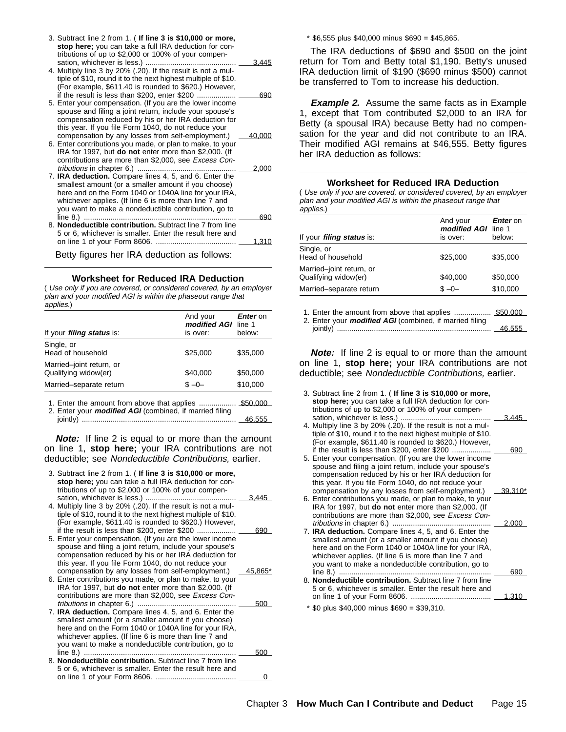3. Subtract line 2 from 1. ( **If line 3 is $10,000 or more, stop here;** you can take a full IRA deduction for contributions of up to $2,000 or 100% of your compensation, whichever is less.) ........ 3,445
4. Multiply line 3 by 20% (.20). If the result is not a multiple of $10, round it to the next highest multiple of $10. (For example, $611.40 is rounded to $620.) However, if the result is less than $200, enter $200 ........ 690
5. Enter your compensation. (If you are the lower income spouse and filing a joint return, include your spouse's compensation reduced by his or her IRA deduction for this year. If you file Form 1040, do not reduce your compensation by any losses from self-employment.) 40,000
6. Enter contributions you made, or plan to make, to your IRA for 1997, but **do not** enter more than $2,000. (If contributions are more than $2,000, see *Excess Contributions* in chapter 6.) ........ 2,000
7. **IRA deduction.** Compare lines 4, 5, and 6. Enter the smallest amount (or a smaller amount if you choose) here and on the Form 1040 or 1040A line for your IRA, whichever applies. (If line 6 is more than line 7 and you want to make a nondeductible contribution, go to line 8.) ........ 690
8. **Nondeductible contribution.** Subtract line 7 from line 5 or 6, whichever is smaller. Enter the result here and on line 1 of your Form 8606. ........ 1,310

Betty figures her IRA deduction as follows:

### Worksheet for Reduced IRA Deduction

( *Use only if you are covered, or considered covered, by an employer plan and your modified AGI is within the phaseout range that applies.*)

| If your ***filing status*** is: | And your ***modified AGI*** is over: | ***Enter*** on line 1 below: |
|---|---|---|
| Single, or Head of household | $25,000 | $35,000 |
| Married–joint return, or Qualifying widow(er) | $40,000 | $50,000 |
| Married–separate return | $ –0– | $10,000 |

1. Enter the amount from above that applies ........ $50,000
2. Enter your ***modified AGI*** (combined, if married filing jointly) ........ 46,555

***Note:*** If line 2 is equal to or more than the amount on line 1, **stop here;** your IRA contributions are not deductible; see *Nondeductible Contributions,* earlier.

3. Subtract line 2 from 1. ( **If line 3 is $10,000 or more, stop here;** you can take a full IRA deduction for contributions of up to $2,000 or 100% of your compensation, whichever is less.) ........ 3,445
4. Multiply line 3 by 20% (.20). If the result is not a multiple of $10, round it to the next highest multiple of $10. (For example, $611.40 is rounded to $620.) However, if the result is less than $200, enter $200 ........ 690
5. Enter your compensation. (If you are the lower income spouse and filing a joint return, include your spouse's compensation reduced by his or her IRA deduction for this year. If you file Form 1040, do not reduce your compensation by any losses from self-employment.) 45,865*
6. Enter contributions you made, or plan to make, to your IRA for 1997, but **do not** enter more than $2,000. (If contributions are more than $2,000, see *Excess Contributions* in chapter 6.) ........ 500
7. **IRA deduction.** Compare lines 4, 5, and 6. Enter the smallest amount (or a smaller amount if you choose) here and on the Form 1040 or 1040A line for your IRA, whichever applies. (If line 6 is more than line 7 and you want to make a nondeductible contribution, go to line 8.) ........ 500
8. **Nondeductible contribution.** Subtract line 7 from line 5 or 6, whichever is smaller. Enter the result here and on line 1 of your Form 8606. ........ 0

\* $6,555 plus $40,000 minus $690 = $45,865.

The IRA deductions of $690 and $500 on the joint return for Tom and Betty total $1,190. Betty's unused IRA deduction limit of $190 ($690 minus $500) cannot be transferred to Tom to increase his deduction.

***Example 2.*** Assume the same facts as in Example 1, except that Tom contributed $2,000 to an IRA for Betty (a spousal IRA) because Betty had no compensation for the year and did not contribute to an IRA. Their modified AGI remains at $46,555. Betty figures her IRA deduction as follows:

### Worksheet for Reduced IRA Deduction

( *Use only if you are covered, or considered covered, by an employer plan and your modified AGI is within the phaseout range that applies.*)

| If your ***filing status*** is: | And your ***modified AGI*** is over: | ***Enter*** on line 1 below: |
|---|---|---|
| Single, or Head of household | $25,000 | $35,000 |
| Married–joint return, or Qualifying widow(er) | $40,000 | $50,000 |
| Married–separate return | $ –0– | $10,000 |

1. Enter the amount from above that applies ........ $50,000
2. Enter your ***modified AGI*** (combined, if married filing jointly) ........ 46,555

***Note:*** If line 2 is equal to or more than the amount on line 1, **stop here;** your IRA contributions are not deductible; see *Nondeductible Contributions,* earlier.

3. Subtract line 2 from 1. ( **If line 3 is $10,000 or more, stop here;** you can take a full IRA deduction for contributions of up to $2,000 or 100% of your compensation, whichever is less.) ........ 3,445
4. Multiply line 3 by 20% (.20). If the result is not a multiple of $10, round it to the next highest multiple of $10. (For example, $611.40 is rounded to $620.) However, if the result is less than $200, enter $200 ........ 690
5. Enter your compensation. (If you are the lower income spouse and filing a joint return, include your spouse's compensation reduced by his or her IRA deduction for this year. If you file Form 1040, do not reduce your compensation by any losses from self-employment.) 39,310*
6. Enter contributions you made, or plan to make, to your IRA for 1997, but **do not** enter more than $2,000. (If contributions are more than $2,000, see *Excess Contributions* in chapter 6.) ........ 2,000
7. **IRA deduction.** Compare lines 4, 5, and 6. Enter the smallest amount (or a smaller amount if you choose) here and on the Form 1040 or 1040A line for your IRA, whichever applies. (If line 6 is more than line 7 and you want to make a nondeductible contribution, go to line 8.) ........ 690
8. **Nondeductible contribution.** Subtract line 7 from line 5 or 6, whichever is smaller. Enter the result here and on line 1 of your Form 8606. ........ 1,310

\* $0 plus $40,000 minus $690 = $39,310.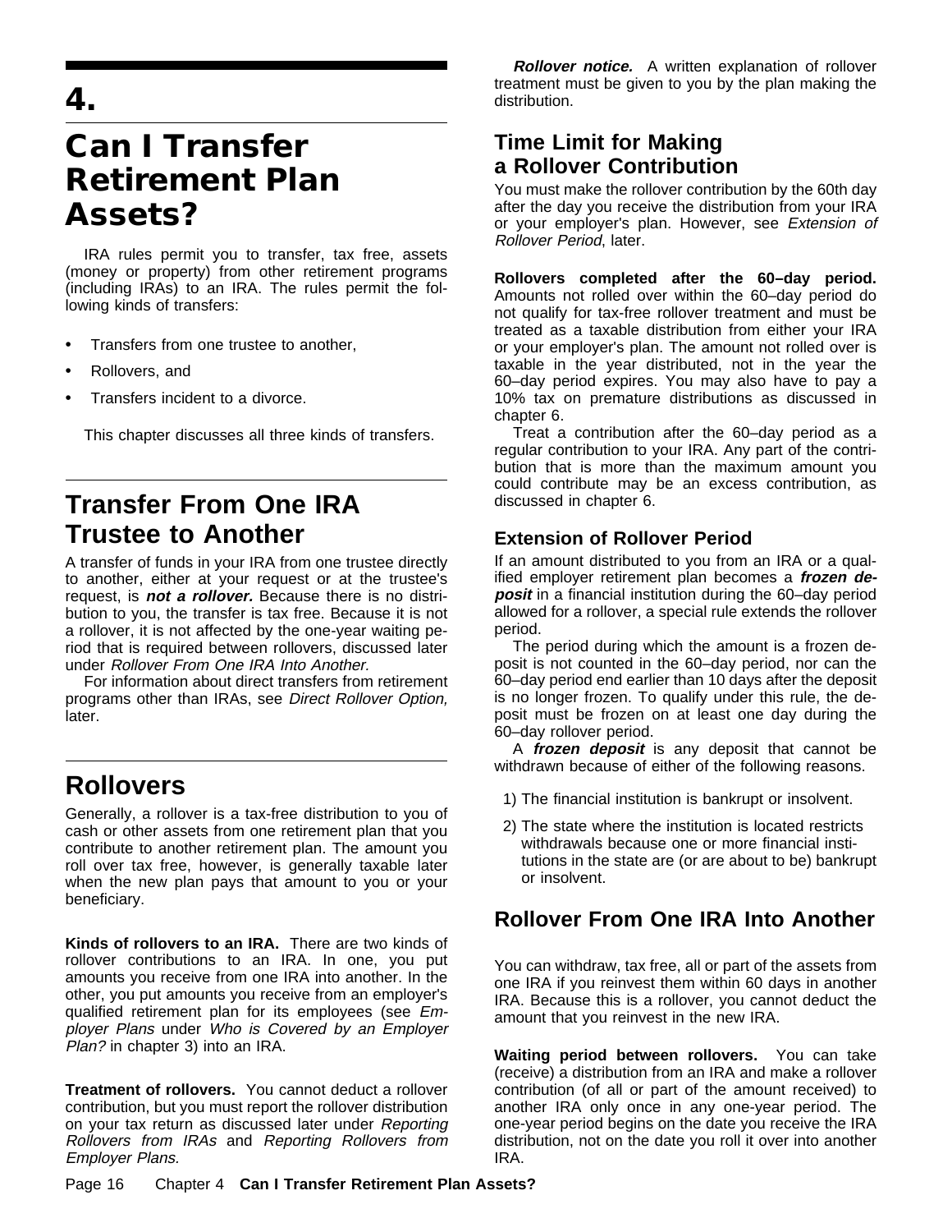# 4. Can I Transfer Retirement Plan Assets?

IRA rules permit you to transfer, tax free, assets (money or property) from other retirement programs (including IRAs) to an IRA. The rules permit the following kinds of transfers:

- Transfers from one trustee to another,
- Rollovers, and
- Transfers incident to a divorce.

This chapter discusses all three kinds of transfers.

## Transfer From One IRA Trustee to Another

A transfer of funds in your IRA from one trustee directly to another, either at your request or at the trustee's request, is ***not a rollover.*** Because there is no distribution to you, the transfer is tax free. Because it is not a rollover, it is not affected by the one-year waiting period that is required between rollovers, discussed later under *Rollover From One IRA Into Another.*

For information about direct transfers from retirement programs other than IRAs, see *Direct Rollover Option,* later.

## Rollovers

Generally, a rollover is a tax-free distribution to you of cash or other assets from one retirement plan that you contribute to another retirement plan. The amount you roll over tax free, however, is generally taxable later when the new plan pays that amount to you or your beneficiary.

**Kinds of rollovers to an IRA.** There are two kinds of rollover contributions to an IRA. In one, you put amounts you receive from one IRA into another. In the other, you put amounts you receive from an employer's qualified retirement plan for its employees (see *Employer Plans* under *Who is Covered by an Employer Plan?* in chapter 3) into an IRA.

**Treatment of rollovers.** You cannot deduct a rollover contribution, but you must report the rollover distribution on your tax return as discussed later under *Reporting Rollovers from IRAs* and *Reporting Rollovers from Employer Plans.*

***Rollover notice.*** A written explanation of rollover treatment must be given to you by the plan making the distribution.

### Time Limit for Making a Rollover Contribution

You must make the rollover contribution by the 60th day after the day you receive the distribution from your IRA or your employer's plan. However, see *Extension of Rollover Period*, later.

**Rollovers completed after the 60–day period.** Amounts not rolled over within the 60–day period do not qualify for tax-free rollover treatment and must be treated as a taxable distribution from either your IRA or your employer's plan. The amount not rolled over is taxable in the year distributed, not in the year the 60–day period expires. You may also have to pay a 10% tax on premature distributions as discussed in chapter 6.

Treat a contribution after the 60–day period as a regular contribution to your IRA. Any part of the contribution that is more than the maximum amount you could contribute may be an excess contribution, as discussed in chapter 6.

### Extension of Rollover Period

If an amount distributed to you from an IRA or a qualified employer retirement plan becomes a ***frozen deposit*** in a financial institution during the 60–day period allowed for a rollover, a special rule extends the rollover period.

The period during which the amount is a frozen deposit is not counted in the 60–day period, nor can the 60–day period end earlier than 10 days after the deposit is no longer frozen. To qualify under this rule, the deposit must be frozen on at least one day during the 60–day rollover period.

A ***frozen deposit*** is any deposit that cannot be withdrawn because of either of the following reasons.

1) The financial institution is bankrupt or insolvent.
2) The state where the institution is located restricts withdrawals because one or more financial institutions in the state are (or are about to be) bankrupt or insolvent.

## Rollover From One IRA Into Another

You can withdraw, tax free, all or part of the assets from one IRA if you reinvest them within 60 days in another IRA. Because this is a rollover, you cannot deduct the amount that you reinvest in the new IRA.

**Waiting period between rollovers.** You can take (receive) a distribution from an IRA and make a rollover contribution (of all or part of the amount received) to another IRA only once in any one-year period. The one-year period begins on the date you receive the IRA distribution, not on the date you roll it over into another IRA.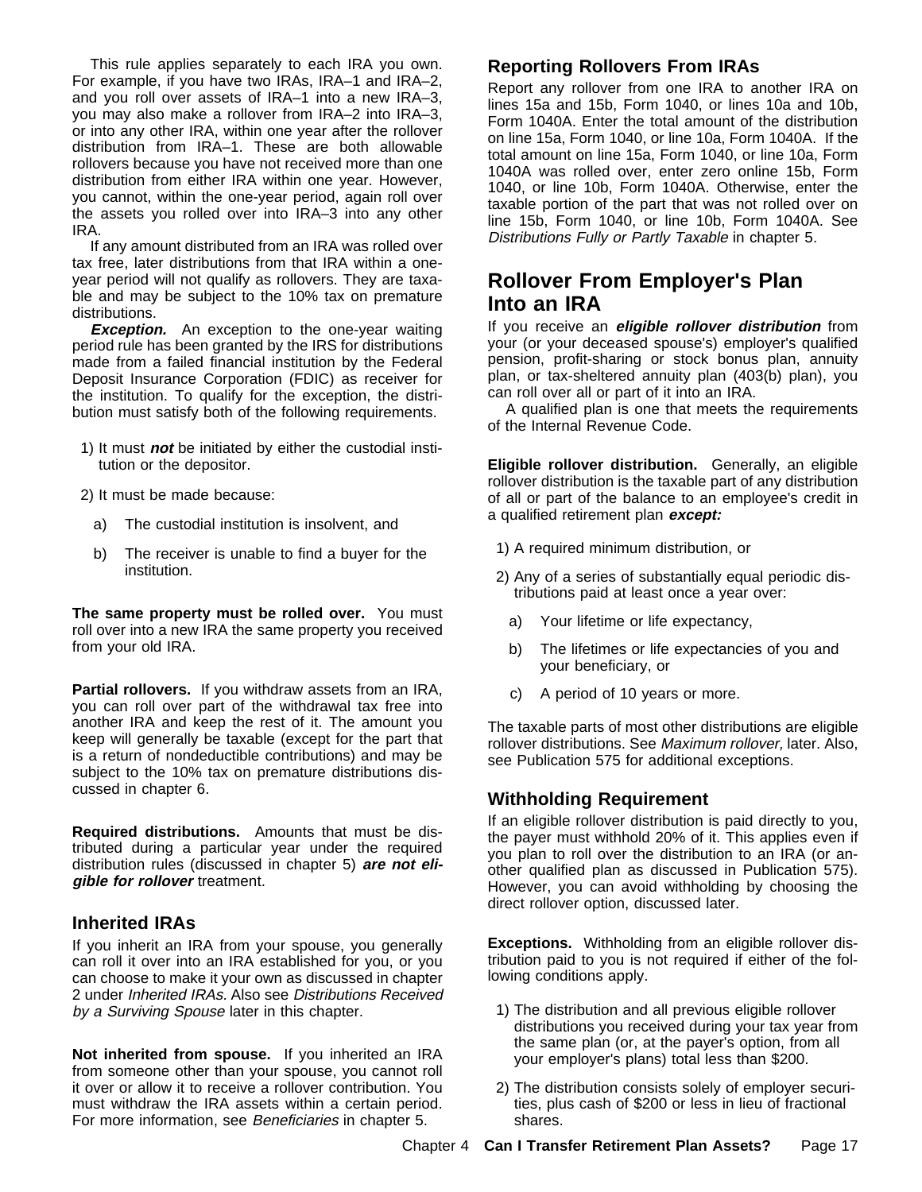This rule applies separately to each IRA you own. For example, if you have two IRAs, IRA–1 and IRA–2, and you roll over assets of IRA–1 into a new IRA–3, you may also make a rollover from IRA–2 into IRA–3, or into any other IRA, within one year after the rollover distribution from IRA–1. These are both allowable rollovers because you have not received more than one distribution from either IRA within one year. However, you cannot, within the one-year period, again roll over the assets you rolled over into IRA–3 into any other IRA.

If any amount distributed from an IRA was rolled over tax free, later distributions from that IRA within a one-year period will not qualify as rollovers. They are taxable and may be subject to the 10% tax on premature distributions.

***Exception.*** An exception to the one-year waiting period rule has been granted by the IRS for distributions made from a failed financial institution by the Federal Deposit Insurance Corporation (FDIC) as receiver for the institution. To qualify for the exception, the distribution must satisfy both of the following requirements.

1) It must ***not*** be initiated by either the custodial institution or the depositor.
2) It must be made because:
   a) The custodial institution is insolvent, and
   b) The receiver is unable to find a buyer for the institution.

**The same property must be rolled over.** You must roll over into a new IRA the same property you received from your old IRA.

**Partial rollovers.** If you withdraw assets from an IRA, you can roll over part of the withdrawal tax free into another IRA and keep the rest of it. The amount you keep will generally be taxable (except for the part that is a return of nondeductible contributions) and may be subject to the 10% tax on premature distributions discussed in chapter 6.

**Required distributions.** Amounts that must be distributed during a particular year under the required distribution rules (discussed in chapter 5) ***are not eligible for rollover*** treatment.

### Inherited IRAs

If you inherit an IRA from your spouse, you generally can roll it over into an IRA established for you, or you can choose to make it your own as discussed in chapter 2 under *Inherited IRAs.* Also see *Distributions Received by a Surviving Spouse* later in this chapter.

**Not inherited from spouse.** If you inherited an IRA from someone other than your spouse, you cannot roll it over or allow it to receive a rollover contribution. You must withdraw the IRA assets within a certain period. For more information, see *Beneficiaries* in chapter 5.

### Reporting Rollovers From IRAs

Report any rollover from one IRA to another IRA on lines 15a and 15b, Form 1040, or lines 10a and 10b, Form 1040A. Enter the total amount of the distribution on line 15a, Form 1040, or line 10a, Form 1040A. If the total amount on line 15a, Form 1040, or line 10a, Form 1040A was rolled over, enter zero online 15b, Form 1040, or line 10b, Form 1040A. Otherwise, enter the taxable portion of the part that was not rolled over on line 15b, Form 1040, or line 10b, Form 1040A. See *Distributions Fully or Partly Taxable* in chapter 5.

## Rollover From Employer's Plan Into an IRA

If you receive an ***eligible rollover distribution*** from your (or your deceased spouse's) employer's qualified pension, profit-sharing or stock bonus plan, annuity plan, or tax-sheltered annuity plan (403(b) plan), you can roll over all or part of it into an IRA.

A qualified plan is one that meets the requirements of the Internal Revenue Code.

**Eligible rollover distribution.** Generally, an eligible rollover distribution is the taxable part of any distribution of all or part of the balance to an employee's credit in a qualified retirement plan ***except:***

1) A required minimum distribution, or
2) Any of a series of substantially equal periodic distributions paid at least once a year over:
   a) Your lifetime or life expectancy,
   b) The lifetimes or life expectancies of you and your beneficiary, or
   c) A period of 10 years or more.

The taxable parts of most other distributions are eligible rollover distributions. See *Maximum rollover,* later. Also, see Publication 575 for additional exceptions.

### Withholding Requirement

If an eligible rollover distribution is paid directly to you, the payer must withhold 20% of it. This applies even if you plan to roll over the distribution to an IRA (or another qualified plan as discussed in Publication 575). However, you can avoid withholding by choosing the direct rollover option, discussed later.

**Exceptions.** Withholding from an eligible rollover distribution paid to you is not required if either of the following conditions apply.

1) The distribution and all previous eligible rollover distributions you received during your tax year from the same plan (or, at the payer's option, from all your employer's plans) total less than $200.
2) The distribution consists solely of employer securities, plus cash of $200 or less in lieu of fractional shares.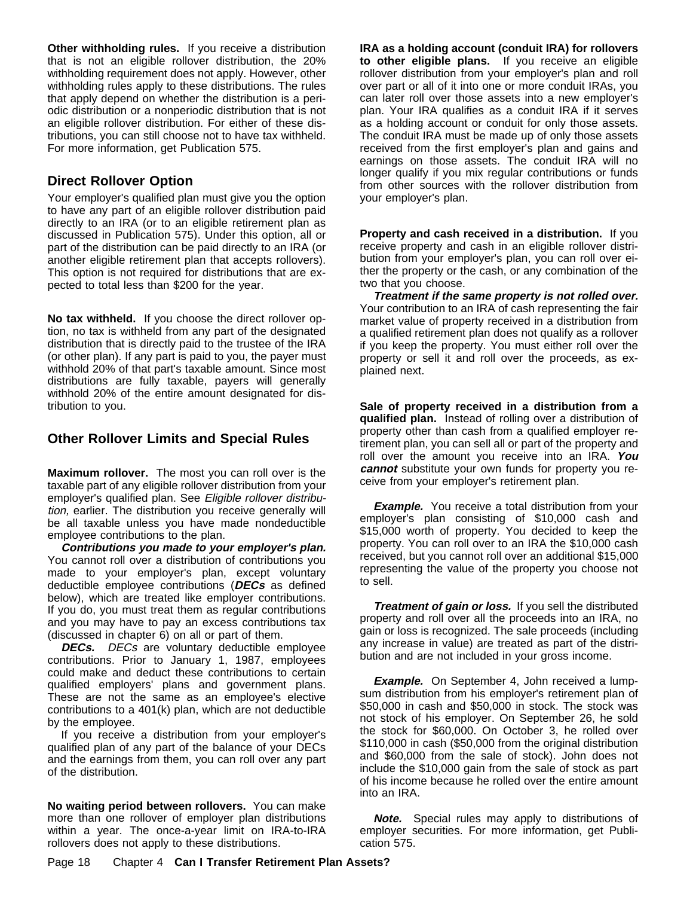**Other withholding rules.** If you receive a distribution that is not an eligible rollover distribution, the 20% withholding requirement does not apply. However, other withholding rules apply to these distributions. The rules that apply depend on whether the distribution is a periodic distribution or a nonperiodic distribution that is not an eligible rollover distribution. For either of these distributions, you can still choose not to have tax withheld. For more information, get Publication 575.

## Direct Rollover Option

Your employer's qualified plan must give you the option to have any part of an eligible rollover distribution paid directly to an IRA (or to an eligible retirement plan as discussed in Publication 575). Under this option, all or part of the distribution can be paid directly to an IRA (or another eligible retirement plan that accepts rollovers). This option is not required for distributions that are expected to total less than $200 for the year.

**No tax withheld.** If you choose the direct rollover option, no tax is withheld from any part of the designated distribution that is directly paid to the trustee of the IRA (or other plan). If any part is paid to you, the payer must withhold 20% of that part's taxable amount. Since most distributions are fully taxable, payers will generally withhold 20% of the entire amount designated for distribution to you.

## Other Rollover Limits and Special Rules

**Maximum rollover.** The most you can roll over is the taxable part of any eligible rollover distribution from your employer's qualified plan. See *Eligible rollover distribution,* earlier. The distribution you receive generally will be all taxable unless you have made nondeductible employee contributions to the plan.

***Contributions you made to your employer's plan.*** You cannot roll over a distribution of contributions you made to your employer's plan, except voluntary deductible employee contributions (***DECs*** as defined below), which are treated like employer contributions. If you do, you must treat them as regular contributions and you may have to pay an excess contributions tax (discussed in chapter 6) on all or part of them.

***DECs.*** *DECs* are voluntary deductible employee contributions. Prior to January 1, 1987, employees could make and deduct these contributions to certain qualified employers' plans and government plans. These are not the same as an employee's elective contributions to a 401(k) plan, which are not deductible by the employee.

If you receive a distribution from your employer's qualified plan of any part of the balance of your DECs and the earnings from them, you can roll over any part of the distribution.

**No waiting period between rollovers.** You can make more than one rollover of employer plan distributions within a year. The once-a-year limit on IRA-to-IRA rollovers does not apply to these distributions.

**IRA as a holding account (conduit IRA) for rollovers to other eligible plans.** If you receive an eligible rollover distribution from your employer's plan and roll over part or all of it into one or more conduit IRAs, you can later roll over those assets into a new employer's plan. Your IRA qualifies as a conduit IRA if it serves as a holding account or conduit for only those assets. The conduit IRA must be made up of only those assets received from the first employer's plan and gains and earnings on those assets. The conduit IRA will no longer qualify if you mix regular contributions or funds from other sources with the rollover distribution from your employer's plan.

**Property and cash received in a distribution.** If you receive property and cash in an eligible rollover distribution from your employer's plan, you can roll over either the property or the cash, or any combination of the two that you choose.

***Treatment if the same property is not rolled over.*** Your contribution to an IRA of cash representing the fair market value of property received in a distribution from a qualified retirement plan does not qualify as a rollover if you keep the property. You must either roll over the property or sell it and roll over the proceeds, as explained next.

**Sale of property received in a distribution from a qualified plan.** Instead of rolling over a distribution of property other than cash from a qualified employer retirement plan, you can sell all or part of the property and roll over the amount you receive into an IRA. ***You cannot*** substitute your own funds for property you receive from your employer's retirement plan.

***Example.*** You receive a total distribution from your employer's plan consisting of $10,000 cash and $15,000 worth of property. You decided to keep the property. You can roll over to an IRA the $10,000 cash received, but you cannot roll over an additional $15,000 representing the value of the property you choose not to sell.

***Treatment of gain or loss.*** If you sell the distributed property and roll over all the proceeds into an IRA, no gain or loss is recognized. The sale proceeds (including any increase in value) are treated as part of the distribution and are not included in your gross income.

***Example.*** On September 4, John received a lump-sum distribution from his employer's retirement plan of $50,000 in cash and $50,000 in stock. The stock was not stock of his employer. On September 26, he sold the stock for $60,000. On October 3, he rolled over $110,000 in cash ($50,000 from the original distribution and $60,000 from the sale of stock). John does not include the $10,000 gain from the sale of stock as part of his income because he rolled over the entire amount into an IRA.

***Note.*** Special rules may apply to distributions of employer securities. For more information, get Publication 575.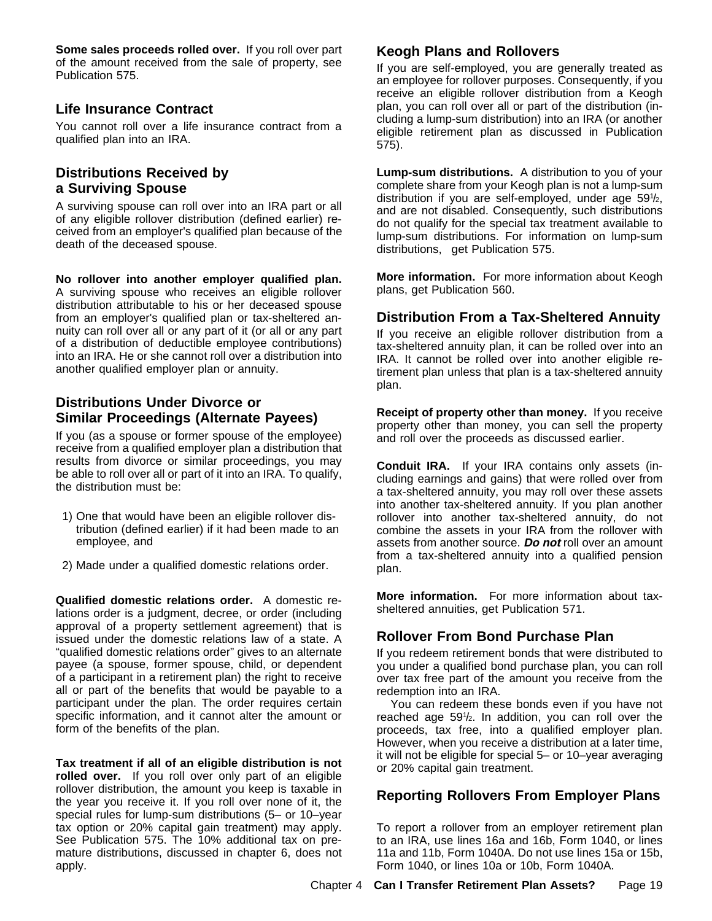**Some sales proceeds rolled over.** If you roll over part of the amount received from the sale of property, see Publication 575.

## Life Insurance Contract

You cannot roll over a life insurance contract from a qualified plan into an IRA.

## Distributions Received by a Surviving Spouse

A surviving spouse can roll over into an IRA part or all of any eligible rollover distribution (defined earlier) received from an employer's qualified plan because of the death of the deceased spouse.

**No rollover into another employer qualified plan.** A surviving spouse who receives an eligible rollover distribution attributable to his or her deceased spouse from an employer's qualified plan or tax-sheltered annuity can roll over all or any part of it (or all or any part of a distribution of deductible employee contributions) into an IRA. He or she cannot roll over a distribution into another qualified employer plan or annuity.

## Distributions Under Divorce or Similar Proceedings (Alternate Payees)

If you (as a spouse or former spouse of the employee) receive from a qualified employer plan a distribution that results from divorce or similar proceedings, you may be able to roll over all or part of it into an IRA. To qualify, the distribution must be:

1) One that would have been an eligible rollover distribution (defined earlier) if it had been made to an employee, and
2) Made under a qualified domestic relations order.

**Qualified domestic relations order.** A domestic relations order is a judgment, decree, or order (including approval of a property settlement agreement) that is issued under the domestic relations law of a state. A "qualified domestic relations order" gives to an alternate payee (a spouse, former spouse, child, or dependent of a participant in a retirement plan) the right to receive all or part of the benefits that would be payable to a participant under the plan. The order requires certain specific information, and it cannot alter the amount or form of the benefits of the plan.

**Tax treatment if all of an eligible distribution is not rolled over.** If you roll over only part of an eligible rollover distribution, the amount you keep is taxable in the year you receive it. If you roll over none of it, the special rules for lump-sum distributions (5– or 10–year tax option or 20% capital gain treatment) may apply. See Publication 575. The 10% additional tax on premature distributions, discussed in chapter 6, does not apply.

## Keogh Plans and Rollovers

If you are self-employed, you are generally treated as an employee for rollover purposes. Consequently, if you receive an eligible rollover distribution from a Keogh plan, you can roll over all or part of the distribution (including a lump-sum distribution) into an IRA (or another eligible retirement plan as discussed in Publication 575).

**Lump-sum distributions.** A distribution to you of your complete share from your Keogh plan is not a lump-sum distribution if you are self-employed, under age 59½, and are not disabled. Consequently, such distributions do not qualify for the special tax treatment available to lump-sum distributions. For information on lump-sum distributions, get Publication 575.

**More information.** For more information about Keogh plans, get Publication 560.

## Distribution From a Tax-Sheltered Annuity

If you receive an eligible rollover distribution from a tax-sheltered annuity plan, it can be rolled over into an IRA. It cannot be rolled over into another eligible retirement plan unless that plan is a tax-sheltered annuity plan.

**Receipt of property other than money.** If you receive property other than money, you can sell the property and roll over the proceeds as discussed earlier.

**Conduit IRA.** If your IRA contains only assets (including earnings and gains) that were rolled over from a tax-sheltered annuity, you may roll over these assets into another tax-sheltered annuity. If you plan another rollover into another tax-sheltered annuity, do not combine the assets in your IRA from the rollover with assets from another source. ***Do not*** roll over an amount from a tax-sheltered annuity into a qualified pension plan.

**More information.** For more information about tax-sheltered annuities, get Publication 571.

## Rollover From Bond Purchase Plan

If you redeem retirement bonds that were distributed to you under a qualified bond purchase plan, you can roll over tax free part of the amount you receive from the redemption into an IRA.

You can redeem these bonds even if you have not reached age 59½. In addition, you can roll over the proceeds, tax free, into a qualified employer plan. However, when you receive a distribution at a later time, it will not be eligible for special 5– or 10–year averaging or 20% capital gain treatment.

## Reporting Rollovers From Employer Plans

To report a rollover from an employer retirement plan to an IRA, use lines 16a and 16b, Form 1040, or lines 11a and 11b, Form 1040A. Do not use lines 15a or 15b, Form 1040, or lines 10a or 10b, Form 1040A.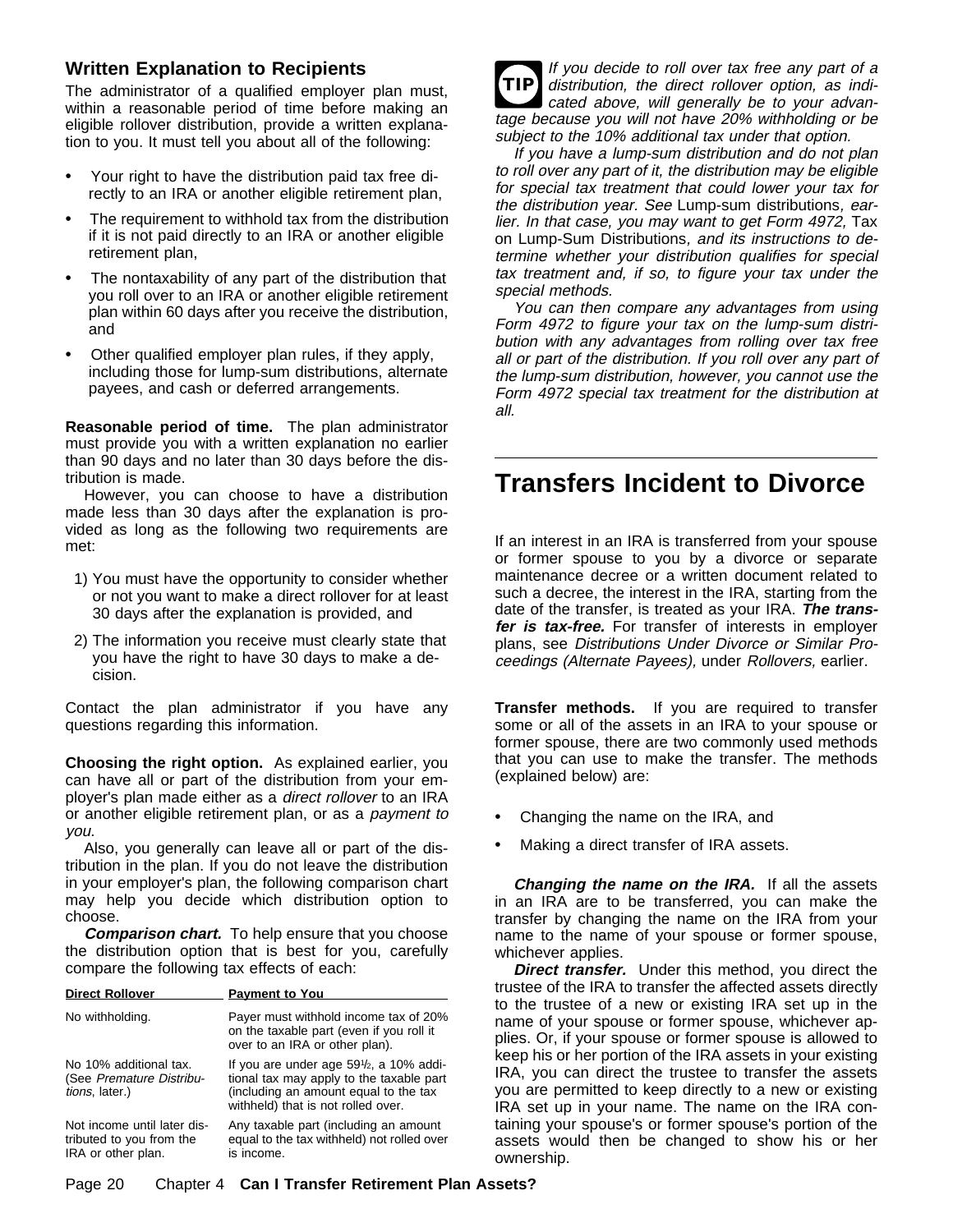### Written Explanation to Recipients

The administrator of a qualified employer plan must, within a reasonable period of time before making an eligible rollover distribution, provide a written explanation to you. It must tell you about all of the following:

- Your right to have the distribution paid tax free directly to an IRA or another eligible retirement plan,
- The requirement to withhold tax from the distribution if it is not paid directly to an IRA or another eligible retirement plan,
- The nontaxability of any part of the distribution that you roll over to an IRA or another eligible retirement plan within 60 days after you receive the distribution, and
- Other qualified employer plan rules, if they apply, including those for lump-sum distributions, alternate payees, and cash or deferred arrangements.

**Reasonable period of time.** The plan administrator must provide you with a written explanation no earlier than 90 days and no later than 30 days before the distribution is made.

However, you can choose to have a distribution made less than 30 days after the explanation is provided as long as the following two requirements are met:

1) You must have the opportunity to consider whether or not you want to make a direct rollover for at least 30 days after the explanation is provided, and
2) The information you receive must clearly state that you have the right to have 30 days to make a decision.

Contact the plan administrator if you have any questions regarding this information.

**Choosing the right option.** As explained earlier, you can have all or part of the distribution from your employer's plan made either as a *direct rollover* to an IRA or another eligible retirement plan, or as a *payment to you.*

Also, you generally can leave all or part of the distribution in the plan. If you do not leave the distribution in your employer's plan, the following comparison chart may help you decide which distribution option to choose.

***Comparison chart.*** To help ensure that you choose the distribution option that is best for you, carefully compare the following tax effects of each:

| Direct Rollover | Payment to You |
|---|---|
| No withholding. | Payer must withhold income tax of 20% on the taxable part (even if you roll it over to an IRA or other plan). |
| No 10% additional tax. (See *Premature Distributions*, later.) | If you are under age 59½, a 10% additional tax may apply to the taxable part (including an amount equal to the tax withheld) that is not rolled over. |
| Not income until later distributed to you from the IRA or other plan. | Any taxable part (including an amount equal to the tax withheld) not rolled over is income. |

**TIP** *If you decide to roll over tax free any part of a distribution, the direct rollover option, as indicated above, will generally be to your advantage because you will not have 20% withholding or be subject to the 10% additional tax under that option.*

*If you have a lump-sum distribution and do not plan to roll over any part of it, the distribution may be eligible for special tax treatment that could lower your tax for the distribution year. See* Lump-sum distributions*, earlier. In that case, you may want to get Form 4972,* Tax on Lump-Sum Distributions*, and its instructions to determine whether your distribution qualifies for special tax treatment and, if so, to figure your tax under the special methods.*

*You can then compare any advantages from using Form 4972 to figure your tax on the lump-sum distribution with any advantages from rolling over tax free all or part of the distribution. If you roll over any part of the lump-sum distribution, however, you cannot use the Form 4972 special tax treatment for the distribution at all.*

## Transfers Incident to Divorce

If an interest in an IRA is transferred from your spouse or former spouse to you by a divorce or separate maintenance decree or a written document related to such a decree, the interest in the IRA, starting from the date of the transfer, is treated as your IRA. ***The transfer is tax-free.*** For transfer of interests in employer plans, see *Distributions Under Divorce or Similar Proceedings (Alternate Payees),* under *Rollovers,* earlier.

**Transfer methods.** If you are required to transfer some or all of the assets in an IRA to your spouse or former spouse, there are two commonly used methods that you can use to make the transfer. The methods (explained below) are:

- Changing the name on the IRA, and
- Making a direct transfer of IRA assets.

***Changing the name on the IRA.*** If all the assets in an IRA are to be transferred, you can make the transfer by changing the name on the IRA from your name to the name of your spouse or former spouse, whichever applies.

***Direct transfer.*** Under this method, you direct the trustee of the IRA to transfer the affected assets directly to the trustee of a new or existing IRA set up in the name of your spouse or former spouse, whichever applies. Or, if your spouse or former spouse is allowed to keep his or her portion of the IRA assets in your existing IRA, you can direct the trustee to transfer the assets you are permitted to keep directly to a new or existing IRA set up in your name. The name on the IRA containing your spouse's or former spouse's portion of the assets would then be changed to show his or her ownership.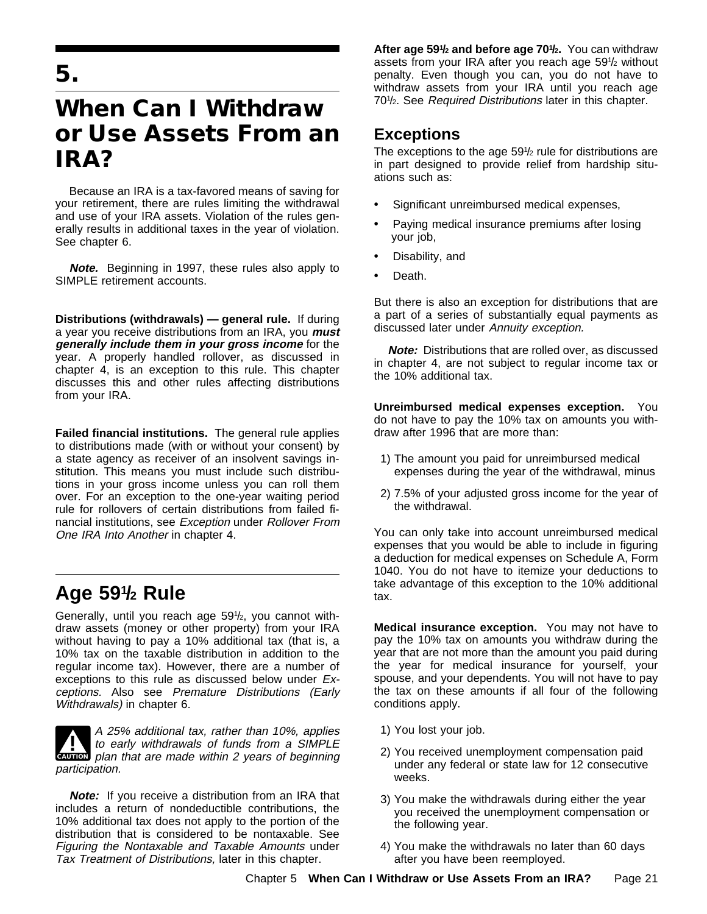# 5.

# When Can I Withdraw or Use Assets From an IRA?

Because an IRA is a tax-favored means of saving for your retirement, there are rules limiting the withdrawal and use of your IRA assets. Violation of the rules generally results in additional taxes in the year of violation. See chapter 6.

***Note.*** Beginning in 1997, these rules also apply to SIMPLE retirement accounts.

**Distributions (withdrawals) — general rule.** If during a year you receive distributions from an IRA, you ***must generally include them in your gross income*** for the year. A properly handled rollover, as discussed in chapter 4, is an exception to this rule. This chapter discusses this and other rules affecting distributions from your IRA.

**Failed financial institutions.** The general rule applies to distributions made (with or without your consent) by a state agency as receiver of an insolvent savings institution. This means you must include such distributions in your gross income unless you can roll them over. For an exception to the one-year waiting period rule for rollovers of certain distributions from failed financial institutions, see *Exception* under *Rollover From One IRA Into Another* in chapter 4.

## Age 59½ Rule

Generally, until you reach age 59½, you cannot withdraw assets (money or other property) from your IRA without having to pay a 10% additional tax (that is, a 10% tax on the taxable distribution in addition to the regular income tax). However, there are a number of exceptions to this rule as discussed below under *Exceptions.* Also see *Premature Distributions (Early Withdrawals)* in chapter 6.

CAUTION: *A 25% additional tax, rather than 10%, applies to early withdrawals of funds from a SIMPLE plan that are made within 2 years of beginning participation.*

***Note:*** If you receive a distribution from an IRA that includes a return of nondeductible contributions, the 10% additional tax does not apply to the portion of the distribution that is considered to be nontaxable. See *Figuring the Nontaxable and Taxable Amounts* under *Tax Treatment of Distributions,* later in this chapter.

**After age 59½ and before age 70½.** You can withdraw assets from your IRA after you reach age 59½ without penalty. Even though you can, you do not have to withdraw assets from your IRA until you reach age 70½. See *Required Distributions* later in this chapter.

### Exceptions

The exceptions to the age 59½ rule for distributions are in part designed to provide relief from hardship situations such as:

- Significant unreimbursed medical expenses,
- Paying medical insurance premiums after losing your job,
- Disability, and
- Death.

But there is also an exception for distributions that are a part of a series of substantially equal payments as discussed later under *Annuity exception.*

***Note:*** Distributions that are rolled over, as discussed in chapter 4, are not subject to regular income tax or the 10% additional tax.

**Unreimbursed medical expenses exception.** You do not have to pay the 10% tax on amounts you withdraw after 1996 that are more than:

1) The amount you paid for unreimbursed medical expenses during the year of the withdrawal, minus
2) 7.5% of your adjusted gross income for the year of the withdrawal.

You can only take into account unreimbursed medical expenses that you would be able to include in figuring a deduction for medical expenses on Schedule A, Form 1040. You do not have to itemize your deductions to take advantage of this exception to the 10% additional tax.

**Medical insurance exception.** You may not have to pay the 10% tax on amounts you withdraw during the year that are not more than the amount you paid during the year for medical insurance for yourself, your spouse, and your dependents. You will not have to pay the tax on these amounts if all four of the following conditions apply.

1) You lost your job.
2) You received unemployment compensation paid under any federal or state law for 12 consecutive weeks.
3) You make the withdrawals during either the year you received the unemployment compensation or the following year.
4) You make the withdrawals no later than 60 days after you have been reemployed.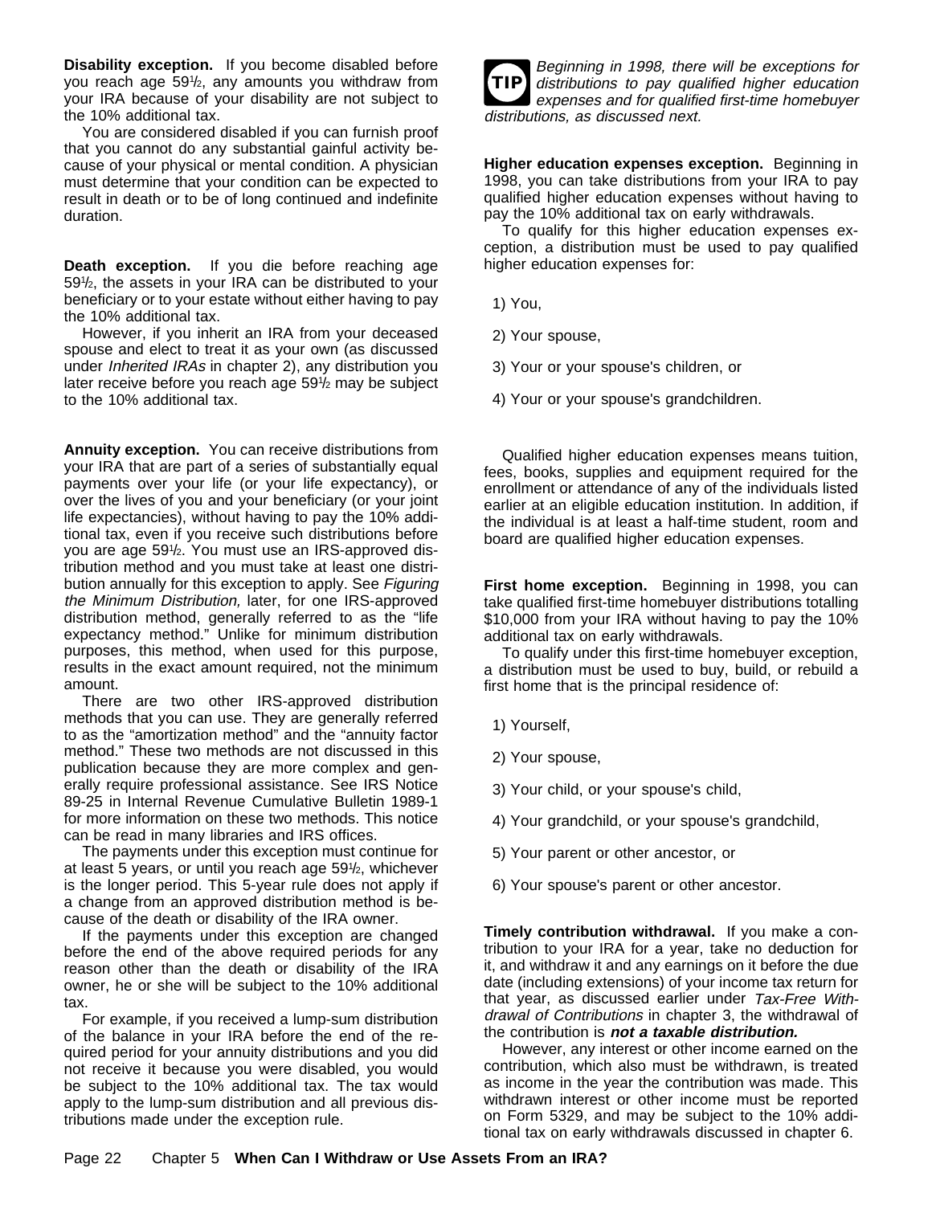**Disability exception.** If you become disabled before you reach age 59½, any amounts you withdraw from your IRA because of your disability are not subject to the 10% additional tax.

You are considered disabled if you can furnish proof that you cannot do any substantial gainful activity because of your physical or mental condition. A physician must determine that your condition can be expected to result in death or to be of long continued and indefinite duration.

**Death exception.** If you die before reaching age 59½, the assets in your IRA can be distributed to your beneficiary or to your estate without either having to pay the 10% additional tax.

However, if you inherit an IRA from your deceased spouse and elect to treat it as your own (as discussed under *Inherited IRAs* in chapter 2), any distribution you later receive before you reach age 59½ may be subject to the 10% additional tax.

**Annuity exception.** You can receive distributions from your IRA that are part of a series of substantially equal payments over your life (or your life expectancy), or over the lives of you and your beneficiary (or your joint life expectancies), without having to pay the 10% additional tax, even if you receive such distributions before you are age 59½. You must use an IRS-approved distribution method and you must take at least one distribution annually for this exception to apply. See *Figuring the Minimum Distribution,* later, for one IRS-approved distribution method, generally referred to as the "life expectancy method." Unlike for minimum distribution purposes, this method, when used for this purpose, results in the exact amount required, not the minimum amount.

There are two other IRS-approved distribution methods that you can use. They are generally referred to as the "amortization method" and the "annuity factor method." These two methods are not discussed in this publication because they are more complex and generally require professional assistance. See IRS Notice 89-25 in Internal Revenue Cumulative Bulletin 1989-1 for more information on these two methods. This notice can be read in many libraries and IRS offices.

The payments under this exception must continue for at least 5 years, or until you reach age 59½, whichever is the longer period. This 5-year rule does not apply if a change from an approved distribution method is because of the death or disability of the IRA owner.

If the payments under this exception are changed before the end of the above required periods for any reason other than the death or disability of the IRA owner, he or she will be subject to the 10% additional tax.

For example, if you received a lump-sum distribution of the balance in your IRA before the end of the required period for your annuity distributions and you did not receive it because you were disabled, you would be subject to the 10% additional tax. The tax would apply to the lump-sum distribution and all previous distributions made under the exception rule.

**TIP** *Beginning in 1998, there will be exceptions for distributions to pay qualified higher education expenses and for qualified first-time homebuyer distributions, as discussed next.*

**Higher education expenses exception.** Beginning in 1998, you can take distributions from your IRA to pay qualified higher education expenses without having to pay the 10% additional tax on early withdrawals.

To qualify for this higher education expenses exception, a distribution must be used to pay qualified higher education expenses for:

1) You,
2) Your spouse,
3) Your or your spouse's children, or
4) Your or your spouse's grandchildren.

Qualified higher education expenses means tuition, fees, books, supplies and equipment required for the enrollment or attendance of any of the individuals listed earlier at an eligible education institution. In addition, if the individual is at least a half-time student, room and board are qualified higher education expenses.

**First home exception.** Beginning in 1998, you can take qualified first-time homebuyer distributions totalling $10,000 from your IRA without having to pay the 10% additional tax on early withdrawals.

To qualify under this first-time homebuyer exception, a distribution must be used to buy, build, or rebuild a first home that is the principal residence of:

1) Yourself,
2) Your spouse,
3) Your child, or your spouse's child,
4) Your grandchild, or your spouse's grandchild,
5) Your parent or other ancestor, or
6) Your spouse's parent or other ancestor.

**Timely contribution withdrawal.** If you make a contribution to your IRA for a year, take no deduction for it, and withdraw it and any earnings on it before the due date (including extensions) of your income tax return for that year, as discussed earlier under *Tax-Free Withdrawal of Contributions* in chapter 3, the withdrawal of the contribution is ***not a taxable distribution.***

However, any interest or other income earned on the contribution, which also must be withdrawn, is treated as income in the year the contribution was made. This withdrawn interest or other income must be reported on Form 5329, and may be subject to the 10% additional tax on early withdrawals discussed in chapter 6.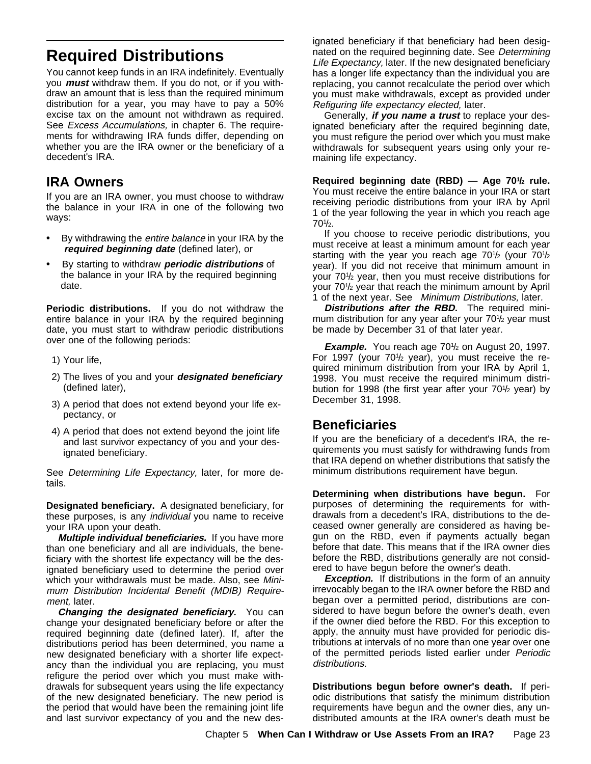## Required Distributions

You cannot keep funds in an IRA indefinitely. Eventually you ***must*** withdraw them. If you do not, or if you withdraw an amount that is less than the required minimum distribution for a year, you may have to pay a 50% excise tax on the amount not withdrawn as required. See *Excess Accumulations,* in chapter 6. The requirements for withdrawing IRA funds differ, depending on whether you are the IRA owner or the beneficiary of a decedent's IRA.

### IRA Owners

If you are an IRA owner, you must choose to withdraw the balance in your IRA in one of the following two ways:

- By withdrawing the *entire balance* in your IRA by the ***required beginning date*** (defined later), or
- By starting to withdraw ***periodic distributions*** of the balance in your IRA by the required beginning date.

**Periodic distributions.** If you do not withdraw the entire balance in your IRA by the required beginning date, you must start to withdraw periodic distributions over one of the following periods:

1) Your life,
2) The lives of you and your ***designated beneficiary*** (defined later),
3) A period that does not extend beyond your life expectancy, or
4) A period that does not extend beyond the joint life and last survivor expectancy of you and your designated beneficiary.

See *Determining Life Expectancy,* later, for more details.

**Designated beneficiary.** A designated beneficiary, for these purposes, is any *individual* you name to receive your IRA upon your death.

***Multiple individual beneficiaries.*** If you have more than one beneficiary and all are individuals, the beneficiary with the shortest life expectancy will be the designated beneficiary used to determine the period over which your withdrawals must be made. Also, see *Minimum Distribution Incidental Benefit (MDIB) Requirement,* later.

***Changing the designated beneficiary.*** You can change your designated beneficiary before or after the required beginning date (defined later). If, after the distributions period has been determined, you name a new designated beneficiary with a shorter life expectancy than the individual you are replacing, you must refigure the period over which you must make withdrawals for subsequent years using the life expectancy of the new designated beneficiary. The new period is the period that would have been the remaining joint life and last survivor expectancy of you and the new designated beneficiary if that beneficiary had been designated on the required beginning date. See *Determining Life Expectancy,* later. If the new designated beneficiary has a longer life expectancy than the individual you are replacing, you cannot recalculate the period over which you must make withdrawals, except as provided under *Refiguring life expectancy elected,* later.

Generally, ***if you name a trust*** to replace your designated beneficiary after the required beginning date, you must refigure the period over which you must make withdrawals for subsequent years using only your remaining life expectancy.

**Required beginning date (RBD) — Age 70½ rule.** You must receive the entire balance in your IRA or start receiving periodic distributions from your IRA by April 1 of the year following the year in which you reach age 70½.

If you choose to receive periodic distributions, you must receive at least a minimum amount for each year starting with the year you reach age 70½ (your 70½ year). If you did not receive that minimum amount in your 70½ year, then you must receive distributions for your 70½ year that reach the minimum amount by April 1 of the next year. See *Minimum Distributions,* later.

***Distributions after the RBD.*** The required minimum distribution for any year after your 70½ year must be made by December 31 of that later year.

***Example.*** You reach age 70½ on August 20, 1997. For 1997 (your 70½ year), you must receive the required minimum distribution from your IRA by April 1, 1998. You must receive the required minimum distribution for 1998 (the first year after your 70½ year) by December 31, 1998.

### Beneficiaries

If you are the beneficiary of a decedent's IRA, the requirements you must satisfy for withdrawing funds from that IRA depend on whether distributions that satisfy the minimum distributions requirement have begun.

**Determining when distributions have begun.** For purposes of determining the requirements for withdrawals from a decedent's IRA, distributions to the deceased owner generally are considered as having begun on the RBD, even if payments actually began before that date. This means that if the IRA owner dies before the RBD, distributions generally are not considered to have begun before the owner's death.

***Exception.*** If distributions in the form of an annuity irrevocably began to the IRA owner before the RBD and began over a permitted period, distributions are considered to have begun before the owner's death, even if the owner died before the RBD. For this exception to apply, the annuity must have provided for periodic distributions at intervals of no more than one year over one of the permitted periods listed earlier under *Periodic distributions.*

**Distributions begun before owner's death.** If periodic distributions that satisfy the minimum distribution requirements have begun and the owner dies, any undistributed amounts at the IRA owner's death must be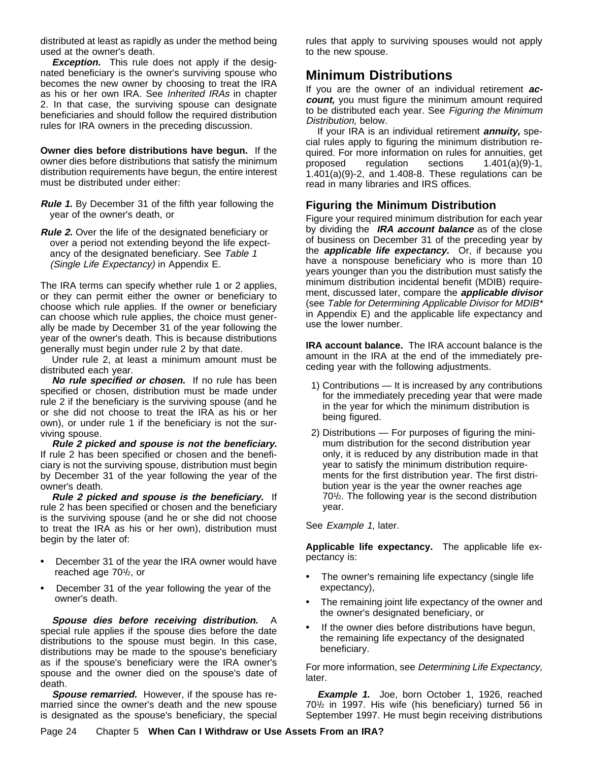distributed at least as rapidly as under the method being used at the owner's death.

***Exception.*** This rule does not apply if the designated beneficiary is the owner's surviving spouse who becomes the new owner by choosing to treat the IRA as his or her own IRA. See *Inherited IRAs* in chapter 2. In that case, the surviving spouse can designate beneficiaries and should follow the required distribution rules for IRA owners in the preceding discussion.

**Owner dies before distributions have begun.** If the owner dies before distributions that satisfy the minimum distribution requirements have begun, the entire interest must be distributed under either:

***Rule 1.*** By December 31 of the fifth year following the year of the owner's death, or

***Rule 2.*** Over the life of the designated beneficiary or over a period not extending beyond the life expectancy of the designated beneficiary. See *Table 1 (Single Life Expectancy)* in Appendix E.

The IRA terms can specify whether rule 1 or 2 applies, or they can permit either the owner or beneficiary to choose which rule applies. If the owner or beneficiary can choose which rule applies, the choice must generally be made by December 31 of the year following the year of the owner's death. This is because distributions generally must begin under rule 2 by that date.

Under rule 2, at least a minimum amount must be distributed each year.

***No rule specified or chosen.*** If no rule has been specified or chosen, distribution must be made under rule 2 if the beneficiary is the surviving spouse (and he or she did not choose to treat the IRA as his or her own), or under rule 1 if the beneficiary is not the surviving spouse.

***Rule 2 picked and spouse is not the beneficiary.*** If rule 2 has been specified or chosen and the beneficiary is not the surviving spouse, distribution must begin by December 31 of the year following the year of the owner's death.

***Rule 2 picked and spouse is the beneficiary.*** If rule 2 has been specified or chosen and the beneficiary is the surviving spouse (and he or she did not choose to treat the IRA as his or her own), distribution must begin by the later of:

- December 31 of the year the IRA owner would have reached age 70½, or
- December 31 of the year following the year of the owner's death.

***Spouse dies before receiving distribution.*** A special rule applies if the spouse dies before the date distributions to the spouse must begin. In this case, distributions may be made to the spouse's beneficiary as if the spouse's beneficiary were the IRA owner's spouse and the owner died on the spouse's date of death.

***Spouse remarried.*** However, if the spouse has remarried since the owner's death and the new spouse is designated as the spouse's beneficiary, the special rules that apply to surviving spouses would not apply to the new spouse.

## Minimum Distributions

If you are the owner of an individual retirement ***account,*** you must figure the minimum amount required to be distributed each year. See *Figuring the Minimum Distribution,* below.

If your IRA is an individual retirement ***annuity,*** special rules apply to figuring the minimum distribution required. For more information on rules for annuities, get proposed regulation sections 1.401(a)(9)-1, 1.401(a)(9)-2, and 1.408-8. These regulations can be read in many libraries and IRS offices.

### Figuring the Minimum Distribution

Figure your required minimum distribution for each year by dividing the ***IRA account balance*** as of the close of business on December 31 of the preceding year by the ***applicable life expectancy.*** Or, if because you have a nonspouse beneficiary who is more than 10 years younger than you the distribution must satisfy the minimum distribution incidental benefit (MDIB) requirement, discussed later, compare the ***applicable divisor*** (see *Table for Determining Applicable Divisor for MDIB** in Appendix E) and the applicable life expectancy and use the lower number.

**IRA account balance.** The IRA account balance is the amount in the IRA at the end of the immediately preceding year with the following adjustments.

1) Contributions — It is increased by any contributions for the immediately preceding year that were made in the year for which the minimum distribution is being figured.

2) Distributions — For purposes of figuring the minimum distribution for the second distribution year only, it is reduced by any distribution made in that year to satisfy the minimum distribution requirements for the first distribution year. The first distribution year is the year the owner reaches age 70½. The following year is the second distribution year.

See *Example 1,* later.

**Applicable life expectancy.** The applicable life expectancy is:

- The owner's remaining life expectancy (single life expectancy),
- The remaining joint life expectancy of the owner and the owner's designated beneficiary, or
- If the owner dies before distributions have begun, the remaining life expectancy of the designated beneficiary.

For more information, see *Determining Life Expectancy,* later.

***Example 1.*** Joe, born October 1, 1926, reached 70½ in 1997. His wife (his beneficiary) turned 56 in September 1997. He must begin receiving distributions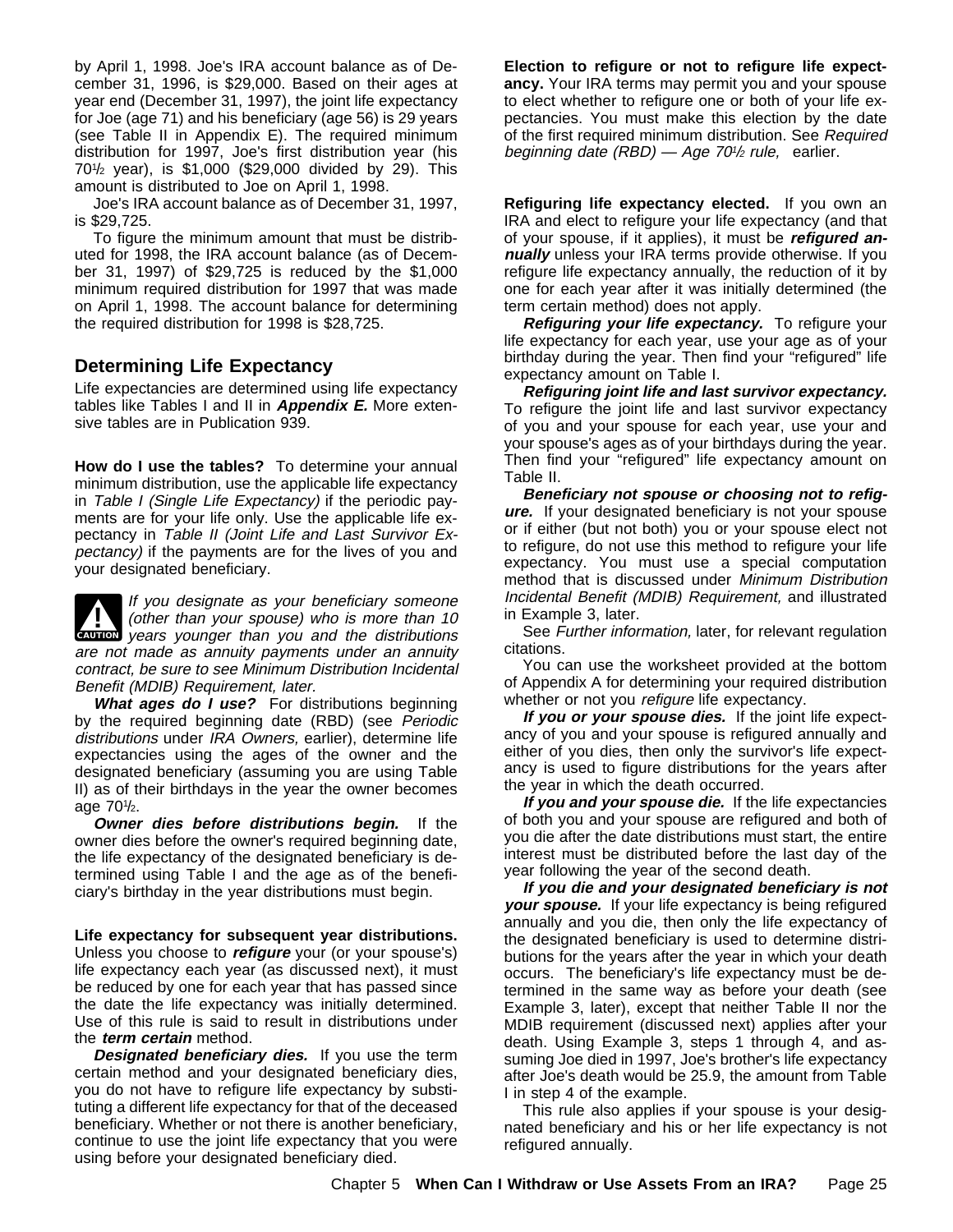by April 1, 1998. Joe's IRA account balance as of December 31, 1996, is $29,000. Based on their ages at year end (December 31, 1997), the joint life expectancy for Joe (age 71) and his beneficiary (age 56) is 29 years (see Table II in Appendix E). The required minimum distribution for 1997, Joe's first distribution year (his 70½ year), is $1,000 ($29,000 divided by 29). This amount is distributed to Joe on April 1, 1998.

Joe's IRA account balance as of December 31, 1997, is $29,725.

To figure the minimum amount that must be distributed for 1998, the IRA account balance (as of December 31, 1997) of $29,725 is reduced by the $1,000 minimum required distribution for 1997 that was made on April 1, 1998. The account balance for determining the required distribution for 1998 is $28,725.

## Determining Life Expectancy

Life expectancies are determined using life expectancy tables like Tables I and II in ***Appendix E.*** More extensive tables are in Publication 939.

**How do I use the tables?** To determine your annual minimum distribution, use the applicable life expectancy in *Table I (Single Life Expectancy)* if the periodic payments are for your life only. Use the applicable life expectancy in *Table II (Joint Life and Last Survivor Expectancy)* if the payments are for the lives of you and your designated beneficiary.

CAUTION: *If you designate as your beneficiary someone (other than your spouse) who is more than 10 years younger than you and the distributions are not made as annuity payments under an annuity contract, be sure to see Minimum Distribution Incidental Benefit (MDIB) Requirement, later.*

***What ages do I use?*** For distributions beginning by the required beginning date (RBD) (see *Periodic distributions* under *IRA Owners,* earlier), determine life expectancies using the ages of the owner and the designated beneficiary (assuming you are using Table II) as of their birthdays in the year the owner becomes age 70½.

***Owner dies before distributions begin.*** If the owner dies before the owner's required beginning date, the life expectancy of the designated beneficiary is determined using Table I and the age as of the beneficiary's birthday in the year distributions must begin.

**Life expectancy for subsequent year distributions.** Unless you choose to ***refigure*** your (or your spouse's) life expectancy each year (as discussed next), it must be reduced by one for each year that has passed since the date the life expectancy was initially determined. Use of this rule is said to result in distributions under the ***term certain*** method.

***Designated beneficiary dies.*** If you use the term certain method and your designated beneficiary dies, you do not have to refigure life expectancy by substituting a different life expectancy for that of the deceased beneficiary. Whether or not there is another beneficiary, continue to use the joint life expectancy that you were using before your designated beneficiary died.

**Election to refigure or not to refigure life expectancy.** Your IRA terms may permit you and your spouse to elect whether to refigure one or both of your life expectancies. You must make this election by the date of the first required minimum distribution. See *Required beginning date (RBD) — Age 70½ rule,* earlier.

**Refiguring life expectancy elected.** If you own an IRA and elect to refigure your life expectancy (and that of your spouse, if it applies), it must be ***refigured annually*** unless your IRA terms provide otherwise. If you refigure life expectancy annually, the reduction of it by one for each year after it was initially determined (the term certain method) does not apply.

***Refiguring your life expectancy.*** To refigure your life expectancy for each year, use your age as of your birthday during the year. Then find your "refigured" life expectancy amount on Table I.

***Refiguring joint life and last survivor expectancy.*** To refigure the joint life and last survivor expectancy of you and your spouse for each year, use your and your spouse's ages as of your birthdays during the year. Then find your "refigured" life expectancy amount on Table II.

***Beneficiary not spouse or choosing not to refigure.*** If your designated beneficiary is not your spouse or if either (but not both) you or your spouse elect not to refigure, do not use this method to refigure your life expectancy. You must use a special computation method that is discussed under *Minimum Distribution Incidental Benefit (MDIB) Requirement,* and illustrated in Example 3, later.

See *Further information,* later, for relevant regulation citations.

You can use the worksheet provided at the bottom of Appendix A for determining your required distribution whether or not you *refigure* life expectancy.

***If you or your spouse dies.*** If the joint life expectancy of you and your spouse is refigured annually and either of you dies, then only the survivor's life expectancy is used to figure distributions for the years after the year in which the death occurred.

***If you and your spouse die.*** If the life expectancies of both you and your spouse are refigured and both of you die after the date distributions must start, the entire interest must be distributed before the last day of the year following the year of the second death.

***If you die and your designated beneficiary is not your spouse.*** If your life expectancy is being refigured annually and you die, then only the life expectancy of the designated beneficiary is used to determine distributions for the years after the year in which your death occurs. The beneficiary's life expectancy must be determined in the same way as before your death (see Example 3, later), except that neither Table II nor the MDIB requirement (discussed next) applies after your death. Using Example 3, steps 1 through 4, and assuming Joe died in 1997, Joe's brother's life expectancy after Joe's death would be 25.9, the amount from Table I in step 4 of the example.

This rule also applies if your spouse is your designated beneficiary and his or her life expectancy is not refigured annually.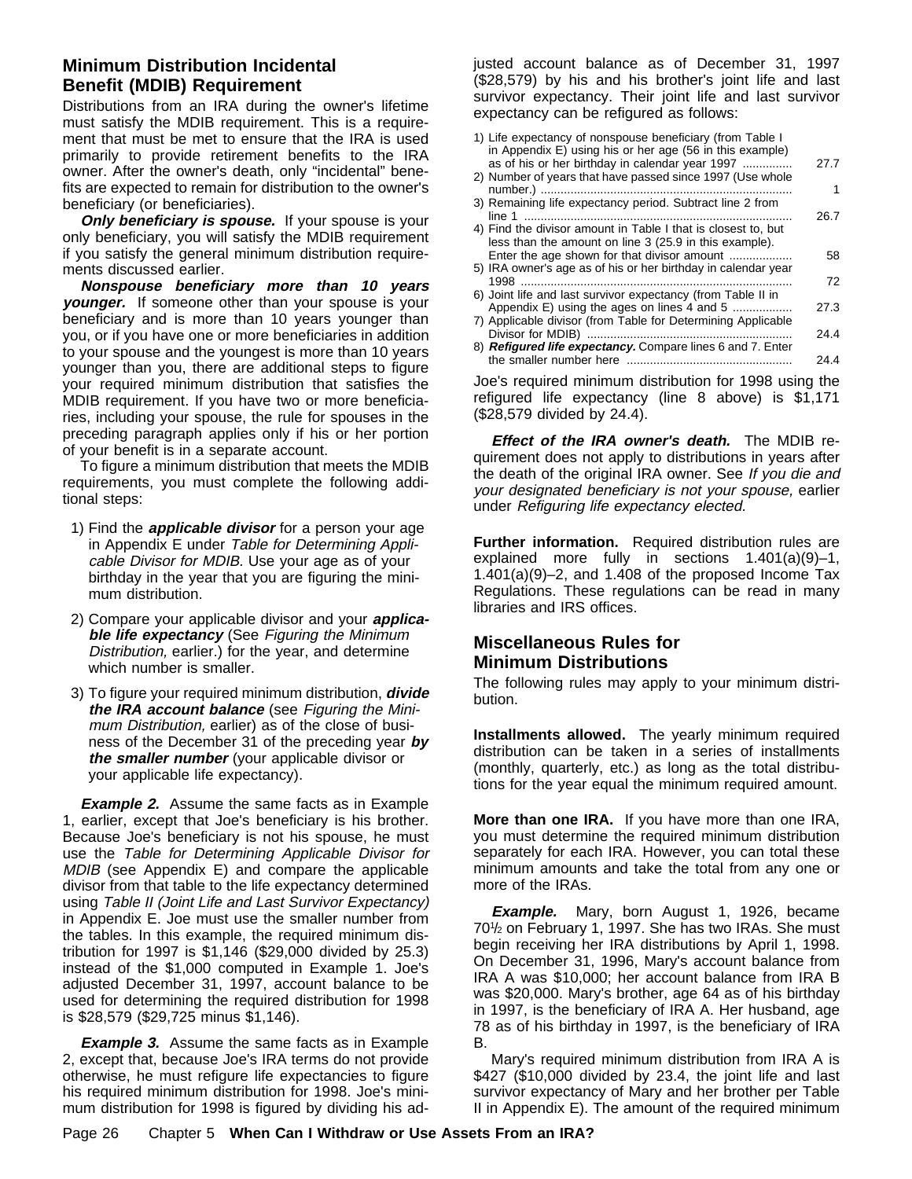## Minimum Distribution Incidental Benefit (MDIB) Requirement

Distributions from an IRA during the owner's lifetime must satisfy the MDIB requirement. This is a requirement that must be met to ensure that the IRA is used primarily to provide retirement benefits to the IRA owner. After the owner's death, only “incidental” benefits are expected to remain for distribution to the owner's beneficiary (or beneficiaries).

***Only beneficiary is spouse.*** If your spouse is your only beneficiary, you will satisfy the MDIB requirement if you satisfy the general minimum distribution requirements discussed earlier.

***Nonspouse beneficiary more than 10 years younger.*** If someone other than your spouse is your beneficiary and is more than 10 years younger than you, or if you have one or more beneficiaries in addition to your spouse and the youngest is more than 10 years younger than you, there are additional steps to figure your required minimum distribution that satisfies the MDIB requirement. If you have two or more beneficiaries, including your spouse, the rule for spouses in the preceding paragraph applies only if his or her portion of your benefit is in a separate account.

To figure a minimum distribution that meets the MDIB requirements, you must complete the following additional steps:

1) Find the ***applicable divisor*** for a person your age in Appendix E under *Table for Determining Applicable Divisor for MDIB.* Use your age as of your birthday in the year that you are figuring the minimum distribution.

2) Compare your applicable divisor and your ***applicable life expectancy*** (See *Figuring the Minimum Distribution,* earlier.) for the year, and determine which number is smaller.

3) To figure your required minimum distribution, ***divide the IRA account balance*** (see *Figuring the Minimum Distribution,* earlier) as of the close of business of the December 31 of the preceding year ***by the smaller number*** (your applicable divisor or your applicable life expectancy).

***Example 2.*** Assume the same facts as in Example 1, earlier, except that Joe's beneficiary is his brother. Because Joe's beneficiary is not his spouse, he must use the *Table for Determining Applicable Divisor for MDIB* (see Appendix E) and compare the applicable divisor from that table to the life expectancy determined using *Table II (Joint Life and Last Survivor Expectancy)* in Appendix E. Joe must use the smaller number from the tables. In this example, the required minimum distribution for 1997 is $1,146 ($29,000 divided by 25.3) instead of the $1,000 computed in Example 1. Joe's adjusted December 31, 1997, account balance to be used for determining the required distribution for 1998 is $28,579 ($29,725 minus $1,146).

***Example 3.*** Assume the same facts as in Example 2, except that, because Joe's IRA terms do not provide otherwise, he must refigure life expectancies to figure his required minimum distribution for 1998. Joe's minimum distribution for 1998 is figured by dividing his adjusted account balance as of December 31, 1997 ($28,579) by his and his brother's joint life and last survivor expectancy. Their joint life and last survivor expectancy can be refigured as follows:

| | |
|---|---|
| 1) Life expectancy of nonspouse beneficiary (from Table I in Appendix E) using his or her age (56 in this example) as of his or her birthday in calendar year 1997 | 27.7 |
| 2) Number of years that have passed since 1997 (Use whole number.) | 1 |
| 3) Remaining life expectancy period. Subtract line 2 from line 1 | 26.7 |
| 4) Find the divisor amount in Table I that is closest to, but less than the amount on line 3 (25.9 in this example). Enter the age shown for that divisor amount | 58 |
| 5) IRA owner's age as of his or her birthday in calendar year 1998 | 72 |
| 6) Joint life and last survivor expectancy (from Table II in Appendix E) using the ages on lines 4 and 5 | 27.3 |
| 7) Applicable divisor (from Table for Determining Applicable Divisor for MDIB) | 24.4 |
| 8) ***Refigured life expectancy.*** Compare lines 6 and 7. Enter the smaller number here | 24.4 |

Joe's required minimum distribution for 1998 using the refigured life expectancy (line 8 above) is $1,171 ($28,579 divided by 24.4).

***Effect of the IRA owner's death.*** The MDIB requirement does not apply to distributions in years after the death of the original IRA owner. See *If you die and your designated beneficiary is not your spouse,* earlier under *Refiguring life expectancy elected.*

**Further information.** Required distribution rules are explained more fully in sections 1.401(a)(9)–1, 1.401(a)(9)–2, and 1.408 of the proposed Income Tax Regulations. These regulations can be read in many libraries and IRS offices.

## Miscellaneous Rules for Minimum Distributions

The following rules may apply to your minimum distribution.

**Installments allowed.** The yearly minimum required distribution can be taken in a series of installments (monthly, quarterly, etc.) as long as the total distributions for the year equal the minimum required amount.

**More than one IRA.** If you have more than one IRA, you must determine the required minimum distribution separately for each IRA. However, you can total these minimum amounts and take the total from any one or more of the IRAs.

***Example.*** Mary, born August 1, 1926, became 70½ on February 1, 1997. She has two IRAs. She must begin receiving her IRA distributions by April 1, 1998. On December 31, 1996, Mary's account balance from IRA A was $10,000; her account balance from IRA B was $20,000. Mary's brother, age 64 as of his birthday in 1997, is the beneficiary of IRA A. Her husband, age 78 as of his birthday in 1997, is the beneficiary of IRA B.

Mary's required minimum distribution from IRA A is $427 ($10,000 divided by 23.4, the joint life and last survivor expectancy of Mary and her brother per Table II in Appendix E). The amount of the required minimum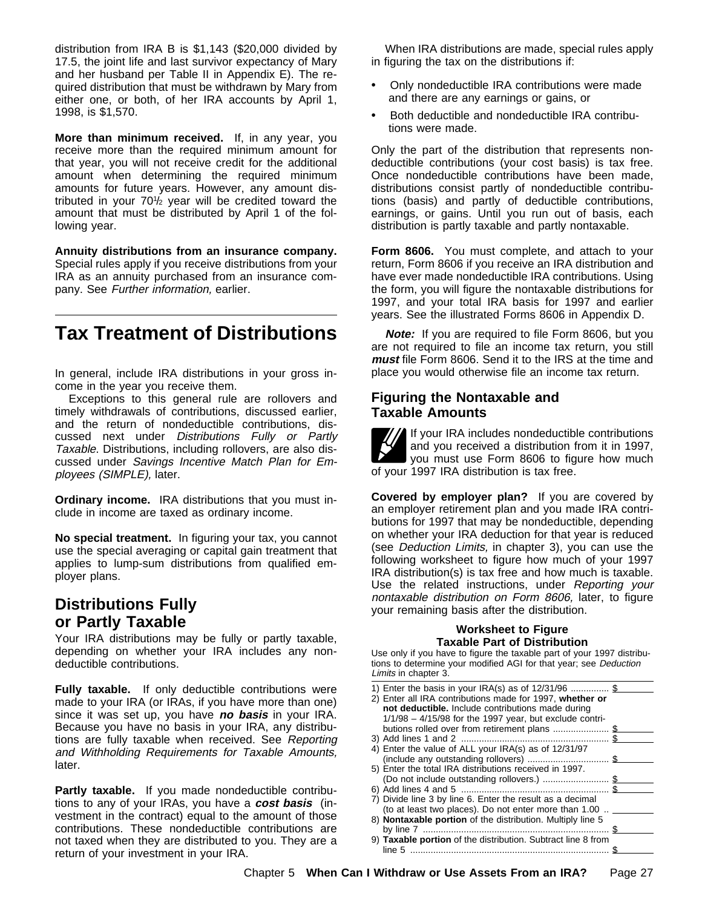distribution from IRA B is $1,143 ($20,000 divided by 17.5, the joint life and last survivor expectancy of Mary and her husband per Table II in Appendix E). The required distribution that must be withdrawn by Mary from either one, or both, of her IRA accounts by April 1, 1998, is $1,570.

**More than minimum received.** If, in any year, you receive more than the required minimum amount for that year, you will not receive credit for the additional amount when determining the required minimum amounts for future years. However, any amount distributed in your 70½ year will be credited toward the amount that must be distributed by April 1 of the following year.

**Annuity distributions from an insurance company.** Special rules apply if you receive distributions from your IRA as an annuity purchased from an insurance company. See *Further information,* earlier.

# Tax Treatment of Distributions

In general, include IRA distributions in your gross income in the year you receive them.

Exceptions to this general rule are rollovers and timely withdrawals of contributions, discussed earlier, and the return of nondeductible contributions, discussed next under *Distributions Fully or Partly Taxable*. Distributions, including rollovers, are also discussed under *Savings Incentive Match Plan for Employees (SIMPLE),* later.

**Ordinary income.** IRA distributions that you must include in income are taxed as ordinary income.

**No special treatment.** In figuring your tax, you cannot use the special averaging or capital gain treatment that applies to lump-sum distributions from qualified employer plans.

## Distributions Fully or Partly Taxable

Your IRA distributions may be fully or partly taxable, depending on whether your IRA includes any nondeductible contributions.

**Fully taxable.** If only deductible contributions were made to your IRA (or IRAs, if you have more than one) since it was set up, you have ***no basis*** in your IRA. Because you have no basis in your IRA, any distributions are fully taxable when received. See *Reporting and Withholding Requirements for Taxable Amounts,* later.

**Partly taxable.** If you made nondeductible contributions to any of your IRAs, you have a ***cost basis*** (investment in the contract) equal to the amount of those contributions. These nondeductible contributions are not taxed when they are distributed to you. They are a return of your investment in your IRA.

When IRA distributions are made, special rules apply in figuring the tax on the distributions if:

- Only nondeductible IRA contributions were made and there are any earnings or gains, or
- Both deductible and nondeductible IRA contributions were made.

Only the part of the distribution that represents nondeductible contributions (your cost basis) is tax free. Once nondeductible contributions have been made, distributions consist partly of nondeductible contributions (basis) and partly of deductible contributions, earnings, or gains. Until you run out of basis, each distribution is partly taxable and partly nontaxable.

**Form 8606.** You must complete, and attach to your return, Form 8606 if you receive an IRA distribution and have ever made nondeductible IRA contributions. Using the form, you will figure the nontaxable distributions for 1997, and your total IRA basis for 1997 and earlier years. See the illustrated Forms 8606 in Appendix D.

***Note:*** If you are required to file Form 8606, but you are not required to file an income tax return, you still ***must*** file Form 8606. Send it to the IRS at the time and place you would otherwise file an income tax return.

## Figuring the Nontaxable and Taxable Amounts

If your IRA includes nondeductible contributions and you received a distribution from it in 1997, you must use Form 8606 to figure how much of your 1997 IRA distribution is tax free.

**Covered by employer plan?** If you are covered by an employer retirement plan and you made IRA contributions for 1997 that may be nondeductible, depending on whether your IRA deduction for that year is reduced (see *Deduction Limits,* in chapter 3), you can use the following worksheet to figure how much of your 1997 IRA distribution(s) is tax free and how much is taxable. Use the related instructions, under *Reporting your nontaxable distribution on Form 8606,* later, to figure your remaining basis after the distribution.

**Worksheet to Figure Taxable Part of Distribution**

Use only if you have to figure the taxable part of your 1997 distributions to determine your modified AGI for that year; see *Deduction Limits* in chapter 3.

1) Enter the basis in your IRA(s) as of 12/31/96 .............. $________
2) Enter all IRA contributions made for 1997, **whether or not deductible.** Include contributions made during 1/1/98 – 4/15/98 for the 1997 year, but exclude contributions rolled over from retirement plans ..................... $________
3) Add lines 1 and 2 ......................................................... $________
4) Enter the value of ALL your IRA(s) as of 12/31/97 (include any outstanding rollovers) ................................ $________
5) Enter the total IRA distributions received in 1997. (Do not include outstanding rollovers.) ......................... $________
6) Add lines 4 and 5 ......................................................... $________
7) Divide line 3 by line 6. Enter the result as a decimal (to at least two places). Do not enter more than 1.00 .. ________
8) **Nontaxable portion** of the distribution. Multiply line 5 by line 7 ......................................................................... $________
9) **Taxable portion** of the distribution. Subtract line 8 from line 5 ............................................................................. $________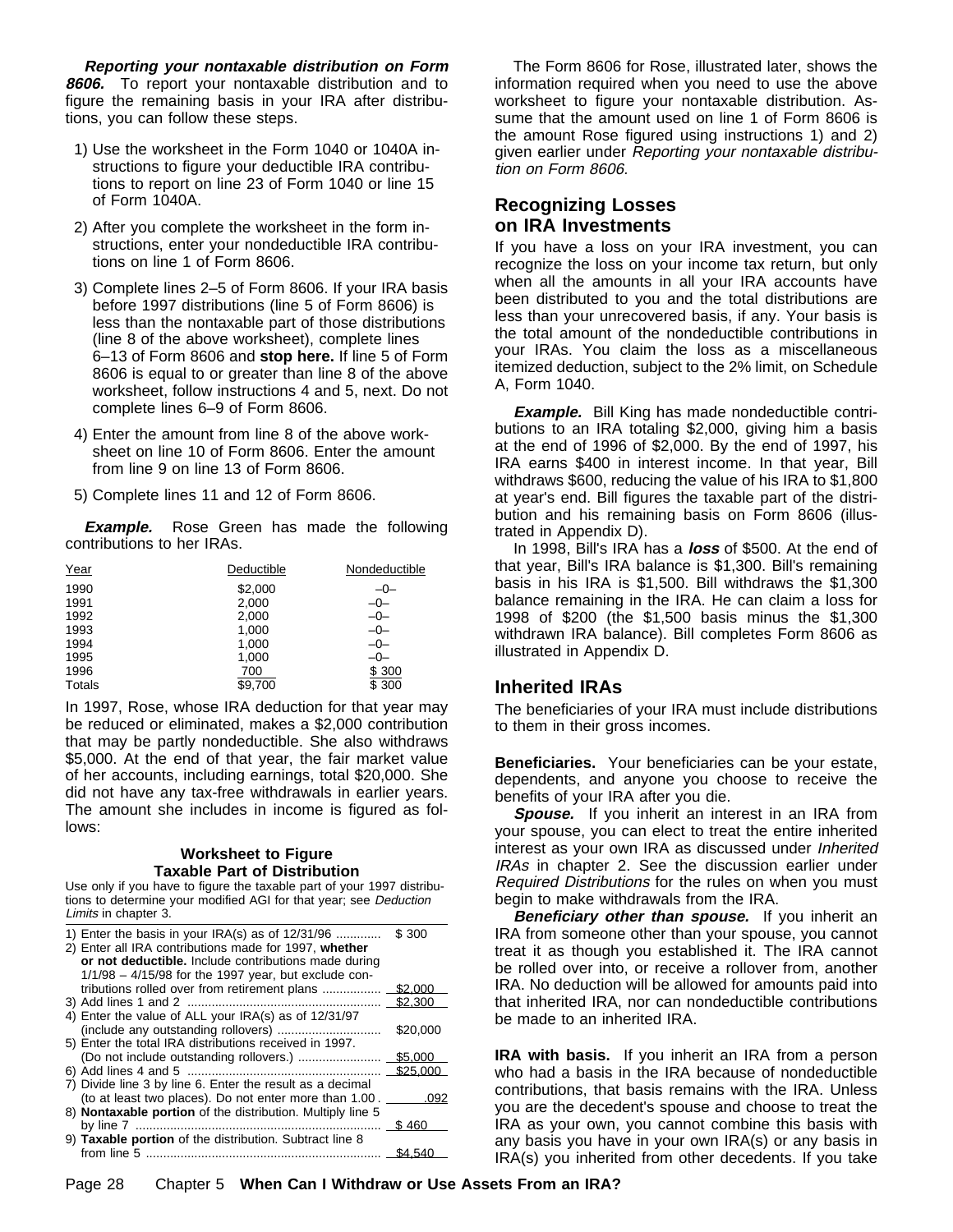***Reporting your nontaxable distribution on Form 8606.*** To report your nontaxable distribution and to figure the remaining basis in your IRA after distributions, you can follow these steps.

1) Use the worksheet in the Form 1040 or 1040A instructions to figure your deductible IRA contributions to report on line 23 of Form 1040 or line 15 of Form 1040A.

2) After you complete the worksheet in the form instructions, enter your nondeductible IRA contributions on line 1 of Form 8606.

3) Complete lines 2–5 of Form 8606. If your IRA basis before 1997 distributions (line 5 of Form 8606) is less than the nontaxable part of those distributions (line 8 of the above worksheet), complete lines 6–13 of Form 8606 and **stop here.** If line 5 of Form 8606 is equal to or greater than line 8 of the above worksheet, follow instructions 4 and 5, next. Do not complete lines 6–9 of Form 8606.

4) Enter the amount from line 8 of the above worksheet on line 10 of Form 8606. Enter the amount from line 9 on line 13 of Form 8606.

5) Complete lines 11 and 12 of Form 8606.

***Example.*** Rose Green has made the following contributions to her IRAs.

| Year | Deductible | Nondeductible |
|---|---|---|
| 1990 | $2,000 | –0– |
| 1991 | 2,000 | –0– |
| 1992 | 2,000 | –0– |
| 1993 | 1,000 | –0– |
| 1994 | 1,000 | –0– |
| 1995 | 1,000 | –0– |
| 1996 | 700 | $ 300 |
| Totals | $9,700 | $ 300 |

In 1997, Rose, whose IRA deduction for that year may be reduced or eliminated, makes a $2,000 contribution that may be partly nondeductible. She also withdraws $5,000. At the end of that year, the fair market value of her accounts, including earnings, total $20,000. She did not have any tax-free withdrawals in earlier years. The amount she includes in income is figured as follows:

**Worksheet to Figure Taxable Part of Distribution**

Use only if you have to figure the taxable part of your 1997 distributions to determine your modified AGI for that year; see *Deduction Limits* in chapter 3.

| | |
|---|---|
| 1) Enter the basis in your IRA(s) as of 12/31/96 | $ 300 |
| 2) Enter all IRA contributions made for 1997, **whether or not deductible.** Include contributions made during 1/1/98 – 4/15/98 for the 1997 year, but exclude contributions rolled over from retirement plans | $2,000 |
| 3) Add lines 1 and 2 | $2,300 |
| 4) Enter the value of ALL your IRA(s) as of 12/31/97 (include any outstanding rollovers) | $20,000 |
| 5) Enter the total IRA distributions received in 1997. (Do not include outstanding rollovers.) | $5,000 |
| 6) Add lines 4 and 5 | $25,000 |
| 7) Divide line 3 by line 6. Enter the result as a decimal (to at least two places). Do not enter more than 1.00 | .092 |
| 8) **Nontaxable portion** of the distribution. Multiply line 5 by line 7 | $ 460 |
| 9) **Taxable portion** of the distribution. Subtract line 8 from line 5 | $4,540 |

The Form 8606 for Rose, illustrated later, shows the information required when you need to use the above worksheet to figure your nontaxable distribution. Assume that the amount used on line 1 of Form 8606 is the amount Rose figured using instructions 1) and 2) given earlier under *Reporting your nontaxable distribution on Form 8606.*

## Recognizing Losses on IRA Investments

If you have a loss on your IRA investment, you can recognize the loss on your income tax return, but only when all the amounts in all your IRA accounts have been distributed to you and the total distributions are less than your unrecovered basis, if any. Your basis is the total amount of the nondeductible contributions in your IRAs. You claim the loss as a miscellaneous itemized deduction, subject to the 2% limit, on Schedule A, Form 1040.

***Example.*** Bill King has made nondeductible contributions to an IRA totaling $2,000, giving him a basis at the end of 1996 of $2,000. By the end of 1997, his IRA earns $400 in interest income. In that year, Bill withdraws $600, reducing the value of his IRA to $1,800 at year's end. Bill figures the taxable part of the distribution and his remaining basis on Form 8606 (illustrated in Appendix D).

In 1998, Bill's IRA has a ***loss*** of $500. At the end of that year, Bill's IRA balance is $1,300. Bill's remaining basis in his IRA is $1,500. Bill withdraws the $1,300 balance remaining in the IRA. He can claim a loss for 1998 of $200 (the $1,500 basis minus the $1,300 withdrawn IRA balance). Bill completes Form 8606 as illustrated in Appendix D.

## Inherited IRAs

The beneficiaries of your IRA must include distributions to them in their gross incomes.

**Beneficiaries.** Your beneficiaries can be your estate, dependents, and anyone you choose to receive the benefits of your IRA after you die.

***Spouse.*** If you inherit an interest in an IRA from your spouse, you can elect to treat the entire inherited interest as your own IRA as discussed under *Inherited IRAs* in chapter 2. See the discussion earlier under *Required Distributions* for the rules on when you must begin to make withdrawals from the IRA.

***Beneficiary other than spouse.*** If you inherit an IRA from someone other than your spouse, you cannot treat it as though you established it. The IRA cannot be rolled over into, or receive a rollover from, another IRA. No deduction will be allowed for amounts paid into that inherited IRA, nor can nondeductible contributions be made to an inherited IRA.

**IRA with basis.** If you inherit an IRA from a person who had a basis in the IRA because of nondeductible contributions, that basis remains with the IRA. Unless you are the decedent's spouse and choose to treat the IRA as your own, you cannot combine this basis with any basis you have in your own IRA(s) or any basis in IRA(s) you inherited from other decedents. If you take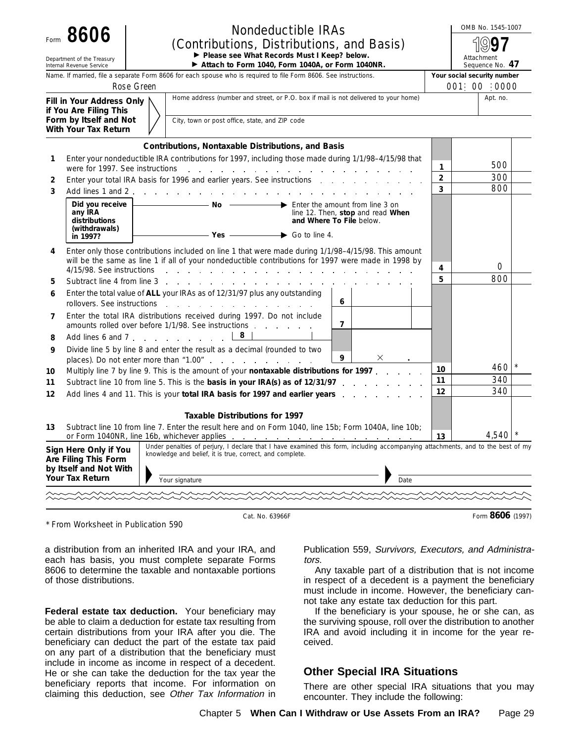Form **8606**

Department of the Treasury
Internal Revenue Service

# Nondeductible IRAs (Contributions, Distributions, and Basis)

► **Please see What Records Must I Keep? below.**
► **Attach to Form 1040, Form 1040A, or Form 1040NR.**

OMB No. 1545-1007
**1997**
Attachment Sequence No. **47**

Name. If married, file a separate Form 8606 for each spouse who is required to file Form 8606. See instructions.
Rose Green

Your social security number
001 : 00 : 0000

**Fill in Your Address Only if You Are Filing This Form by Itself and Not With Your Tax Return**

Home address (number and street, or P.O. box if mail is not delivered to your home) | Apt. no.

City, town or post office, state, and ZIP code

**Contributions, Nontaxable Distributions, and Basis**

| | | | | Line | Amount |
|---|---|---|---|---|---|
| **1** | Enter your nondeductible IRA contributions for 1997, including those made during 1/1/98–4/15/98 that were for 1997. See instructions | | | 1 | 500 |
| **2** | Enter your total IRA basis for 1996 and earlier years. See instructions | | | 2 | 300 |
| **3** | Add lines 1 and 2 | | | 3 | 800 |
| | **Did you receive any IRA distributions (withdrawals) in 1997?** — **No** ► Enter the amount from line 3 on line 12. Then, **stop** and read **When and Where To File** below. — **Yes** ► Go to line 4. | | | | |
| **4** | Enter only those contributions included on line 1 that were made during 1/1/98–4/15/98. This amount will be the same as line 1 if all of your nondeductible contributions for 1997 were made in 1998 by 4/15/98. See instructions | | | 4 | 0 |
| **5** | Subtract line 4 from line 3 | | | 5 | 800 |
| **6** | Enter the total value of **ALL** your IRAs as of 12/31/97 plus any outstanding rollovers. See instructions | 6 | | | |
| **7** | Enter the total IRA distributions received during 1997. Do not include amounts rolled over before 1/1/98. See instructions | 7 | | | |
| **8** | Add lines 6 and 7 | 8 | | | |
| **9** | Divide line 5 by line 8 and enter the result as a decimal (rounded to two places). Do not enter more than "1.00" | 9 | × . | | |
| **10** | Multiply line 7 by line 9. This is the amount of your **nontaxable distributions for 1997** | | | 10 | 460 * |
| **11** | Subtract line 10 from line 5. This is the **basis in your IRA(s) as of 12/31/97** | | | 11 | 340 |
| **12** | Add lines 4 and 11. This is your **total IRA basis for 1997 and earlier years** | | | 12 | 340 |

**Taxable Distributions for 1997**

| | | Line | Amount |
|---|---|---|---|
| **13** | Subtract line 10 from line 7. Enter the result here and on Form 1040, line 15b; Form 1040A, line 10b; or Form 1040NR, line 16b, whichever applies | 13 | 4,540 * |

**Sign Here Only if You Are Filing This Form by Itself and Not With Your Tax Return**

Under penalties of perjury, I declare that I have examined this form, including accompanying attachments, and to the best of my knowledge and belief, it is true, correct, and complete.

Your signature | Date

Cat. No. 63966F | Form **8606** (1997)

* From Worksheet in Publication 590

a distribution from an inherited IRA and your IRA, and each has basis, you must complete separate Forms 8606 to determine the taxable and nontaxable portions of those distributions.

**Federal estate tax deduction.** Your beneficiary may be able to claim a deduction for estate tax resulting from certain distributions from your IRA after you die. The beneficiary can deduct the part of the estate tax paid on any part of a distribution that the beneficiary must include in income as income in respect of a decedent. He or she can take the deduction for the tax year the beneficiary reports that income. For information on claiming this deduction, see *Other Tax Information* in Publication 559, *Survivors, Executors, and Administrators.*

Any taxable part of a distribution that is not income in respect of a decedent is a payment the beneficiary must include in income. However, the beneficiary cannot take any estate tax deduction for this part.

If the beneficiary is your spouse, he or she can, as the surviving spouse, roll over the distribution to another IRA and avoid including it in income for the year received.

## Other Special IRA Situations

There are other special IRA situations that you may encounter. They include the following: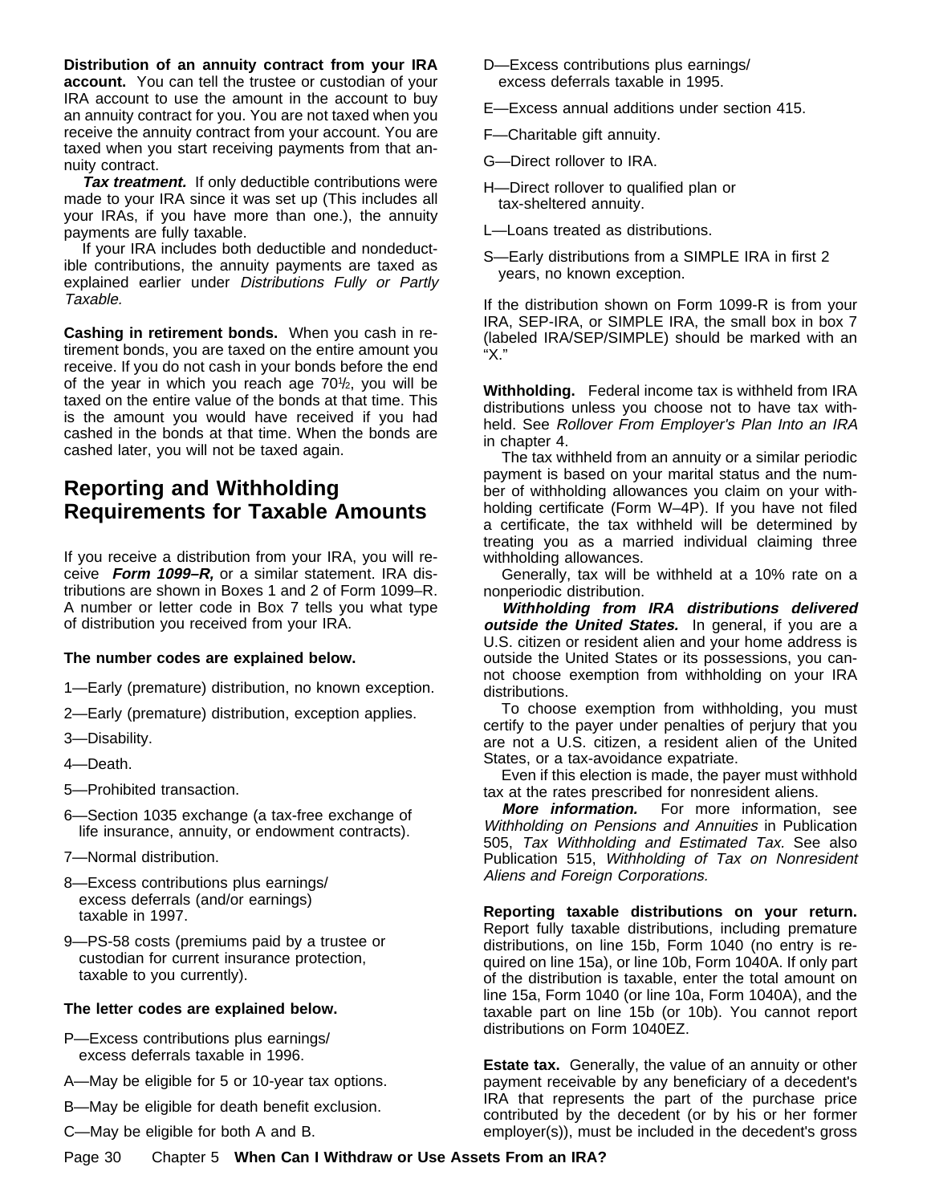**Distribution of an annuity contract from your IRA account.** You can tell the trustee or custodian of your IRA account to use the amount in the account to buy an annuity contract for you. You are not taxed when you receive the annuity contract from your account. You are taxed when you start receiving payments from that annuity contract.

***Tax treatment.*** If only deductible contributions were made to your IRA since it was set up (This includes all your IRAs, if you have more than one.), the annuity payments are fully taxable.

If your IRA includes both deductible and nondeductible contributions, the annuity payments are taxed as explained earlier under *Distributions Fully or Partly Taxable.*

**Cashing in retirement bonds.** When you cash in retirement bonds, you are taxed on the entire amount you receive. If you do not cash in your bonds before the end of the year in which you reach age 70½, you will be taxed on the entire value of the bonds at that time. This is the amount you would have received if you had cashed in the bonds at that time. When the bonds are cashed later, you will not be taxed again.

## Reporting and Withholding Requirements for Taxable Amounts

If you receive a distribution from your IRA, you will receive ***Form 1099–R,*** or a similar statement. IRA distributions are shown in Boxes 1 and 2 of Form 1099–R. A number or letter code in Box 7 tells you what type of distribution you received from your IRA.

**The number codes are explained below.**

1—Early (premature) distribution, no known exception.

2—Early (premature) distribution, exception applies.

3—Disability.

4—Death.

5—Prohibited transaction.

6—Section 1035 exchange (a tax-free exchange of life insurance, annuity, or endowment contracts).

7—Normal distribution.

8—Excess contributions plus earnings/ excess deferrals (and/or earnings) taxable in 1997.

9—PS-58 costs (premiums paid by a trustee or custodian for current insurance protection, taxable to you currently).

**The letter codes are explained below.**

P—Excess contributions plus earnings/ excess deferrals taxable in 1996.

A—May be eligible for 5 or 10-year tax options.

B—May be eligible for death benefit exclusion.

C—May be eligible for both A and B.

D—Excess contributions plus earnings/ excess deferrals taxable in 1995.

E—Excess annual additions under section 415.

F—Charitable gift annuity.

G—Direct rollover to IRA.

H—Direct rollover to qualified plan or tax-sheltered annuity.

L—Loans treated as distributions.

S—Early distributions from a SIMPLE IRA in first 2 years, no known exception.

If the distribution shown on Form 1099-R is from your IRA, SEP-IRA, or SIMPLE IRA, the small box in box 7 (labeled IRA/SEP/SIMPLE) should be marked with an "X."

**Withholding.** Federal income tax is withheld from IRA distributions unless you choose not to have tax withheld. See *Rollover From Employer's Plan Into an IRA* in chapter 4.

The tax withheld from an annuity or a similar periodic payment is based on your marital status and the number of withholding allowances you claim on your withholding certificate (Form W–4P). If you have not filed a certificate, the tax withheld will be determined by treating you as a married individual claiming three withholding allowances.

Generally, tax will be withheld at a 10% rate on a nonperiodic distribution.

***Withholding from IRA distributions delivered outside the United States.*** In general, if you are a U.S. citizen or resident alien and your home address is outside the United States or its possessions, you cannot choose exemption from withholding on your IRA distributions.

To choose exemption from withholding, you must certify to the payer under penalties of perjury that you are not a U.S. citizen, a resident alien of the United States, or a tax-avoidance expatriate.

Even if this election is made, the payer must withhold tax at the rates prescribed for nonresident aliens.

***More information.*** For more information, see *Withholding on Pensions and Annuities* in Publication 505, *Tax Withholding and Estimated Tax.* See also Publication 515, *Withholding of Tax on Nonresident Aliens and Foreign Corporations.*

**Reporting taxable distributions on your return.** Report fully taxable distributions, including premature distributions, on line 15b, Form 1040 (no entry is required on line 15a), or line 10b, Form 1040A. If only part of the distribution is taxable, enter the total amount on line 15a, Form 1040 (or line 10a, Form 1040A), and the taxable part on line 15b (or 10b). You cannot report distributions on Form 1040EZ.

**Estate tax.** Generally, the value of an annuity or other payment receivable by any beneficiary of a decedent's IRA that represents the part of the purchase price contributed by the decedent (or by his or her former employer(s)), must be included in the decedent's gross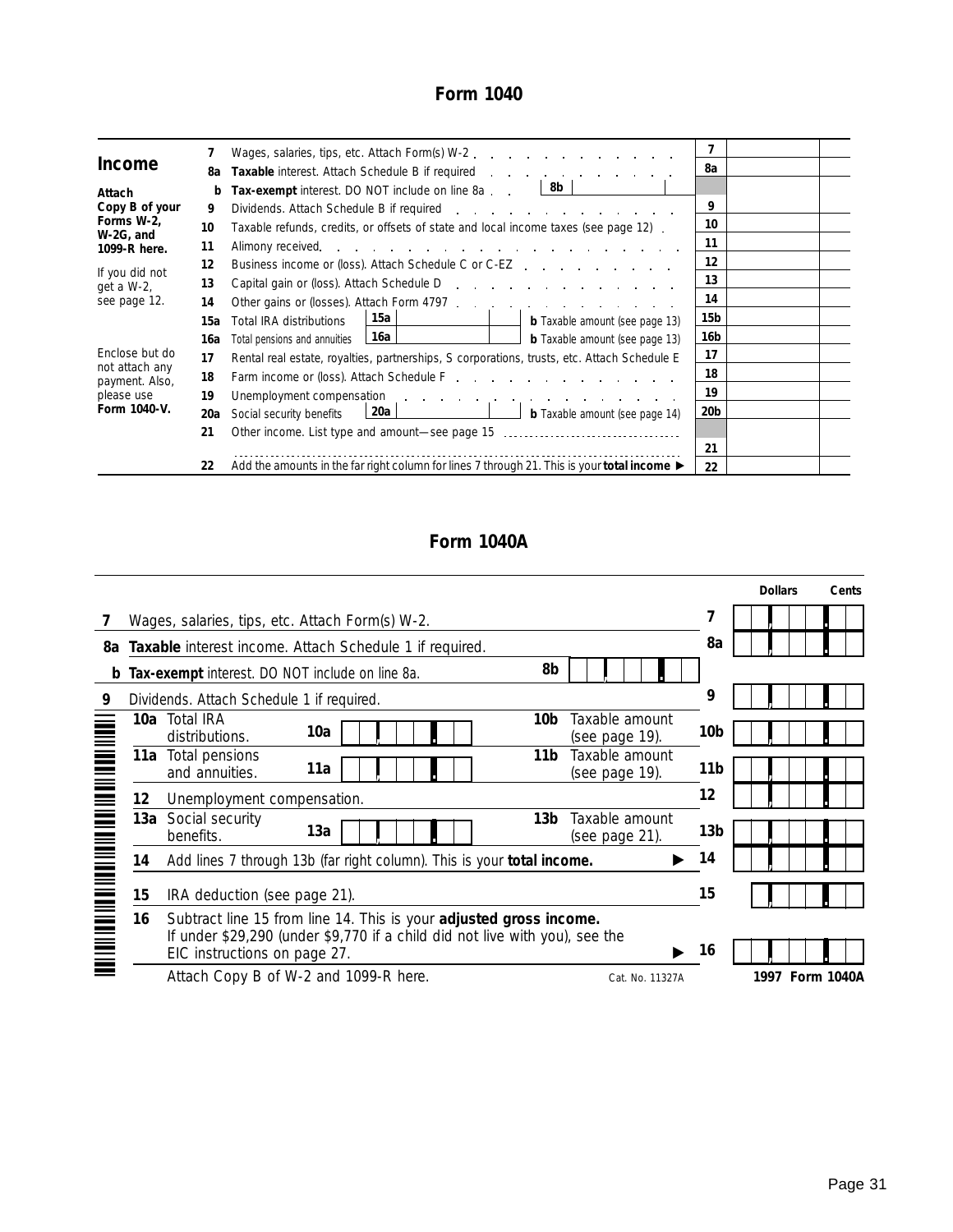## Form 1040

| | | | | |
|---|---|---|---|---|
| **Income** | **7** | Wages, salaries, tips, etc. Attach Form(s) W-2 | **7** | |
| | **8a** | **Taxable** interest. Attach Schedule B if required | **8a** | |
| **Attach Copy B of your Forms W-2, W-2G, and 1099-R here.** | **b** | **Tax-exempt** interest. DO NOT include on line 8a . . . **8b** | | |
| | **9** | Dividends. Attach Schedule B if required | **9** | |
| If you did not get a W-2, see page 12. | **10** | Taxable refunds, credits, or offsets of state and local income taxes (see page 12) | **10** | |
| | **11** | Alimony received | **11** | |
| | **12** | Business income or (loss). Attach Schedule C or C-EZ | **12** | |
| | **13** | Capital gain or (loss). Attach Schedule D | **13** | |
| | **14** | Other gains or (losses). Attach Form 4797 | **14** | |
| | **15a** | Total IRA distributions **15a** — **b** Taxable amount (see page 13) | **15b** | |
| Enclose but do not attach any payment. Also, please use **Form 1040-V.** | **16a** | Total pensions and annuities **16a** — **b** Taxable amount (see page 13) | **16b** | |
| | **17** | Rental real estate, royalties, partnerships, S corporations, trusts, etc. Attach Schedule E | **17** | |
| | **18** | Farm income or (loss). Attach Schedule F | **18** | |
| | **19** | Unemployment compensation | **19** | |
| | **20a** | Social security benefits **20a** — **b** Taxable amount (see page 14) | **20b** | |
| | **21** | Other income. List type and amount—see page 15 | **21** | |
| | **22** | Add the amounts in the far right column for lines 7 through 21. This is your **total income** ▶ | **22** | |

## Form 1040A

| | | | Dollars | Cents |
|---|---|---|---|---|
| **7** | Wages, salaries, tips, etc. Attach Form(s) W-2. | **7** | | |
| **8a** | **Taxable** interest income. Attach Schedule 1 if required. | **8a** | | |
| **b** | **Tax-exempt** interest. DO NOT include on line 8a. **8b** | | | |
| **9** | Dividends. Attach Schedule 1 if required. | **9** | | |
| **10a** | Total IRA distributions. **10a** — **10b** Taxable amount (see page 19). | **10b** | | |
| **11a** | Total pensions and annuities. **11a** — **11b** Taxable amount (see page 19). | **11b** | | |
| **12** | Unemployment compensation. | **12** | | |
| **13a** | Social security benefits. **13a** — **13b** Taxable amount (see page 21). | **13b** | | |
| **14** | Add lines 7 through 13b (far right column). This is your **total income.** ▶ | **14** | | |
| **15** | IRA deduction (see page 21). | **15** | | |
| **16** | Subtract line 15 from line 14. This is your **adjusted gross income.** If under $29,290 (under $9,770 if a child did not live with you), see the EIC instructions on page 27. ▶ | **16** | | |

Attach Copy B of W-2 and 1099-R here.  Cat. No. 11327A  **1997 Form 1040A**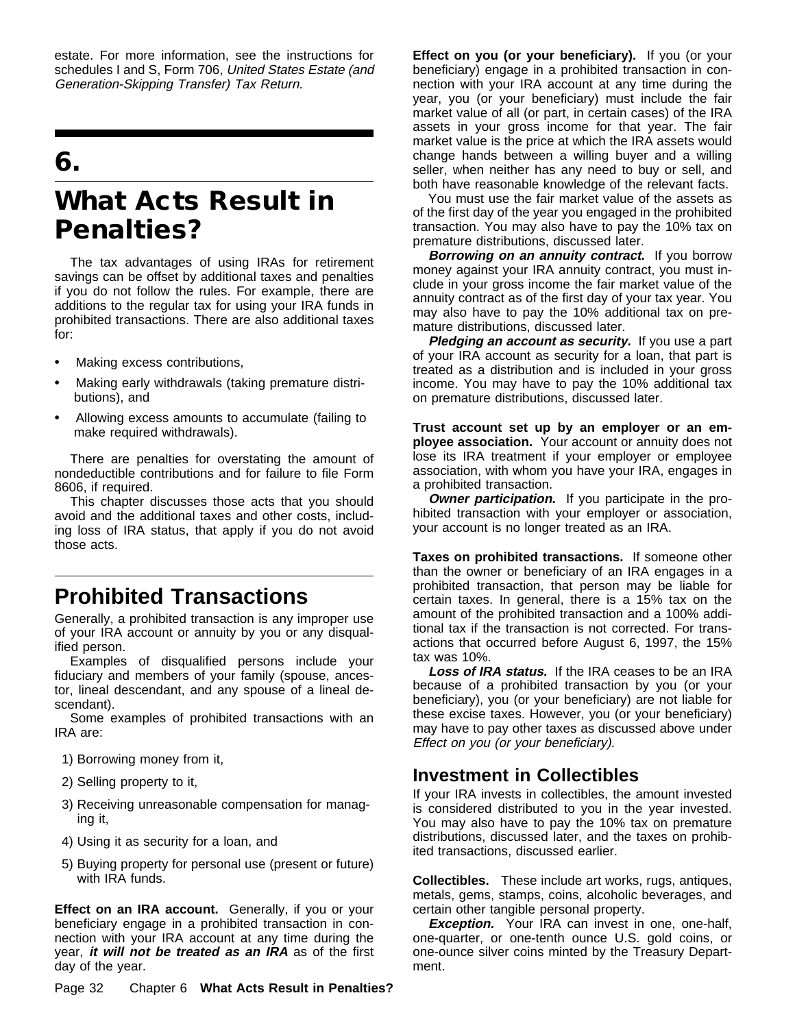estate. For more information, see the instructions for schedules I and S, Form 706, *United States Estate (and Generation-Skipping Transfer) Tax Return.*

# 6. What Acts Result in Penalties?

The tax advantages of using IRAs for retirement savings can be offset by additional taxes and penalties if you do not follow the rules. For example, there are additions to the regular tax for using your IRA funds in prohibited transactions. There are also additional taxes for:

- Making excess contributions,
- Making early withdrawals (taking premature distributions), and
- Allowing excess amounts to accumulate (failing to make required withdrawals).

There are penalties for overstating the amount of nondeductible contributions and for failure to file Form 8606, if required.

This chapter discusses those acts that you should avoid and the additional taxes and other costs, including loss of IRA status, that apply if you do not avoid those acts.

## Prohibited Transactions

Generally, a prohibited transaction is any improper use of your IRA account or annuity by you or any disqualified person.

Examples of disqualified persons include your fiduciary and members of your family (spouse, ancestor, lineal descendant, and any spouse of a lineal descendant).

Some examples of prohibited transactions with an IRA are:

1) Borrowing money from it,
2) Selling property to it,
3) Receiving unreasonable compensation for managing it,
4) Using it as security for a loan, and
5) Buying property for personal use (present or future) with IRA funds.

**Effect on an IRA account.** Generally, if you or your beneficiary engage in a prohibited transaction in connection with your IRA account at any time during the year, ***it will not be treated as an IRA*** as of the first day of the year.

**Effect on you (or your beneficiary).** If you (or your beneficiary) engage in a prohibited transaction in connection with your IRA account at any time during the year, you (or your beneficiary) must include the fair market value of all (or part, in certain cases) of the IRA assets in your gross income for that year. The fair market value is the price at which the IRA assets would change hands between a willing buyer and a willing seller, when neither has any need to buy or sell, and both have reasonable knowledge of the relevant facts.

You must use the fair market value of the assets as of the first day of the year you engaged in the prohibited transaction. You may also have to pay the 10% tax on premature distributions, discussed later.

***Borrowing on an annuity contract.*** If you borrow money against your IRA annuity contract, you must include in your gross income the fair market value of the annuity contract as of the first day of your tax year. You may also have to pay the 10% additional tax on premature distributions, discussed later.

***Pledging an account as security.*** If you use a part of your IRA account as security for a loan, that part is treated as a distribution and is included in your gross income. You may have to pay the 10% additional tax on premature distributions, discussed later.

**Trust account set up by an employer or an employee association.** Your account or annuity does not lose its IRA treatment if your employer or employee association, with whom you have your IRA, engages in a prohibited transaction.

***Owner participation.*** If you participate in the prohibited transaction with your employer or association, your account is no longer treated as an IRA.

**Taxes on prohibited transactions.** If someone other than the owner or beneficiary of an IRA engages in a prohibited transaction, that person may be liable for certain taxes. In general, there is a 15% tax on the amount of the prohibited transaction and a 100% additional tax if the transaction is not corrected. For transactions that occurred before August 6, 1997, the 15% tax was 10%.

***Loss of IRA status.*** If the IRA ceases to be an IRA because of a prohibited transaction by you (or your beneficiary), you (or your beneficiary) are not liable for these excise taxes. However, you (or your beneficiary) may have to pay other taxes as discussed above under *Effect on you (or your beneficiary).*

### Investment in Collectibles

If your IRA invests in collectibles, the amount invested is considered distributed to you in the year invested. You may also have to pay the 10% tax on premature distributions, discussed later, and the taxes on prohibited transactions, discussed earlier.

**Collectibles.** These include art works, rugs, antiques, metals, gems, stamps, coins, alcoholic beverages, and certain other tangible personal property.

***Exception.*** Your IRA can invest in one, one-half, one-quarter, or one-tenth ounce U.S. gold coins, or one-ounce silver coins minted by the Treasury Department.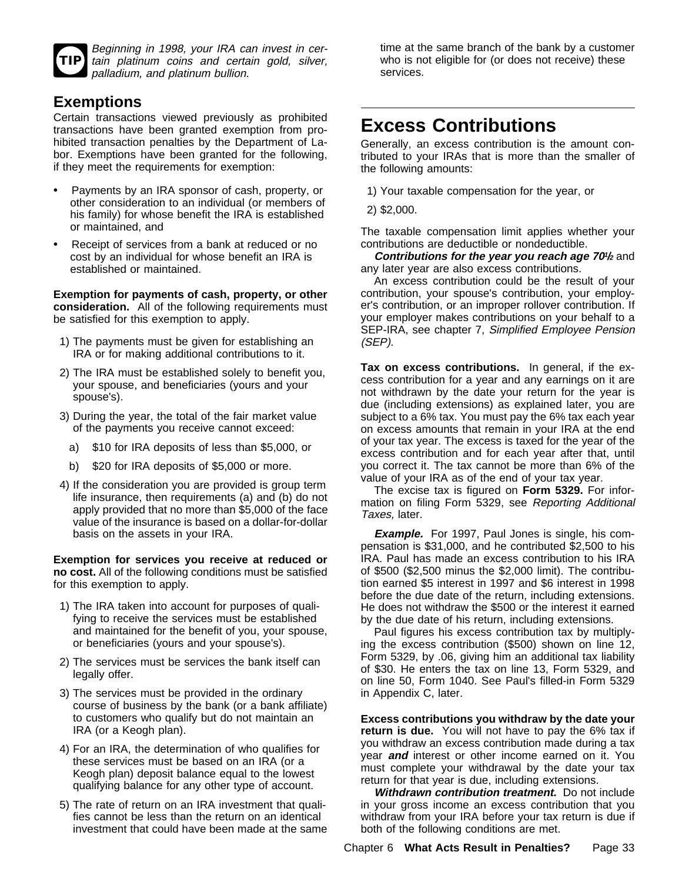**TIP** *Beginning in 1998, your IRA can invest in certain platinum coins and certain gold, silver, palladium, and platinum bullion.*

## Exemptions

Certain transactions viewed previously as prohibited transactions have been granted exemption from prohibited transaction penalties by the Department of Labor. Exemptions have been granted for the following, if they meet the requirements for exemption:

- Payments by an IRA sponsor of cash, property, or other consideration to an individual (or members of his family) for whose benefit the IRA is established or maintained, and
- Receipt of services from a bank at reduced or no cost by an individual for whose benefit an IRA is established or maintained.

**Exemption for payments of cash, property, or other consideration.** All of the following requirements must be satisfied for this exemption to apply.

1) The payments must be given for establishing an IRA or for making additional contributions to it.
2) The IRA must be established solely to benefit you, your spouse, and beneficiaries (yours and your spouse's).
3) During the year, the total of the fair market value of the payments you receive cannot exceed:
   a) $10 for IRA deposits of less than $5,000, or
   b) $20 for IRA deposits of $5,000 or more.
4) If the consideration you are provided is group term life insurance, then requirements (a) and (b) do not apply provided that no more than $5,000 of the face value of the insurance is based on a dollar-for-dollar basis on the assets in your IRA.

**Exemption for services you receive at reduced or no cost.** All of the following conditions must be satisfied for this exemption to apply.

1) The IRA taken into account for purposes of qualifying to receive the services must be established and maintained for the benefit of you, your spouse, or beneficiaries (yours and your spouse's).
2) The services must be services the bank itself can legally offer.
3) The services must be provided in the ordinary course of business by the bank (or a bank affiliate) to customers who qualify but do not maintain an IRA (or a Keogh plan).
4) For an IRA, the determination of who qualifies for these services must be based on an IRA (or a Keogh plan) deposit balance equal to the lowest qualifying balance for any other type of account.
5) The rate of return on an IRA investment that qualifies cannot be less than the return on an identical investment that could have been made at the same time at the same branch of the bank by a customer who is not eligible for (or does not receive) these services.

# Excess Contributions

Generally, an excess contribution is the amount contributed to your IRAs that is more than the smaller of the following amounts:

1) Your taxable compensation for the year, or
2) $2,000.

The taxable compensation limit applies whether your contributions are deductible or nondeductible.

***Contributions for the year you reach age 70½*** and any later year are also excess contributions.

An excess contribution could be the result of your contribution, your spouse's contribution, your employer's contribution, or an improper rollover contribution. If your employer makes contributions on your behalf to a SEP-IRA, see chapter 7, *Simplified Employee Pension (SEP).*

**Tax on excess contributions.** In general, if the excess contribution for a year and any earnings on it are not withdrawn by the date your return for the year is due (including extensions) as explained later, you are subject to a 6% tax. You must pay the 6% tax each year on excess amounts that remain in your IRA at the end of your tax year. The excess is taxed for the year of the excess contribution and for each year after that, until you correct it. The tax cannot be more than 6% of the value of your IRA as of the end of your tax year.

The excise tax is figured on **Form 5329.** For information on filing Form 5329, see *Reporting Additional Taxes,* later.

***Example.*** For 1997, Paul Jones is single, his compensation is $31,000, and he contributed $2,500 to his IRA. Paul has made an excess contribution to his IRA of $500 ($2,500 minus the $2,000 limit). The contribution earned $5 interest in 1997 and $6 interest in 1998 before the due date of the return, including extensions. He does not withdraw the $500 or the interest it earned by the due date of his return, including extensions.

Paul figures his excess contribution tax by multiplying the excess contribution ($500) shown on line 12, Form 5329, by .06, giving him an additional tax liability of $30. He enters the tax on line 13, Form 5329, and on line 50, Form 1040. See Paul's filled-in Form 5329 in Appendix C, later.

**Excess contributions you withdraw by the date your return is due.** You will not have to pay the 6% tax if you withdraw an excess contribution made during a tax year ***and*** interest or other income earned on it. You must complete your withdrawal by the date your tax return for that year is due, including extensions.

***Withdrawn contribution treatment.*** Do not include in your gross income an excess contribution that you withdraw from your IRA before your tax return is due if both of the following conditions are met.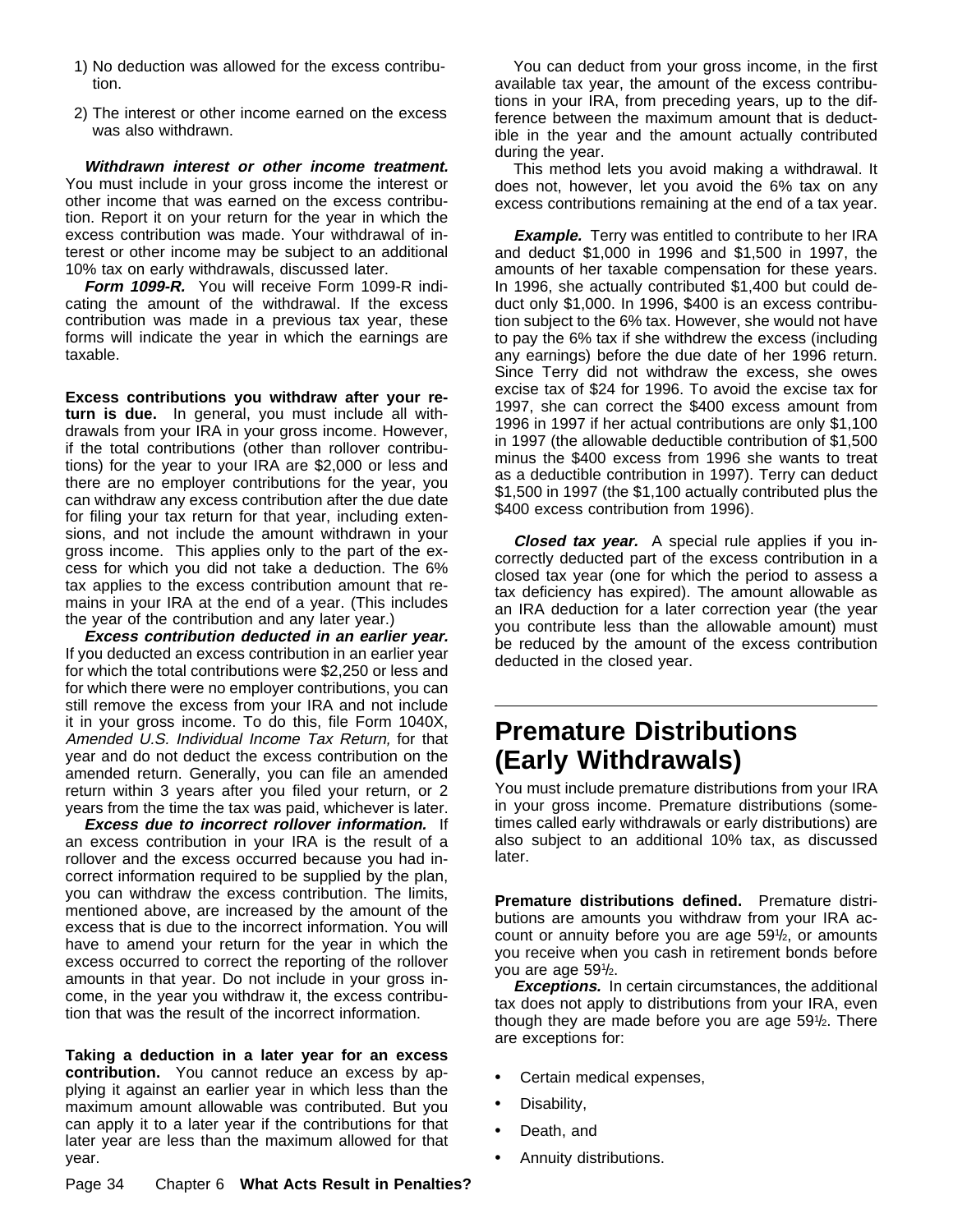1) No deduction was allowed for the excess contribution.

2) The interest or other income earned on the excess was also withdrawn.

***Withdrawn interest or other income treatment.*** You must include in your gross income the interest or other income that was earned on the excess contribution. Report it on your return for the year in which the excess contribution was made. Your withdrawal of interest or other income may be subject to an additional 10% tax on early withdrawals, discussed later.

***Form 1099-R.*** You will receive Form 1099-R indicating the amount of the withdrawal. If the excess contribution was made in a previous tax year, these forms will indicate the year in which the earnings are taxable.

**Excess contributions you withdraw after your return is due.** In general, you must include all withdrawals from your IRA in your gross income. However, if the total contributions (other than rollover contributions) for the year to your IRA are $2,000 or less and there are no employer contributions for the year, you can withdraw any excess contribution after the due date for filing your tax return for that year, including extensions, and not include the amount withdrawn in your gross income. This applies only to the part of the excess for which you did not take a deduction. The 6% tax applies to the excess contribution amount that remains in your IRA at the end of a year. (This includes the year of the contribution and any later year.)

***Excess contribution deducted in an earlier year.*** If you deducted an excess contribution in an earlier year for which the total contributions were $2,250 or less and for which there were no employer contributions, you can still remove the excess from your IRA and not include it in your gross income. To do this, file Form 1040X, *Amended U.S. Individual Income Tax Return,* for that year and do not deduct the excess contribution on the amended return. Generally, you can file an amended return within 3 years after you filed your return, or 2 years from the time the tax was paid, whichever is later.

***Excess due to incorrect rollover information.*** If an excess contribution in your IRA is the result of a rollover and the excess occurred because you had incorrect information required to be supplied by the plan, you can withdraw the excess contribution. The limits, mentioned above, are increased by the amount of the excess that is due to the incorrect information. You will have to amend your return for the year in which the excess occurred to correct the reporting of the rollover amounts in that year. Do not include in your gross income, in the year you withdraw it, the excess contribution that was the result of the incorrect information.

**Taking a deduction in a later year for an excess contribution.** You cannot reduce an excess by applying it against an earlier year in which less than the maximum amount allowable was contributed. But you can apply it to a later year if the contributions for that later year are less than the maximum allowed for that year.

You can deduct from your gross income, in the first available tax year, the amount of the excess contributions in your IRA, from preceding years, up to the difference between the maximum amount that is deductible in the year and the amount actually contributed during the year.

This method lets you avoid making a withdrawal. It does not, however, let you avoid the 6% tax on any excess contributions remaining at the end of a tax year.

***Example.*** Terry was entitled to contribute to her IRA and deduct $1,000 in 1996 and $1,500 in 1997, the amounts of her taxable compensation for these years. In 1996, she actually contributed $1,400 but could deduct only $1,000. In 1996, $400 is an excess contribution subject to the 6% tax. However, she would not have to pay the 6% tax if she withdrew the excess (including any earnings) before the due date of her 1996 return. Since Terry did not withdraw the excess, she owes excise tax of $24 for 1996. To avoid the excise tax for 1997, she can correct the $400 excess amount from 1996 in 1997 if her actual contributions are only $1,100 in 1997 (the allowable deductible contribution of $1,500 minus the $400 excess from 1996 she wants to treat as a deductible contribution in 1997). Terry can deduct $1,500 in 1997 (the $1,100 actually contributed plus the $400 excess contribution from 1996).

***Closed tax year.*** A special rule applies if you incorrectly deducted part of the excess contribution in a closed tax year (one for which the period to assess a tax deficiency has expired). The amount allowable as an IRA deduction for a later correction year (the year you contribute less than the allowable amount) must be reduced by the amount of the excess contribution deducted in the closed year.

# Premature Distributions (Early Withdrawals)

You must include premature distributions from your IRA in your gross income. Premature distributions (sometimes called early withdrawals or early distributions) are also subject to an additional 10% tax, as discussed later.

**Premature distributions defined.** Premature distributions are amounts you withdraw from your IRA account or annuity before you are age 59½, or amounts you receive when you cash in retirement bonds before you are age 59½.

***Exceptions.*** In certain circumstances, the additional tax does not apply to distributions from your IRA, even though they are made before you are age 59½. There are exceptions for:

- Certain medical expenses,
- Disability,
- Death, and
- Annuity distributions.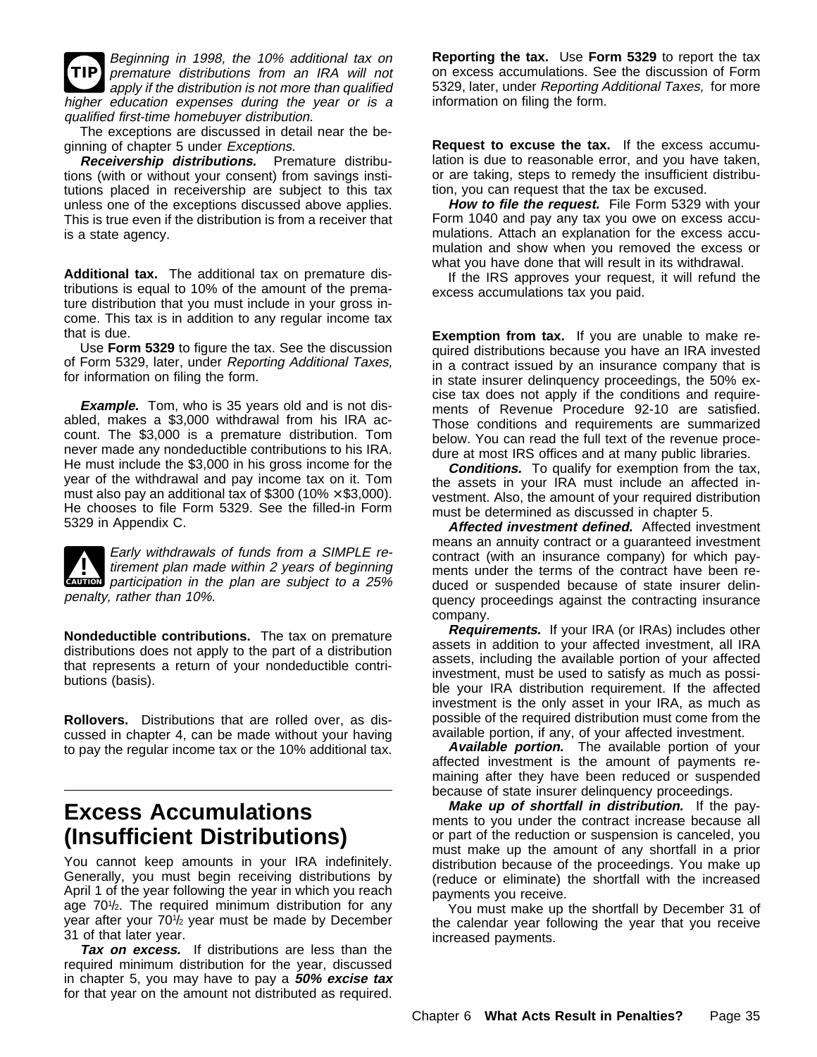**TIP** *Beginning in 1998, the 10% additional tax on premature distributions from an IRA will not apply if the distribution is not more than qualified higher education expenses during the year or is a qualified first-time homebuyer distribution.*

The exceptions are discussed in detail near the beginning of chapter 5 under *Exceptions.*

***Receivership distributions.*** Premature distributions (with or without your consent) from savings institutions placed in receivership are subject to this tax unless one of the exceptions discussed above applies. This is true even if the distribution is from a receiver that is a state agency.

**Additional tax.** The additional tax on premature distributions is equal to 10% of the amount of the premature distribution that you must include in your gross income. This tax is in addition to any regular income tax that is due.

Use **Form 5329** to figure the tax. See the discussion of Form 5329, later, under *Reporting Additional Taxes,* for information on filing the form.

***Example.*** Tom, who is 35 years old and is not disabled, makes a $3,000 withdrawal from his IRA account. The $3,000 is a premature distribution. Tom never made any nondeductible contributions to his IRA. He must include the $3,000 in his gross income for the year of the withdrawal and pay income tax on it. Tom must also pay an additional tax of $300 (10% × $3,000). He chooses to file Form 5329. See the filled-in Form 5329 in Appendix C.

**CAUTION** *Early withdrawals of funds from a SIMPLE retirement plan made within 2 years of beginning participation in the plan are subject to a 25% penalty, rather than 10%.*

**Nondeductible contributions.** The tax on premature distributions does not apply to the part of a distribution that represents a return of your nondeductible contributions (basis).

**Rollovers.** Distributions that are rolled over, as discussed in chapter 4, can be made without your having to pay the regular income tax or the 10% additional tax.

## Excess Accumulations (Insufficient Distributions)

You cannot keep amounts in your IRA indefinitely. Generally, you must begin receiving distributions by April 1 of the year following the year in which you reach age 70½. The required minimum distribution for any year after your 70½ year must be made by December 31 of that later year.

***Tax on excess.*** If distributions are less than the required minimum distribution for the year, discussed in chapter 5, you may have to pay a ***50% excise tax*** for that year on the amount not distributed as required.

**Reporting the tax.** Use **Form 5329** to report the tax on excess accumulations. See the discussion of Form 5329, later, under *Reporting Additional Taxes,* for more information on filing the form.

**Request to excuse the tax.** If the excess accumulation is due to reasonable error, and you have taken, or are taking, steps to remedy the insufficient distribution, you can request that the tax be excused.

***How to file the request.*** File Form 5329 with your Form 1040 and pay any tax you owe on excess accumulations. Attach an explanation for the excess accumulation and show when you removed the excess or what you have done that will result in its withdrawal.

If the IRS approves your request, it will refund the excess accumulations tax you paid.

**Exemption from tax.** If you are unable to make required distributions because you have an IRA invested in a contract issued by an insurance company that is in state insurer delinquency proceedings, the 50% excise tax does not apply if the conditions and requirements of Revenue Procedure 92-10 are satisfied. Those conditions and requirements are summarized below. You can read the full text of the revenue procedure at most IRS offices and at many public libraries.

***Conditions.*** To qualify for exemption from the tax, the assets in your IRA must include an affected investment. Also, the amount of your required distribution must be determined as discussed in chapter 5.

***Affected investment defined.*** Affected investment means an annuity contract or a guaranteed investment contract (with an insurance company) for which payments under the terms of the contract have been reduced or suspended because of state insurer delinquency proceedings against the contracting insurance company.

***Requirements.*** If your IRA (or IRAs) includes other assets in addition to your affected investment, all IRA assets, including the available portion of your affected investment, must be used to satisfy as much as possible your IRA distribution requirement. If the affected investment is the only asset in your IRA, as much as possible of the required distribution must come from the available portion, if any, of your affected investment.

***Available portion.*** The available portion of your affected investment is the amount of payments remaining after they have been reduced or suspended because of state insurer delinquency proceedings.

***Make up of shortfall in distribution.*** If the payments to you under the contract increase because all or part of the reduction or suspension is canceled, you must make up the amount of any shortfall in a prior distribution because of the proceedings. You make up (reduce or eliminate) the shortfall with the increased payments you receive.

You must make up the shortfall by December 31 of the calendar year following the year that you receive increased payments.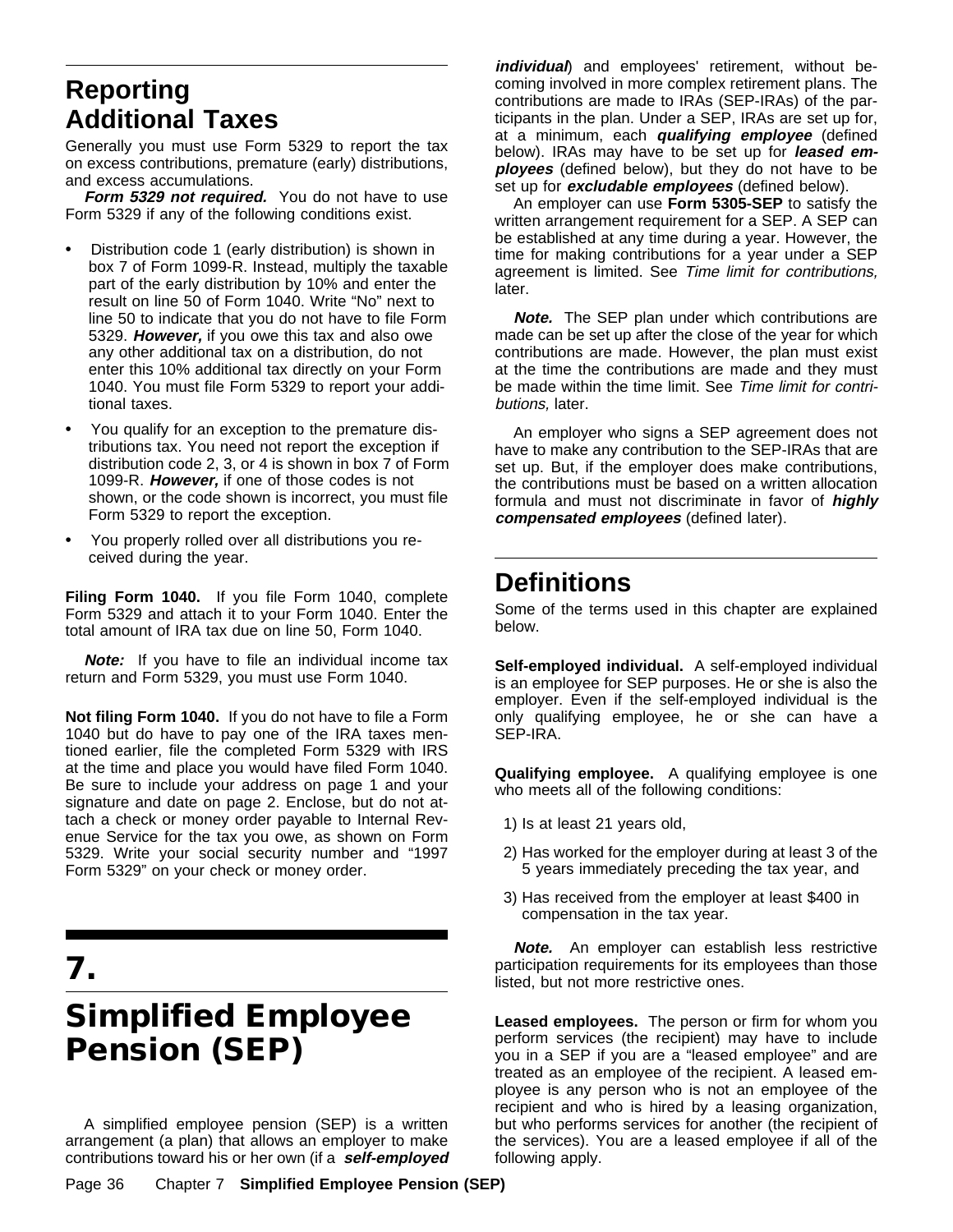## Reporting Additional Taxes

Generally you must use Form 5329 to report the tax on excess contributions, premature (early) distributions, and excess accumulations.

***Form 5329 not required.*** You do not have to use Form 5329 if any of the following conditions exist.

- Distribution code 1 (early distribution) is shown in box 7 of Form 1099-R. Instead, multiply the taxable part of the early distribution by 10% and enter the result on line 50 of Form 1040. Write "No" next to line 50 to indicate that you do not have to file Form 5329. ***However,*** if you owe this tax and also owe any other additional tax on a distribution, do not enter this 10% additional tax directly on your Form 1040. You must file Form 5329 to report your additional taxes.
- You qualify for an exception to the premature distributions tax. You need not report the exception if distribution code 2, 3, or 4 is shown in box 7 of Form 1099-R. ***However,*** if one of those codes is not shown, or the code shown is incorrect, you must file Form 5329 to report the exception.
- You properly rolled over all distributions you received during the year.

**Filing Form 1040.** If you file Form 1040, complete Form 5329 and attach it to your Form 1040. Enter the total amount of IRA tax due on line 50, Form 1040.

***Note:*** If you have to file an individual income tax return and Form 5329, you must use Form 1040.

**Not filing Form 1040.** If you do not have to file a Form 1040 but do have to pay one of the IRA taxes mentioned earlier, file the completed Form 5329 with IRS at the time and place you would have filed Form 1040. Be sure to include your address on page 1 and your signature and date on page 2. Enclose, but do not attach a check or money order payable to Internal Revenue Service for the tax you owe, as shown on Form 5329. Write your social security number and "1997 Form 5329" on your check or money order.

# 7. Simplified Employee Pension (SEP)

A simplified employee pension (SEP) is a written arrangement (a plan) that allows an employer to make contributions toward his or her own (if a ***self-employed individual***) and employees' retirement, without becoming involved in more complex retirement plans. The contributions are made to IRAs (SEP-IRAs) of the participants in the plan. Under a SEP, IRAs are set up for, at a minimum, each ***qualifying employee*** (defined below). IRAs may have to be set up for ***leased employees*** (defined below), but they do not have to be set up for ***excludable employees*** (defined below).

An employer can use **Form 5305-SEP** to satisfy the written arrangement requirement for a SEP. A SEP can be established at any time during a year. However, the time for making contributions for a year under a SEP agreement is limited. See *Time limit for contributions,* later.

***Note.*** The SEP plan under which contributions are made can be set up after the close of the year for which contributions are made. However, the plan must exist at the time the contributions are made and they must be made within the time limit. See *Time limit for contributions,* later.

An employer who signs a SEP agreement does not have to make any contribution to the SEP-IRAs that are set up. But, if the employer does make contributions, the contributions must be based on a written allocation formula and must not discriminate in favor of ***highly compensated employees*** (defined later).

## Definitions

Some of the terms used in this chapter are explained below.

**Self-employed individual.** A self-employed individual is an employee for SEP purposes. He or she is also the employer. Even if the self-employed individual is the only qualifying employee, he or she can have a SEP-IRA.

**Qualifying employee.** A qualifying employee is one who meets all of the following conditions:

1) Is at least 21 years old,
2) Has worked for the employer during at least 3 of the 5 years immediately preceding the tax year, and
3) Has received from the employer at least $400 in compensation in the tax year.

***Note.*** An employer can establish less restrictive participation requirements for its employees than those listed, but not more restrictive ones.

**Leased employees.** The person or firm for whom you perform services (the recipient) may have to include you in a SEP if you are a "leased employee" and are treated as an employee of the recipient. A leased employee is any person who is not an employee of the recipient and who is hired by a leasing organization, but who performs services for another (the recipient of the services). You are a leased employee if all of the following apply.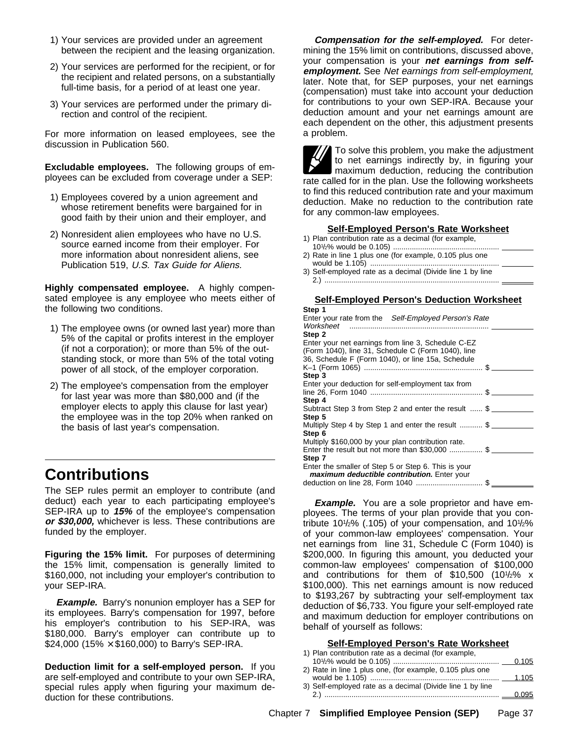1) Your services are provided under an agreement between the recipient and the leasing organization.

2) Your services are performed for the recipient, or for the recipient and related persons, on a substantially full-time basis, for a period of at least one year.

3) Your services are performed under the primary direction and control of the recipient.

For more information on leased employees, see the discussion in Publication 560.

**Excludable employees.** The following groups of employees can be excluded from coverage under a SEP:

1) Employees covered by a union agreement and whose retirement benefits were bargained for in good faith by their union and their employer, and

2) Nonresident alien employees who have no U.S. source earned income from their employer. For more information about nonresident aliens, see Publication 519, *U.S. Tax Guide for Aliens.*

**Highly compensated employee.** A highly compensated employee is any employee who meets either of the following two conditions.

1) The employee owns (or owned last year) more than 5% of the capital or profits interest in the employer (if not a corporation); or more than 5% of the outstanding stock, or more than 5% of the total voting power of all stock, of the employer corporation.

2) The employee's compensation from the employer for last year was more than $80,000 and (if the employer elects to apply this clause for last year) the employee was in the top 20% when ranked on the basis of last year's compensation.

# Contributions

The SEP rules permit an employer to contribute (and deduct) each year to each participating employee's SEP-IRA up to ***15%*** of the employee's compensation ***or $30,000,*** whichever is less. These contributions are funded by the employer.

**Figuring the 15% limit.** For purposes of determining the 15% limit, compensation is generally limited to $160,000, not including your employer's contribution to your SEP-IRA.

***Example.*** Barry's nonunion employer has a SEP for its employees. Barry's compensation for 1997, before his employer's contribution to his SEP-IRA, was $180,000. Barry's employer can contribute up to $24,000 (15% × $160,000) to Barry's SEP-IRA.

**Deduction limit for a self-employed person.** If you are self-employed and contribute to your own SEP-IRA, special rules apply when figuring your maximum deduction for these contributions.

***Compensation for the self-employed.*** For determining the 15% limit on contributions, discussed above, your compensation is your ***net earnings from self-employment.*** See *Net earnings from self-employment,* later. Note that, for SEP purposes, your net earnings (compensation) must take into account your deduction for contributions to your own SEP-IRA. Because your deduction amount and your net earnings amount are each dependent on the other, this adjustment presents a problem.

To solve this problem, you make the adjustment to net earnings indirectly by, in figuring your maximum deduction, reducing the contribution rate called for in the plan. Use the following worksheets to find this reduced contribution rate and your maximum deduction. Make no reduction to the contribution rate for any common-law employees.

**Self-Employed Person's Rate Worksheet**

1) Plan contribution rate as a decimal (for example, 10½% would be 0.105) ........ ______

2) Rate in line 1 plus one (for example, 0.105 plus one would be 1.105) ........ ______

3) Self-employed rate as a decimal (Divide line 1 by line 2.) ........ ______

**Self-Employed Person's Deduction Worksheet**

**Step 1**
Enter your rate from the *Self-Employed Person's Rate Worksheet* ........ ______

**Step 2**
Enter your net earnings from line 3, Schedule C-EZ (Form 1040), line 31, Schedule C (Form 1040), line 36, Schedule F (Form 1040), or line 15a, Schedule K–1 (Form 1065) ........ $______

**Step 3**
Enter your deduction for self-employment tax from line 26, Form 1040 ........ $______

**Step 4**
Subtract Step 3 from Step 2 and enter the result ........ $______

**Step 5**
Multiply Step 4 by Step 1 and enter the result ........ $______

**Step 6**
Multiply $160,000 by your plan contribution rate. Enter the result but not more than $30,000 ........ $______

**Step 7**
Enter the smaller of Step 5 or Step 6. This is your ***maximum deductible contribution.*** Enter your deduction on line 28, Form 1040 ........ $______

***Example.*** You are a sole proprietor and have employees. The terms of your plan provide that you contribute 10½% (.105) of your compensation, and 10½% of your common-law employees' compensation. Your net earnings from line 31, Schedule C (Form 1040) is $200,000. In figuring this amount, you deducted your common-law employees' compensation of $100,000 and contributions for them of $10,500 (10½% x $100,000). This net earnings amount is now reduced to $193,267 by subtracting your self-employment tax deduction of $6,733. You figure your self-employed rate and maximum deduction for employer contributions on behalf of yourself as follows:

**Self-Employed Person's Rate Worksheet**

1) Plan contribution rate as a decimal (for example, 10½% would be 0.105) ........ 0.105

2) Rate in line 1 plus one, (for example, 0.105 plus one would be 1.105) ........ 1.105

3) Self-employed rate as a decimal (Divide line 1 by line 2.) ........ 0.095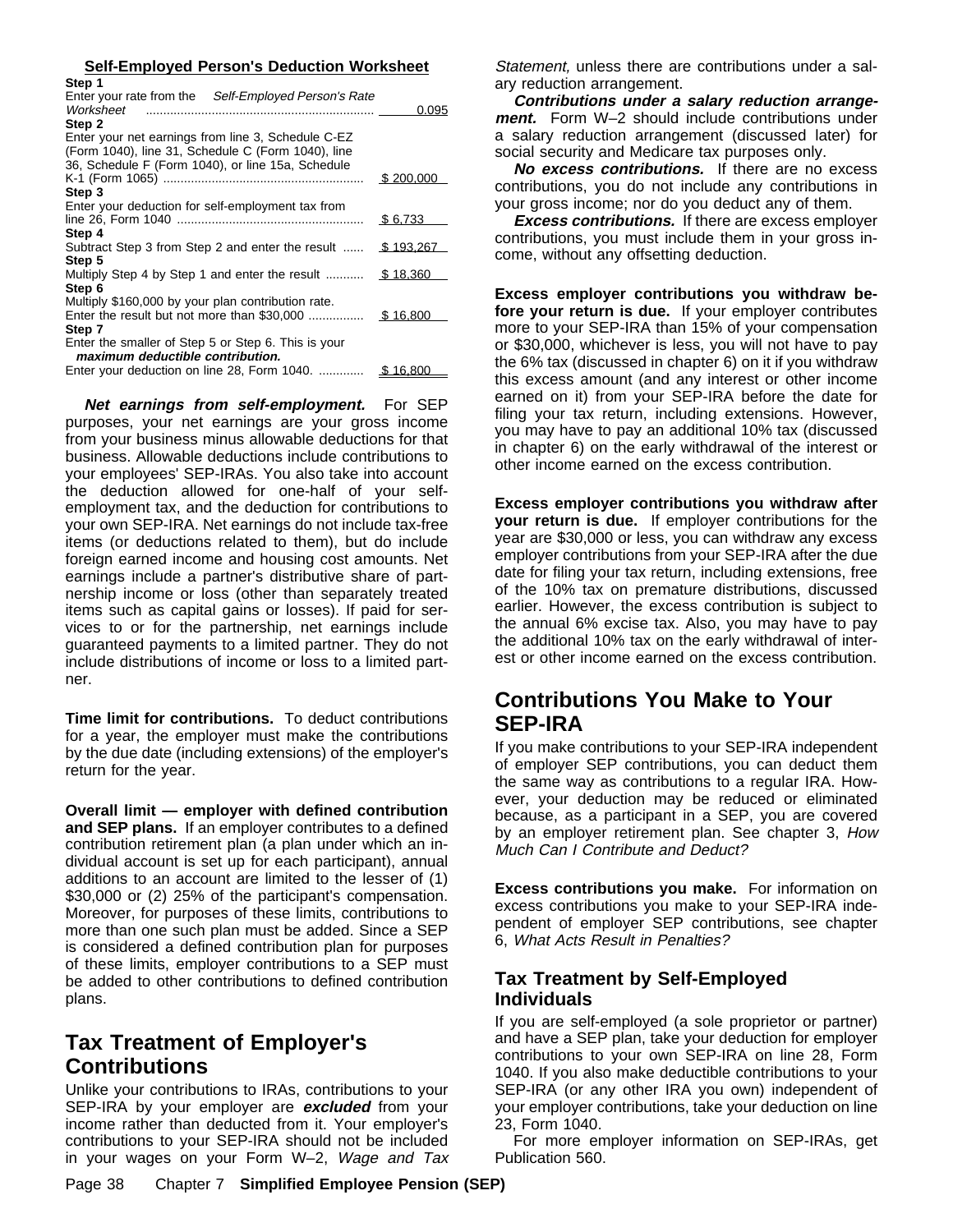**Self-Employed Person's Deduction Worksheet**

| | |
|---|---|
| **Step 1** | |
| Enter your rate from the *Self-Employed Person's Rate Worksheet* | 0.095 |
| **Step 2** | |
| Enter your net earnings from line 3, Schedule C-EZ (Form 1040), line 31, Schedule C (Form 1040), line 36, Schedule F (Form 1040), or line 15a, Schedule K-1 (Form 1065) | $ 200,000 |
| **Step 3** | |
| Enter your deduction for self-employment tax from line 26, Form 1040 | $ 6,733 |
| **Step 4** | |
| Subtract Step 3 from Step 2 and enter the result | $ 193,267 |
| **Step 5** | |
| Multiply Step 4 by Step 1 and enter the result | $ 18,360 |
| **Step 6** | |
| Multiply $160,000 by your plan contribution rate. Enter the result but not more than $30,000 | $ 16,800 |
| **Step 7** | |
| Enter the smaller of Step 5 or Step 6. This is your ***maximum deductible contribution.*** Enter your deduction on line 28, Form 1040. | $ 16,800 |

***Net earnings from self-employment.*** For SEP purposes, your net earnings are your gross income from your business minus allowable deductions for that business. Allowable deductions include contributions to your employees' SEP-IRAs. You also take into account the deduction allowed for one-half of your self-employment tax, and the deduction for contributions to your own SEP-IRA. Net earnings do not include tax-free items (or deductions related to them), but do include foreign earned income and housing cost amounts. Net earnings include a partner's distributive share of partnership income or loss (other than separately treated items such as capital gains or losses). If paid for services to or for the partnership, net earnings include guaranteed payments to a limited partner. They do not include distributions of income or loss to a limited partner.

**Time limit for contributions.** To deduct contributions for a year, the employer must make the contributions by the due date (including extensions) of the employer's return for the year.

**Overall limit — employer with defined contribution and SEP plans.** If an employer contributes to a defined contribution retirement plan (a plan under which an individual account is set up for each participant), annual additions to an account are limited to the lesser of (1) $30,000 or (2) 25% of the participant's compensation. Moreover, for purposes of these limits, contributions to more than one such plan must be added. Since a SEP is considered a defined contribution plan for purposes of these limits, employer contributions to a SEP must be added to other contributions to defined contribution plans.

## Tax Treatment of Employer's Contributions

Unlike your contributions to IRAs, contributions to your SEP-IRA by your employer are ***excluded*** from your income rather than deducted from it. Your employer's contributions to your SEP-IRA should not be included in your wages on your Form W–2, *Wage and Tax Statement,* unless there are contributions under a salary reduction arrangement.

***Contributions under a salary reduction arrangement.*** Form W–2 should include contributions under a salary reduction arrangement (discussed later) for social security and Medicare tax purposes only.

***No excess contributions.*** If there are no excess contributions, you do not include any contributions in your gross income; nor do you deduct any of them.

***Excess contributions.*** If there are excess employer contributions, you must include them in your gross income, without any offsetting deduction.

**Excess employer contributions you withdraw before your return is due.** If your employer contributes more to your SEP-IRA than 15% of your compensation or $30,000, whichever is less, you will not have to pay the 6% tax (discussed in chapter 6) on it if you withdraw this excess amount (and any interest or other income earned on it) from your SEP-IRA before the date for filing your tax return, including extensions. However, you may have to pay an additional 10% tax (discussed in chapter 6) on the early withdrawal of the interest or other income earned on the excess contribution.

**Excess employer contributions you withdraw after your return is due.** If employer contributions for the year are $30,000 or less, you can withdraw any excess employer contributions from your SEP-IRA after the due date for filing your tax return, including extensions, free of the 10% tax on premature distributions, discussed earlier. However, the excess contribution is subject to the annual 6% excise tax. Also, you may have to pay the additional 10% tax on the early withdrawal of interest or other income earned on the excess contribution.

## Contributions You Make to Your SEP-IRA

If you make contributions to your SEP-IRA independent of employer SEP contributions, you can deduct them the same way as contributions to a regular IRA. However, your deduction may be reduced or eliminated because, as a participant in a SEP, you are covered by an employer retirement plan. See chapter 3, *How Much Can I Contribute and Deduct?*

**Excess contributions you make.** For information on excess contributions you make to your SEP-IRA independent of employer SEP contributions, see chapter 6, *What Acts Result in Penalties?*

### Tax Treatment by Self-Employed Individuals

If you are self-employed (a sole proprietor or partner) and have a SEP plan, take your deduction for employer contributions to your own SEP-IRA on line 28, Form 1040. If you also make deductible contributions to your SEP-IRA (or any other IRA you own) independent of your employer contributions, take your deduction on line 23, Form 1040.

For more employer information on SEP-IRAs, get Publication 560.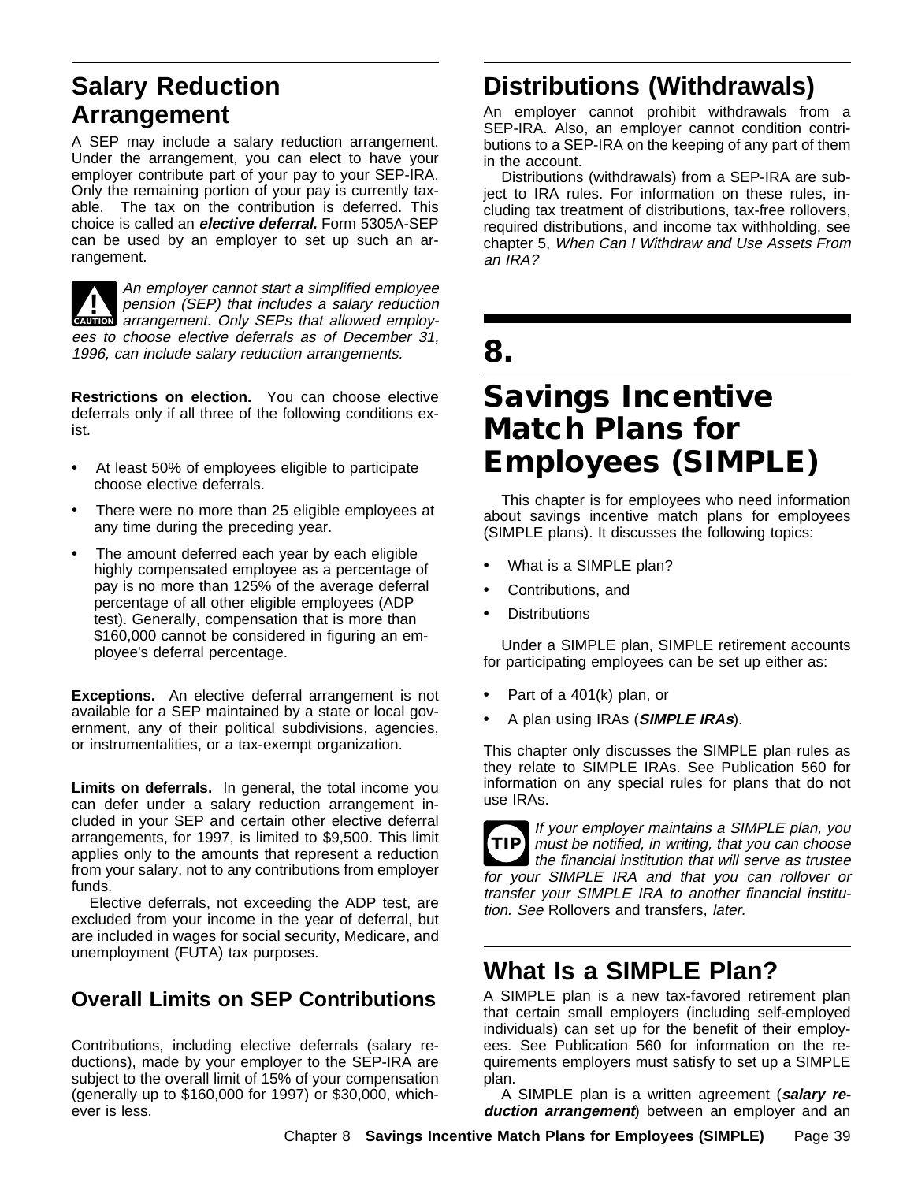## Salary Reduction Arrangement

A SEP may include a salary reduction arrangement. Under the arrangement, you can elect to have your employer contribute part of your pay to your SEP-IRA. Only the remaining portion of your pay is currently taxable. The tax on the contribution is deferred. This choice is called an ***elective deferral.*** Form 5305A-SEP can be used by an employer to set up such an arrangement.

CAUTION *An employer cannot start a simplified employee pension (SEP) that includes a salary reduction arrangement. Only SEPs that allowed employees to choose elective deferrals as of December 31, 1996, can include salary reduction arrangements.*

**Restrictions on election.** You can choose elective deferrals only if all three of the following conditions exist.

- At least 50% of employees eligible to participate choose elective deferrals.
- There were no more than 25 eligible employees at any time during the preceding year.
- The amount deferred each year by each eligible highly compensated employee as a percentage of pay is no more than 125% of the average deferral percentage of all other eligible employees (ADP test). Generally, compensation that is more than $160,000 cannot be considered in figuring an employee's deferral percentage.

**Exceptions.** An elective deferral arrangement is not available for a SEP maintained by a state or local government, any of their political subdivisions, agencies, or instrumentalities, or a tax-exempt organization.

**Limits on deferrals.** In general, the total income you can defer under a salary reduction arrangement included in your SEP and certain other elective deferral arrangements, for 1997, is limited to $9,500. This limit applies only to the amounts that represent a reduction from your salary, not to any contributions from employer funds.

Elective deferrals, not exceeding the ADP test, are excluded from your income in the year of deferral, but are included in wages for social security, Medicare, and unemployment (FUTA) tax purposes.

## Overall Limits on SEP Contributions

Contributions, including elective deferrals (salary reductions), made by your employer to the SEP-IRA are subject to the overall limit of 15% of your compensation (generally up to $160,000 for 1997) or $30,000, whichever is less.

## Distributions (Withdrawals)

An employer cannot prohibit withdrawals from a SEP-IRA. Also, an employer cannot condition contributions to a SEP-IRA on the keeping of any part of them in the account.

Distributions (withdrawals) from a SEP-IRA are subject to IRA rules. For information on these rules, including tax treatment of distributions, tax-free rollovers, required distributions, and income tax withholding, see chapter 5, *When Can I Withdraw and Use Assets From an IRA?*

# 8. Savings Incentive Match Plans for Employees (SIMPLE)

This chapter is for employees who need information about savings incentive match plans for employees (SIMPLE plans). It discusses the following topics:

- What is a SIMPLE plan?
- Contributions, and
- Distributions

Under a SIMPLE plan, SIMPLE retirement accounts for participating employees can be set up either as:

- Part of a 401(k) plan, or
- A plan using IRAs (***SIMPLE IRAs***).

This chapter only discusses the SIMPLE plan rules as they relate to SIMPLE IRAs. See Publication 560 for information on any special rules for plans that do not use IRAs.

TIP *If your employer maintains a SIMPLE plan, you must be notified, in writing, that you can choose the financial institution that will serve as trustee for your SIMPLE IRA and that you can rollover or transfer your SIMPLE IRA to another financial institution. See* Rollovers and transfers, *later.*

## What Is a SIMPLE Plan?

A SIMPLE plan is a new tax-favored retirement plan that certain small employers (including self-employed individuals) can set up for the benefit of their employees. See Publication 560 for information on the requirements employers must satisfy to set up a SIMPLE plan.

A SIMPLE plan is a written agreement (***salary reduction arrangement***) between an employer and an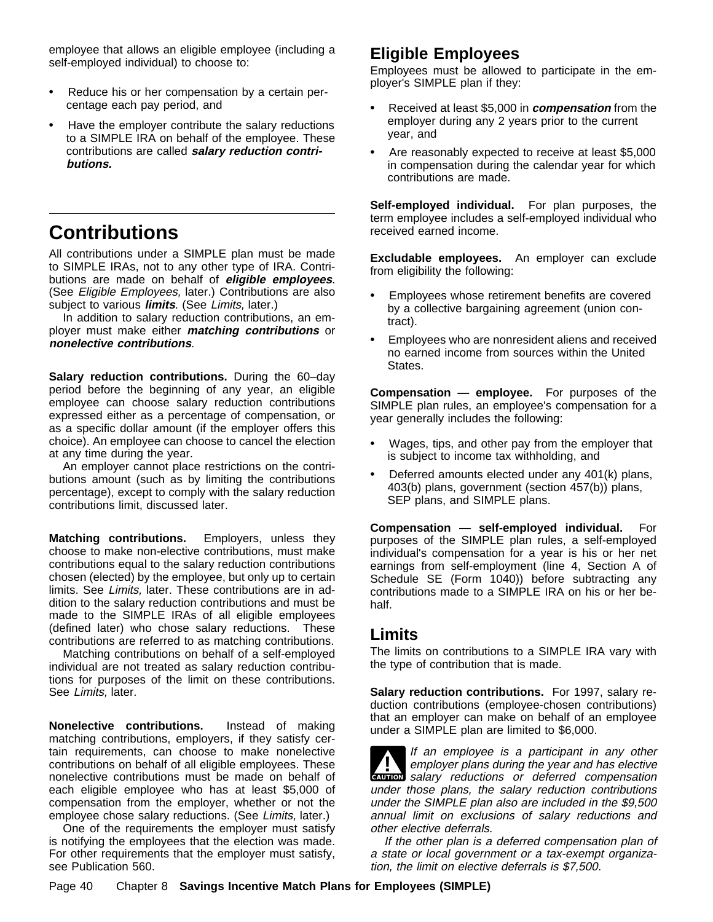employee that allows an eligible employee (including a self-employed individual) to choose to:

- Reduce his or her compensation by a certain percentage each pay period, and
- Have the employer contribute the salary reductions to a SIMPLE IRA on behalf of the employee. These contributions are called ***salary reduction contributions.***

## Contributions

All contributions under a SIMPLE plan must be made to SIMPLE IRAs, not to any other type of IRA. Contributions are made on behalf of ***eligible employees***. (See *Eligible Employees,* later.) Contributions are also subject to various ***limits***. (See *Limits,* later.)

In addition to salary reduction contributions, an employer must make either ***matching contributions*** or ***nonelective contributions***.

**Salary reduction contributions.** During the 60–day period before the beginning of any year, an eligible employee can choose salary reduction contributions expressed either as a percentage of compensation, or as a specific dollar amount (if the employer offers this choice). An employee can choose to cancel the election at any time during the year.

An employer cannot place restrictions on the contributions amount (such as by limiting the contributions percentage), except to comply with the salary reduction contributions limit, discussed later.

**Matching contributions.** Employers, unless they choose to make non-elective contributions, must make contributions equal to the salary reduction contributions chosen (elected) by the employee, but only up to certain limits. See *Limits,* later. These contributions are in addition to the salary reduction contributions and must be made to the SIMPLE IRAs of all eligible employees (defined later) who chose salary reductions. These contributions are referred to as matching contributions.

Matching contributions on behalf of a self-employed individual are not treated as salary reduction contributions for purposes of the limit on these contributions. See *Limits,* later.

**Nonelective contributions.** Instead of making matching contributions, employers, if they satisfy certain requirements, can choose to make nonelective contributions on behalf of all eligible employees. These nonelective contributions must be made on behalf of each eligible employee who has at least $5,000 of compensation from the employer, whether or not the employee chose salary reductions. (See *Limits,* later.)

One of the requirements the employer must satisfy is notifying the employees that the election was made. For other requirements that the employer must satisfy, see Publication 560.

### Eligible Employees

Employees must be allowed to participate in the employer's SIMPLE plan if they:

- Received at least $5,000 in ***compensation*** from the employer during any 2 years prior to the current year, and
- Are reasonably expected to receive at least $5,000 in compensation during the calendar year for which contributions are made.

**Self-employed individual.** For plan purposes, the term employee includes a self-employed individual who received earned income.

**Excludable employees.** An employer can exclude from eligibility the following:

- Employees whose retirement benefits are covered by a collective bargaining agreement (union contract).
- Employees who are nonresident aliens and received no earned income from sources within the United States.

**Compensation — employee.** For purposes of the SIMPLE plan rules, an employee's compensation for a year generally includes the following:

- Wages, tips, and other pay from the employer that is subject to income tax withholding, and
- Deferred amounts elected under any 401(k) plans, 403(b) plans, government (section 457(b)) plans, SEP plans, and SIMPLE plans.

**Compensation — self-employed individual.** For purposes of the SIMPLE plan rules, a self-employed individual's compensation for a year is his or her net earnings from self-employment (line 4, Section A of Schedule SE (Form 1040)) before subtracting any contributions made to a SIMPLE IRA on his or her behalf.

### Limits

The limits on contributions to a SIMPLE IRA vary with the type of contribution that is made.

**Salary reduction contributions.** For 1997, salary reduction contributions (employee-chosen contributions) that an employer can make on behalf of an employee under a SIMPLE plan are limited to $6,000.

CAUTION: *If an employee is a participant in any other employer plans during the year and has elective salary reductions or deferred compensation under those plans, the salary reduction contributions under the SIMPLE plan also are included in the $9,500 annual limit on exclusions of salary reductions and other elective deferrals.*

*If the other plan is a deferred compensation plan of a state or local government or a tax-exempt organization, the limit on elective deferrals is $7,500.*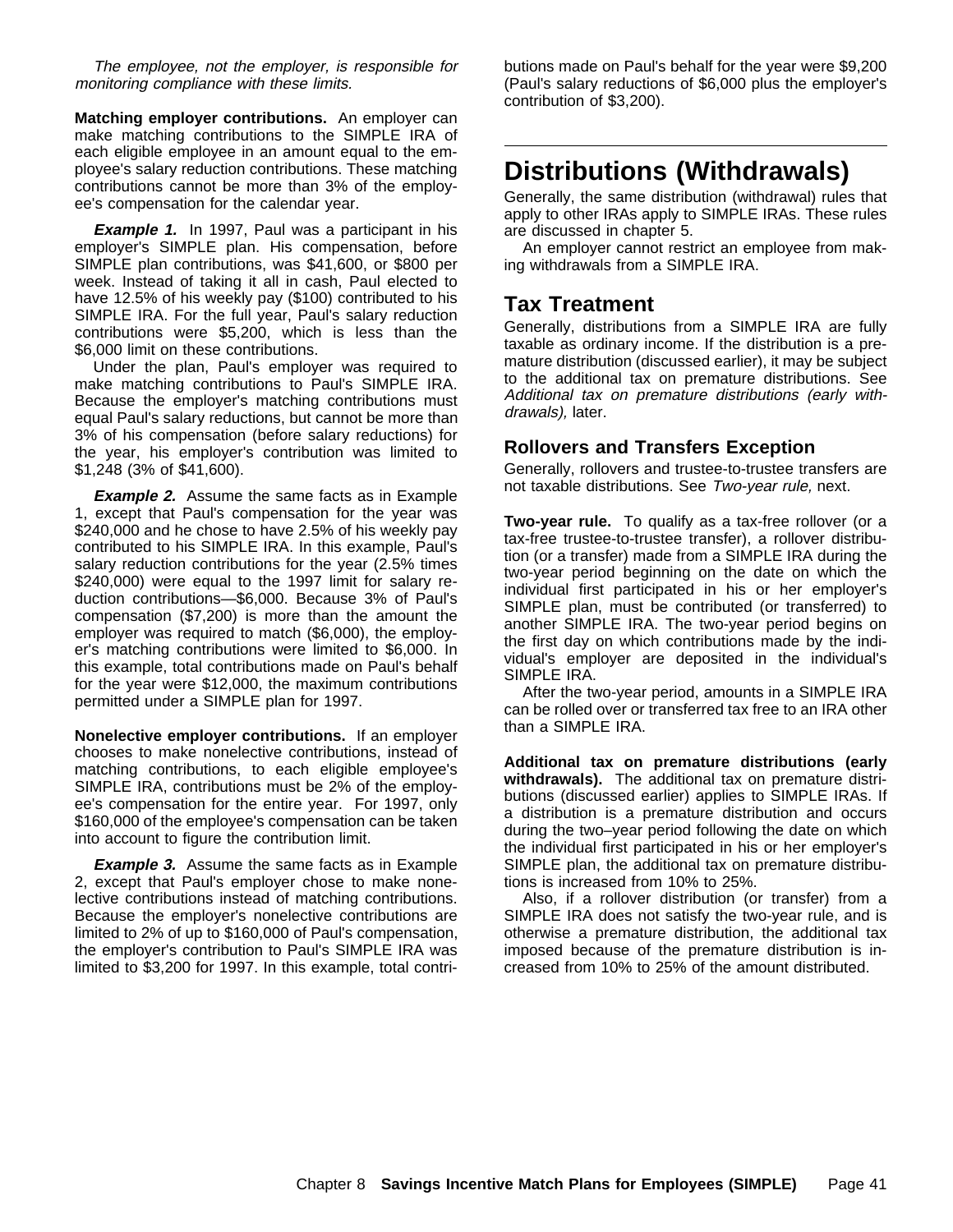*The employee, not the employer, is responsible for monitoring compliance with these limits.*

**Matching employer contributions.** An employer can make matching contributions to the SIMPLE IRA of each eligible employee in an amount equal to the employee's salary reduction contributions. These matching contributions cannot be more than 3% of the employee's compensation for the calendar year.

***Example 1.*** In 1997, Paul was a participant in his employer's SIMPLE plan. His compensation, before SIMPLE plan contributions, was $41,600, or $800 per week. Instead of taking it all in cash, Paul elected to have 12.5% of his weekly pay ($100) contributed to his SIMPLE IRA. For the full year, Paul's salary reduction contributions were $5,200, which is less than the $6,000 limit on these contributions.

Under the plan, Paul's employer was required to make matching contributions to Paul's SIMPLE IRA. Because the employer's matching contributions must equal Paul's salary reductions, but cannot be more than 3% of his compensation (before salary reductions) for the year, his employer's contribution was limited to $1,248 (3% of $41,600).

***Example 2.*** Assume the same facts as in Example 1, except that Paul's compensation for the year was $240,000 and he chose to have 2.5% of his weekly pay contributed to his SIMPLE IRA. In this example, Paul's salary reduction contributions for the year (2.5% times $240,000) were equal to the 1997 limit for salary reduction contributions—$6,000. Because 3% of Paul's compensation ($7,200) is more than the amount the employer was required to match ($6,000), the employer's matching contributions were limited to $6,000. In this example, total contributions made on Paul's behalf for the year were $12,000, the maximum contributions permitted under a SIMPLE plan for 1997.

**Nonelective employer contributions.** If an employer chooses to make nonelective contributions, instead of matching contributions, to each eligible employee's SIMPLE IRA, contributions must be 2% of the employee's compensation for the entire year. For 1997, only $160,000 of the employee's compensation can be taken into account to figure the contribution limit.

***Example 3.*** Assume the same facts as in Example 2, except that Paul's employer chose to make nonelective contributions instead of matching contributions. Because the employer's nonelective contributions are limited to 2% of up to $160,000 of Paul's compensation, the employer's contribution to Paul's SIMPLE IRA was limited to $3,200 for 1997. In this example, total contributions made on Paul's behalf for the year were $9,200 (Paul's salary reductions of $6,000 plus the employer's contribution of $3,200).

# Distributions (Withdrawals)

Generally, the same distribution (withdrawal) rules that apply to other IRAs apply to SIMPLE IRAs. These rules are discussed in chapter 5.

An employer cannot restrict an employee from making withdrawals from a SIMPLE IRA.

## Tax Treatment

Generally, distributions from a SIMPLE IRA are fully taxable as ordinary income. If the distribution is a premature distribution (discussed earlier), it may be subject to the additional tax on premature distributions. See *Additional tax on premature distributions (early withdrawals),* later.

### Rollovers and Transfers Exception

Generally, rollovers and trustee-to-trustee transfers are not taxable distributions. See *Two-year rule,* next.

**Two-year rule.** To qualify as a tax-free rollover (or a tax-free trustee-to-trustee transfer), a rollover distribution (or a transfer) made from a SIMPLE IRA during the two-year period beginning on the date on which the individual first participated in his or her employer's SIMPLE plan, must be contributed (or transferred) to another SIMPLE IRA. The two-year period begins on the first day on which contributions made by the individual's employer are deposited in the individual's SIMPLE IRA.

After the two-year period, amounts in a SIMPLE IRA can be rolled over or transferred tax free to an IRA other than a SIMPLE IRA.

**Additional tax on premature distributions (early withdrawals).** The additional tax on premature distributions (discussed earlier) applies to SIMPLE IRAs. If a distribution is a premature distribution and occurs during the two–year period following the date on which the individual first participated in his or her employer's SIMPLE plan, the additional tax on premature distributions is increased from 10% to 25%.

Also, if a rollover distribution (or transfer) from a SIMPLE IRA does not satisfy the two-year rule, and is otherwise a premature distribution, the additional tax imposed because of the premature distribution is increased from 10% to 25% of the amount distributed.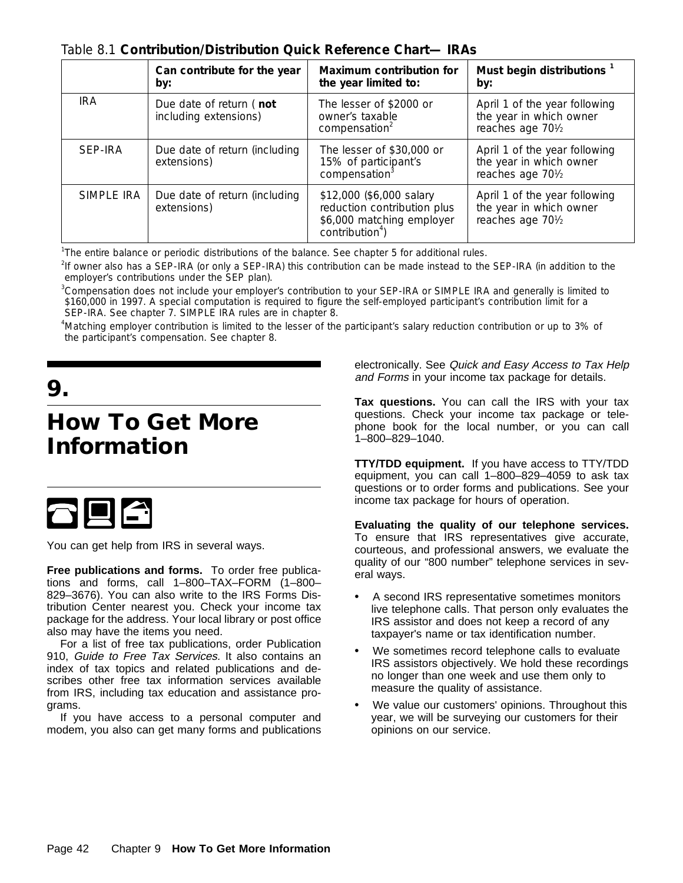Table 8.1 **Contribution/Distribution Quick Reference Chart— IRAs**

| | **Can contribute for the year by:** | **Maximum contribution for the year limited to:** | **Must begin distributions [1] by:** |
|---|---|---|---|
| IRA | Due date of return ( **not** including extensions) | The lesser of $2000 or owner's taxable compensation[2] | April 1 of the year following the year in which owner reaches age 70½ |
| SEP-IRA | Due date of return (including extensions) | The lesser of $30,000 or 15% of participant's compensation[3] | April 1 of the year following the year in which owner reaches age 70½ |
| SIMPLE IRA | Due date of return (including extensions) | $12,000 ($6,000 salary reduction contribution plus $6,000 matching employer contribution[4]) | April 1 of the year following the year in which owner reaches age 70½ |

[1]The entire balance or periodic distributions of the balance. See chapter 5 for additional rules.

[2]If owner also has a SEP-IRA (or only a SEP-IRA) this contribution can be made instead to the SEP-IRA (in addition to the employer's contributions under the SEP plan).

[3]Compensation does not include your employer's contribution to your SEP-IRA or SIMPLE IRA and generally is limited to $160,000 in 1997. A special computation is required to figure the self-employed participant's contribution limit for a SEP-IRA. See chapter 7. SIMPLE IRA rules are in chapter 8.

[4]Matching employer contribution is limited to the lesser of the participant's salary reduction contribution or up to 3% of the participant's compensation. See chapter 8.

# 9. How To Get More Information

You can get help from IRS in several ways.

**Free publications and forms.** To order free publications and forms, call 1–800–TAX–FORM (1–800–829–3676). You can also write to the IRS Forms Distribution Center nearest you. Check your income tax package for the address. Your local library or post office also may have the items you need.

For a list of free tax publications, order Publication 910, *Guide to Free Tax Services.* It also contains an index of tax topics and related publications and describes other free tax information services available from IRS, including tax education and assistance programs.

If you have access to a personal computer and modem, you also can get many forms and publications electronically. See *Quick and Easy Access to Tax Help and Forms* in your income tax package for details.

**Tax questions.** You can call the IRS with your tax questions. Check your income tax package or telephone book for the local number, or you can call 1–800–829–1040.

**TTY/TDD equipment.** If you have access to TTY/TDD equipment, you can call 1–800–829–4059 to ask tax questions or to order forms and publications. See your income tax package for hours of operation.

**Evaluating the quality of our telephone services.** To ensure that IRS representatives give accurate, courteous, and professional answers, we evaluate the quality of our "800 number" telephone services in several ways.

- A second IRS representative sometimes monitors live telephone calls. That person only evaluates the IRS assistor and does not keep a record of any taxpayer's name or tax identification number.
- We sometimes record telephone calls to evaluate IRS assistors objectively. We hold these recordings no longer than one week and use them only to measure the quality of assistance.
- We value our customers' opinions. Throughout this year, we will be surveying our customers for their opinions on our service.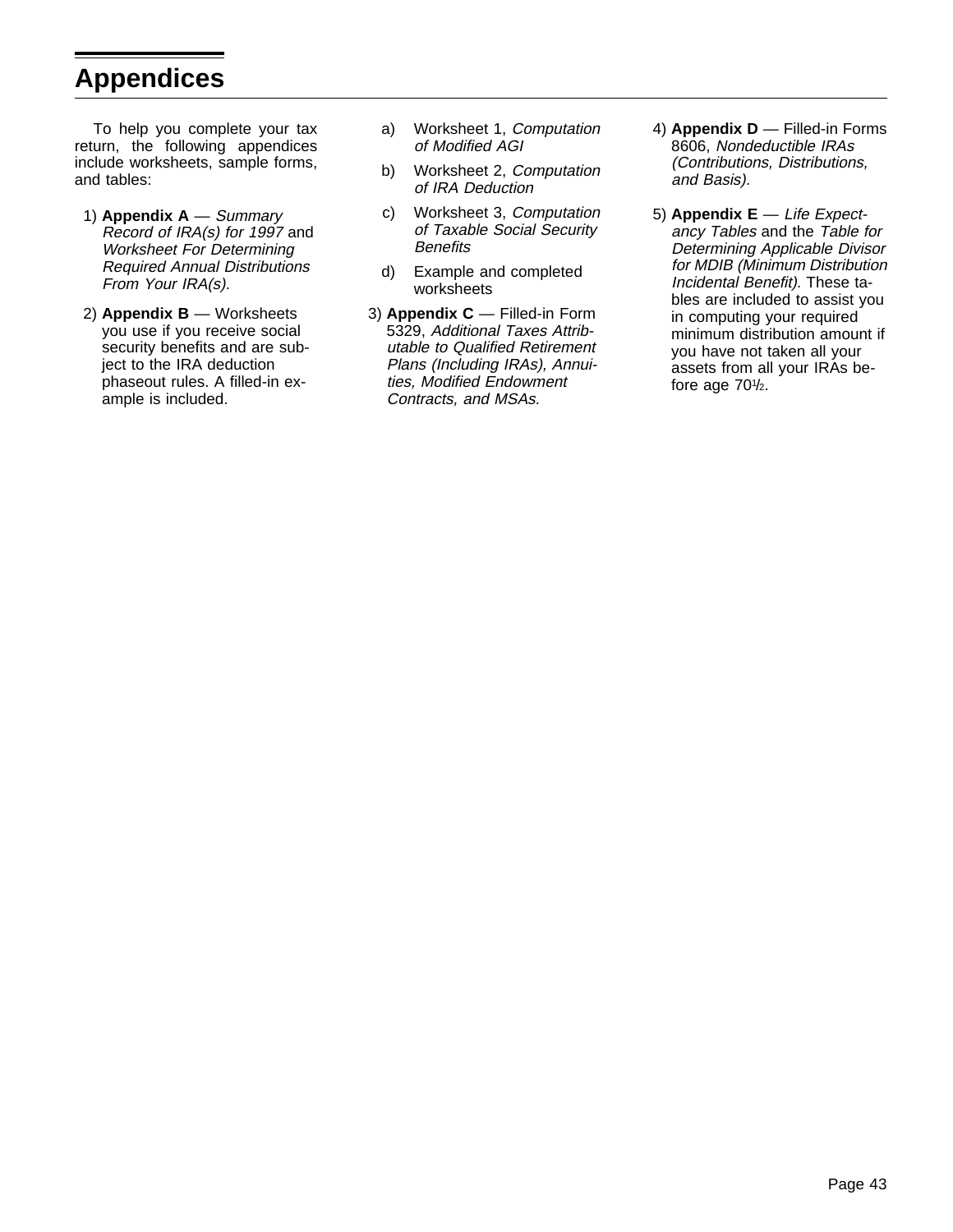# Appendices

To help you complete your tax return, the following appendices include worksheets, sample forms, and tables:

1) **Appendix A** — *Summary Record of IRA(s) for 1997* and *Worksheet For Determining Required Annual Distributions From Your IRA(s).*

2) **Appendix B** — Worksheets you use if you receive social security benefits and are subject to the IRA deduction phaseout rules. A filled-in example is included.

   a) Worksheet 1, *Computation of Modified AGI*

   b) Worksheet 2, *Computation of IRA Deduction*

   c) Worksheet 3, *Computation of Taxable Social Security Benefits*

   d) Example and completed worksheets

3) **Appendix C** — Filled-in Form 5329, *Additional Taxes Attributable to Qualified Retirement Plans (Including IRAs), Annuities, Modified Endowment Contracts, and MSAs.*

4) **Appendix D** — Filled-in Forms 8606, *Nondeductible IRAs (Contributions, Distributions, and Basis).*

5) **Appendix E** — *Life Expectancy Tables* and the *Table for Determining Applicable Divisor for MDIB (Minimum Distribution Incidental Benefit).* These tables are included to assist you in computing your required minimum distribution amount if you have not taken all your assets from all your IRAs before age 70½.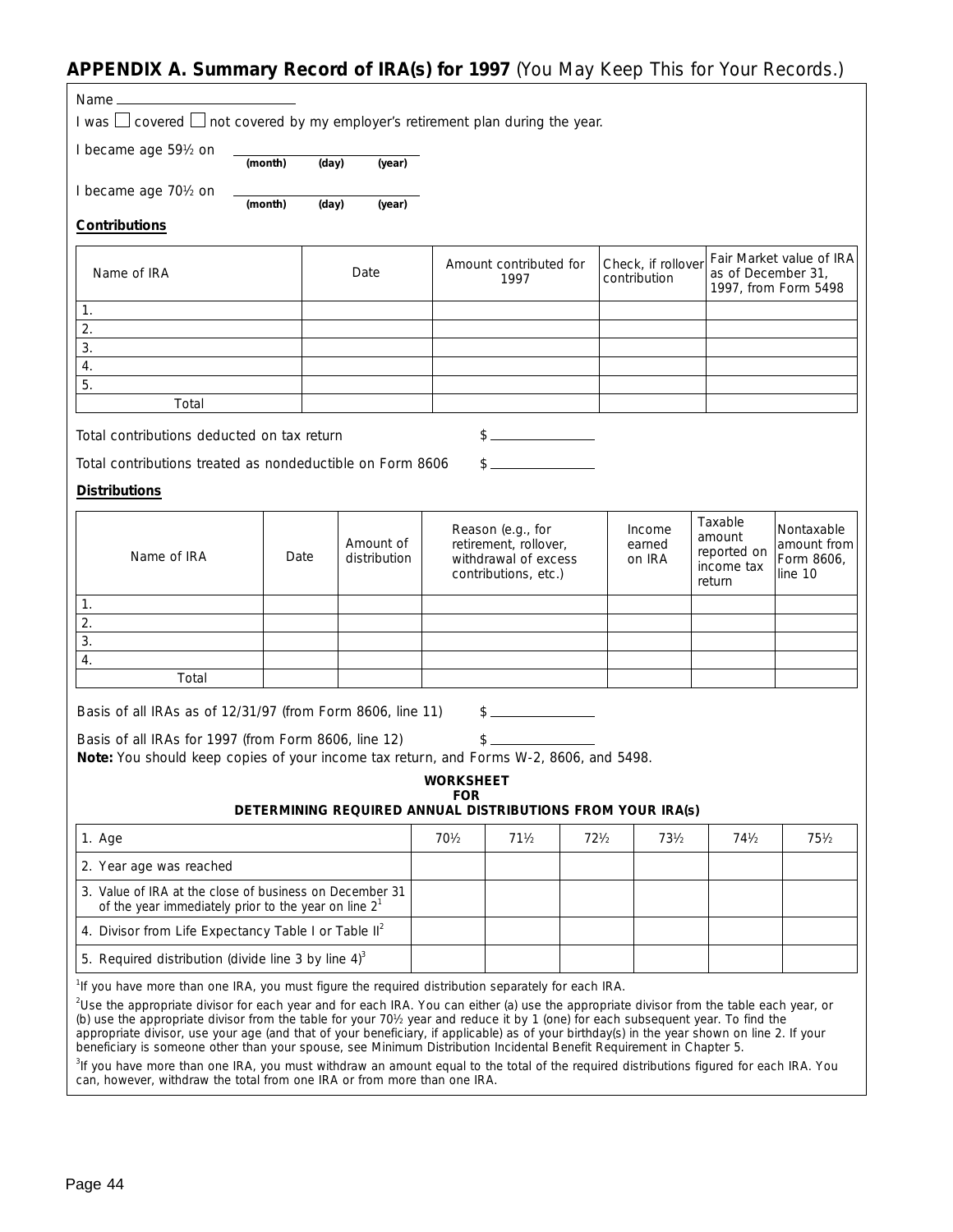## APPENDIX A. Summary Record of IRA(s) for 1997 *(You May Keep This for Your Records.)*

Name \_\_\_\_\_\_\_\_\_\_\_\_\_\_\_\_\_\_\_\_

I was ☐ covered ☐ not covered by my employer's retirement plan during the year.

I became age 59½ on \_\_\_\_\_\_\_\_\_\_\_\_\_\_\_\_\_\_\_\_
**(month) (day) (year)**

I became age 70½ on \_\_\_\_\_\_\_\_\_\_\_\_\_\_\_\_\_\_\_\_
**(month) (day) (year)**

**Contributions**

| Name of IRA | Date | Amount contributed for 1997 | Check, if rollover contribution | Fair Market value of IRA as of December 31, 1997, from Form 5498 |
|---|---|---|---|---|
| 1. | | | | |
| 2. | | | | |
| 3. | | | | |
| 4. | | | | |
| 5. | | | | |
| Total | | | | |

Total contributions deducted on tax return $ \_\_\_\_\_\_\_\_\_\_\_\_\_\_

Total contributions treated as nondeductible on Form 8606 $ \_\_\_\_\_\_\_\_\_\_\_\_\_\_

**Distributions**

| Name of IRA | Date | Amount of distribution | Reason (e.g., for retirement, rollover, withdrawal of excess contributions, etc.) | Income earned on IRA | Taxable amount reported on income tax return | Nontaxable amount from Form 8606, line 10 |
|---|---|---|---|---|---|---|
| 1. | | | | | | |
| 2. | | | | | | |
| 3. | | | | | | |
| 4. | | | | | | |
| Total | | | | | | |

Basis of all IRAs as of 12/31/97 (from Form 8606, line 11) $ \_\_\_\_\_\_\_\_\_\_\_\_\_\_

Basis of all IRAs for 1997 (from Form 8606, line 12) $ \_\_\_\_\_\_\_\_\_\_\_\_\_\_

**Note:** You should keep copies of your income tax return, and Forms W-2, 8606, and 5498.

### WORKSHEET FOR DETERMINING REQUIRED ANNUAL DISTRIBUTIONS FROM YOUR IRA(s)

| 1. Age | 70½ | 71½ | 72½ | 73½ | 74½ | 75½ |
|---|---|---|---|---|---|---|
| 2. Year age was reached | | | | | | |
| 3. Value of IRA at the close of business on December 31 of the year immediately prior to the year on line 2[1] | | | | | | |
| 4. Divisor from Life Expectancy Table I or Table II[2] | | | | | | |
| 5. Required distribution (divide line 3 by line 4)[3] | | | | | | |

[1]If you have more than one IRA, you must figure the required distribution separately for each IRA.

[2]Use the appropriate divisor for each year and for each IRA. You can either (a) use the appropriate divisor from the table each year, or (b) use the appropriate divisor from the table for your 70½ year and reduce it by 1 (one) for each subsequent year. To find the appropriate divisor, use your age (and that of your beneficiary, if applicable) as of your birthday(s) in the year shown on line 2. If your beneficiary is someone other than your spouse, see Minimum Distribution Incidental Benefit Requirement in Chapter 5.

[3]If you have more than one IRA, you must withdraw an amount equal to the total of the required distributions figured for each IRA. You can, however, withdraw the total from one IRA or from more than one IRA.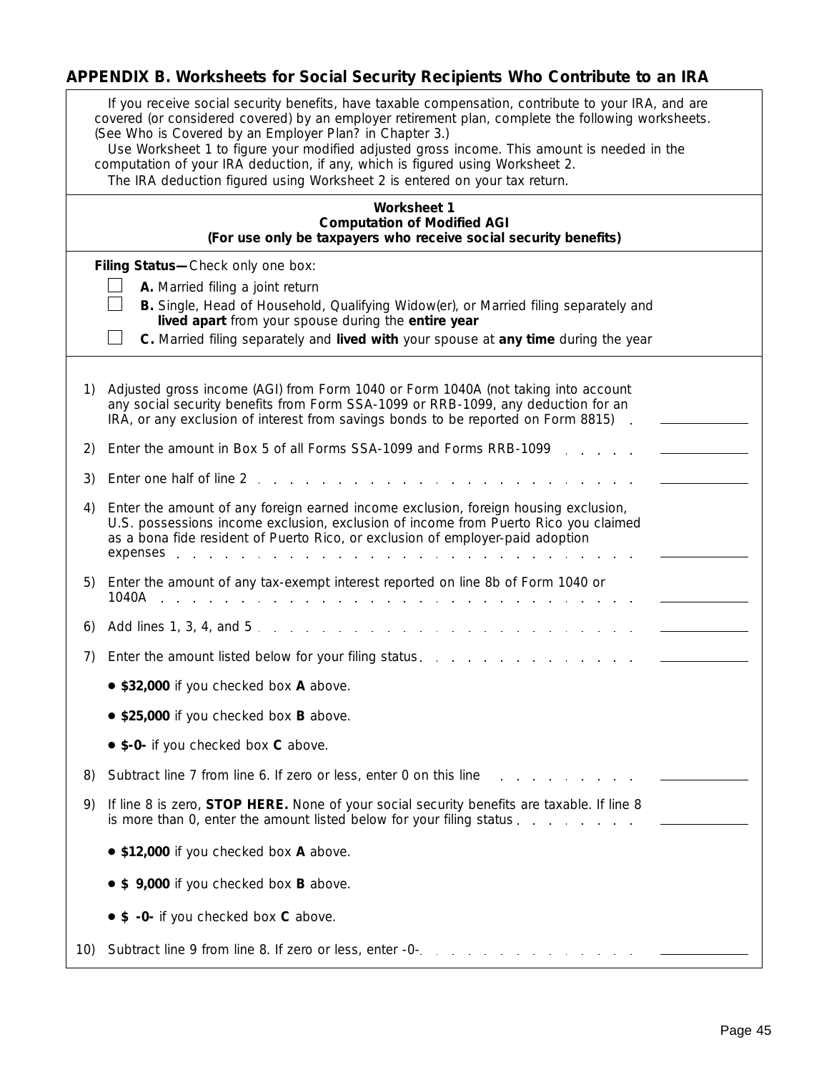## APPENDIX B. Worksheets for Social Security Recipients Who Contribute to an IRA

If you receive social security benefits, have taxable compensation, contribute to your IRA, and are covered (or considered covered) by an employer retirement plan, complete the following worksheets. (See Who is Covered by an Employer Plan? in Chapter 3.)

Use Worksheet 1 to figure your modified adjusted gross income. This amount is needed in the computation of your IRA deduction, if any, which is figured using Worksheet 2.

The IRA deduction figured using Worksheet 2 is entered on your tax return.

### Worksheet 1
**Computation of Modified AGI**
**(For use only be taxpayers who receive social security benefits)**

**Filing Status—**Check only one box:

☐ **A.** Married filing a joint return

☐ **B.** Single, Head of Household, Qualifying Widow(er), or Married filing separately and **lived apart** from your spouse during the **entire year**

☐ **C.** Married filing separately and **lived with** your spouse at **any time** during the year

1) Adjusted gross income (AGI) from Form 1040 or Form 1040A (not taking into account any social security benefits from Form SSA-1099 or RRB-1099, any deduction for an IRA, or any exclusion of interest from savings bonds to be reported on Form 8815) . ______

2) Enter the amount in Box 5 of all Forms SSA-1099 and Forms RRB-1099 . . . . . ______

3) Enter one half of line 2 . . . . . . . . . . . . . . . . . . . . . . . ______

4) Enter the amount of any foreign earned income exclusion, foreign housing exclusion, U.S. possessions income exclusion, exclusion of income from Puerto Rico you claimed as a bona fide resident of Puerto Rico, or exclusion of employer-paid adoption expenses . . . . . . . . . . . . . . . . . . . . . . . . . . . ______

5) Enter the amount of any tax-exempt interest reported on line 8b of Form 1040 or 1040A . . . . . . . . . . . . . . . . . . . . . . . . . . . ______

6) Add lines 1, 3, 4, and 5 . . . . . . . . . . . . . . . . . . . . . . ______

7) Enter the amount listed below for your filing status . . . . . . . . . . . . . ______

- **$32,000** if you checked box **A** above.
- **$25,000** if you checked box **B** above.
- **$-0-** if you checked box **C** above.

8) Subtract line 7 from line 6. If zero or less, enter 0 on this line . . . . . . . . . . ______

9) If line 8 is zero, **STOP HERE.** None of your social security benefits are taxable. If line 8 is more than 0, enter the amount listed below for your filing status . . . . . . . . ______

- **$12,000** if you checked box **A** above.
- **$ 9,000** if you checked box **B** above.
- **$ -0-** if you checked box **C** above.

10) Subtract line 9 from line 8. If zero or less, enter -0- . . . . . . . . . . . . . ______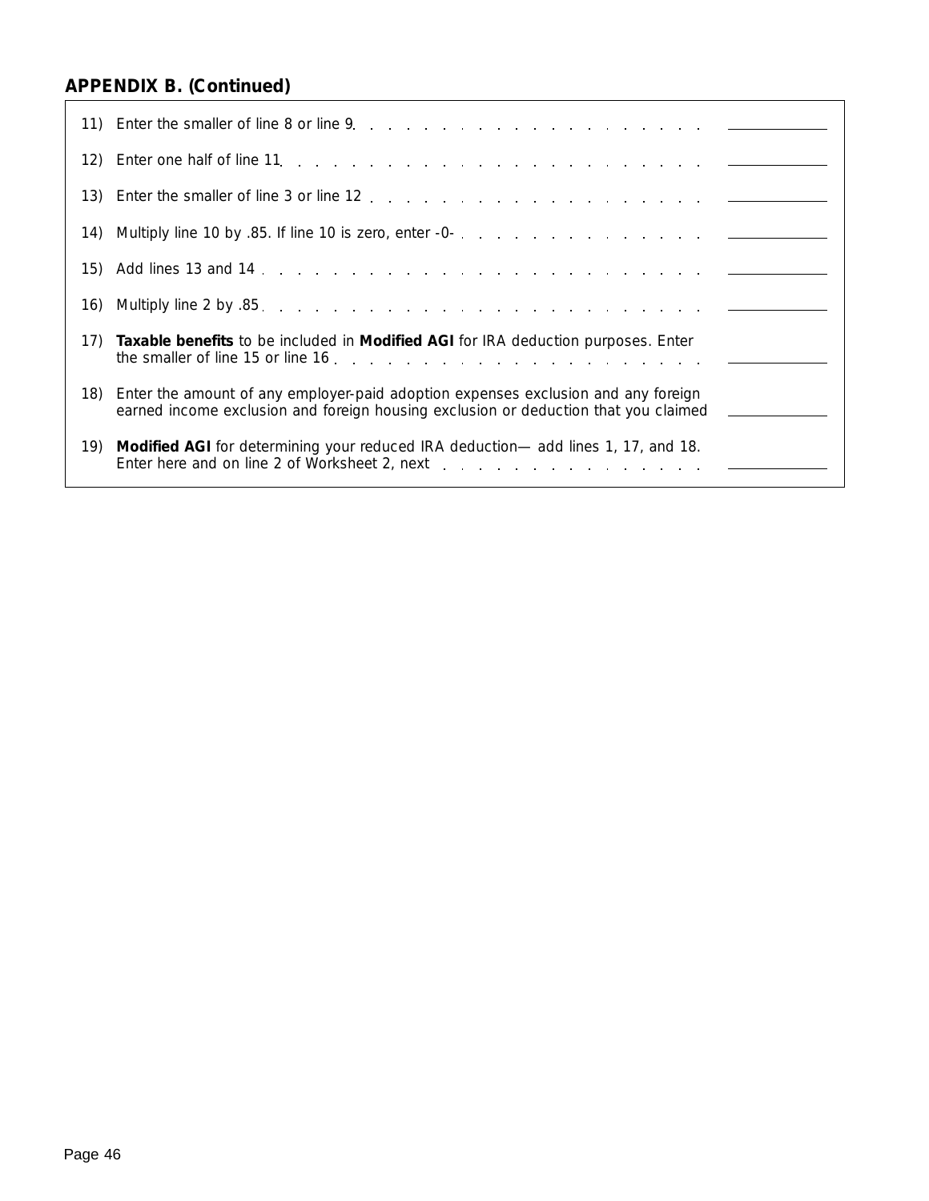## APPENDIX B. (Continued)

| | | |
|---|---|---|
| 11) | Enter the smaller of line 8 or line 9 | ______ |
| 12) | Enter one half of line 11 | ______ |
| 13) | Enter the smaller of line 3 or line 12 | ______ |
| 14) | Multiply line 10 by .85. If line 10 is zero, enter -0- | ______ |
| 15) | Add lines 13 and 14 | ______ |
| 16) | Multiply line 2 by .85 | ______ |
| 17) | **Taxable benefits** to be included in **Modified AGI** for IRA deduction purposes. Enter the smaller of line 15 or line 16 | ______ |
| 18) | Enter the amount of any employer-paid adoption expenses exclusion and any foreign earned income exclusion and foreign housing exclusion or deduction that you claimed | ______ |
| 19) | **Modified AGI** for determining your reduced IRA deduction— add lines 1, 17, and 18. Enter here and on line 2 of Worksheet 2, next | ______ |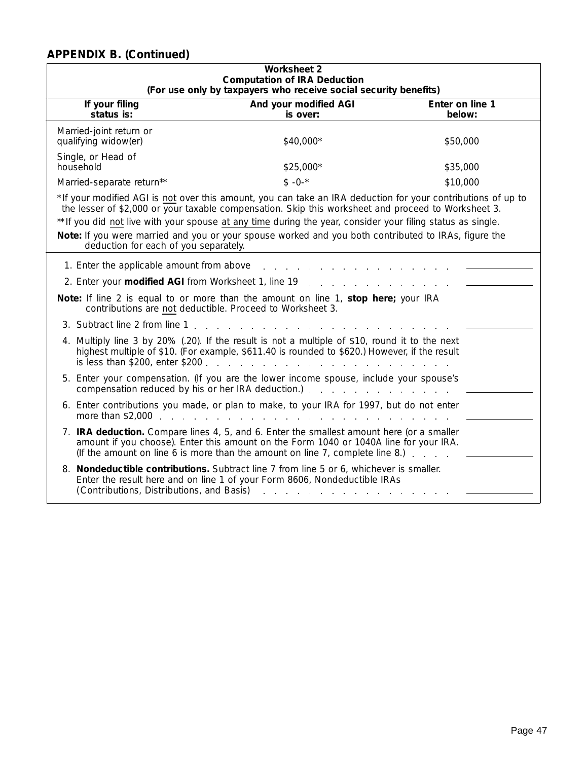## APPENDIX B. (Continued)

**Worksheet 2**
**Computation of IRA Deduction**
**(For use only by taxpayers who receive social security benefits)**

| If your filing status is: | And your modified AGI is over: | Enter on line 1 below: |
|---|---|---|
| Married-joint return or qualifying widow(er) | $40,000* | $50,000 |
| Single, or Head of household | $25,000* | $35,000 |
| Married-separate return** | $ -0-* | $10,000 |

*If your modified AGI is not over this amount, you can take an IRA deduction for your contributions of up to the lesser of $2,000 or your taxable compensation. Skip this worksheet and proceed to Worksheet 3.

**If you did not live with your spouse at any time during the year, consider your filing status as single.

**Note:** If you were married and you or your spouse worked and you both contributed to IRAs, figure the deduction for each of you separately.

1. Enter the applicable amount from above . . . . . . . . . . . . . . . . . . ______
2. Enter your **modified AGI** from Worksheet 1, line 19 . . . . . . . . . . . . . ______

**Note:** If line 2 is equal to or more than the amount on line 1, **stop here;** your IRA contributions are not deductible. Proceed to Worksheet 3.

3. Subtract line 2 from line 1 . . . . . . . . . . . . . . . . . . . . . . . . ______
4. Multiply line 3 by 20% (.20). If the result is not a multiple of $10, round it to the next highest multiple of $10. (For example, $611.40 is rounded to $620.) However, if the result is less than $200, enter $200 . . . . . . . . . . . . . . . . . . . . . . . . ______
5. Enter your compensation. (If you are the lower income spouse, include your spouse's compensation reduced by his or her IRA deduction.) . . . . . . . . . . . . . ______
6. Enter contributions you made, or plan to make, to your IRA for 1997, but do not enter more than $2,000 . . . . . . . . . . . . . . . . . . . . . . . . . . . ______
7. **IRA deduction.** Compare lines 4, 5, and 6. Enter the smallest amount here (or a smaller amount if you choose). Enter this amount on the Form 1040 or 1040A line for your IRA. (If the amount on line 6 is more than the amount on line 7, complete line 8.) . . . . ______
8. **Nondeductible contributions.** Subtract line 7 from line 5 or 6, whichever is smaller. Enter the result here and on line 1 of your Form 8606, Nondeductible IRAs (Contributions, Distributions, and Basis) . . . . . . . . . . . . . . . . . ______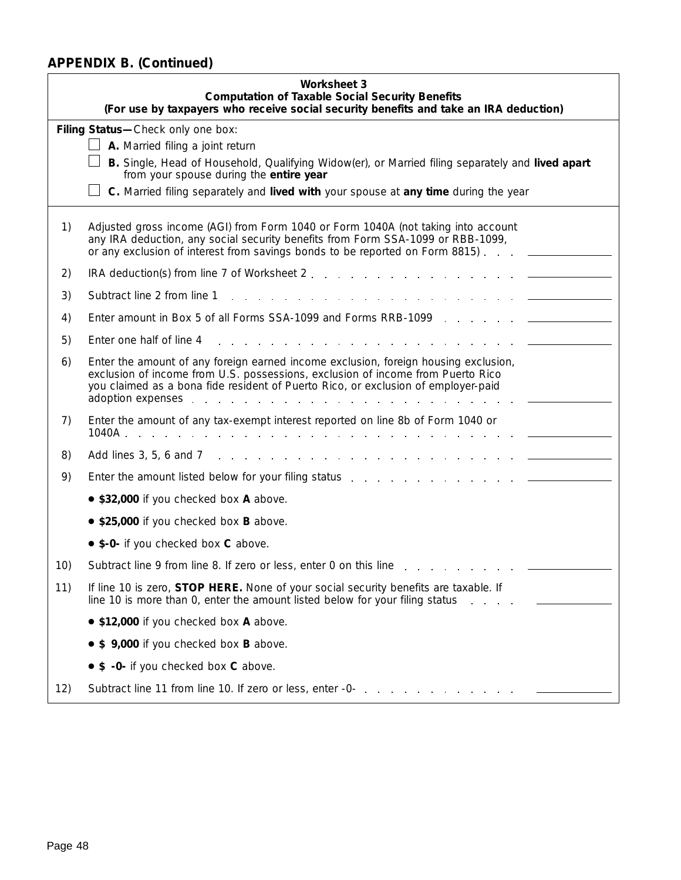## APPENDIX B. (Continued)

**Worksheet 3**
**Computation of Taxable Social Security Benefits**
**(For use by taxpayers who receive social security benefits and take an IRA deduction)**

**Filing Status—**Check only one box:

- ☐ **A.** Married filing a joint return
- ☐ **B.** Single, Head of Household, Qualifying Widow(er), or Married filing separately and **lived apart** from your spouse during the **entire year**
- ☐ **C.** Married filing separately and **lived with** your spouse at **any time** during the year

| | | |
|---|---|---|
| 1) | Adjusted gross income (AGI) from Form 1040 or Form 1040A (not taking into account any IRA deduction, any social security benefits from Form SSA-1099 or RBB-1099, or any exclusion of interest from savings bonds to be reported on Form 8815) | ______ |
| 2) | IRA deduction(s) from line 7 of Worksheet 2 | ______ |
| 3) | Subtract line 2 from line 1 | ______ |
| 4) | Enter amount in Box 5 of all Forms SSA-1099 and Forms RRB-1099 | ______ |
| 5) | Enter one half of line 4 | ______ |
| 6) | Enter the amount of any foreign earned income exclusion, foreign housing exclusion, exclusion of income from U.S. possessions, exclusion of income from Puerto Rico you claimed as a bona fide resident of Puerto Rico, or exclusion of employer-paid adoption expenses | ______ |
| 7) | Enter the amount of any tax-exempt interest reported on line 8b of Form 1040 or 1040A | ______ |
| 8) | Add lines 3, 5, 6 and 7 | ______ |
| 9) | Enter the amount listed below for your filing status<br>• **$32,000** if you checked box **A** above.<br>• **$25,000** if you checked box **B** above.<br>• **$-0-** if you checked box **C** above. | ______ |
| 10) | Subtract line 9 from line 8. If zero or less, enter 0 on this line | ______ |
| 11) | If line 10 is zero, **STOP HERE.** None of your social security benefits are taxable. If line 10 is more than 0, enter the amount listed below for your filing status<br>• **$12,000** if you checked box **A** above.<br>• **$ 9,000** if you checked box **B** above.<br>• **$ -0-** if you checked box **C** above. | ______ |
| 12) | Subtract line 11 from line 10. If zero or less, enter -0- | ______ |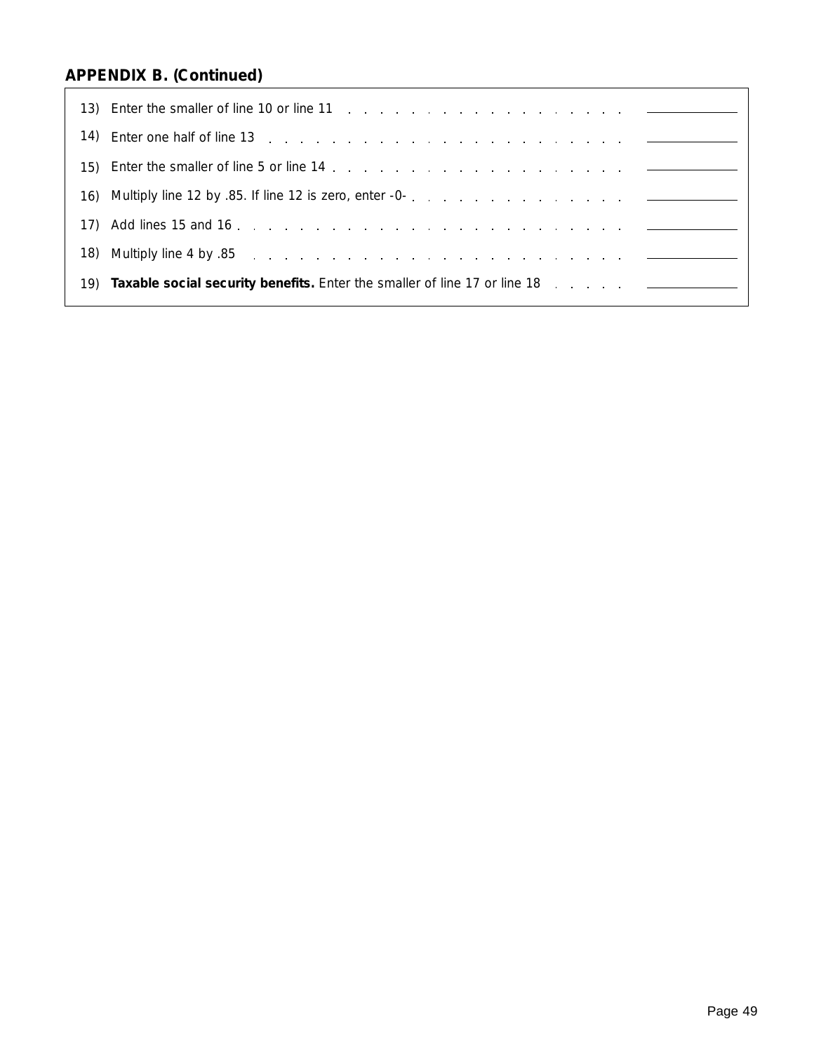## APPENDIX B. (Continued)

13) Enter the smaller of line 10 or line 11 . . . . . . . . . . . . . . . . . . . ______

14) Enter one half of line 13 . . . . . . . . . . . . . . . . . . . . . . . ______

15) Enter the smaller of line 5 or line 14 . . . . . . . . . . . . . . . . . . . ______

16) Multiply line 12 by .85. If line 12 is zero, enter -0- . . . . . . . . . . . . . . ______

17) Add lines 15 and 16 . . . . . . . . . . . . . . . . . . . . . . . . . ______

18) Multiply line 4 by .85 . . . . . . . . . . . . . . . . . . . . . . . . ______

19) **Taxable social security benefits.** Enter the smaller of line 17 or line 18 . . . . . ______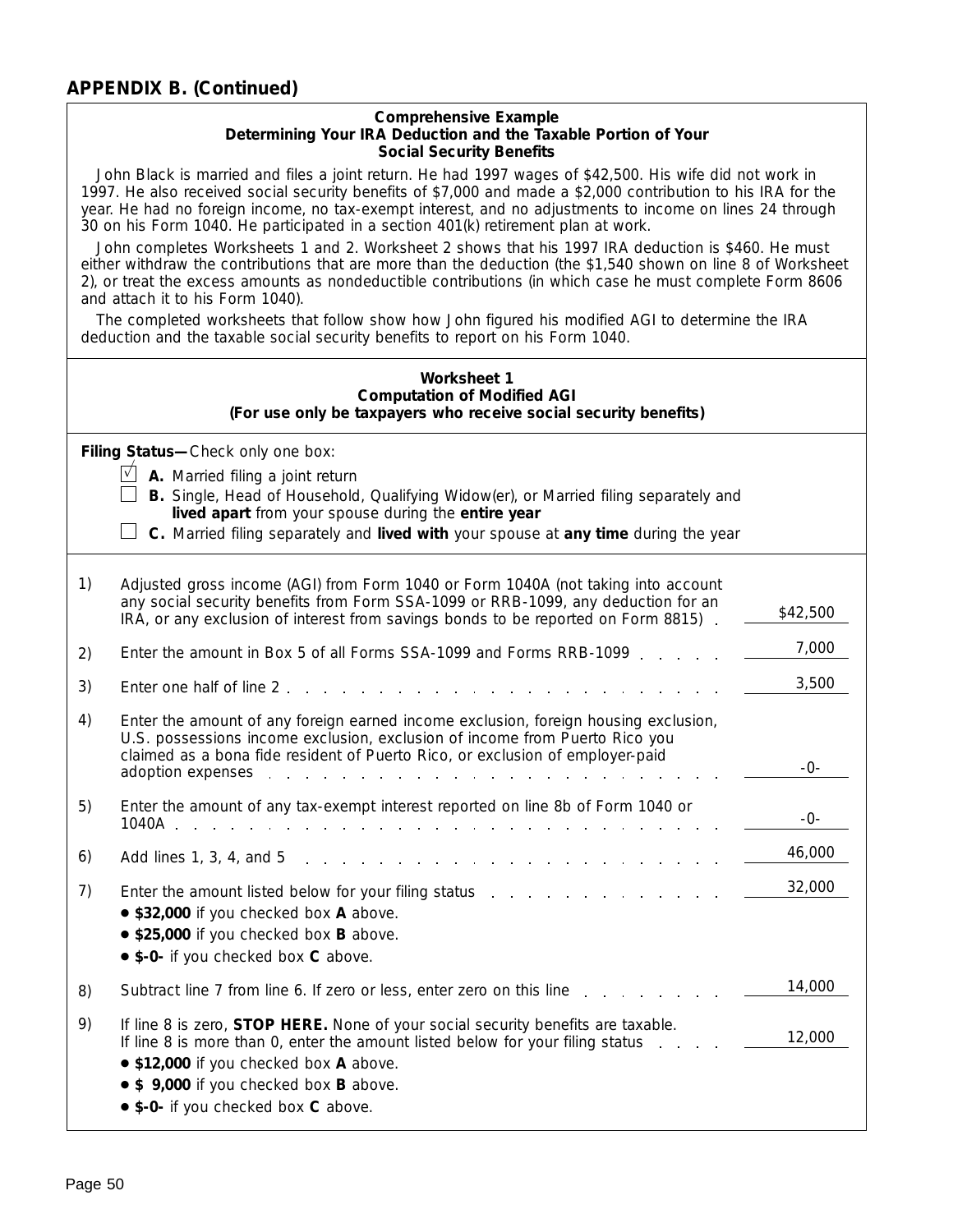## APPENDIX B. (Continued)

**Comprehensive Example**
**Determining Your IRA Deduction and the Taxable Portion of Your Social Security Benefits**

John Black is married and files a joint return. He had 1997 wages of $42,500. His wife did not work in 1997. He also received social security benefits of $7,000 and made a $2,000 contribution to his IRA for the year. He had no foreign income, no tax-exempt interest, and no adjustments to income on lines 24 through 30 on his Form 1040. He participated in a section 401(k) retirement plan at work.

John completes Worksheets 1 and 2. Worksheet 2 shows that his 1997 IRA deduction is $460. He must either withdraw the contributions that are more than the deduction (the $1,540 shown on line 8 of Worksheet 2), or treat the excess amounts as nondeductible contributions (in which case he must complete Form 8606 and attach it to his Form 1040).

The completed worksheets that follow show how John figured his modified AGI to determine the IRA deduction and the taxable social security benefits to report on his Form 1040.

**Worksheet 1**
**Computation of Modified AGI**
**(For use only be taxpayers who receive social security benefits)**

**Filing Status—**Check only one box:

- ☑ **A.** Married filing a joint return
- ☐ **B.** Single, Head of Household, Qualifying Widow(er), or Married filing separately and **lived apart** from your spouse during the **entire year**
- ☐ **C.** Married filing separately and **lived with** your spouse at **any time** during the year

| | | |
|---|---|---|
| 1) | Adjusted gross income (AGI) from Form 1040 or Form 1040A (not taking into account any social security benefits from Form SSA-1099 or RRB-1099, any deduction for an IRA, or any exclusion of interest from savings bonds to be reported on Form 8815) | $42,500 |
| 2) | Enter the amount in Box 5 of all Forms SSA-1099 and Forms RRB-1099 | 7,000 |
| 3) | Enter one half of line 2 | 3,500 |
| 4) | Enter the amount of any foreign earned income exclusion, foreign housing exclusion, U.S. possessions income exclusion, exclusion of income from Puerto Rico you claimed as a bona fide resident of Puerto Rico, or exclusion of employer-paid adoption expenses | -0- |
| 5) | Enter the amount of any tax-exempt interest reported on line 8b of Form 1040 or 1040A | -0- |
| 6) | Add lines 1, 3, 4, and 5 | 46,000 |
| 7) | Enter the amount listed below for your filing status<br>• **$32,000** if you checked box **A** above.<br>• **$25,000** if you checked box **B** above.<br>• **$-0-** if you checked box **C** above. | 32,000 |
| 8) | Subtract line 7 from line 6. If zero or less, enter zero on this line | 14,000 |
| 9) | If line 8 is zero, **STOP HERE.** None of your social security benefits are taxable. If line 8 is more than 0, enter the amount listed below for your filing status<br>• **$12,000** if you checked box **A** above.<br>• **$ 9,000** if you checked box **B** above.<br>• **$-0-** if you checked box **C** above. | 12,000 |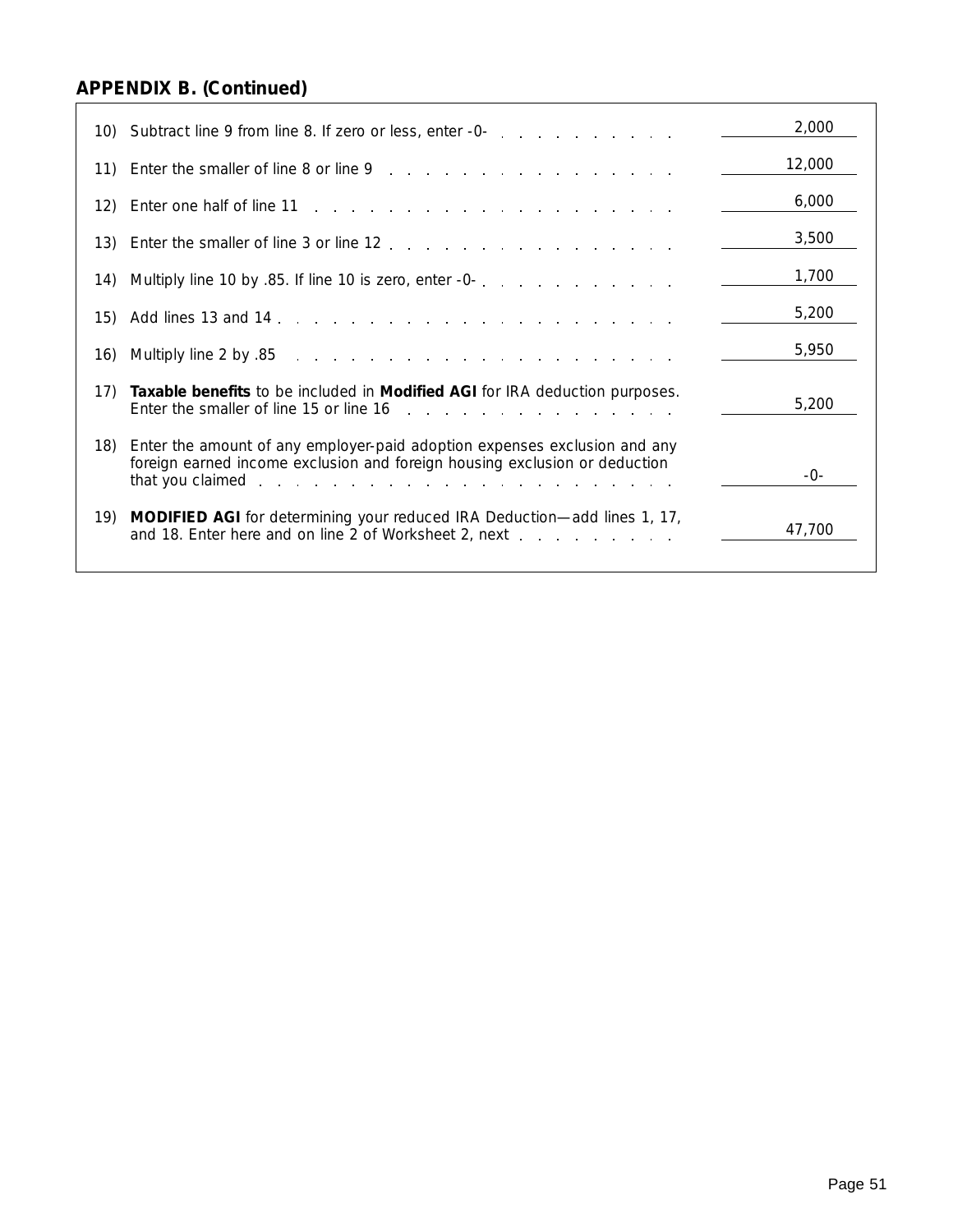## APPENDIX B. (Continued)

| | | |
|---|---|---|
| 10) | Subtract line 9 from line 8. If zero or less, enter -0- | 2,000 |
| 11) | Enter the smaller of line 8 or line 9 | 12,000 |
| 12) | Enter one half of line 11 | 6,000 |
| 13) | Enter the smaller of line 3 or line 12 | 3,500 |
| 14) | Multiply line 10 by .85. If line 10 is zero, enter -0- | 1,700 |
| 15) | Add lines 13 and 14 | 5,200 |
| 16) | Multiply line 2 by .85 | 5,950 |
| 17) | **Taxable benefits** to be included in **Modified AGI** for IRA deduction purposes. Enter the smaller of line 15 or line 16 | 5,200 |
| 18) | Enter the amount of any employer-paid adoption expenses exclusion and any foreign earned income exclusion and foreign housing exclusion or deduction that you claimed | -0- |
| 19) | **MODIFIED AGI** for determining your reduced IRA Deduction—add lines 1, 17, and 18. Enter here and on line 2 of Worksheet 2, next | 47,700 |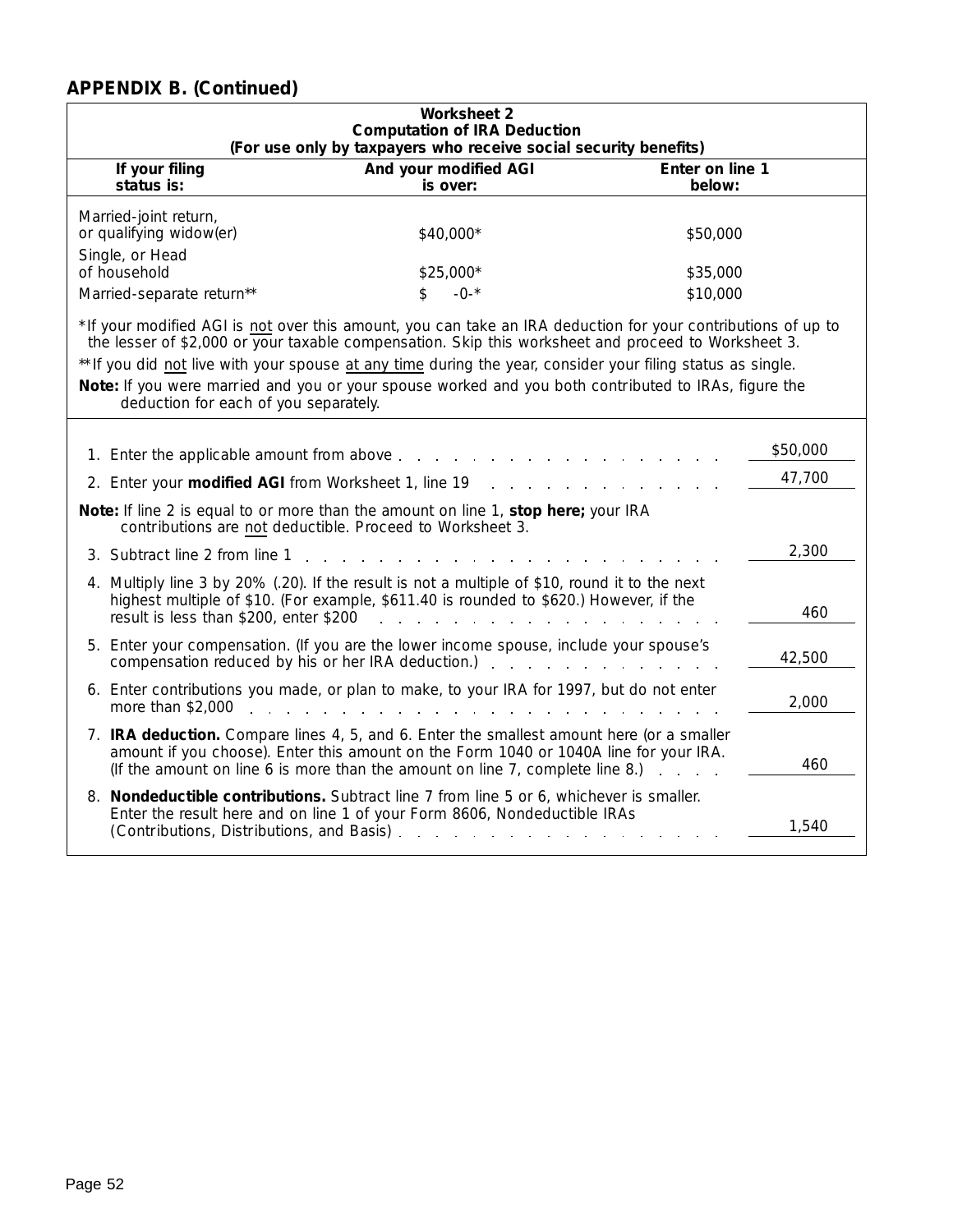## APPENDIX B. (Continued)

**Worksheet 2**
**Computation of IRA Deduction**
**(For use only by taxpayers who receive social security benefits)**

| If your filing status is: | And your modified AGI is over: | Enter on line 1 below: |
|---|---|---|
| Married-joint return, or qualifying widow(er) | $40,000* | $50,000 |
| Single, or Head of household | $25,000* | $35,000 |
| Married-separate return** | $ -0-* | $10,000 |

*If your modified AGI is not over this amount, you can take an IRA deduction for your contributions of up to the lesser of $2,000 or your taxable compensation. Skip this worksheet and proceed to Worksheet 3.

**If you did not live with your spouse at any time during the year, consider your filing status as single.

**Note:** If you were married and you or your spouse worked and you both contributed to IRAs, figure the deduction for each of you separately.

| | |
|---|---|
| 1. Enter the applicable amount from above | $50,000 |
| 2. Enter your **modified AGI** from Worksheet 1, line 19 | 47,700 |
| **Note:** If line 2 is equal to or more than the amount on line 1, **stop here;** your IRA contributions are not deductible. Proceed to Worksheet 3. | |
| 3. Subtract line 2 from line 1 | 2,300 |
| 4. Multiply line 3 by 20% (.20). If the result is not a multiple of $10, round it to the next highest multiple of $10. (For example, $611.40 is rounded to $620.) However, if the result is less than $200, enter $200 | 460 |
| 5. Enter your compensation. (If you are the lower income spouse, include your spouse's compensation reduced by his or her IRA deduction.) | 42,500 |
| 6. Enter contributions you made, or plan to make, to your IRA for 1997, but do not enter more than $2,000 | 2,000 |
| 7. **IRA deduction.** Compare lines 4, 5, and 6. Enter the smallest amount here (or a smaller amount if you choose). Enter this amount on the Form 1040 or 1040A line for your IRA. (If the amount on line 6 is more than the amount on line 7, complete line 8.) | 460 |
| 8. **Nondeductible contributions.** Subtract line 7 from line 5 or 6, whichever is smaller. Enter the result here and on line 1 of your Form 8606, Nondeductible IRAs (Contributions, Distributions, and Basis) | 1,540 |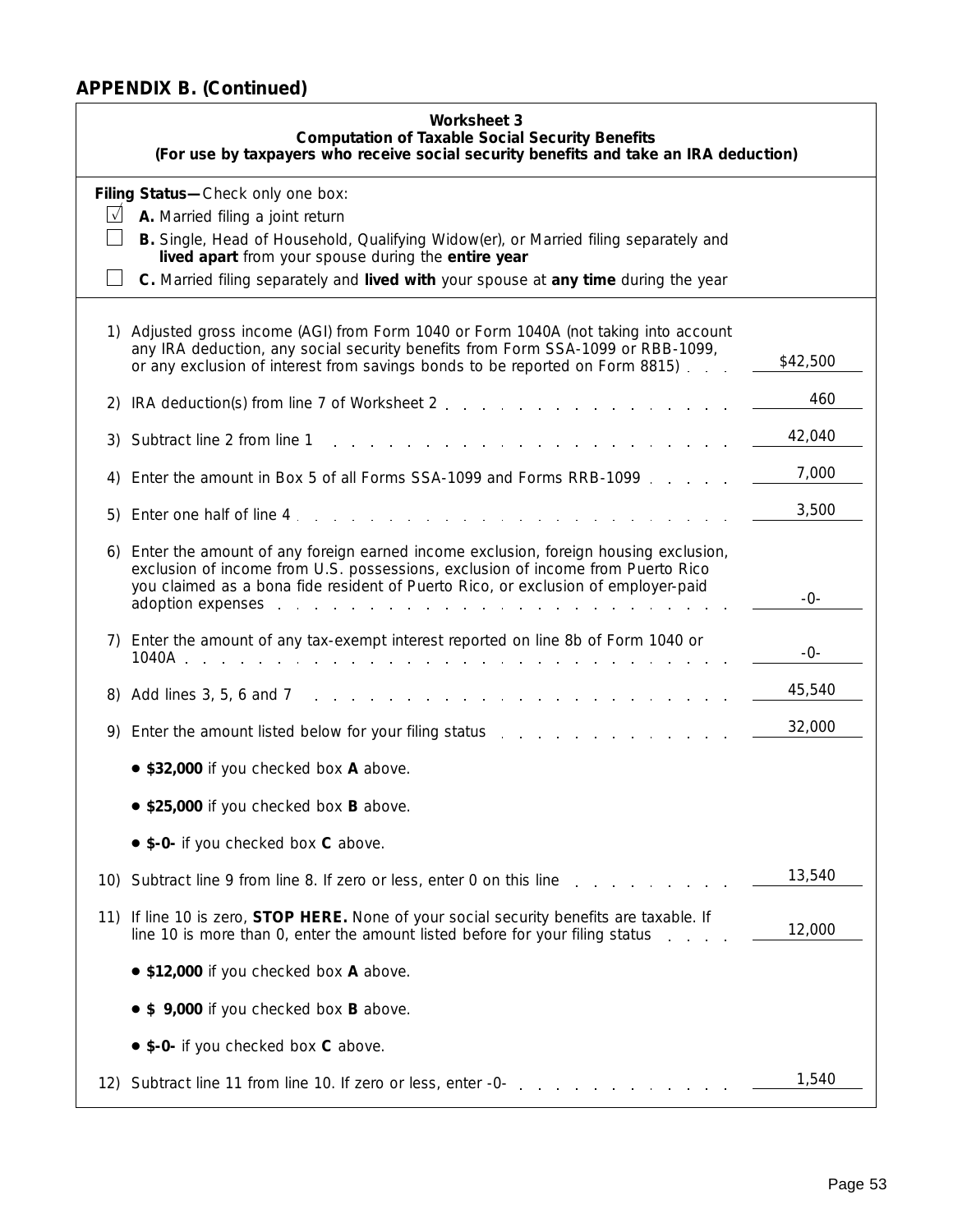## APPENDIX B. (Continued)

**Worksheet 3**
**Computation of Taxable Social Security Benefits**
**(For use by taxpayers who receive social security benefits and take an IRA deduction)**

**Filing Status—** Check only one box:

- [x] **A.** Married filing a joint return
- [ ] **B.** Single, Head of Household, Qualifying Widow(er), or Married filing separately and **lived apart** from your spouse during the **entire year**
- [ ] **C.** Married filing separately and **lived with** your spouse at **any time** during the year

| | |
|---|---|
| 1) Adjusted gross income (AGI) from Form 1040 or Form 1040A (not taking into account any IRA deduction, any social security benefits from Form SSA-1099 or RBB-1099, or any exclusion of interest from savings bonds to be reported on Form 8815) | $42,500 |
| 2) IRA deduction(s) from line 7 of Worksheet 2 | 460 |
| 3) Subtract line 2 from line 1 | 42,040 |
| 4) Enter the amount in Box 5 of all Forms SSA-1099 and Forms RRB-1099 | 7,000 |
| 5) Enter one half of line 4 | 3,500 |
| 6) Enter the amount of any foreign earned income exclusion, foreign housing exclusion, exclusion of income from U.S. possessions, exclusion of income from Puerto Rico you claimed as a bona fide resident of Puerto Rico, or exclusion of employer-paid adoption expenses | -0- |
| 7) Enter the amount of any tax-exempt interest reported on line 8b of Form 1040 or 1040A | -0- |
| 8) Add lines 3, 5, 6 and 7 | 45,540 |
| 9) Enter the amount listed below for your filing status | 32,000 |
| • **$32,000** if you checked box **A** above. | |
| • **$25,000** if you checked box **B** above. | |
| • **$-0-** if you checked box **C** above. | |
| 10) Subtract line 9 from line 8. If zero or less, enter 0 on this line | 13,540 |
| 11) If line 10 is zero, **STOP HERE.** None of your social security benefits are taxable. If line 10 is more than 0, enter the amount listed before for your filing status | 12,000 |
| • **$12,000** if you checked box **A** above. | |
| • **$ 9,000** if you checked box **B** above. | |
| • **$-0-** if you checked box **C** above. | |
| 12) Subtract line 11 from line 10. If zero or less, enter -0- | 1,540 |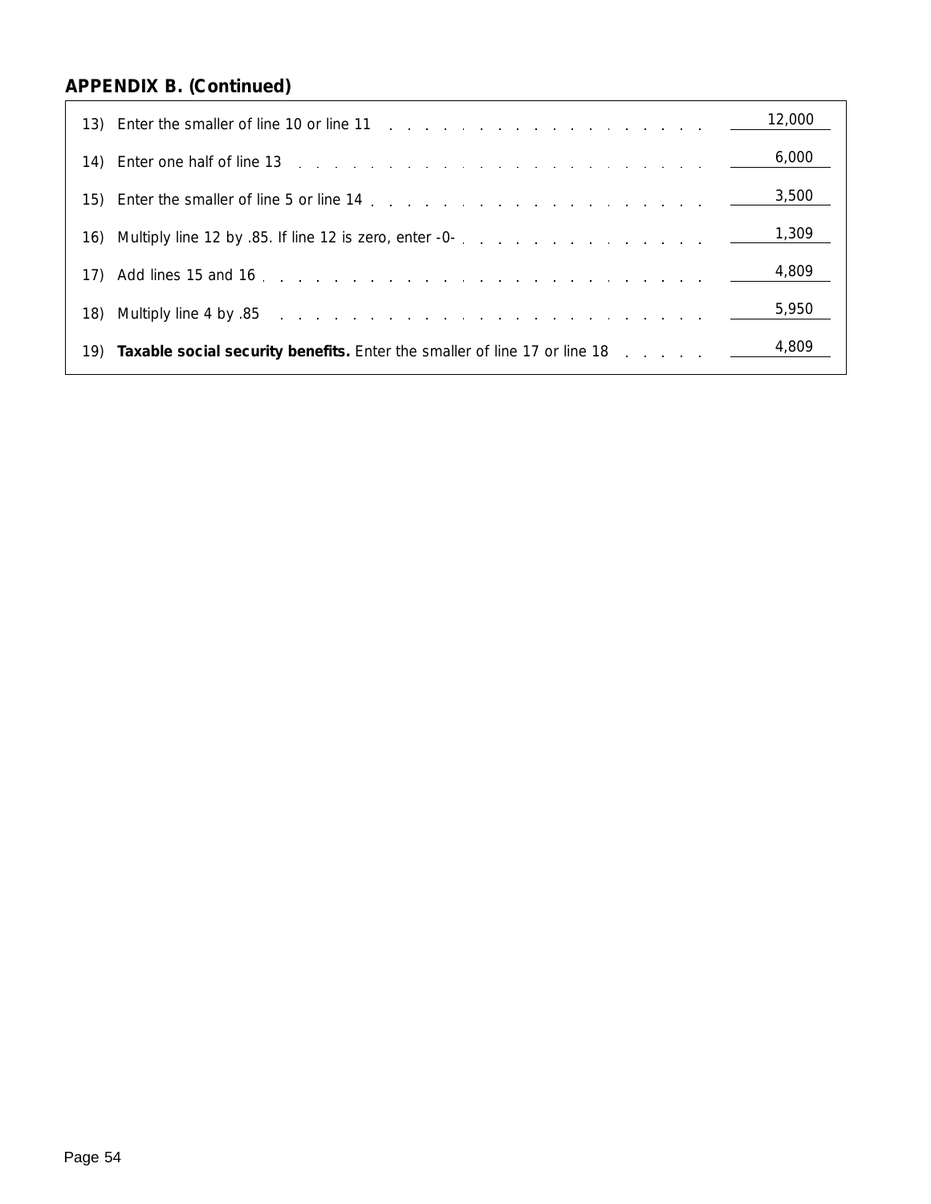## APPENDIX B. (Continued)

| | | |
|---|---|---|
| 13) | Enter the smaller of line 10 or line 11 | 12,000 |
| 14) | Enter one half of line 13 | 6,000 |
| 15) | Enter the smaller of line 5 or line 14 | 3,500 |
| 16) | Multiply line 12 by .85. If line 12 is zero, enter -0- | 1,309 |
| 17) | Add lines 15 and 16 | 4,809 |
| 18) | Multiply line 4 by .85 | 5,950 |
| 19) | **Taxable social security benefits.** Enter the smaller of line 17 or line 18 | 4,809 |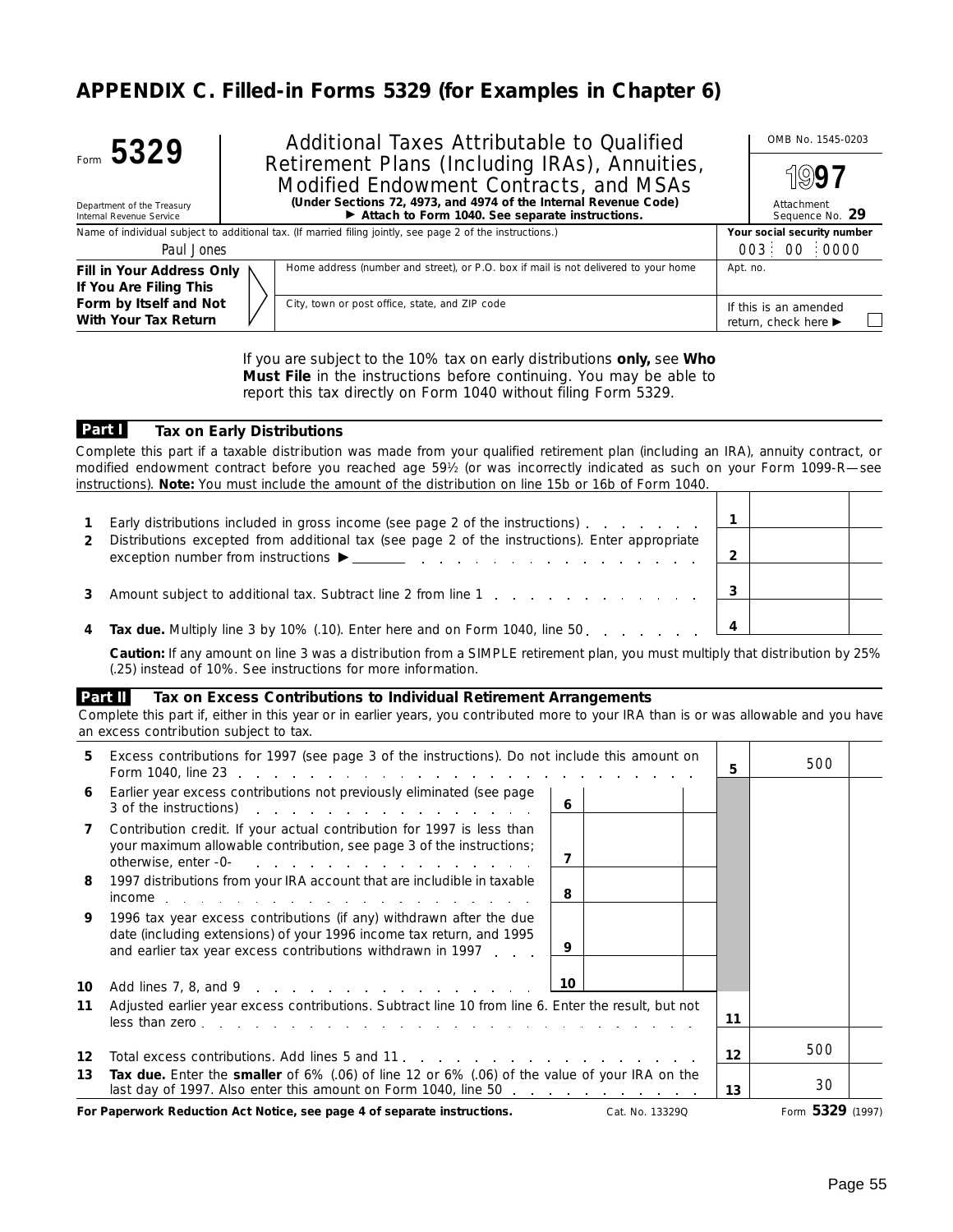# APPENDIX C. Filled-in Forms 5329 (for Examples in Chapter 6)

Form **5329**

Department of the Treasury
Internal Revenue Service

**Additional Taxes Attributable to Qualified Retirement Plans (Including IRAs), Annuities, Modified Endowment Contracts, and MSAs**

**(Under Sections 72, 4973, and 4974 of the Internal Revenue Code)**

► **Attach to Form 1040. See separate instructions.**

OMB No. 1545-0203

**1997**

Attachment Sequence No. **29**

| Name of individual subject to additional tax. (If married filing jointly, see page 2 of the instructions.) | Your social security number |
|---|---|
| Paul Jones | 003 00 0000 |

| **Fill in Your Address Only If You Are Filing This Form by Itself and Not With Your Tax Return** | Home address (number and street), or P.O. box if mail is not delivered to your home | Apt. no. |
|---|---|---|
| | City, town or post office, state, and ZIP code | If this is an amended return, check here ► ☐ |

If you are subject to the 10% tax on early distributions **only,** see **Who Must File** in the instructions before continuing. You may be able to report this tax directly on Form 1040 without filing Form 5329.

## Part I — Tax on Early Distributions

Complete this part if a taxable distribution was made from your qualified retirement plan (including an IRA), annuity contract, or modified endowment contract before you reached age 59½ (or was incorrectly indicated as such on your Form 1099-R—see instructions). **Note:** You must include the amount of the distribution on line 15b or 16b of Form 1040.

| | | | |
|---|---|---|---|
| **1** | Early distributions included in gross income (see page 2 of the instructions) | **1** | |
| **2** | Distributions excepted from additional tax (see page 2 of the instructions). Enter appropriate exception number from instructions ► ______ | **2** | |
| **3** | Amount subject to additional tax. Subtract line 2 from line 1 | **3** | |
| **4** | **Tax due.** Multiply line 3 by 10% (.10). Enter here and on Form 1040, line 50 | **4** | |

**Caution:** If any amount on line 3 was a distribution from a SIMPLE retirement plan, you must multiply that distribution by 25% (.25) instead of 10%. See instructions for more information.

## Part II — Tax on Excess Contributions to Individual Retirement Arrangements

Complete this part if, either in this year or in earlier years, you contributed more to your IRA than is or was allowable and you have an excess contribution subject to tax.

| | | | | | |
|---|---|---|---|---|---|
| **5** | Excess contributions for 1997 (see page 3 of the instructions). Do not include this amount on Form 1040, line 23 | | | **5** | 500 |
| **6** | Earlier year excess contributions not previously eliminated (see page 3 of the instructions) | **6** | | | |
| **7** | Contribution credit. If your actual contribution for 1997 is less than your maximum allowable contribution, see page 3 of the instructions; otherwise, enter -0- | **7** | | | |
| **8** | 1997 distributions from your IRA account that are includible in taxable income | **8** | | | |
| **9** | 1996 tax year excess contributions (if any) withdrawn after the due date (including extensions) of your 1996 income tax return, and 1995 and earlier tax year excess contributions withdrawn in 1997 | **9** | | | |
| **10** | Add lines 7, 8, and 9 | **10** | | | |
| **11** | Adjusted earlier year excess contributions. Subtract line 10 from line 6. Enter the result, but not less than zero | | | **11** | |
| **12** | Total excess contributions. Add lines 5 and 11 | | | **12** | 500 |
| **13** | **Tax due.** Enter the **smaller** of 6% (.06) of line 12 or 6% (.06) of the value of your IRA on the last day of 1997. Also enter this amount on Form 1040, line 50 | | | **13** | 30 |

**For Paperwork Reduction Act Notice, see page 4 of separate instructions.** Cat. No. 13329Q Form **5329** (1997)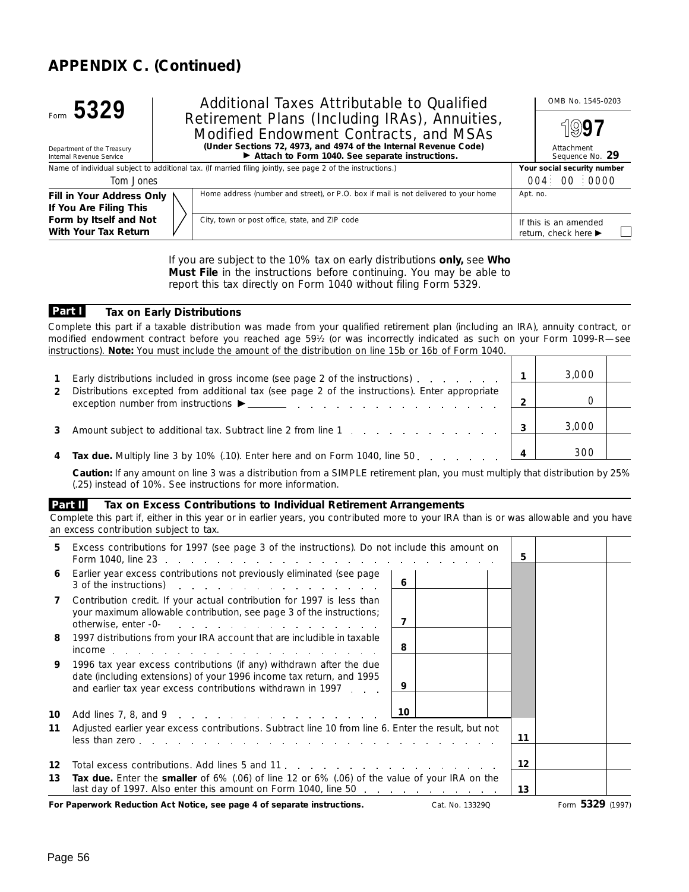## APPENDIX C. (Continued)

Form **5329**

Department of the Treasury
Internal Revenue Service

**Additional Taxes Attributable to Qualified Retirement Plans (Including IRAs), Annuities, Modified Endowment Contracts, and MSAs**

**(Under Sections 72, 4973, and 4974 of the Internal Revenue Code)**

**► Attach to Form 1040. See separate instructions.**

OMB No. 1545-0203

**1997**

Attachment Sequence No. **29**

| Name of individual subject to additional tax. (If married filing jointly, see page 2 of the instructions.) | Your social security number |
|---|---|
| Tom Jones | 004 00 0000 |

| **Fill in Your Address Only If You Are Filing This Form by Itself and Not With Your Tax Return** | Home address (number and street), or P.O. box if mail is not delivered to your home | Apt. no. |
|---|---|---|
| | City, town or post office, state, and ZIP code | If this is an amended return, check here ► ☐ |

If you are subject to the 10% tax on early distributions **only,** see **Who Must File** in the instructions before continuing. You may be able to report this tax directly on Form 1040 without filing Form 5329.

### Part I — Tax on Early Distributions

Complete this part if a taxable distribution was made from your qualified retirement plan (including an IRA), annuity contract, or modified endowment contract before you reached age 59½ (or was incorrectly indicated as such on your Form 1099-R—see instructions). **Note:** You must include the amount of the distribution on line 15b or 16b of Form 1040.

| | | Line | Amount |
|---|---|---|---|
| **1** | Early distributions included in gross income (see page 2 of the instructions) | **1** | 3,000 |
| **2** | Distributions excepted from additional tax (see page 2 of the instructions). Enter appropriate exception number from instructions ► ______ | **2** | 0 |
| **3** | Amount subject to additional tax. Subtract line 2 from line 1 | **3** | 3,000 |
| **4** | **Tax due.** Multiply line 3 by 10% (.10). Enter here and on Form 1040, line 50 | **4** | 300 |

**Caution:** If any amount on line 3 was a distribution from a SIMPLE retirement plan, you must multiply that distribution by 25% (.25) instead of 10%. See instructions for more information.

### Part II — Tax on Excess Contributions to Individual Retirement Arrangements

Complete this part if, either in this year or in earlier years, you contributed more to your IRA than is or was allowable and you have an excess contribution subject to tax.

| | | Line | Amount | Line | Amount |
|---|---|---|---|---|---|
| **5** | Excess contributions for 1997 (see page 3 of the instructions). Do not include this amount on Form 1040, line 23 | | | **5** | |
| **6** | Earlier year excess contributions not previously eliminated (see page 3 of the instructions) | **6** | | | |
| **7** | Contribution credit. If your actual contribution for 1997 is less than your maximum allowable contribution, see page 3 of the instructions; otherwise, enter -0- | **7** | | | |
| **8** | 1997 distributions from your IRA account that are includible in taxable income | **8** | | | |
| **9** | 1996 tax year excess contributions (if any) withdrawn after the due date (including extensions) of your 1996 income tax return, and 1995 and earlier tax year excess contributions withdrawn in 1997 | **9** | | | |
| **10** | Add lines 7, 8, and 9 | **10** | | | |
| **11** | Adjusted earlier year excess contributions. Subtract line 10 from line 6. Enter the result, but not less than zero | | | **11** | |
| **12** | Total excess contributions. Add lines 5 and 11 | | | **12** | |
| **13** | **Tax due.** Enter the **smaller** of 6% (.06) of line 12 or 6% (.06) of the value of your IRA on the last day of 1997. Also enter this amount on Form 1040, line 50 | | | **13** | |

**For Paperwork Reduction Act Notice, see page 4 of separate instructions.** Cat. No. 13329Q Form **5329** (1997)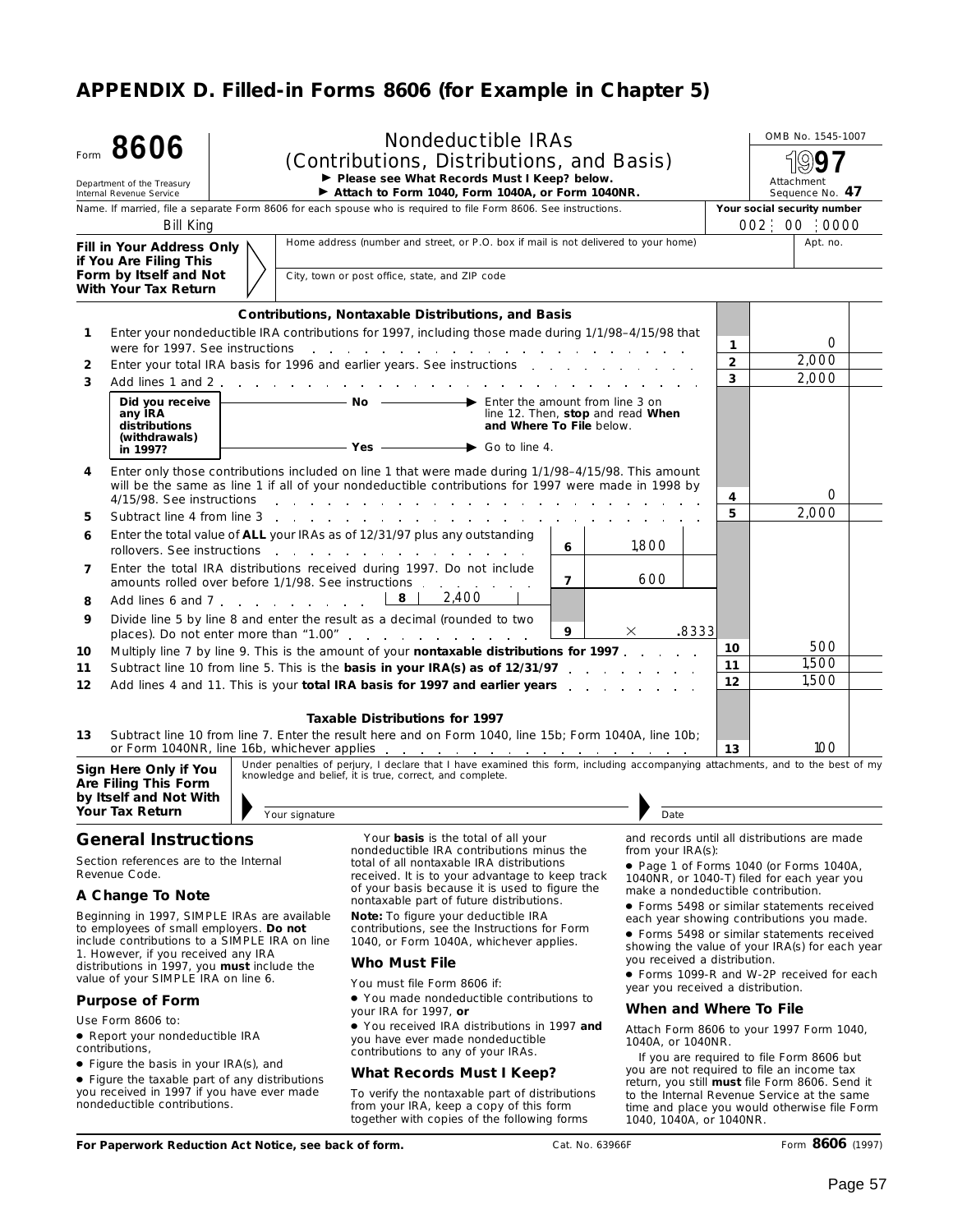# APPENDIX D. Filled-in Forms 8606 (for Example in Chapter 5)

Form **8606**

Department of the Treasury
Internal Revenue Service

**Nondeductible IRAs**
**(Contributions, Distributions, and Basis)**

► Please see What Records Must I Keep? below.
► Attach to Form 1040, Form 1040A, or Form 1040NR.

OMB No. 1545-1007

**1997**

Attachment Sequence No. **47**

Name. If married, file a separate Form 8606 for each spouse who is required to file Form 8606. See instructions.
Bill King

**Your social security number**
002 : 00 : 0000

**Fill in Your Address Only if You Are Filing This Form by Itself and Not With Your Tax Return**

Home address (number and street, or P.O. box if mail is not delivered to your home) | Apt. no.

City, town or post office, state, and ZIP code

### Contributions, Nontaxable Distributions, and Basis

| Line | Description | Line | Amount |
|---|---|---|---|
| 1 | Enter your nondeductible IRA contributions for 1997, including those made during 1/1/98–4/15/98 that were for 1997. See instructions | 1 | 0 |
| 2 | Enter your total IRA basis for 1996 and earlier years. See instructions | 2 | 2,000 |
| 3 | Add lines 1 and 2 | 3 | 2,000 |

**Did you receive any IRA distributions (withdrawals) in 1997?**
- **No** ► Enter the amount from line 3 on line 12. Then, **stop** and read **When and Where To File** below.
- **Yes** ► Go to line 4.

| Line | Description | Line | Amount | Line | Amount |
|---|---|---|---|---|---|
| 4 | Enter only those contributions included on line 1 that were made during 1/1/98–4/15/98. This amount will be the same as line 1 if all of your nondeductible contributions for 1997 were made in 1998 by 4/15/98. See instructions | | | 4 | 0 |
| 5 | Subtract line 4 from line 3 | | | 5 | 2,000 |
| 6 | Enter the total value of **ALL** your IRAs as of 12/31/97 plus any outstanding rollovers. See instructions | 6 | 1,800 | | |
| 7 | Enter the total IRA distributions received during 1997. Do not include amounts rolled over before 1/1/98. See instructions | 7 | 600 | | |
| 8 | Add lines 6 and 7 | 8 | 2,400 | | |
| 9 | Divide line 5 by line 8 and enter the result as a decimal (rounded to two places). Do not enter more than "1.00" | 9 | × .8333 | | |
| 10 | Multiply line 7 by line 9. This is the amount of your **nontaxable distributions for 1997** | | | 10 | 500 |
| 11 | Subtract line 10 from line 5. This is the **basis in your IRA(s) as of 12/31/97** | | | 11 | 1,500 |
| 12 | Add lines 4 and 11. This is your **total IRA basis for 1997 and earlier years** | | | 12 | 1,500 |

### Taxable Distributions for 1997

| Line | Description | Line | Amount |
|---|---|---|---|
| 13 | Subtract line 10 from line 7. Enter the result here and on Form 1040, line 15b; Form 1040A, line 10b; or Form 1040NR, line 16b, whichever applies | 13 | 100 |

**Sign Here Only if You Are Filing This Form by Itself and Not With Your Tax Return**

Under penalties of perjury, I declare that I have examined this form, including accompanying attachments, and to the best of my knowledge and belief, it is true, correct, and complete.

Your signature | Date

## General Instructions

Section references are to the Internal Revenue Code.

### A Change To Note

Beginning in 1997, SIMPLE IRAs are available to employees of small employers. **Do not** include contributions to a SIMPLE IRA on line 1. However, if you received any IRA distributions in 1997, you **must** include the value of your SIMPLE IRA on line 6.

### Purpose of Form

Use Form 8606 to:

- Report your nondeductible IRA contributions,
- Figure the basis in your IRA(s), and
- Figure the taxable part of any distributions you received in 1997 if you have ever made nondeductible contributions.

Your **basis** is the total of all your nondeductible IRA contributions minus the total of all nontaxable IRA distributions received. It is to your advantage to keep track of your basis because it is used to figure the nontaxable part of future distributions.

**Note:** To figure your deductible IRA contributions, see the Instructions for Form 1040, or Form 1040A, whichever applies.

### Who Must File

You must file Form 8606 if:

- You made nondeductible contributions to your IRA for 1997, **or**
- You received IRA distributions in 1997 **and** you have ever made nondeductible contributions to any of your IRAs.

### What Records Must I Keep?

To verify the nontaxable part of distributions from your IRA, keep a copy of this form together with copies of the following forms and records until all distributions are made from your IRA(s):

- Page 1 of Forms 1040 (or Forms 1040A, 1040NR, or 1040-T) filed for each year you make a nondeductible contribution.
- Forms 5498 or similar statements received each year showing contributions you made.
- Forms 5498 or similar statements received showing the value of your IRA(s) for each year you received a distribution.
- Forms 1099-R and W-2P received for each year you received a distribution.

### When and Where To File

Attach Form 8606 to your 1997 Form 1040, 1040A, or 1040NR.

If you are required to file Form 8606 but you are not required to file an income tax return, you still **must** file Form 8606. Send it to the Internal Revenue Service at the same time and place you would otherwise file Form 1040, 1040A, or 1040NR.

**For Paperwork Reduction Act Notice, see back of form.** Cat. No. 63966F Form **8606** (1997)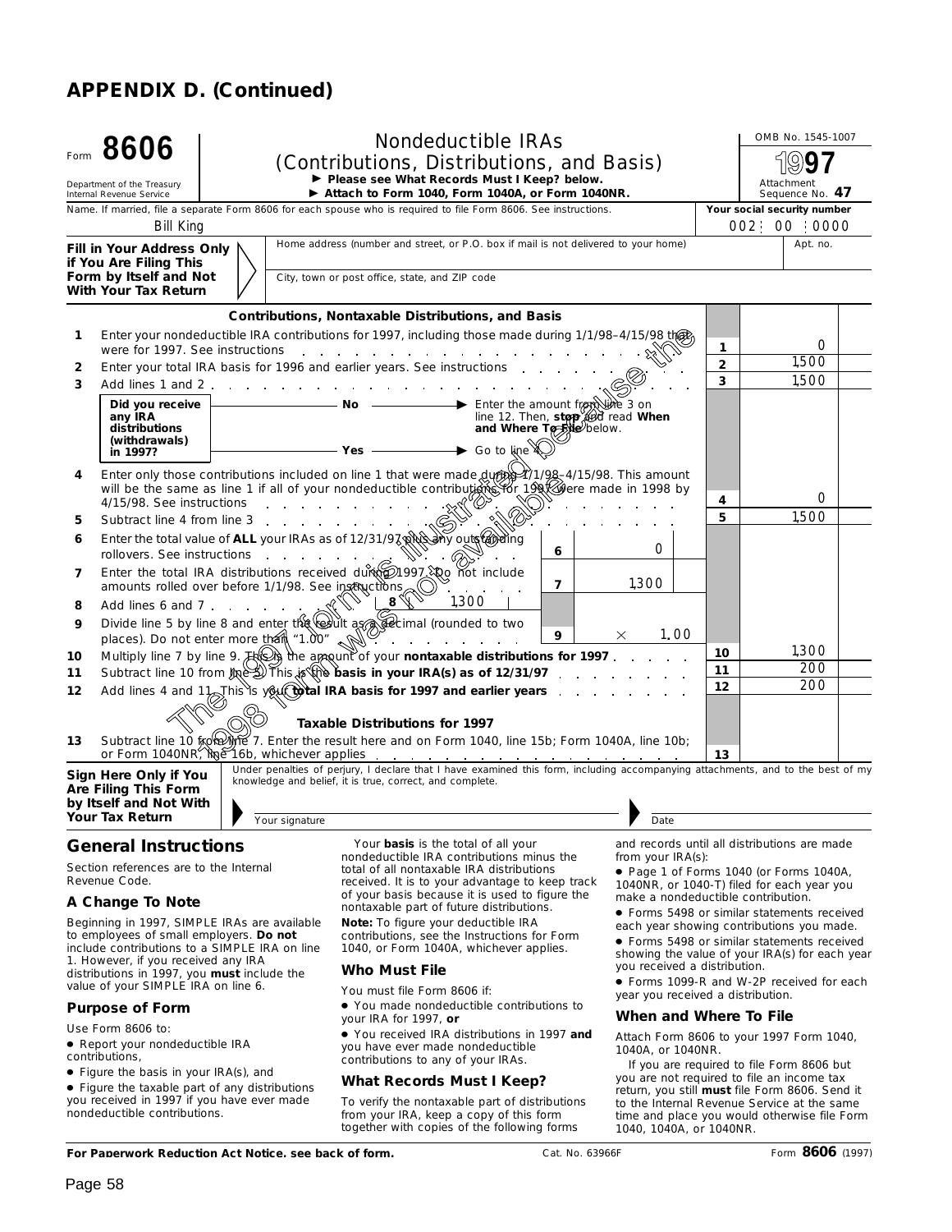# APPENDIX D. (Continued)

Form **8606**

Department of the Treasury
Internal Revenue Service

## Nondeductible IRAs (Contributions, Distributions, and Basis)

► Please see What Records Must I Keep? below.
► Attach to Form 1040, Form 1040A, or Form 1040NR.

OMB No. 1545-1007
**1997**
Attachment Sequence No. **47**

Name. If married, file a separate Form 8606 for each spouse who is required to file Form 8606. See instructions.
Bill King

Your social security number
002 : 00 : 0000

**Fill in Your Address Only if You Are Filing This Form by Itself and Not With Your Tax Return**

Home address (number and street, or P.O. box if mail is not delivered to your home) | Apt. no.

City, town or post office, state, and ZIP code

The 1997 form is illustrated because the 1998 form was not available

### Contributions, Nontaxable Distributions, and Basis

| Line | Description | | | Line | Amount |
|---|---|---|---|---|---|
| 1 | Enter your nondeductible IRA contributions for 1997, including those made during 1/1/98–4/15/98 that were for 1997. See instructions | | | 1 | 0 |
| 2 | Enter your total IRA basis for 1996 and earlier years. See instructions | | | 2 | 1,500 |
| 3 | Add lines 1 and 2 | | | 3 | 1,500 |
| | **Did you receive any IRA distributions (withdrawals) in 1997?** — **No** ► Enter the amount from line 3 on line 12. Then, **stop** and read **When and Where To File** below. — **Yes** ► Go to line 4. | | | | |
| 4 | Enter only those contributions included on line 1 that were made during 1/1/98–4/15/98. This amount will be the same as line 1 if all of your nondeductible contributions for 1997 were made in 1998 by 4/15/98. See instructions | | | 4 | 0 |
| 5 | Subtract line 4 from line 3 | | | 5 | 1,500 |
| 6 | Enter the total value of **ALL** your IRAs as of 12/31/97 plus any outstanding rollovers. See instructions | 6 | 0 | | |
| 7 | Enter the total IRA distributions received during 1997. Do not include amounts rolled over before 1/1/98. See instructions | 7 | 1,300 | | |
| 8 | Add lines 6 and 7 | 8 | 1,300 | | |
| 9 | Divide line 5 by line 8 and enter the result as a decimal (rounded to two places). Do not enter more than "1.00" | 9 | × 1.00 | | |
| 10 | Multiply line 7 by line 9. This is the amount of your **nontaxable distributions for 1997** | | | 10 | 1,300 |
| 11 | Subtract line 10 from line 5. This is the **basis in your IRA(s) as of 12/31/97** | | | 11 | 200 |
| 12 | Add lines 4 and 11. This is your **total IRA basis for 1997 and earlier years** | | | 12 | 200 |

### Taxable Distributions for 1997

| Line | Description | Line | Amount |
|---|---|---|---|
| 13 | Subtract line 10 from line 7. Enter the result here and on Form 1040, line 15b; Form 1040A, line 10b; or Form 1040NR, line 16b, whichever applies | 13 | |

**Sign Here Only if You Are Filing This Form by Itself and Not With Your Tax Return**

Under penalties of perjury, I declare that I have examined this form, including accompanying attachments, and to the best of my knowledge and belief, it is true, correct, and complete.

► Your signature ► Date

## General Instructions

Section references are to the Internal Revenue Code.

### A Change To Note

Beginning in 1997, SIMPLE IRAs are available to employees of small employers. **Do not** include contributions to a SIMPLE IRA on line 1. However, if you received any IRA distributions in 1997, you **must** include the value of your SIMPLE IRA on line 6.

### Purpose of Form

Use Form 8606 to:

- Report your nondeductible IRA contributions,
- Figure the basis in your IRA(s), and
- Figure the taxable part of any distributions you received in 1997 if you have ever made nondeductible contributions.

Your **basis** is the total of all your nondeductible IRA contributions minus the total of all nontaxable IRA distributions received. It is to your advantage to keep track of your basis because it is used to figure the nontaxable part of future distributions.

**Note:** To figure your deductible IRA contributions, see the Instructions for Form 1040, or Form 1040A, whichever applies.

### Who Must File

You must file Form 8606 if:

- You made nondeductible contributions to your IRA for 1997, **or**
- You received IRA distributions in 1997 **and** you have ever made nondeductible contributions to any of your IRAs.

### What Records Must I Keep?

To verify the nontaxable part of distributions from your IRA, keep a copy of this form together with copies of the following forms and records until all distributions are made from your IRA(s):

- Page 1 of Forms 1040 (or Forms 1040A, 1040NR, or 1040-T) filed for each year you make a nondeductible contribution.
- Forms 5498 or similar statements received each year showing contributions you made.
- Forms 5498 or similar statements received showing the value of your IRA(s) for each year you received a distribution.
- Forms 1099-R and W-2P received for each year you received a distribution.

### When and Where To File

Attach Form 8606 to your 1997 Form 1040, 1040A, or 1040NR.

If you are required to file Form 8606 but you are not required to file an income tax return, you still **must** file Form 8606. Send it to the Internal Revenue Service at the same time and place you would otherwise file Form 1040, 1040A, or 1040NR.

**For Paperwork Reduction Act Notice, see back of form.** Cat. No. 63966F Form **8606** (1997)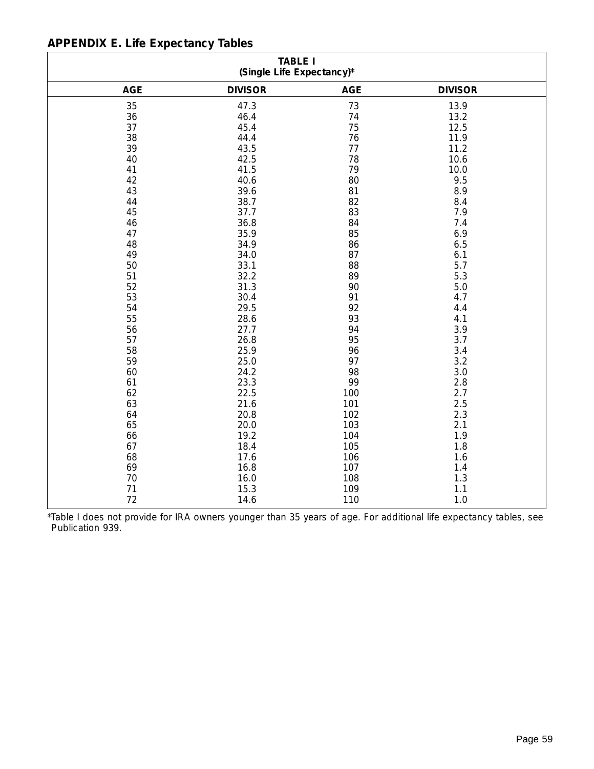## APPENDIX E. Life Expectancy Tables

**TABLE I**
**(Single Life Expectancy)***

| AGE | DIVISOR | AGE | DIVISOR |
|---|---|---|---|
| 35 | 47.3 | 73 | 13.9 |
| 36 | 46.4 | 74 | 13.2 |
| 37 | 45.4 | 75 | 12.5 |
| 38 | 44.4 | 76 | 11.9 |
| 39 | 43.5 | 77 | 11.2 |
| 40 | 42.5 | 78 | 10.6 |
| 41 | 41.5 | 79 | 10.0 |
| 42 | 40.6 | 80 | 9.5 |
| 43 | 39.6 | 81 | 8.9 |
| 44 | 38.7 | 82 | 8.4 |
| 45 | 37.7 | 83 | 7.9 |
| 46 | 36.8 | 84 | 7.4 |
| 47 | 35.9 | 85 | 6.9 |
| 48 | 34.9 | 86 | 6.5 |
| 49 | 34.0 | 87 | 6.1 |
| 50 | 33.1 | 88 | 5.7 |
| 51 | 32.2 | 89 | 5.3 |
| 52 | 31.3 | 90 | 5.0 |
| 53 | 30.4 | 91 | 4.7 |
| 54 | 29.5 | 92 | 4.4 |
| 55 | 28.6 | 93 | 4.1 |
| 56 | 27.7 | 94 | 3.9 |
| 57 | 26.8 | 95 | 3.7 |
| 58 | 25.9 | 96 | 3.4 |
| 59 | 25.0 | 97 | 3.2 |
| 60 | 24.2 | 98 | 3.0 |
| 61 | 23.3 | 99 | 2.8 |
| 62 | 22.5 | 100 | 2.7 |
| 63 | 21.6 | 101 | 2.5 |
| 64 | 20.8 | 102 | 2.3 |
| 65 | 20.0 | 103 | 2.1 |
| 66 | 19.2 | 104 | 1.9 |
| 67 | 18.4 | 105 | 1.8 |
| 68 | 17.6 | 106 | 1.6 |
| 69 | 16.8 | 107 | 1.4 |
| 70 | 16.0 | 108 | 1.3 |
| 71 | 15.3 | 109 | 1.1 |
| 72 | 14.6 | 110 | 1.0 |

*Table I does not provide for IRA owners younger than 35 years of age. For additional life expectancy tables, see Publication 939.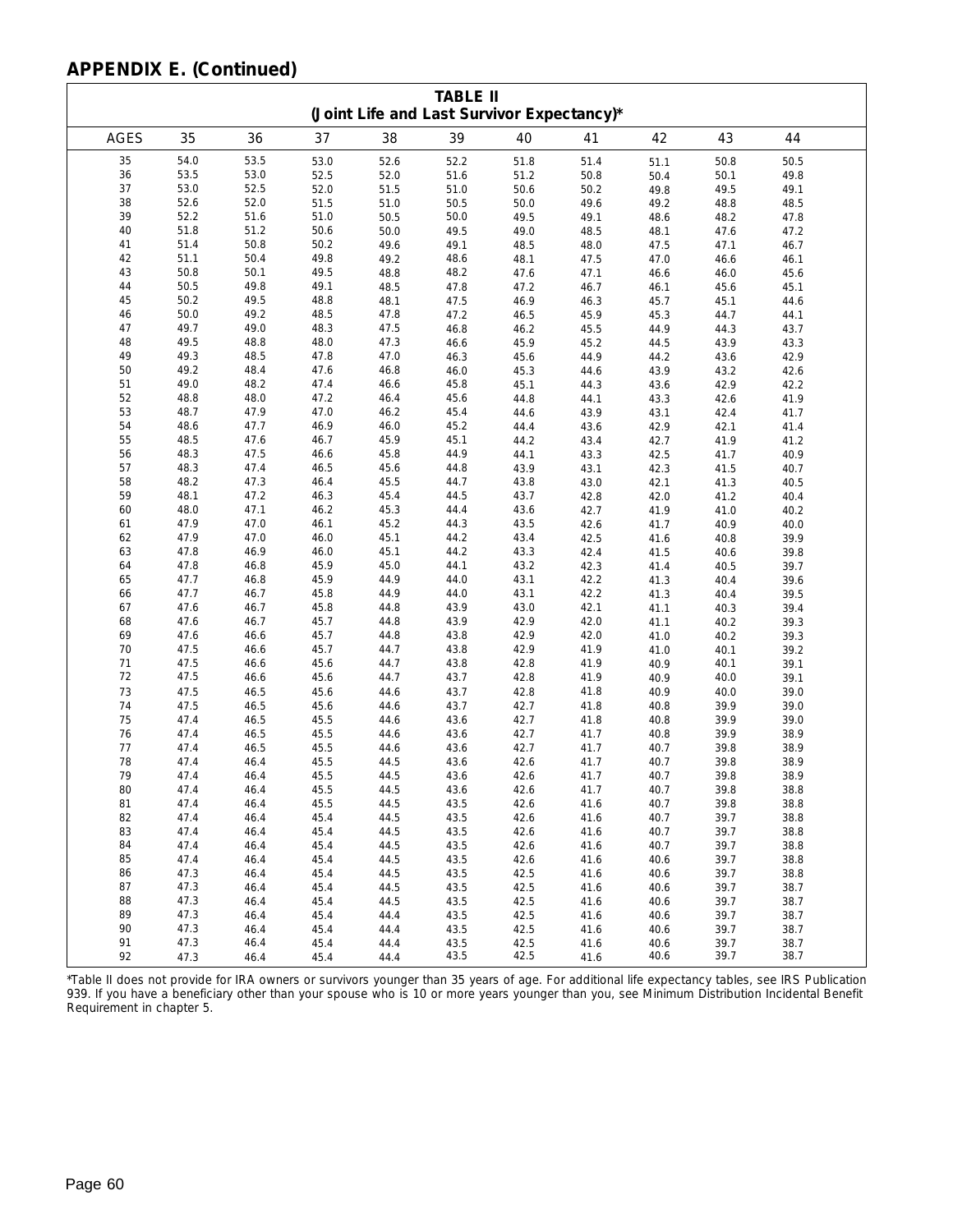## APPENDIX E. (Continued)

**TABLE II**
**(Joint Life and Last Survivor Expectancy)***

| AGES | 35 | 36 | 37 | 38 | 39 | 40 | 41 | 42 | 43 | 44 |
|---|---|---|---|---|---|---|---|---|---|---|
| 35 | 54.0 | 53.5 | 53.0 | 52.6 | 52.2 | 51.8 | 51.4 | 51.1 | 50.8 | 50.5 |
| 36 | 53.5 | 53.0 | 52.5 | 52.0 | 51.6 | 51.2 | 50.8 | 50.4 | 50.1 | 49.8 |
| 37 | 53.0 | 52.5 | 52.0 | 51.5 | 51.0 | 50.6 | 50.2 | 49.8 | 49.5 | 49.1 |
| 38 | 52.6 | 52.0 | 51.5 | 51.0 | 50.5 | 50.0 | 49.6 | 49.2 | 48.8 | 48.5 |
| 39 | 52.2 | 51.6 | 51.0 | 50.5 | 50.0 | 49.5 | 49.1 | 48.6 | 48.2 | 47.8 |
| 40 | 51.8 | 51.2 | 50.6 | 50.0 | 49.5 | 49.0 | 48.5 | 48.1 | 47.6 | 47.2 |
| 41 | 51.4 | 50.8 | 50.2 | 49.6 | 49.1 | 48.5 | 48.0 | 47.5 | 47.1 | 46.7 |
| 42 | 51.1 | 50.4 | 49.8 | 49.2 | 48.6 | 48.1 | 47.5 | 47.0 | 46.6 | 46.1 |
| 43 | 50.8 | 50.1 | 49.5 | 48.8 | 48.2 | 47.6 | 47.1 | 46.6 | 46.0 | 45.6 |
| 44 | 50.5 | 49.8 | 49.1 | 48.5 | 47.8 | 47.2 | 46.7 | 46.1 | 45.6 | 45.1 |
| 45 | 50.2 | 49.5 | 48.8 | 48.1 | 47.5 | 46.9 | 46.3 | 45.7 | 45.1 | 44.6 |
| 46 | 50.0 | 49.2 | 48.5 | 47.8 | 47.2 | 46.5 | 45.9 | 45.3 | 44.7 | 44.1 |
| 47 | 49.7 | 49.0 | 48.3 | 47.5 | 46.8 | 46.2 | 45.5 | 44.9 | 44.3 | 43.7 |
| 48 | 49.5 | 48.8 | 48.0 | 47.3 | 46.6 | 45.9 | 45.2 | 44.5 | 43.9 | 43.3 |
| 49 | 49.3 | 48.5 | 47.8 | 47.0 | 46.3 | 45.6 | 44.9 | 44.2 | 43.6 | 42.9 |
| 50 | 49.2 | 48.4 | 47.6 | 46.8 | 46.0 | 45.3 | 44.6 | 43.9 | 43.2 | 42.6 |
| 51 | 49.0 | 48.2 | 47.4 | 46.6 | 45.8 | 45.1 | 44.3 | 43.6 | 42.9 | 42.2 |
| 52 | 48.8 | 48.0 | 47.2 | 46.4 | 45.6 | 44.8 | 44.1 | 43.3 | 42.6 | 41.9 |
| 53 | 48.7 | 47.9 | 47.0 | 46.2 | 45.4 | 44.6 | 43.9 | 43.1 | 42.4 | 41.7 |
| 54 | 48.6 | 47.7 | 46.9 | 46.0 | 45.2 | 44.4 | 43.6 | 42.9 | 42.1 | 41.4 |
| 55 | 48.5 | 47.6 | 46.7 | 45.9 | 45.1 | 44.2 | 43.4 | 42.7 | 41.9 | 41.2 |
| 56 | 48.3 | 47.5 | 46.6 | 45.8 | 44.9 | 44.1 | 43.3 | 42.5 | 41.7 | 40.9 |
| 57 | 48.3 | 47.4 | 46.5 | 45.6 | 44.8 | 43.9 | 43.1 | 42.3 | 41.5 | 40.7 |
| 58 | 48.2 | 47.3 | 46.4 | 45.5 | 44.7 | 43.8 | 43.0 | 42.1 | 41.3 | 40.5 |
| 59 | 48.1 | 47.2 | 46.3 | 45.4 | 44.5 | 43.7 | 42.8 | 42.0 | 41.2 | 40.4 |
| 60 | 48.0 | 47.1 | 46.2 | 45.3 | 44.4 | 43.6 | 42.7 | 41.9 | 41.0 | 40.2 |
| 61 | 47.9 | 47.0 | 46.1 | 45.2 | 44.3 | 43.5 | 42.6 | 41.7 | 40.9 | 40.0 |
| 62 | 47.9 | 47.0 | 46.0 | 45.1 | 44.2 | 43.4 | 42.5 | 41.6 | 40.8 | 39.9 |
| 63 | 47.8 | 46.9 | 46.0 | 45.1 | 44.2 | 43.3 | 42.4 | 41.5 | 40.6 | 39.8 |
| 64 | 47.8 | 46.8 | 45.9 | 45.0 | 44.1 | 43.2 | 42.3 | 41.4 | 40.5 | 39.7 |
| 65 | 47.7 | 46.8 | 45.9 | 44.9 | 44.0 | 43.1 | 42.2 | 41.3 | 40.4 | 39.6 |
| 66 | 47.7 | 46.7 | 45.8 | 44.9 | 44.0 | 43.1 | 42.2 | 41.3 | 40.4 | 39.5 |
| 67 | 47.6 | 46.7 | 45.8 | 44.8 | 43.9 | 43.0 | 42.1 | 41.1 | 40.3 | 39.4 |
| 68 | 47.6 | 46.7 | 45.7 | 44.8 | 43.9 | 42.9 | 42.0 | 41.1 | 40.2 | 39.3 |
| 69 | 47.6 | 46.6 | 45.7 | 44.8 | 43.8 | 42.9 | 42.0 | 41.0 | 40.2 | 39.3 |
| 70 | 47.5 | 46.6 | 45.7 | 44.7 | 43.8 | 42.9 | 41.9 | 41.0 | 40.1 | 39.2 |
| 71 | 47.5 | 46.6 | 45.6 | 44.7 | 43.8 | 42.8 | 41.9 | 40.9 | 40.1 | 39.1 |
| 72 | 47.5 | 46.6 | 45.6 | 44.7 | 43.7 | 42.8 | 41.9 | 40.9 | 40.0 | 39.1 |
| 73 | 47.5 | 46.5 | 45.6 | 44.6 | 43.7 | 42.8 | 41.8 | 40.9 | 40.0 | 39.0 |
| 74 | 47.5 | 46.5 | 45.6 | 44.6 | 43.7 | 42.7 | 41.8 | 40.8 | 39.9 | 39.0 |
| 75 | 47.4 | 46.5 | 45.5 | 44.6 | 43.6 | 42.7 | 41.8 | 40.8 | 39.9 | 39.0 |
| 76 | 47.4 | 46.5 | 45.5 | 44.6 | 43.6 | 42.7 | 41.7 | 40.8 | 39.9 | 38.9 |
| 77 | 47.4 | 46.5 | 45.5 | 44.6 | 43.6 | 42.7 | 41.7 | 40.7 | 39.8 | 38.9 |
| 78 | 47.4 | 46.4 | 45.5 | 44.5 | 43.6 | 42.6 | 41.7 | 40.7 | 39.8 | 38.9 |
| 79 | 47.4 | 46.4 | 45.5 | 44.5 | 43.6 | 42.6 | 41.7 | 40.7 | 39.8 | 38.9 |
| 80 | 47.4 | 46.4 | 45.5 | 44.5 | 43.6 | 42.6 | 41.7 | 40.7 | 39.8 | 38.8 |
| 81 | 47.4 | 46.4 | 45.5 | 44.5 | 43.5 | 42.6 | 41.6 | 40.7 | 39.8 | 38.8 |
| 82 | 47.4 | 46.4 | 45.4 | 44.5 | 43.5 | 42.6 | 41.6 | 40.7 | 39.7 | 38.8 |
| 83 | 47.4 | 46.4 | 45.4 | 44.5 | 43.5 | 42.6 | 41.6 | 40.7 | 39.7 | 38.8 |
| 84 | 47.4 | 46.4 | 45.4 | 44.5 | 43.5 | 42.6 | 41.6 | 40.7 | 39.7 | 38.8 |
| 85 | 47.4 | 46.4 | 45.4 | 44.5 | 43.5 | 42.6 | 41.6 | 40.6 | 39.7 | 38.8 |
| 86 | 47.3 | 46.4 | 45.4 | 44.5 | 43.5 | 42.5 | 41.6 | 40.6 | 39.7 | 38.8 |
| 87 | 47.3 | 46.4 | 45.4 | 44.5 | 43.5 | 42.5 | 41.6 | 40.6 | 39.7 | 38.7 |
| 88 | 47.3 | 46.4 | 45.4 | 44.5 | 43.5 | 42.5 | 41.6 | 40.6 | 39.7 | 38.7 |
| 89 | 47.3 | 46.4 | 45.4 | 44.4 | 43.5 | 42.5 | 41.6 | 40.6 | 39.7 | 38.7 |
| 90 | 47.3 | 46.4 | 45.4 | 44.4 | 43.5 | 42.5 | 41.6 | 40.6 | 39.7 | 38.7 |
| 91 | 47.3 | 46.4 | 45.4 | 44.4 | 43.5 | 42.5 | 41.6 | 40.6 | 39.7 | 38.7 |
| 92 | 47.3 | 46.4 | 45.4 | 44.4 | 43.5 | 42.5 | 41.6 | 40.6 | 39.7 | 38.7 |

*Table II does not provide for IRA owners or survivors younger than 35 years of age. For additional life expectancy tables, see IRS Publication 939. If you have a beneficiary other than your spouse who is 10 or more years younger than you, see Minimum Distribution Incidental Benefit Requirement in chapter 5.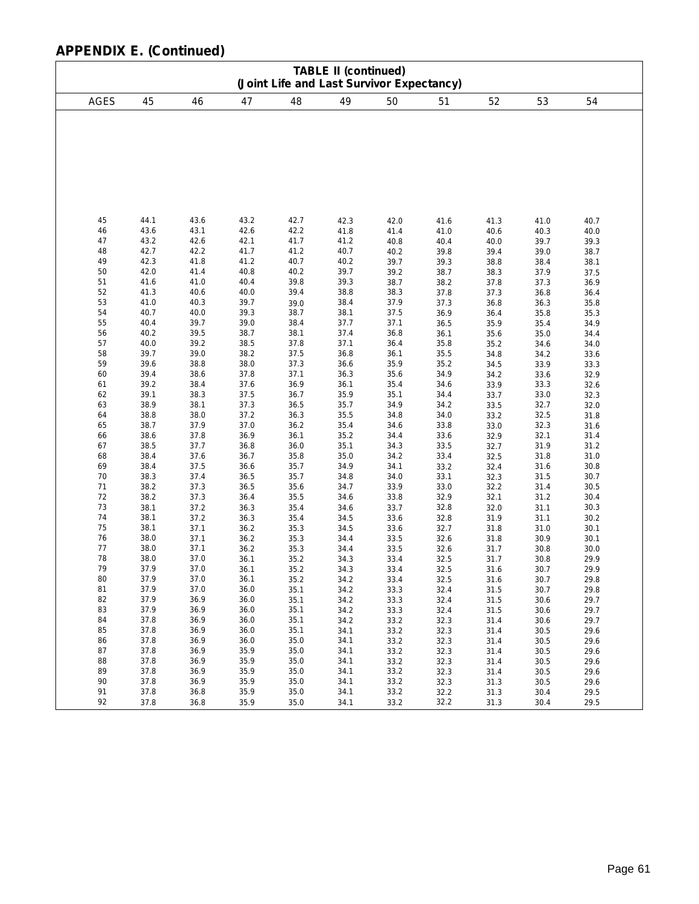## APPENDIX E. (Continued)

**TABLE II (continued)**
**(Joint Life and Last Survivor Expectancy)**

| AGES | 45 | 46 | 47 | 48 | 49 | 50 | 51 | 52 | 53 | 54 |
|---|---|---|---|---|---|---|---|---|---|---|
| 45 | 44.1 | 43.6 | 43.2 | 42.7 | 42.3 | 42.0 | 41.6 | 41.3 | 41.0 | 40.7 |
| 46 | 43.6 | 43.1 | 42.6 | 42.2 | 41.8 | 41.4 | 41.0 | 40.6 | 40.3 | 40.0 |
| 47 | 43.2 | 42.6 | 42.1 | 41.7 | 41.2 | 40.8 | 40.4 | 40.0 | 39.7 | 39.3 |
| 48 | 42.7 | 42.2 | 41.7 | 41.2 | 40.7 | 40.2 | 39.8 | 39.4 | 39.0 | 38.7 |
| 49 | 42.3 | 41.8 | 41.2 | 40.7 | 40.2 | 39.7 | 39.3 | 38.8 | 38.4 | 38.1 |
| 50 | 42.0 | 41.4 | 40.8 | 40.2 | 39.7 | 39.2 | 38.7 | 38.3 | 37.9 | 37.5 |
| 51 | 41.6 | 41.0 | 40.4 | 39.8 | 39.3 | 38.7 | 38.2 | 37.8 | 37.3 | 36.9 |
| 52 | 41.3 | 40.6 | 40.0 | 39.4 | 38.8 | 38.3 | 37.8 | 37.3 | 36.8 | 36.4 |
| 53 | 41.0 | 40.3 | 39.7 | 39.0 | 38.4 | 37.9 | 37.3 | 36.8 | 36.3 | 35.8 |
| 54 | 40.7 | 40.0 | 39.3 | 38.7 | 38.1 | 37.5 | 36.9 | 36.4 | 35.8 | 35.3 |
| 55 | 40.4 | 39.7 | 39.0 | 38.4 | 37.7 | 37.1 | 36.5 | 35.9 | 35.4 | 34.9 |
| 56 | 40.2 | 39.5 | 38.7 | 38.1 | 37.4 | 36.8 | 36.1 | 35.6 | 35.0 | 34.4 |
| 57 | 40.0 | 39.2 | 38.5 | 37.8 | 37.1 | 36.4 | 35.8 | 35.2 | 34.6 | 34.0 |
| 58 | 39.7 | 39.0 | 38.2 | 37.5 | 36.8 | 36.1 | 35.5 | 34.8 | 34.2 | 33.6 |
| 59 | 39.6 | 38.8 | 38.0 | 37.3 | 36.6 | 35.9 | 35.2 | 34.5 | 33.9 | 33.3 |
| 60 | 39.4 | 38.6 | 37.8 | 37.1 | 36.3 | 35.6 | 34.9 | 34.2 | 33.6 | 32.9 |
| 61 | 39.2 | 38.4 | 37.6 | 36.9 | 36.1 | 35.4 | 34.6 | 33.9 | 33.3 | 32.6 |
| 62 | 39.1 | 38.3 | 37.5 | 36.7 | 35.9 | 35.1 | 34.4 | 33.7 | 33.0 | 32.3 |
| 63 | 38.9 | 38.1 | 37.3 | 36.5 | 35.7 | 34.9 | 34.2 | 33.5 | 32.7 | 32.0 |
| 64 | 38.8 | 38.0 | 37.2 | 36.3 | 35.5 | 34.8 | 34.0 | 33.2 | 32.5 | 31.8 |
| 65 | 38.7 | 37.9 | 37.0 | 36.2 | 35.4 | 34.6 | 33.8 | 33.0 | 32.3 | 31.6 |
| 66 | 38.6 | 37.8 | 36.9 | 36.1 | 35.2 | 34.4 | 33.6 | 32.9 | 32.1 | 31.4 |
| 67 | 38.5 | 37.7 | 36.8 | 36.0 | 35.1 | 34.3 | 33.5 | 32.7 | 31.9 | 31.2 |
| 68 | 38.4 | 37.6 | 36.7 | 35.8 | 35.0 | 34.2 | 33.4 | 32.5 | 31.8 | 31.0 |
| 69 | 38.4 | 37.5 | 36.6 | 35.7 | 34.9 | 34.1 | 33.2 | 32.4 | 31.6 | 30.8 |
| 70 | 38.3 | 37.4 | 36.5 | 35.7 | 34.8 | 34.0 | 33.1 | 32.3 | 31.5 | 30.7 |
| 71 | 38.2 | 37.3 | 36.5 | 35.6 | 34.7 | 33.9 | 33.0 | 32.2 | 31.4 | 30.5 |
| 72 | 38.2 | 37.3 | 36.4 | 35.5 | 34.6 | 33.8 | 32.9 | 32.1 | 31.2 | 30.4 |
| 73 | 38.1 | 37.2 | 36.3 | 35.4 | 34.6 | 33.7 | 32.8 | 32.0 | 31.1 | 30.3 |
| 74 | 38.1 | 37.2 | 36.3 | 35.4 | 34.5 | 33.6 | 32.8 | 31.9 | 31.1 | 30.2 |
| 75 | 38.1 | 37.1 | 36.2 | 35.3 | 34.5 | 33.6 | 32.7 | 31.8 | 31.0 | 30.1 |
| 76 | 38.0 | 37.1 | 36.2 | 35.3 | 34.4 | 33.5 | 32.6 | 31.8 | 30.9 | 30.1 |
| 77 | 38.0 | 37.1 | 36.2 | 35.3 | 34.4 | 33.5 | 32.6 | 31.7 | 30.8 | 30.0 |
| 78 | 38.0 | 37.0 | 36.1 | 35.2 | 34.3 | 33.4 | 32.5 | 31.7 | 30.8 | 29.9 |
| 79 | 37.9 | 37.0 | 36.1 | 35.2 | 34.3 | 33.4 | 32.5 | 31.6 | 30.7 | 29.9 |
| 80 | 37.9 | 37.0 | 36.1 | 35.2 | 34.2 | 33.4 | 32.5 | 31.6 | 30.7 | 29.8 |
| 81 | 37.9 | 37.0 | 36.0 | 35.1 | 34.2 | 33.3 | 32.4 | 31.5 | 30.7 | 29.8 |
| 82 | 37.9 | 36.9 | 36.0 | 35.1 | 34.2 | 33.3 | 32.4 | 31.5 | 30.6 | 29.7 |
| 83 | 37.9 | 36.9 | 36.0 | 35.1 | 34.2 | 33.3 | 32.4 | 31.5 | 30.6 | 29.7 |
| 84 | 37.8 | 36.9 | 36.0 | 35.1 | 34.2 | 33.2 | 32.3 | 31.4 | 30.6 | 29.7 |
| 85 | 37.8 | 36.9 | 36.0 | 35.1 | 34.1 | 33.2 | 32.3 | 31.4 | 30.5 | 29.6 |
| 86 | 37.8 | 36.9 | 36.0 | 35.0 | 34.1 | 33.2 | 32.3 | 31.4 | 30.5 | 29.6 |
| 87 | 37.8 | 36.9 | 35.9 | 35.0 | 34.1 | 33.2 | 32.3 | 31.4 | 30.5 | 29.6 |
| 88 | 37.8 | 36.9 | 35.9 | 35.0 | 34.1 | 33.2 | 32.3 | 31.4 | 30.5 | 29.6 |
| 89 | 37.8 | 36.9 | 35.9 | 35.0 | 34.1 | 33.2 | 32.3 | 31.4 | 30.5 | 29.6 |
| 90 | 37.8 | 36.9 | 35.9 | 35.0 | 34.1 | 33.2 | 32.3 | 31.3 | 30.5 | 29.6 |
| 91 | 37.8 | 36.8 | 35.9 | 35.0 | 34.1 | 33.2 | 32.2 | 31.3 | 30.4 | 29.5 |
| 92 | 37.8 | 36.8 | 35.9 | 35.0 | 34.1 | 33.2 | 32.2 | 31.3 | 30.4 | 29.5 |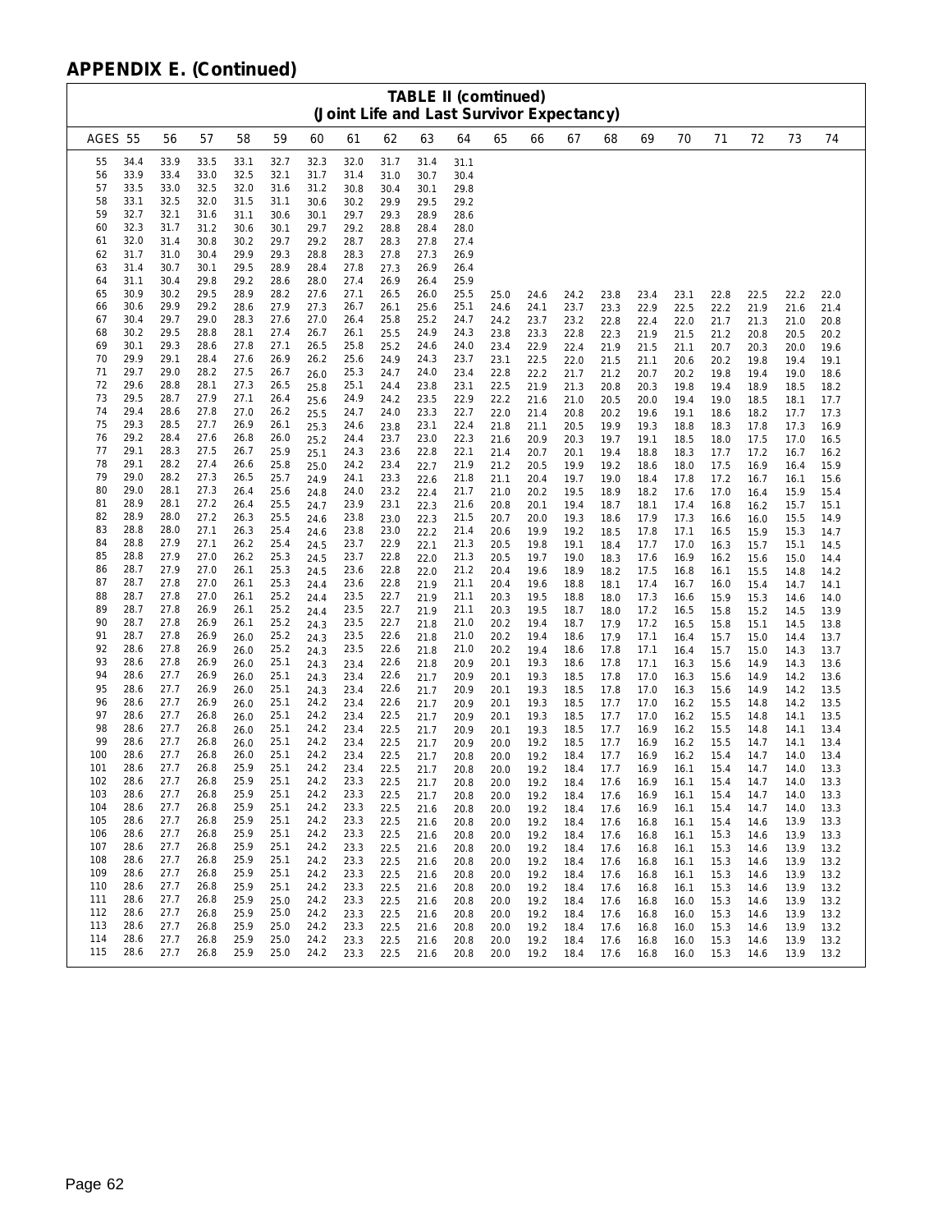## APPENDIX E. (Continued)

**TABLE II (comtinued)**
**(Joint Life and Last Survivor Expectancy)**

| AGES | 55 | 56 | 57 | 58 | 59 | 60 | 61 | 62 | 63 | 64 | 65 | 66 | 67 | 68 | 69 | 70 | 71 | 72 | 73 | 74 |
|---|---|---|---|---|---|---|---|---|---|---|---|---|---|---|---|---|---|---|---|---|
| 55 | 34.4 | 33.9 | 33.5 | 33.1 | 32.7 | 32.3 | 32.0 | 31.7 | 31.4 | 31.1 | | | | | | | | | | |
| 56 | 33.9 | 33.4 | 33.0 | 32.5 | 32.1 | 31.7 | 31.4 | 31.0 | 30.7 | 30.4 | | | | | | | | | | |
| 57 | 33.5 | 33.0 | 32.5 | 32.0 | 31.6 | 31.2 | 30.8 | 30.4 | 30.1 | 29.8 | | | | | | | | | | |
| 58 | 33.1 | 32.5 | 32.0 | 31.5 | 31.1 | 30.6 | 30.2 | 29.9 | 29.5 | 29.2 | | | | | | | | | | |
| 59 | 32.7 | 32.1 | 31.6 | 31.1 | 30.6 | 30.1 | 29.7 | 29.3 | 28.9 | 28.6 | | | | | | | | | | |
| 60 | 32.3 | 31.7 | 31.2 | 30.6 | 30.1 | 29.7 | 29.2 | 28.8 | 28.4 | 28.0 | | | | | | | | | | |
| 61 | 32.0 | 31.4 | 30.8 | 30.2 | 29.7 | 29.2 | 28.7 | 28.3 | 27.8 | 27.4 | | | | | | | | | | |
| 62 | 31.7 | 31.0 | 30.4 | 29.9 | 29.3 | 28.8 | 28.3 | 27.8 | 27.3 | 26.9 | | | | | | | | | | |
| 63 | 31.4 | 30.7 | 30.1 | 29.5 | 28.9 | 28.4 | 27.8 | 27.3 | 26.9 | 26.4 | | | | | | | | | | |
| 64 | 31.1 | 30.4 | 29.8 | 29.2 | 28.6 | 28.0 | 27.4 | 26.9 | 26.4 | 25.9 | | | | | | | | | | |
| 65 | 30.9 | 30.2 | 29.5 | 28.9 | 28.2 | 27.6 | 27.1 | 26.5 | 26.0 | 25.5 | 25.0 | 24.6 | 24.2 | 23.8 | 23.4 | 23.1 | 22.8 | 22.5 | 22.2 | 22.0 |
| 66 | 30.6 | 29.9 | 29.2 | 28.6 | 27.9 | 27.3 | 26.7 | 26.1 | 25.6 | 25.1 | 24.6 | 24.1 | 23.7 | 23.3 | 22.9 | 22.5 | 22.2 | 21.9 | 21.6 | 21.4 |
| 67 | 30.4 | 29.7 | 29.0 | 28.3 | 27.6 | 27.0 | 26.4 | 25.8 | 25.2 | 24.7 | 24.2 | 23.7 | 23.2 | 22.8 | 22.4 | 22.0 | 21.7 | 21.3 | 21.0 | 20.8 |
| 68 | 30.2 | 29.5 | 28.8 | 28.1 | 27.4 | 26.7 | 26.1 | 25.5 | 24.9 | 24.3 | 23.8 | 23.3 | 22.8 | 22.3 | 21.9 | 21.5 | 21.2 | 20.8 | 20.5 | 20.2 |
| 69 | 30.1 | 29.3 | 28.6 | 27.8 | 27.1 | 26.5 | 25.8 | 25.2 | 24.6 | 24.0 | 23.4 | 22.9 | 22.4 | 21.9 | 21.5 | 21.1 | 20.7 | 20.3 | 20.0 | 19.6 |
| 70 | 29.9 | 29.1 | 28.4 | 27.6 | 26.9 | 26.2 | 25.6 | 24.9 | 24.3 | 23.7 | 23.1 | 22.5 | 22.0 | 21.5 | 21.1 | 20.6 | 20.2 | 19.8 | 19.4 | 19.1 |
| 71 | 29.7 | 29.0 | 28.2 | 27.5 | 26.7 | 26.0 | 25.3 | 24.7 | 24.0 | 23.4 | 22.8 | 22.2 | 21.7 | 21.2 | 20.7 | 20.2 | 19.8 | 19.4 | 19.0 | 18.6 |
| 72 | 29.6 | 28.8 | 28.1 | 27.3 | 26.5 | 25.8 | 25.1 | 24.4 | 23.8 | 23.1 | 22.5 | 21.9 | 21.3 | 20.8 | 20.3 | 19.8 | 19.4 | 18.9 | 18.5 | 18.2 |
| 73 | 29.5 | 28.7 | 27.9 | 27.1 | 26.4 | 25.6 | 24.9 | 24.2 | 23.5 | 22.9 | 22.2 | 21.6 | 21.0 | 20.5 | 20.0 | 19.4 | 19.0 | 18.5 | 18.1 | 17.7 |
| 74 | 29.4 | 28.6 | 27.8 | 27.0 | 26.2 | 25.5 | 24.7 | 24.0 | 23.3 | 22.7 | 22.0 | 21.4 | 20.8 | 20.2 | 19.6 | 19.1 | 18.6 | 18.2 | 17.7 | 17.3 |
| 75 | 29.3 | 28.5 | 27.7 | 26.9 | 26.1 | 25.3 | 24.6 | 23.8 | 23.1 | 22.4 | 21.8 | 21.1 | 20.5 | 19.9 | 19.3 | 18.8 | 18.3 | 17.8 | 17.3 | 16.9 |
| 76 | 29.2 | 28.4 | 27.6 | 26.8 | 26.0 | 25.2 | 24.4 | 23.7 | 23.0 | 22.3 | 21.6 | 20.9 | 20.3 | 19.7 | 19.1 | 18.5 | 18.0 | 17.5 | 17.0 | 16.5 |
| 77 | 29.1 | 28.3 | 27.5 | 26.7 | 25.9 | 25.1 | 24.3 | 23.6 | 22.8 | 22.1 | 21.4 | 20.7 | 20.1 | 19.4 | 18.8 | 18.3 | 17.7 | 17.2 | 16.7 | 16.2 |
| 78 | 29.1 | 28.2 | 27.4 | 26.6 | 25.8 | 25.0 | 24.2 | 23.4 | 22.7 | 21.9 | 21.2 | 20.5 | 19.9 | 19.2 | 18.6 | 18.0 | 17.5 | 16.9 | 16.4 | 15.9 |
| 79 | 29.0 | 28.2 | 27.3 | 26.5 | 25.7 | 24.9 | 24.1 | 23.3 | 22.6 | 21.8 | 21.1 | 20.4 | 19.7 | 19.0 | 18.4 | 17.8 | 17.2 | 16.7 | 16.1 | 15.6 |
| 80 | 29.0 | 28.1 | 27.3 | 26.4 | 25.6 | 24.8 | 24.0 | 23.2 | 22.4 | 21.7 | 21.0 | 20.2 | 19.5 | 18.9 | 18.2 | 17.6 | 17.0 | 16.4 | 15.9 | 15.4 |
| 81 | 28.9 | 28.1 | 27.2 | 26.4 | 25.5 | 24.7 | 23.9 | 23.1 | 22.3 | 21.6 | 20.8 | 20.1 | 19.4 | 18.7 | 18.1 | 17.4 | 16.8 | 16.2 | 15.7 | 15.1 |
| 82 | 28.9 | 28.0 | 27.2 | 26.3 | 25.5 | 24.6 | 23.8 | 23.0 | 22.3 | 21.5 | 20.7 | 20.0 | 19.3 | 18.6 | 17.9 | 17.3 | 16.6 | 16.0 | 15.5 | 14.9 |
| 83 | 28.8 | 28.0 | 27.1 | 26.3 | 25.4 | 24.6 | 23.8 | 23.0 | 22.2 | 21.4 | 20.6 | 19.9 | 19.2 | 18.5 | 17.8 | 17.1 | 16.5 | 15.9 | 15.3 | 14.7 |
| 84 | 28.8 | 27.9 | 27.1 | 26.2 | 25.4 | 24.5 | 23.7 | 22.9 | 22.1 | 21.3 | 20.5 | 19.8 | 19.1 | 18.4 | 17.7 | 17.0 | 16.3 | 15.7 | 15.1 | 14.5 |
| 85 | 28.8 | 27.9 | 27.0 | 26.2 | 25.3 | 24.5 | 23.7 | 22.8 | 22.0 | 21.3 | 20.5 | 19.7 | 19.0 | 18.3 | 17.6 | 16.9 | 16.2 | 15.6 | 15.0 | 14.4 |
| 86 | 28.7 | 27.9 | 27.0 | 26.1 | 25.3 | 24.5 | 23.6 | 22.8 | 22.0 | 21.2 | 20.4 | 19.6 | 18.9 | 18.2 | 17.5 | 16.8 | 16.1 | 15.5 | 14.8 | 14.2 |
| 87 | 28.7 | 27.8 | 27.0 | 26.1 | 25.3 | 24.4 | 23.6 | 22.8 | 21.9 | 21.1 | 20.4 | 19.6 | 18.8 | 18.1 | 17.4 | 16.7 | 16.0 | 15.4 | 14.7 | 14.1 |
| 88 | 28.7 | 27.8 | 27.0 | 26.1 | 25.2 | 24.4 | 23.5 | 22.7 | 21.9 | 21.1 | 20.3 | 19.5 | 18.8 | 18.0 | 17.3 | 16.6 | 15.9 | 15.3 | 14.6 | 14.0 |
| 89 | 28.7 | 27.8 | 26.9 | 26.1 | 25.2 | 24.4 | 23.5 | 22.7 | 21.9 | 21.1 | 20.3 | 19.5 | 18.7 | 18.0 | 17.2 | 16.5 | 15.8 | 15.2 | 14.5 | 13.9 |
| 90 | 28.7 | 27.8 | 26.9 | 26.1 | 25.2 | 24.3 | 23.5 | 22.7 | 21.8 | 21.0 | 20.2 | 19.4 | 18.7 | 17.9 | 17.2 | 16.5 | 15.8 | 15.1 | 14.5 | 13.8 |
| 91 | 28.7 | 27.8 | 26.9 | 26.0 | 25.2 | 24.3 | 23.5 | 22.6 | 21.8 | 21.0 | 20.2 | 19.4 | 18.6 | 17.9 | 17.1 | 16.4 | 15.7 | 15.0 | 14.4 | 13.7 |
| 92 | 28.6 | 27.8 | 26.9 | 26.0 | 25.2 | 24.3 | 23.5 | 22.6 | 21.8 | 21.0 | 20.2 | 19.4 | 18.6 | 17.8 | 17.1 | 16.4 | 15.7 | 15.0 | 14.3 | 13.7 |
| 93 | 28.6 | 27.8 | 26.9 | 26.0 | 25.1 | 24.3 | 23.4 | 22.6 | 21.8 | 20.9 | 20.1 | 19.3 | 18.6 | 17.8 | 17.1 | 16.3 | 15.6 | 14.9 | 14.3 | 13.6 |
| 94 | 28.6 | 27.7 | 26.9 | 26.0 | 25.1 | 24.3 | 23.4 | 22.6 | 21.7 | 20.9 | 20.1 | 19.3 | 18.5 | 17.8 | 17.0 | 16.3 | 15.6 | 14.9 | 14.2 | 13.6 |
| 95 | 28.6 | 27.7 | 26.9 | 26.0 | 25.1 | 24.3 | 23.4 | 22.6 | 21.7 | 20.9 | 20.1 | 19.3 | 18.5 | 17.8 | 17.0 | 16.3 | 15.6 | 14.9 | 14.2 | 13.5 |
| 96 | 28.6 | 27.7 | 26.9 | 26.0 | 25.1 | 24.2 | 23.4 | 22.6 | 21.7 | 20.9 | 20.1 | 19.3 | 18.5 | 17.7 | 17.0 | 16.2 | 15.5 | 14.8 | 14.2 | 13.5 |
| 97 | 28.6 | 27.7 | 26.8 | 26.0 | 25.1 | 24.2 | 23.4 | 22.5 | 21.7 | 20.9 | 20.1 | 19.3 | 18.5 | 17.7 | 17.0 | 16.2 | 15.5 | 14.8 | 14.1 | 13.5 |
| 98 | 28.6 | 27.7 | 26.8 | 26.0 | 25.1 | 24.2 | 23.4 | 22.5 | 21.7 | 20.9 | 20.1 | 19.3 | 18.5 | 17.7 | 16.9 | 16.2 | 15.5 | 14.8 | 14.1 | 13.4 |
| 99 | 28.6 | 27.7 | 26.8 | 26.0 | 25.1 | 24.2 | 23.4 | 22.5 | 21.7 | 20.9 | 20.0 | 19.2 | 18.5 | 17.7 | 16.9 | 16.2 | 15.5 | 14.7 | 14.1 | 13.4 |
| 100 | 28.6 | 27.7 | 26.8 | 26.0 | 25.1 | 24.2 | 23.4 | 22.5 | 21.7 | 20.8 | 20.0 | 19.2 | 18.4 | 17.7 | 16.9 | 16.2 | 15.4 | 14.7 | 14.0 | 13.4 |
| 101 | 28.6 | 27.7 | 26.8 | 25.9 | 25.1 | 24.2 | 23.4 | 22.5 | 21.7 | 20.8 | 20.0 | 19.2 | 18.4 | 17.7 | 16.9 | 16.1 | 15.4 | 14.7 | 14.0 | 13.3 |
| 102 | 28.6 | 27.7 | 26.8 | 25.9 | 25.1 | 24.2 | 23.3 | 22.5 | 21.7 | 20.8 | 20.0 | 19.2 | 18.4 | 17.6 | 16.9 | 16.1 | 15.4 | 14.7 | 14.0 | 13.3 |
| 103 | 28.6 | 27.7 | 26.8 | 25.9 | 25.1 | 24.2 | 23.3 | 22.5 | 21.7 | 20.8 | 20.0 | 19.2 | 18.4 | 17.6 | 16.9 | 16.1 | 15.4 | 14.7 | 14.0 | 13.3 |
| 104 | 28.6 | 27.7 | 26.8 | 25.9 | 25.1 | 24.2 | 23.3 | 22.5 | 21.6 | 20.8 | 20.0 | 19.2 | 18.4 | 17.6 | 16.9 | 16.1 | 15.4 | 14.7 | 14.0 | 13.3 |
| 105 | 28.6 | 27.7 | 26.8 | 25.9 | 25.1 | 24.2 | 23.3 | 22.5 | 21.6 | 20.8 | 20.0 | 19.2 | 18.4 | 17.6 | 16.8 | 16.1 | 15.4 | 14.6 | 13.9 | 13.3 |
| 106 | 28.6 | 27.7 | 26.8 | 25.9 | 25.1 | 24.2 | 23.3 | 22.5 | 21.6 | 20.8 | 20.0 | 19.2 | 18.4 | 17.6 | 16.8 | 16.1 | 15.3 | 14.6 | 13.9 | 13.3 |
| 107 | 28.6 | 27.7 | 26.8 | 25.9 | 25.1 | 24.2 | 23.3 | 22.5 | 21.6 | 20.8 | 20.0 | 19.2 | 18.4 | 17.6 | 16.8 | 16.1 | 15.3 | 14.6 | 13.9 | 13.2 |
| 108 | 28.6 | 27.7 | 26.8 | 25.9 | 25.1 | 24.2 | 23.3 | 22.5 | 21.6 | 20.8 | 20.0 | 19.2 | 18.4 | 17.6 | 16.8 | 16.1 | 15.3 | 14.6 | 13.9 | 13.2 |
| 109 | 28.6 | 27.7 | 26.8 | 25.9 | 25.1 | 24.2 | 23.3 | 22.5 | 21.6 | 20.8 | 20.0 | 19.2 | 18.4 | 17.6 | 16.8 | 16.1 | 15.3 | 14.6 | 13.9 | 13.2 |
| 110 | 28.6 | 27.7 | 26.8 | 25.9 | 25.1 | 24.2 | 23.3 | 22.5 | 21.6 | 20.8 | 20.0 | 19.2 | 18.4 | 17.6 | 16.8 | 16.1 | 15.3 | 14.6 | 13.9 | 13.2 |
| 111 | 28.6 | 27.7 | 26.8 | 25.9 | 25.0 | 24.2 | 23.3 | 22.5 | 21.6 | 20.8 | 20.0 | 19.2 | 18.4 | 17.6 | 16.8 | 16.0 | 15.3 | 14.6 | 13.9 | 13.2 |
| 112 | 28.6 | 27.7 | 26.8 | 25.9 | 25.0 | 24.2 | 23.3 | 22.5 | 21.6 | 20.8 | 20.0 | 19.2 | 18.4 | 17.6 | 16.8 | 16.0 | 15.3 | 14.6 | 13.9 | 13.2 |
| 113 | 28.6 | 27.7 | 26.8 | 25.9 | 25.0 | 24.2 | 23.3 | 22.5 | 21.6 | 20.8 | 20.0 | 19.2 | 18.4 | 17.6 | 16.8 | 16.0 | 15.3 | 14.6 | 13.9 | 13.2 |
| 114 | 28.6 | 27.7 | 26.8 | 25.9 | 25.0 | 24.2 | 23.3 | 22.5 | 21.6 | 20.8 | 20.0 | 19.2 | 18.4 | 17.6 | 16.8 | 16.0 | 15.3 | 14.6 | 13.9 | 13.2 |
| 115 | 28.6 | 27.7 | 26.8 | 25.9 | 25.0 | 24.2 | 23.3 | 22.5 | 21.6 | 20.8 | 20.0 | 19.2 | 18.4 | 17.6 | 16.8 | 16.0 | 15.3 | 14.6 | 13.9 | 13.2 |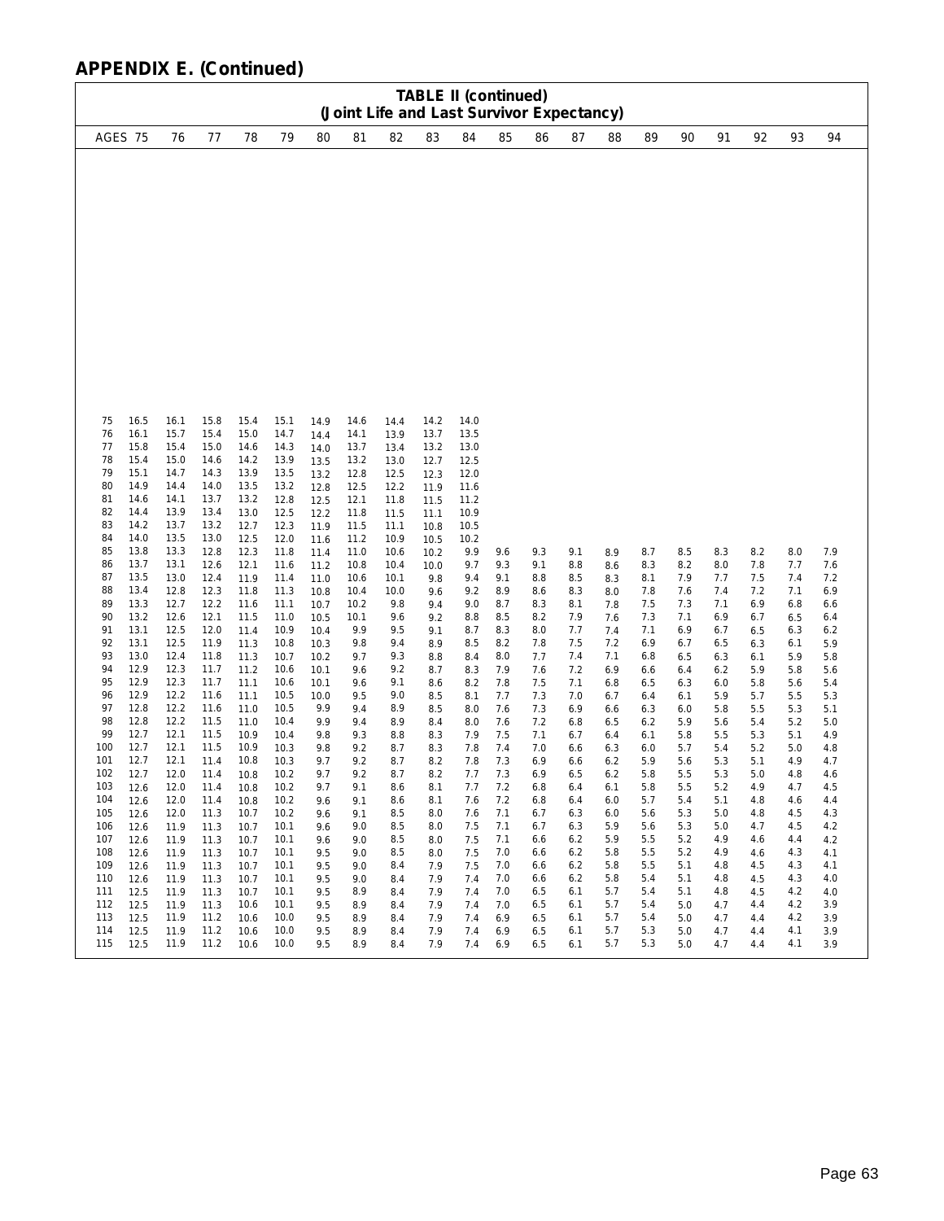## APPENDIX E. (Continued)

**TABLE II (continued)**
**(Joint Life and Last Survivor Expectancy)**

| AGES | 75 | 76 | 77 | 78 | 79 | 80 | 81 | 82 | 83 | 84 | 85 | 86 | 87 | 88 | 89 | 90 | 91 | 92 | 93 | 94 |
|---|---|---|---|---|---|---|---|---|---|---|---|---|---|---|---|---|---|---|---|---|
| 75 | 16.5 | 16.1 | 15.8 | 15.4 | 15.1 | 14.9 | 14.6 | 14.4 | 14.2 | 14.0 | | | | | | | | | | |
| 76 | 16.1 | 15.7 | 15.4 | 15.0 | 14.7 | 14.4 | 14.1 | 13.9 | 13.7 | 13.5 | | | | | | | | | | |
| 77 | 15.8 | 15.4 | 15.0 | 14.6 | 14.3 | 14.0 | 13.7 | 13.4 | 13.2 | 13.0 | | | | | | | | | | |
| 78 | 15.4 | 15.0 | 14.6 | 14.2 | 13.9 | 13.5 | 13.2 | 13.0 | 12.7 | 12.5 | | | | | | | | | | |
| 79 | 15.1 | 14.7 | 14.3 | 13.9 | 13.5 | 13.2 | 12.8 | 12.5 | 12.3 | 12.0 | | | | | | | | | | |
| 80 | 14.9 | 14.4 | 14.0 | 13.5 | 13.2 | 12.8 | 12.5 | 12.2 | 11.9 | 11.6 | | | | | | | | | | |
| 81 | 14.6 | 14.1 | 13.7 | 13.2 | 12.8 | 12.5 | 12.1 | 11.8 | 11.5 | 11.2 | | | | | | | | | | |
| 82 | 14.4 | 13.9 | 13.4 | 13.0 | 12.5 | 12.2 | 11.8 | 11.5 | 11.1 | 10.9 | | | | | | | | | | |
| 83 | 14.2 | 13.7 | 13.2 | 12.7 | 12.3 | 11.9 | 11.5 | 11.1 | 10.8 | 10.5 | | | | | | | | | | |
| 84 | 14.0 | 13.5 | 13.0 | 12.5 | 12.0 | 11.6 | 11.2 | 10.9 | 10.5 | 10.2 | | | | | | | | | | |
| 85 | 13.8 | 13.3 | 12.8 | 12.3 | 11.8 | 11.4 | 11.0 | 10.6 | 10.2 | 9.9 | 9.6 | 9.3 | 9.1 | 8.9 | 8.7 | 8.5 | 8.3 | 8.2 | 8.0 | 7.9 |
| 86 | 13.7 | 13.1 | 12.6 | 12.1 | 11.6 | 11.2 | 10.8 | 10.4 | 10.0 | 9.7 | 9.3 | 9.1 | 8.8 | 8.6 | 8.3 | 8.2 | 8.0 | 7.8 | 7.7 | 7.6 |
| 87 | 13.5 | 13.0 | 12.4 | 11.9 | 11.4 | 11.0 | 10.6 | 10.1 | 9.8 | 9.4 | 9.1 | 8.8 | 8.5 | 8.3 | 8.1 | 7.9 | 7.7 | 7.5 | 7.4 | 7.2 |
| 88 | 13.4 | 12.8 | 12.3 | 11.8 | 11.3 | 10.8 | 10.4 | 10.0 | 9.6 | 9.2 | 8.9 | 8.6 | 8.3 | 8.0 | 7.8 | 7.6 | 7.4 | 7.2 | 7.1 | 6.9 |
| 89 | 13.3 | 12.7 | 12.2 | 11.6 | 11.1 | 10.7 | 10.2 | 9.8 | 9.4 | 9.0 | 8.7 | 8.3 | 8.1 | 7.8 | 7.5 | 7.3 | 7.1 | 6.9 | 6.8 | 6.6 |
| 90 | 13.2 | 12.6 | 12.1 | 11.5 | 11.0 | 10.5 | 10.1 | 9.6 | 9.2 | 8.8 | 8.5 | 8.2 | 7.9 | 7.6 | 7.3 | 7.1 | 6.9 | 6.7 | 6.5 | 6.4 |
| 91 | 13.1 | 12.5 | 12.0 | 11.4 | 10.9 | 10.4 | 9.9 | 9.5 | 9.1 | 8.7 | 8.3 | 8.0 | 7.7 | 7.4 | 7.1 | 6.9 | 6.7 | 6.5 | 6.3 | 6.2 |
| 92 | 13.1 | 12.5 | 11.9 | 11.3 | 10.8 | 10.3 | 9.8 | 9.4 | 8.9 | 8.5 | 8.2 | 7.8 | 7.5 | 7.2 | 6.9 | 6.7 | 6.5 | 6.3 | 6.1 | 5.9 |
| 93 | 13.0 | 12.4 | 11.8 | 11.3 | 10.7 | 10.2 | 9.7 | 9.3 | 8.8 | 8.4 | 8.0 | 7.7 | 7.4 | 7.1 | 6.8 | 6.5 | 6.3 | 6.1 | 5.9 | 5.8 |
| 94 | 12.9 | 12.3 | 11.7 | 11.2 | 10.6 | 10.1 | 9.6 | 9.2 | 8.7 | 8.3 | 7.9 | 7.6 | 7.2 | 6.9 | 6.6 | 6.4 | 6.2 | 5.9 | 5.8 | 5.6 |
| 95 | 12.9 | 12.3 | 11.7 | 11.1 | 10.6 | 10.1 | 9.6 | 9.1 | 8.6 | 8.2 | 7.8 | 7.5 | 7.1 | 6.8 | 6.5 | 6.3 | 6.0 | 5.8 | 5.6 | 5.4 |
| 96 | 12.9 | 12.2 | 11.6 | 11.1 | 10.5 | 10.0 | 9.5 | 9.0 | 8.5 | 8.1 | 7.7 | 7.3 | 7.0 | 6.7 | 6.4 | 6.1 | 5.9 | 5.7 | 5.5 | 5.3 |
| 97 | 12.8 | 12.2 | 11.6 | 11.0 | 10.5 | 9.9 | 9.4 | 8.9 | 8.5 | 8.0 | 7.6 | 7.3 | 6.9 | 6.6 | 6.3 | 6.0 | 5.8 | 5.5 | 5.3 | 5.1 |
| 98 | 12.8 | 12.2 | 11.5 | 11.0 | 10.4 | 9.9 | 9.4 | 8.9 | 8.4 | 8.0 | 7.6 | 7.2 | 6.8 | 6.5 | 6.2 | 5.9 | 5.6 | 5.4 | 5.2 | 5.0 |
| 99 | 12.7 | 12.1 | 11.5 | 10.9 | 10.4 | 9.8 | 9.3 | 8.8 | 8.3 | 7.9 | 7.5 | 7.1 | 6.7 | 6.4 | 6.1 | 5.8 | 5.5 | 5.3 | 5.1 | 4.9 |
| 100 | 12.7 | 12.1 | 11.5 | 10.9 | 10.3 | 9.8 | 9.2 | 8.7 | 8.3 | 7.8 | 7.4 | 7.0 | 6.6 | 6.3 | 6.0 | 5.7 | 5.4 | 5.2 | 5.0 | 4.8 |
| 101 | 12.7 | 12.1 | 11.4 | 10.8 | 10.3 | 9.7 | 9.2 | 8.7 | 8.2 | 7.8 | 7.3 | 6.9 | 6.6 | 6.2 | 5.9 | 5.6 | 5.3 | 5.1 | 4.9 | 4.7 |
| 102 | 12.7 | 12.0 | 11.4 | 10.8 | 10.2 | 9.7 | 9.2 | 8.7 | 8.2 | 7.7 | 7.3 | 6.9 | 6.5 | 6.2 | 5.8 | 5.5 | 5.3 | 5.0 | 4.8 | 4.6 |
| 103 | 12.6 | 12.0 | 11.4 | 10.8 | 10.2 | 9.7 | 9.1 | 8.6 | 8.1 | 7.7 | 7.2 | 6.8 | 6.4 | 6.1 | 5.8 | 5.5 | 5.2 | 4.9 | 4.7 | 4.5 |
| 104 | 12.6 | 12.0 | 11.4 | 10.8 | 10.2 | 9.6 | 9.1 | 8.6 | 8.1 | 7.6 | 7.2 | 6.8 | 6.4 | 6.0 | 5.7 | 5.4 | 5.1 | 4.8 | 4.6 | 4.4 |
| 105 | 12.6 | 12.0 | 11.3 | 10.7 | 10.2 | 9.6 | 9.1 | 8.5 | 8.0 | 7.6 | 7.1 | 6.7 | 6.3 | 6.0 | 5.6 | 5.3 | 5.0 | 4.8 | 4.5 | 4.3 |
| 106 | 12.6 | 11.9 | 11.3 | 10.7 | 10.1 | 9.6 | 9.0 | 8.5 | 8.0 | 7.5 | 7.1 | 6.7 | 6.3 | 5.9 | 5.6 | 5.3 | 5.0 | 4.7 | 4.5 | 4.2 |
| 107 | 12.6 | 11.9 | 11.3 | 10.7 | 10.1 | 9.6 | 9.0 | 8.5 | 8.0 | 7.5 | 7.1 | 6.6 | 6.2 | 5.9 | 5.5 | 5.2 | 4.9 | 4.6 | 4.4 | 4.2 |
| 108 | 12.6 | 11.9 | 11.3 | 10.7 | 10.1 | 9.5 | 9.0 | 8.5 | 8.0 | 7.5 | 7.0 | 6.6 | 6.2 | 5.8 | 5.5 | 5.2 | 4.9 | 4.6 | 4.3 | 4.1 |
| 109 | 12.6 | 11.9 | 11.3 | 10.7 | 10.1 | 9.5 | 9.0 | 8.4 | 7.9 | 7.5 | 7.0 | 6.6 | 6.2 | 5.8 | 5.5 | 5.1 | 4.8 | 4.5 | 4.3 | 4.1 |
| 110 | 12.6 | 11.9 | 11.3 | 10.7 | 10.1 | 9.5 | 9.0 | 8.4 | 7.9 | 7.4 | 7.0 | 6.6 | 6.2 | 5.8 | 5.4 | 5.1 | 4.8 | 4.5 | 4.3 | 4.0 |
| 111 | 12.5 | 11.9 | 11.3 | 10.7 | 10.1 | 9.5 | 8.9 | 8.4 | 7.9 | 7.4 | 7.0 | 6.5 | 6.1 | 5.7 | 5.4 | 5.1 | 4.8 | 4.5 | 4.2 | 4.0 |
| 112 | 12.5 | 11.9 | 11.3 | 10.6 | 10.1 | 9.5 | 8.9 | 8.4 | 7.9 | 7.4 | 7.0 | 6.5 | 6.1 | 5.7 | 5.4 | 5.0 | 4.7 | 4.4 | 4.2 | 3.9 |
| 113 | 12.5 | 11.9 | 11.2 | 10.6 | 10.0 | 9.5 | 8.9 | 8.4 | 7.9 | 7.4 | 6.9 | 6.5 | 6.1 | 5.7 | 5.4 | 5.0 | 4.7 | 4.4 | 4.2 | 3.9 |
| 114 | 12.5 | 11.9 | 11.2 | 10.6 | 10.0 | 9.5 | 8.9 | 8.4 | 7.9 | 7.4 | 6.9 | 6.5 | 6.1 | 5.7 | 5.3 | 5.0 | 4.7 | 4.4 | 4.1 | 3.9 |
| 115 | 12.5 | 11.9 | 11.2 | 10.6 | 10.0 | 9.5 | 8.9 | 8.4 | 7.9 | 7.4 | 6.9 | 6.5 | 6.1 | 5.7 | 5.3 | 5.0 | 4.7 | 4.4 | 4.1 | 3.9 |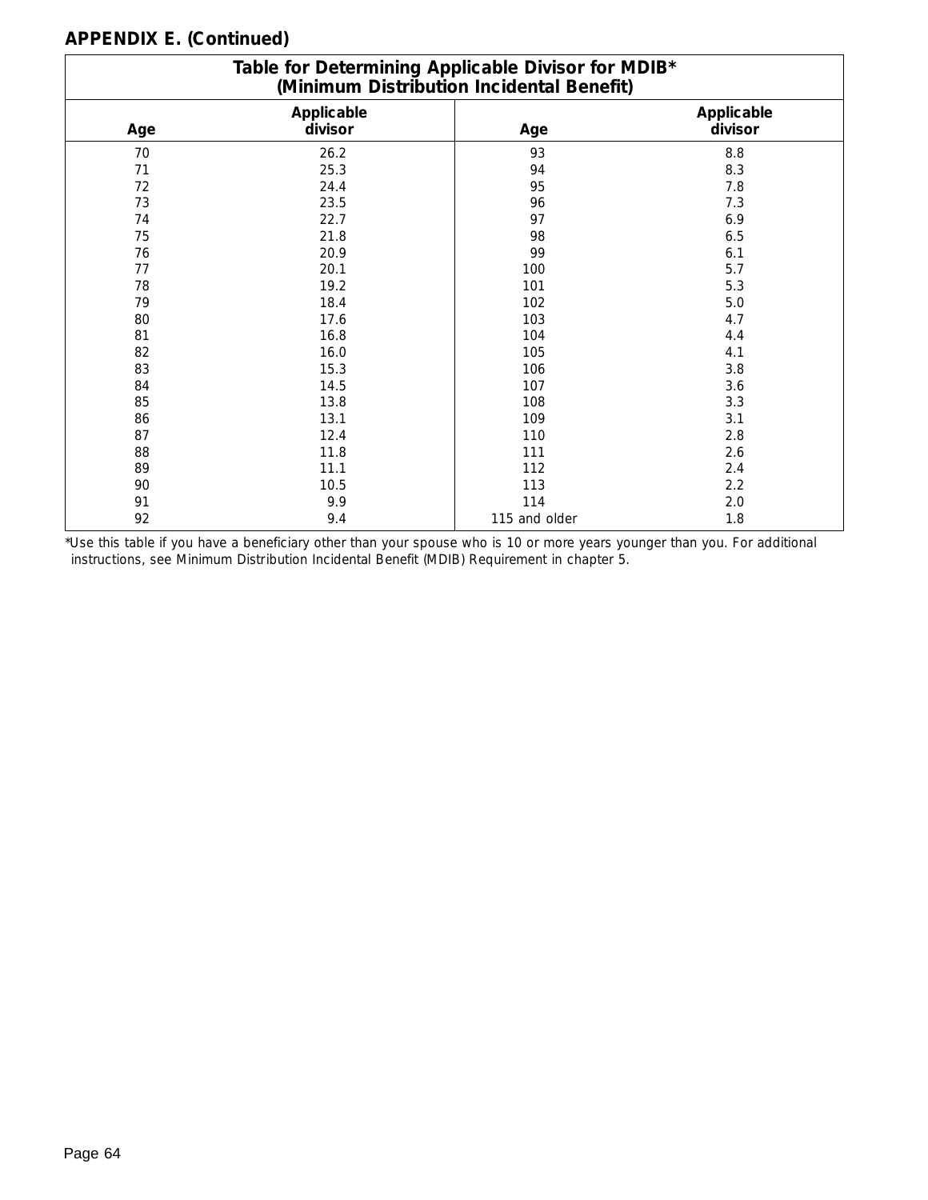**APPENDIX E. (Continued)**

| Table for Determining Applicable Divisor for MDIB* (Minimum Distribution Incidental Benefit) | | | |
|---|---|---|---|
| **Age** | **Applicable divisor** | **Age** | **Applicable divisor** |
| 70 | 26.2 | 93 | 8.8 |
| 71 | 25.3 | 94 | 8.3 |
| 72 | 24.4 | 95 | 7.8 |
| 73 | 23.5 | 96 | 7.3 |
| 74 | 22.7 | 97 | 6.9 |
| 75 | 21.8 | 98 | 6.5 |
| 76 | 20.9 | 99 | 6.1 |
| 77 | 20.1 | 100 | 5.7 |
| 78 | 19.2 | 101 | 5.3 |
| 79 | 18.4 | 102 | 5.0 |
| 80 | 17.6 | 103 | 4.7 |
| 81 | 16.8 | 104 | 4.4 |
| 82 | 16.0 | 105 | 4.1 |
| 83 | 15.3 | 106 | 3.8 |
| 84 | 14.5 | 107 | 3.6 |
| 85 | 13.8 | 108 | 3.3 |
| 86 | 13.1 | 109 | 3.1 |
| 87 | 12.4 | 110 | 2.8 |
| 88 | 11.8 | 111 | 2.6 |
| 89 | 11.1 | 112 | 2.4 |
| 90 | 10.5 | 113 | 2.2 |
| 91 | 9.9 | 114 | 2.0 |
| 92 | 9.4 | 115 and older | 1.8 |

*Use this table if you have a beneficiary other than your spouse who is 10 or more years younger than you. For additional instructions, see Minimum Distribution Incidental Benefit (MDIB) Requirement in chapter 5.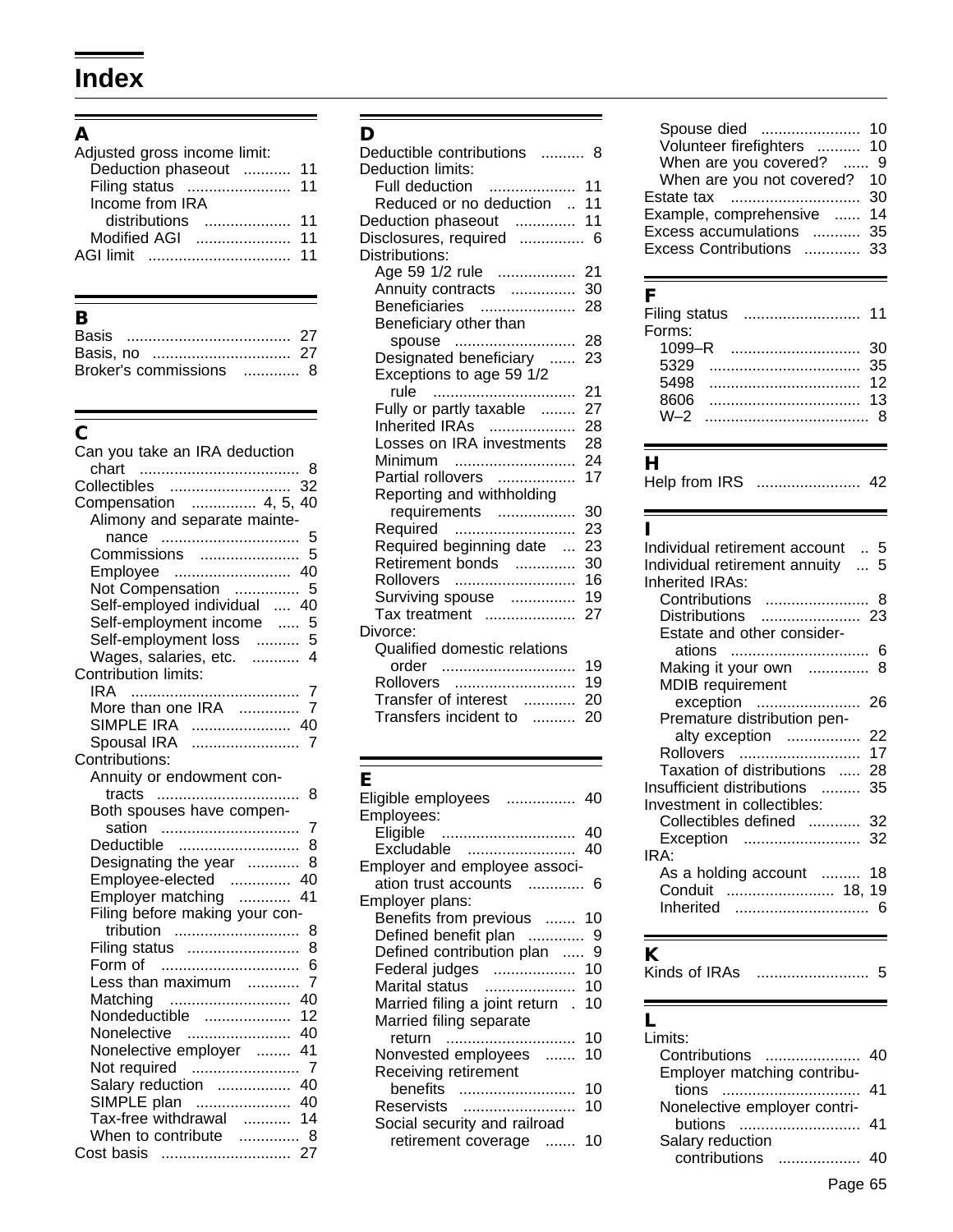# Index

## A

Adjusted gross income limit:
- Deduction phaseout .......... 11
- Filing status .......... 11
- Income from IRA distributions .......... 11
- Modified AGI .......... 11

AGI limit .......... 11

## B

Basis .......... 27
Basis, no .......... 27
Broker's commissions .......... 8

## C

Can you take an IRA deduction chart .......... 8
Collectibles .......... 32
Compensation .......... 4, 5, 40
- Alimony and separate maintenance .......... 5
- Commissions .......... 5
- Employee .......... 40
- Not Compensation .......... 5
- Self-employed individual .......... 40
- Self-employment income .......... 5
- Self-employment loss .......... 5
- Wages, salaries, etc. .......... 4

Contribution limits:
- IRA .......... 7
- More than one IRA .......... 7
- SIMPLE IRA .......... 40
- Spousal IRA .......... 7

Contributions:
- Annuity or endowment contracts .......... 8
- Both spouses have compensation .......... 7
- Deductible .......... 8
- Designating the year .......... 8
- Employee-elected .......... 40
- Employer matching .......... 41
- Filing before making your contribution .......... 8
- Filing status .......... 8
- Form of .......... 6
- Less than maximum .......... 7
- Matching .......... 40
- Nondeductible .......... 12
- Nonelective .......... 40
- Nonelective employer .......... 41
- Not required .......... 7
- Salary reduction .......... 40
- SIMPLE plan .......... 40
- Tax-free withdrawal .......... 14
- When to contribute .......... 8

Cost basis .......... 27

## D

Deductible contributions .......... 8
Deduction limits:
- Full deduction .......... 11
- Reduced or no deduction .......... 11

Deduction phaseout .......... 11
Disclosures, required .......... 6
Distributions:
- Age 59 1/2 rule .......... 21
- Annuity contracts .......... 30
- Beneficiaries .......... 28
- Beneficiary other than spouse .......... 28
- Designated beneficiary .......... 23
- Exceptions to age 59 1/2 rule .......... 21
- Fully or partly taxable .......... 27
- Inherited IRAs .......... 28
- Losses on IRA investments .......... 28
- Minimum .......... 24
- Partial rollovers .......... 17
- Reporting and withholding requirements .......... 30
- Required .......... 23
- Required beginning date .......... 23
- Retirement bonds .......... 30
- Rollovers .......... 16
- Surviving spouse .......... 19
- Tax treatment .......... 27

Divorce:
- Qualified domestic relations order .......... 19
- Rollovers .......... 19
- Transfer of interest .......... 20
- Transfers incident to .......... 20

## E

Eligible employees .......... 40
Employees:
- Eligible .......... 40
- Excludable .......... 40

Employer and employee association trust accounts .......... 6
Employer plans:
- Benefits from previous .......... 10
- Defined benefit plan .......... 9
- Defined contribution plan .......... 9
- Federal judges .......... 10
- Marital status .......... 10
- Married filing a joint return .......... 10
- Married filing separate return .......... 10
- Nonvested employees .......... 10
- Receiving retirement benefits .......... 10
- Reservists .......... 10
- Social security and railroad retirement coverage .......... 10
- Spouse died .......... 10
- Volunteer firefighters .......... 10
- When are you covered? .......... 9
- When are you not covered? .......... 10

Estate tax .......... 30
Example, comprehensive .......... 14
Excess accumulations .......... 35
Excess Contributions .......... 33

## F

Filing status .......... 11
Forms:
- 1099–R .......... 30
- 5329 .......... 35
- 5498 .......... 12
- 8606 .......... 13
- W–2 .......... 8

## H

Help from IRS .......... 42

## I

Individual retirement account .......... 5
Individual retirement annuity .......... 5
Inherited IRAs:
- Contributions .......... 8
- Distributions .......... 23
- Estate and other considerations .......... 6
- Making it your own .......... 8
- MDIB requirement exception .......... 26
- Premature distribution penalty exception .......... 22
- Rollovers .......... 17
- Taxation of distributions .......... 28

Insufficient distributions .......... 35
Investment in collectibles:
- Collectibles defined .......... 32
- Exception .......... 32

IRA:
- As a holding account .......... 18
- Conduit .......... 18, 19
- Inherited .......... 6

## K

Kinds of IRAs .......... 5

## L

Limits:
- Contributions .......... 40
- Employer matching contributions .......... 41
- Nonelective employer contributions .......... 41
- Salary reduction contributions .......... 40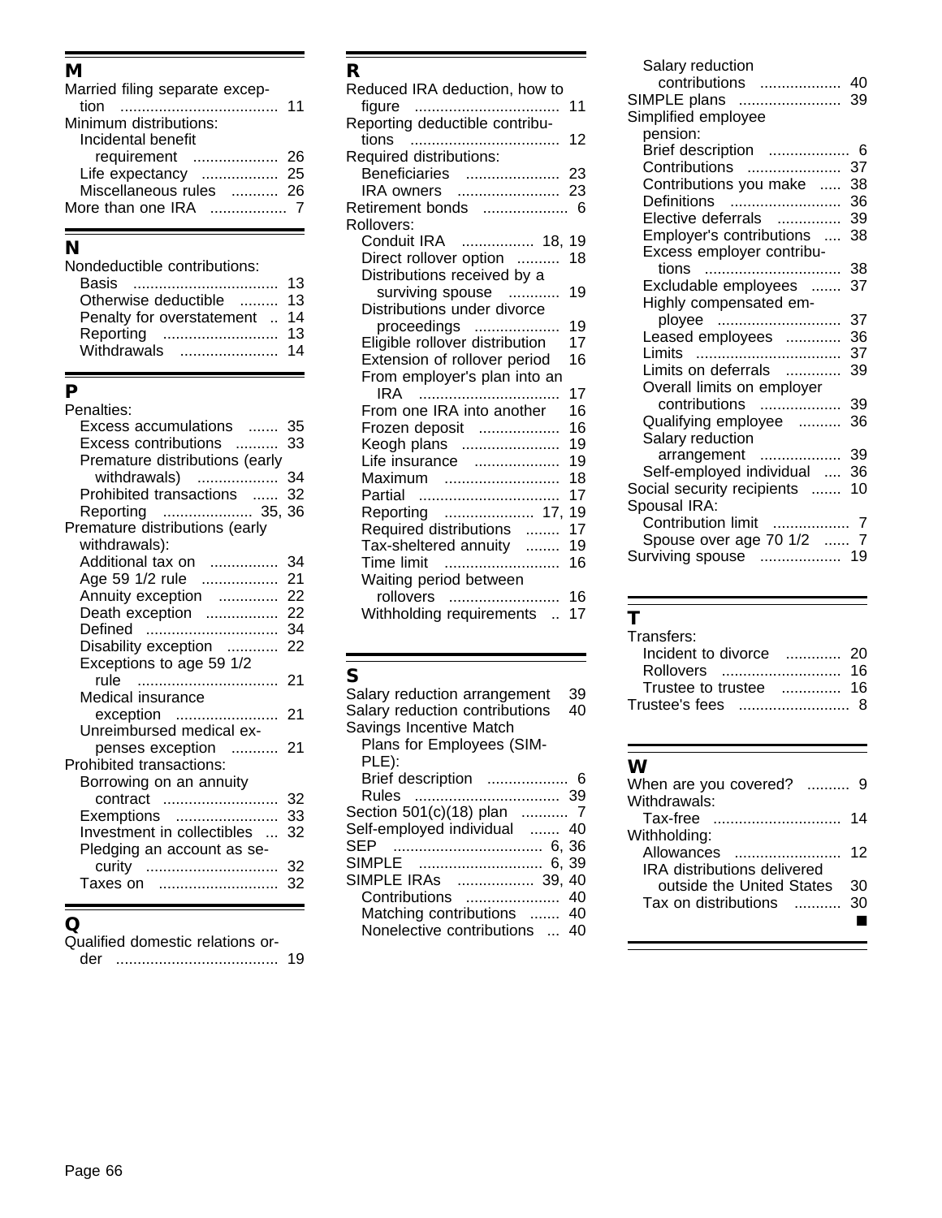## M

Married filing separate exception ..... 11
Minimum distributions:
- Incidental benefit requirement ..... 26
- Life expectancy ..... 25
- Miscellaneous rules ..... 26

More than one IRA ..... 7

## N

Nondeductible contributions:
- Basis ..... 13
- Otherwise deductible ..... 13
- Penalty for overstatement .. 14
- Reporting ..... 13
- Withdrawals ..... 14

## P

Penalties:
- Excess accumulations ..... 35
- Excess contributions ..... 33
- Premature distributions (early withdrawals) ..... 34
- Prohibited transactions ..... 32
- Reporting ..... 35, 36

Premature distributions (early withdrawals):
- Additional tax on ..... 34
- Age 59 1/2 rule ..... 21
- Annuity exception ..... 22
- Death exception ..... 22
- Defined ..... 34
- Disability exception ..... 22
- Exceptions to age 59 1/2 rule ..... 21
- Medical insurance exception ..... 21
- Unreimbursed medical expenses exception ..... 21

Prohibited transactions:
- Borrowing on an annuity contract ..... 32
- Exemptions ..... 33
- Investment in collectibles ... 32
- Pledging an account as security ..... 32
- Taxes on ..... 32

## Q

Qualified domestic relations order ..... 19

## R

Reduced IRA deduction, how to figure ..... 11
Reporting deductible contributions ..... 12
Required distributions:
- Beneficiaries ..... 23
- IRA owners ..... 23

Retirement bonds ..... 6
Rollovers:
- Conduit IRA ..... 18, 19
- Direct rollover option ..... 18
- Distributions received by a surviving spouse ..... 19
- Distributions under divorce proceedings ..... 19
- Eligible rollover distribution 17
- Extension of rollover period 16
- From employer's plan into an IRA ..... 17
- From one IRA into another 16
- Frozen deposit ..... 16
- Keogh plans ..... 19
- Life insurance ..... 19
- Maximum ..... 18
- Partial ..... 17
- Reporting ..... 17, 19
- Required distributions ..... 17
- Tax-sheltered annuity ..... 19
- Time limit ..... 16
- Waiting period between rollovers ..... 16
- Withholding requirements .. 17

## S

Salary reduction arrangement 39
Salary reduction contributions 40
Savings Incentive Match Plans for Employees (SIMPLE):
- Brief description ..... 6
- Rules ..... 39

Section 501(c)(18) plan ..... 7
Self-employed individual ..... 40
SEP ..... 6, 36
SIMPLE ..... 6, 39
SIMPLE IRAs ..... 39, 40
- Contributions ..... 40
- Matching contributions ..... 40
- Nonelective contributions ... 40
- Salary reduction contributions ..... 40

SIMPLE plans ..... 39
Simplified employee pension:
- Brief description ..... 6
- Contributions ..... 37
- Contributions you make ..... 38
- Definitions ..... 36
- Elective deferrals ..... 39
- Employer's contributions .... 38
- Excess employer contributions ..... 38
- Excludable employees ..... 37
- Highly compensated employee ..... 37
- Leased employees ..... 36
- Limits ..... 37
- Limits on deferrals ..... 39
- Overall limits on employer contributions ..... 39
- Qualifying employee ..... 36
- Salary reduction arrangement ..... 39
- Self-employed individual .... 36

Social security recipients ..... 10
Spousal IRA:
- Contribution limit ..... 7
- Spouse over age 70 1/2 ..... 7

Surviving spouse ..... 19

## T

Transfers:
- Incident to divorce ..... 20
- Rollovers ..... 16
- Trustee to trustee ..... 16

Trustee's fees ..... 8

## W

When are you covered? ..... 9
Withdrawals:
- Tax-free ..... 14

Withholding:
- Allowances ..... 12
- IRA distributions delivered outside the United States 30
- Tax on distributions ..... 30

■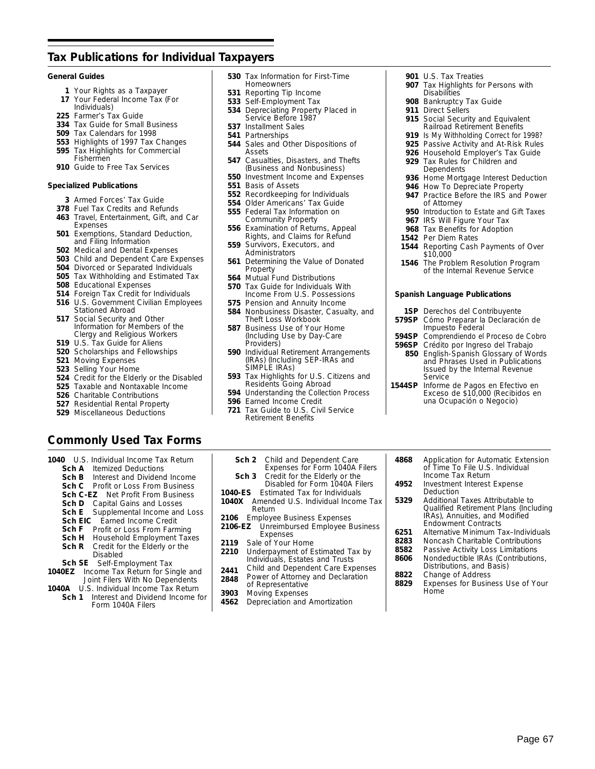## Tax Publications for Individual Taxpayers

### General Guides

- **1** Your Rights as a Taxpayer
- **17** Your Federal Income Tax (For Individuals)
- **225** Farmer's Tax Guide
- **334** Tax Guide for Small Business
- **509** Tax Calendars for 1998
- **553** Highlights of 1997 Tax Changes
- **595** Tax Highlights for Commercial Fishermen
- **910** Guide to Free Tax Services

### Specialized Publications

- **3** Armed Forces' Tax Guide
- **378** Fuel Tax Credits and Refunds
- **463** Travel, Entertainment, Gift, and Car Expenses
- **501** Exemptions, Standard Deduction, and Filing Information
- **502** Medical and Dental Expenses
- **503** Child and Dependent Care Expenses
- **504** Divorced or Separated Individuals
- **505** Tax Withholding and Estimated Tax
- **508** Educational Expenses
- **514** Foreign Tax Credit for Individuals
- **516** U.S. Government Civilian Employees Stationed Abroad
- **517** Social Security and Other Information for Members of the Clergy and Religious Workers
- **519** U.S. Tax Guide for Aliens
- **520** Scholarships and Fellowships
- **521** Moving Expenses
- **523** Selling Your Home
- **524** Credit for the Elderly or the Disabled
- **525** Taxable and Nontaxable Income
- **526** Charitable Contributions
- **527** Residential Rental Property
- **529** Miscellaneous Deductions
- **530** Tax Information for First-Time Homeowners
- **531** Reporting Tip Income
- **533** Self-Employment Tax
- **534** Depreciating Property Placed in Service Before 1987
- **537** Installment Sales
- **541** Partnerships
- **544** Sales and Other Dispositions of Assets
- **547** Casualties, Disasters, and Thefts (Business and Nonbusiness)
- **550** Investment Income and Expenses
- **551** Basis of Assets
- **552** Recordkeeping for Individuals
- **554** Older Americans' Tax Guide
- **555** Federal Tax Information on Community Property
- **556** Examination of Returns, Appeal Rights, and Claims for Refund
- **559** Survivors, Executors, and Administrators
- **561** Determining the Value of Donated Property
- **564** Mutual Fund Distributions
- **570** Tax Guide for Individuals With Income From U.S. Possessions
- **575** Pension and Annuity Income
- **584** Nonbusiness Disaster, Casualty, and Theft Loss Workbook
- **587** Business Use of Your Home (Including Use by Day-Care Providers)
- **590** Individual Retirement Arrangements (IRAs) (Including SEP-IRAs and SIMPLE IRAs)
- **593** Tax Highlights for U.S. Citizens and Residents Going Abroad
- **594** Understanding the Collection Process
- **596** Earned Income Credit
- **721** Tax Guide to U.S. Civil Service Retirement Benefits
- **901** U.S. Tax Treaties
- **907** Tax Highlights for Persons with Disabilities
- **908** Bankruptcy Tax Guide
- **911** Direct Sellers
- **915** Social Security and Equivalent Railroad Retirement Benefits
- **919** Is My Withholding Correct for 1998?
- **925** Passive Activity and At-Risk Rules
- **926** Household Employer's Tax Guide
- **929** Tax Rules for Children and Dependents
- **936** Home Mortgage Interest Deduction
- **946** How To Depreciate Property
- **947** Practice Before the IRS and Power of Attorney
- **950** Introduction to Estate and Gift Taxes
- **967** IRS Will Figure Your Tax
- **968** Tax Benefits for Adoption
- **1542** Per Diem Rates
- **1544** Reporting Cash Payments of Over $10,000
- **1546** The Problem Resolution Program of the Internal Revenue Service

### Spanish Language Publications

- **1SP** Derechos del Contribuyente
- **579SP** Cómo Preparar la Declaración de Impuesto Federal
- **594SP** Comprendiendo el Proceso de Cobro
- **596SP** Crédito por Ingreso del Trabajo
- **850** English-Spanish Glossary of Words and Phrases Used in Publications Issued by the Internal Revenue Service
- **1544SP** Informe de Pagos en Efectivo en Exceso de $10,000 (Recibidos en una Ocupación o Negocio)

## Commonly Used Tax Forms

- **1040** U.S. Individual Income Tax Return
  - **Sch A** Itemized Deductions
  - **Sch B** Interest and Dividend Income
  - **Sch C** Profit or Loss From Business
  - **Sch C-EZ** Net Profit From Business
  - **Sch D** Capital Gains and Losses
  - **Sch E** Supplemental Income and Loss
  - **Sch EIC** Earned Income Credit
  - **Sch F** Profit or Loss From Farming
  - **Sch H** Household Employment Taxes
  - **Sch R** Credit for the Elderly or the Disabled
  - **Sch SE** Self-Employment Tax
- **1040EZ** Income Tax Return for Single and Joint Filers With No Dependents
- **1040A** U.S. Individual Income Tax Return
  - **Sch 1** Interest and Dividend Income for Form 1040A Filers
  - **Sch 2** Child and Dependent Care Expenses for Form 1040A Filers
  - **Sch 3** Credit for the Elderly or the Disabled for Form 1040A Filers
- **1040-ES** Estimated Tax for Individuals
- **1040X** Amended U.S. Individual Income Tax Return
- **2106** Employee Business Expenses
- **2106-EZ** Unreimbursed Employee Business Expenses
- **2119** Sale of Your Home
- **2210** Underpayment of Estimated Tax by Individuals, Estates and Trusts
- **2441** Child and Dependent Care Expenses
- **2848** Power of Attorney and Declaration of Representative
- **3903** Moving Expenses
- **4562** Depreciation and Amortization
- **4868** Application for Automatic Extension of Time To File U.S. Individual Income Tax Return
- **4952** Investment Interest Expense Deduction
- **5329** Additional Taxes Attributable to Qualified Retirement Plans (Including IRAs), Annuities, and Modified Endowment Contracts
- **6251** Alternative Minimum Tax–Individuals
- **8283** Noncash Charitable Contributions
- **8582** Passive Activity Loss Limitations
- **8606** Nondeductible IRAs (Contributions, Distributions, and Basis)
- **8822** Change of Address
- **8829** Expenses for Business Use of Your Home